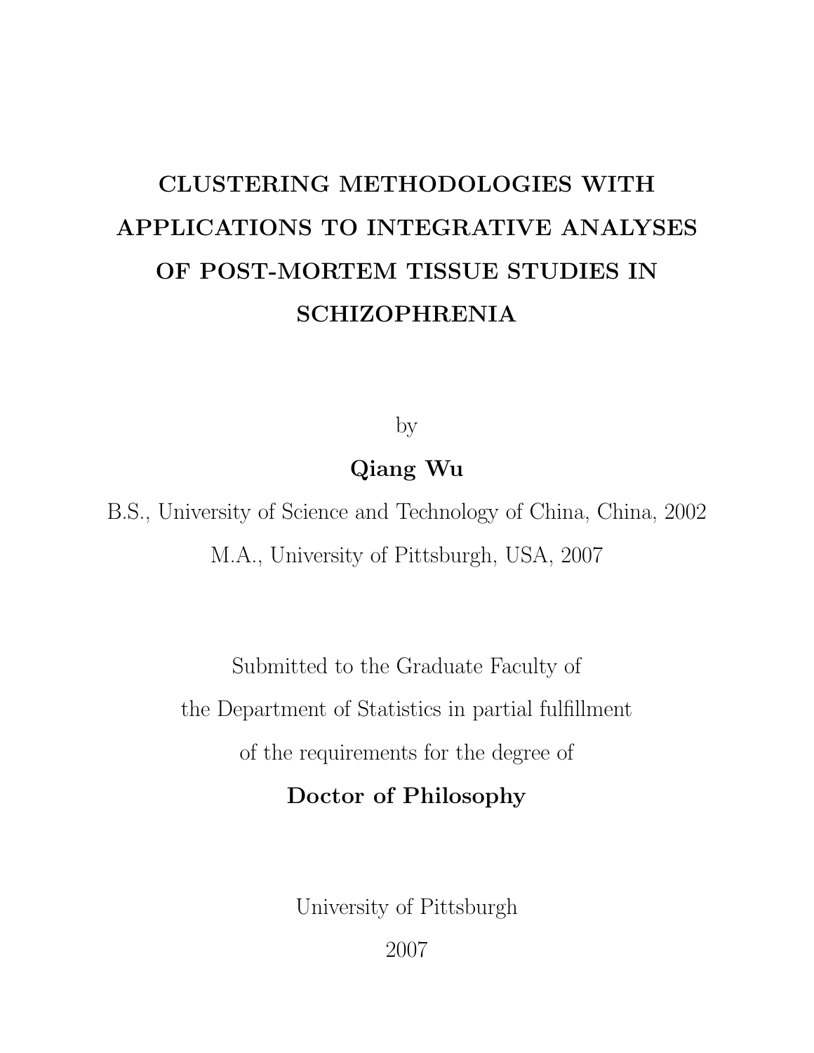# CLUSTERING METHODOLOGIES WITH APPLICATIONS TO INTEGRATIVE ANALYSES OF POST-MORTEM TISSUE STUDIES IN SCHIZOPHRENIA

by

**Qiang Wu**

B.S., University of Science and Technology of China, China, 2002

M.A., University of Pittsburgh, USA, 2007

Submitted to the Graduate Faculty of

the Department of Statistics in partial fulfillment

of the requirements for the degree of

**Doctor of Philosophy**

University of Pittsburgh

2007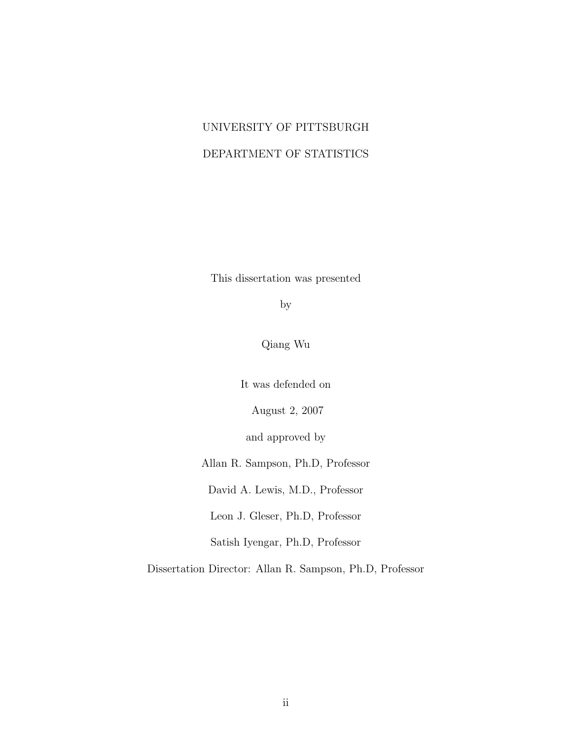UNIVERSITY OF PITTSBURGH

DEPARTMENT OF STATISTICS

This dissertation was presented

by

Qiang Wu

It was defended on

August 2, 2007

and approved by

Allan R. Sampson, Ph.D, Professor

David A. Lewis, M.D., Professor

Leon J. Gleser, Ph.D, Professor

Satish Iyengar, Ph.D, Professor

Dissertation Director: Allan R. Sampson, Ph.D, Professor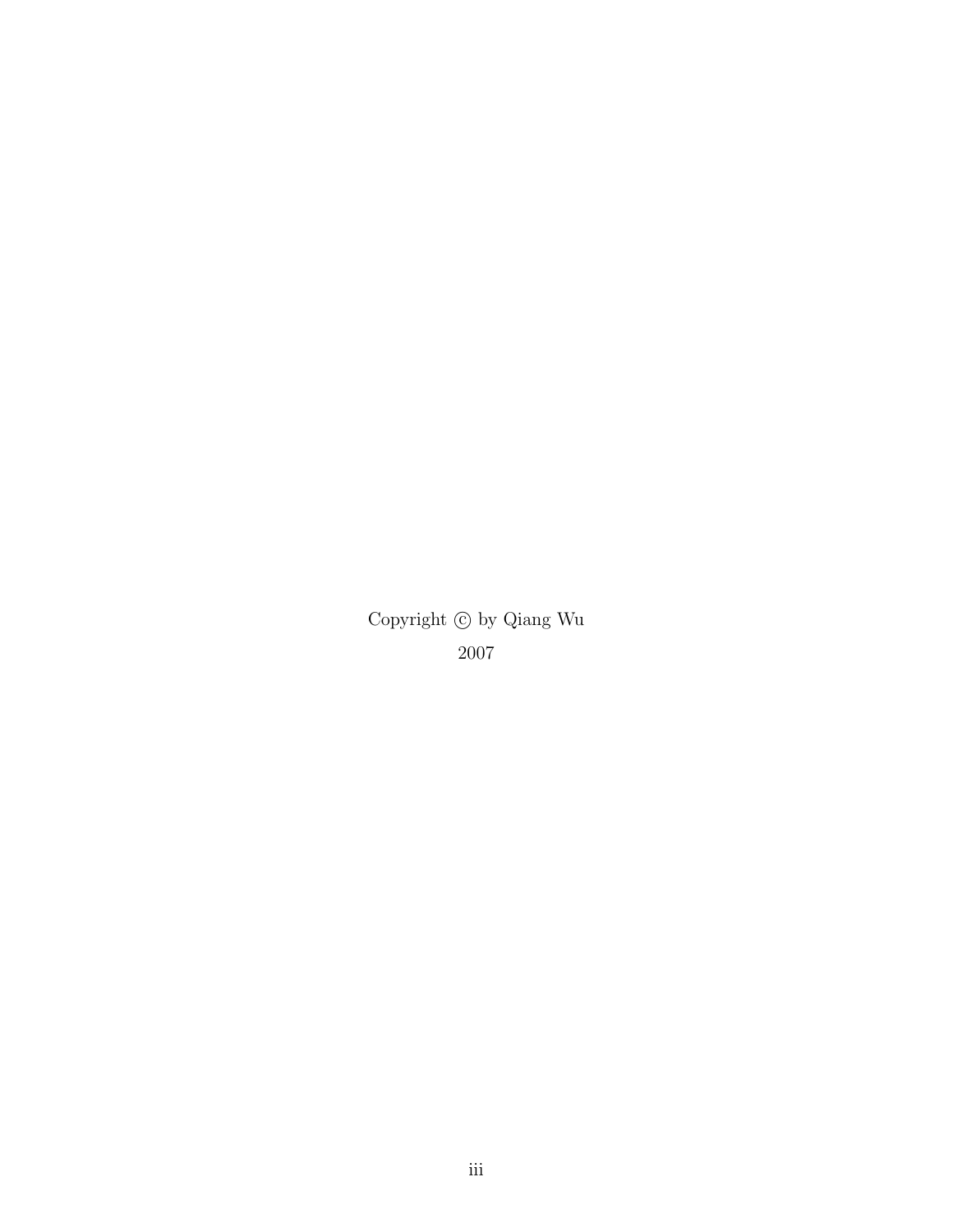Copyright © by Qiang Wu

2007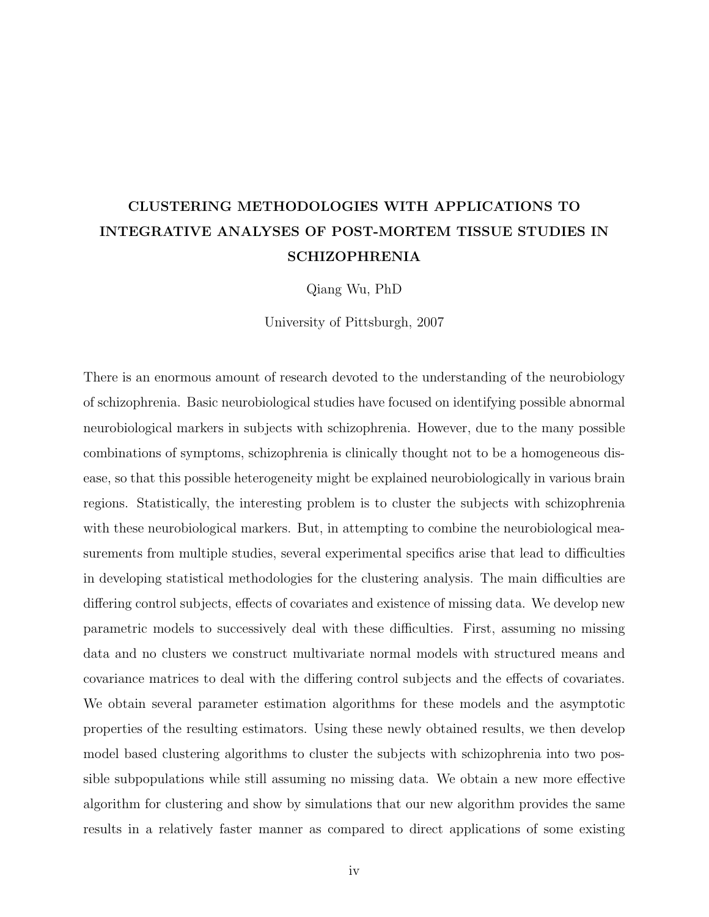**CLUSTERING METHODOLOGIES WITH APPLICATIONS TO INTEGRATIVE ANALYSES OF POST-MORTEM TISSUE STUDIES IN SCHIZOPHRENIA**

Qiang Wu, PhD

University of Pittsburgh, 2007

There is an enormous amount of research devoted to the understanding of the neurobiology of schizophrenia. Basic neurobiological studies have focused on identifying possible abnormal neurobiological markers in subjects with schizophrenia. However, due to the many possible combinations of symptoms, schizophrenia is clinically thought not to be a homogeneous disease, so that this possible heterogeneity might be explained neurobiologically in various brain regions. Statistically, the interesting problem is to cluster the subjects with schizophrenia with these neurobiological markers. But, in attempting to combine the neurobiological measurements from multiple studies, several experimental specifics arise that lead to difficulties in developing statistical methodologies for the clustering analysis. The main difficulties are differing control subjects, effects of covariates and existence of missing data. We develop new parametric models to successively deal with these difficulties. First, assuming no missing data and no clusters we construct multivariate normal models with structured means and covariance matrices to deal with the differing control subjects and the effects of covariates. We obtain several parameter estimation algorithms for these models and the asymptotic properties of the resulting estimators. Using these newly obtained results, we then develop model based clustering algorithms to cluster the subjects with schizophrenia into two possible subpopulations while still assuming no missing data. We obtain a new more effective algorithm for clustering and show by simulations that our new algorithm provides the same results in a relatively faster manner as compared to direct applications of some existing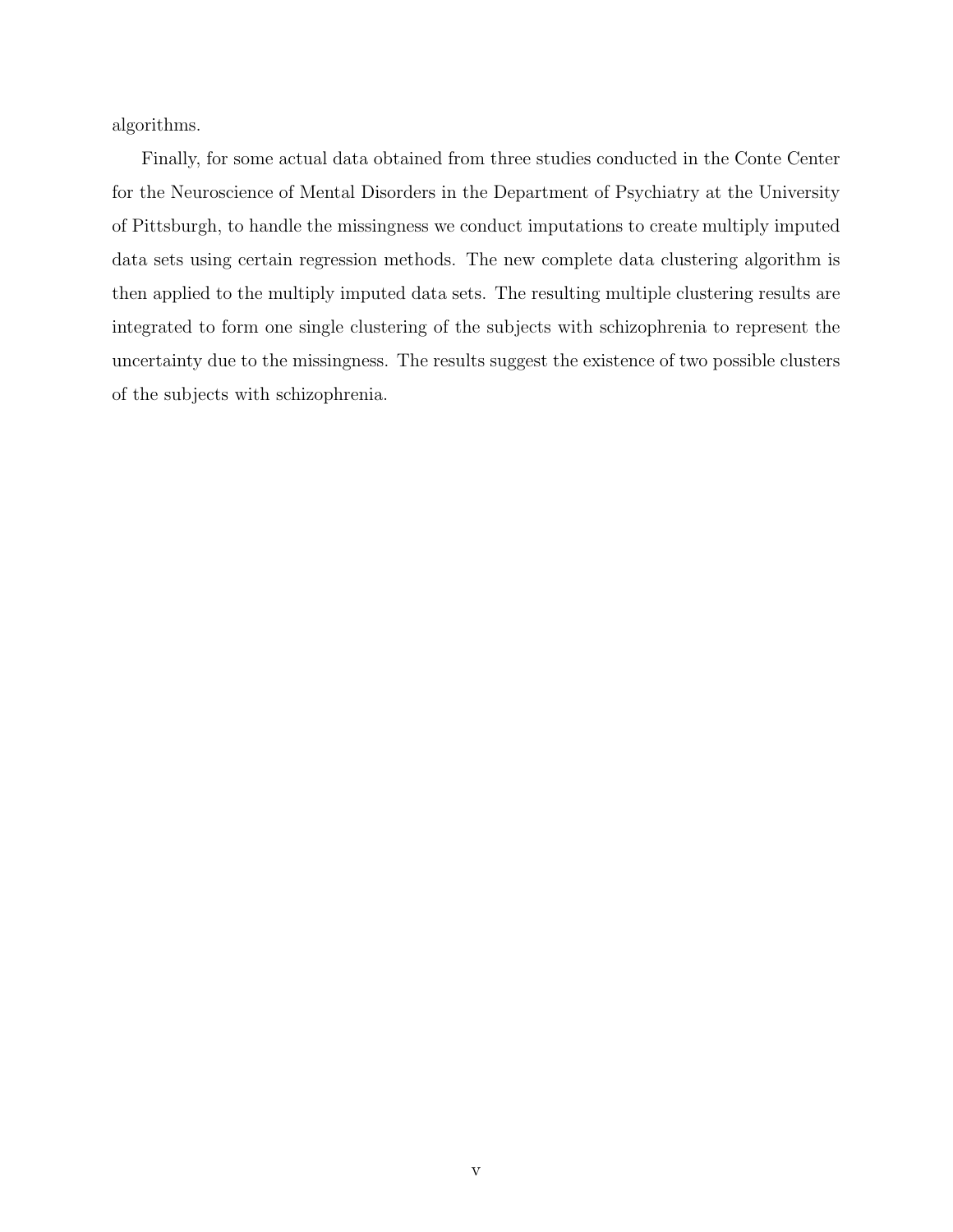algorithms.

Finally, for some actual data obtained from three studies conducted in the Conte Center for the Neuroscience of Mental Disorders in the Department of Psychiatry at the University of Pittsburgh, to handle the missingness we conduct imputations to create multiply imputed data sets using certain regression methods. The new complete data clustering algorithm is then applied to the multiply imputed data sets. The resulting multiple clustering results are integrated to form one single clustering of the subjects with schizophrenia to represent the uncertainty due to the missingness. The results suggest the existence of two possible clusters of the subjects with schizophrenia.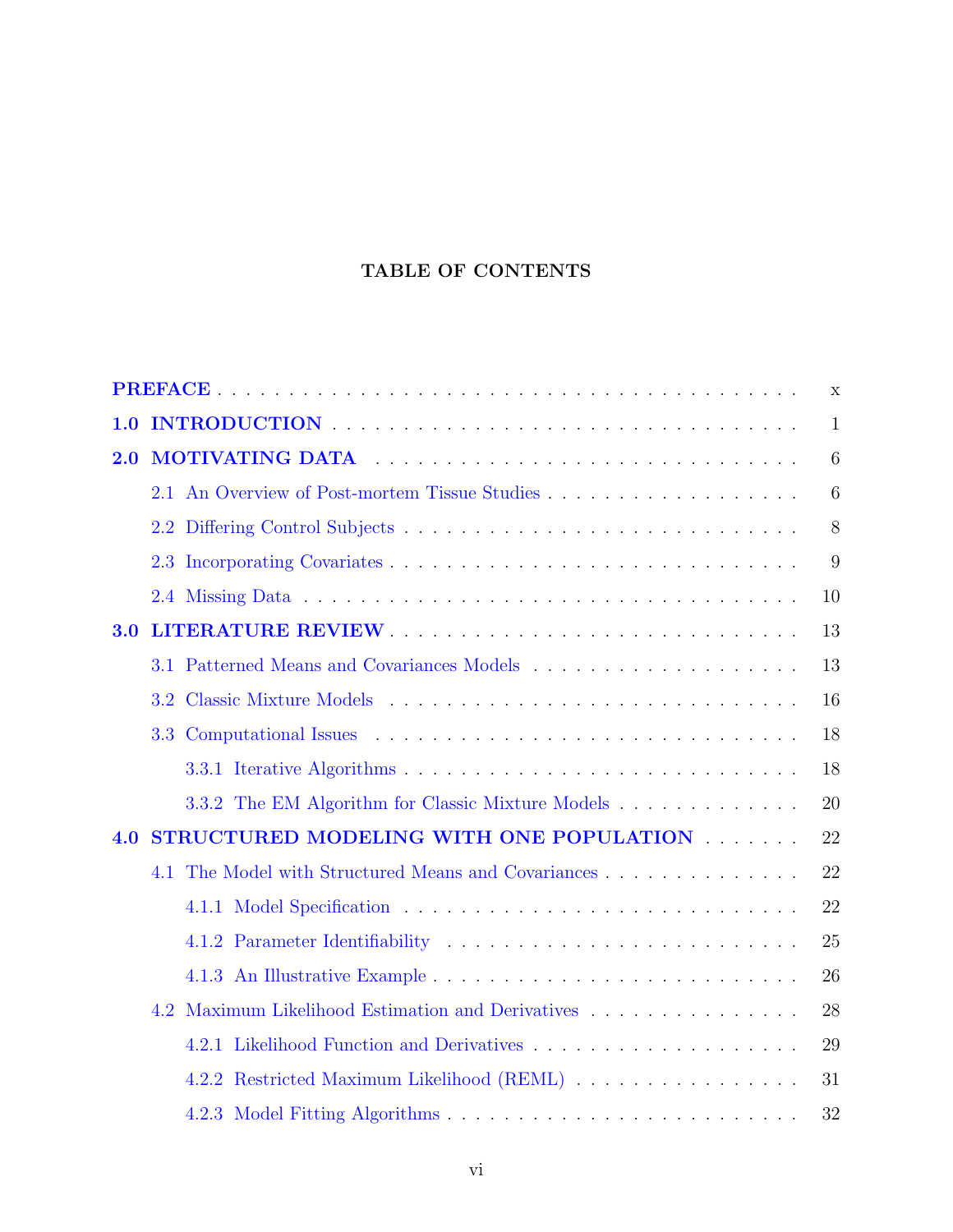# TABLE OF CONTENTS

**PREFACE** . . . . . . . . . . . . . . . . . . . . . . . . . . . . . . . . . . . . x

**1.0 INTRODUCTION** . . . . . . . . . . . . . . . . . . . . . . . . . . . . . . 1

**2.0 MOTIVATING DATA** . . . . . . . . . . . . . . . . . . . . . . . . . . . . 6

- 2.1 An Overview of Post-mortem Tissue Studies . . . . . . . . . . . . . . . . . 6
- 2.2 Differing Control Subjects . . . . . . . . . . . . . . . . . . . . . . . . . 8
- 2.3 Incorporating Covariates . . . . . . . . . . . . . . . . . . . . . . . . . . 9
- 2.4 Missing Data . . . . . . . . . . . . . . . . . . . . . . . . . . . . . . . . 10

**3.0 LITERATURE REVIEW** . . . . . . . . . . . . . . . . . . . . . . . . . . . 13

- 3.1 Patterned Means and Covariances Models . . . . . . . . . . . . . . . . . . 13
- 3.2 Classic Mixture Models . . . . . . . . . . . . . . . . . . . . . . . . . . . 16
- 3.3 Computational Issues . . . . . . . . . . . . . . . . . . . . . . . . . . . . 18
  - 3.3.1 Iterative Algorithms . . . . . . . . . . . . . . . . . . . . . . . . . 18
  - 3.3.2 The EM Algorithm for Classic Mixture Models . . . . . . . . . . . . . 20

**4.0 STRUCTURED MODELING WITH ONE POPULATION** . . . . . . . 22

- 4.1 The Model with Structured Means and Covariances . . . . . . . . . . . . . 22
  - 4.1.1 Model Specification . . . . . . . . . . . . . . . . . . . . . . . . . . 22
  - 4.1.2 Parameter Identifiability . . . . . . . . . . . . . . . . . . . . . . . 25
  - 4.1.3 An Illustrative Example . . . . . . . . . . . . . . . . . . . . . . . . 26
- 4.2 Maximum Likelihood Estimation and Derivatives . . . . . . . . . . . . . . 28
  - 4.2.1 Likelihood Function and Derivatives . . . . . . . . . . . . . . . . . . 29
  - 4.2.2 Restricted Maximum Likelihood (REML) . . . . . . . . . . . . . . . . 31
  - 4.2.3 Model Fitting Algorithms . . . . . . . . . . . . . . . . . . . . . . . 32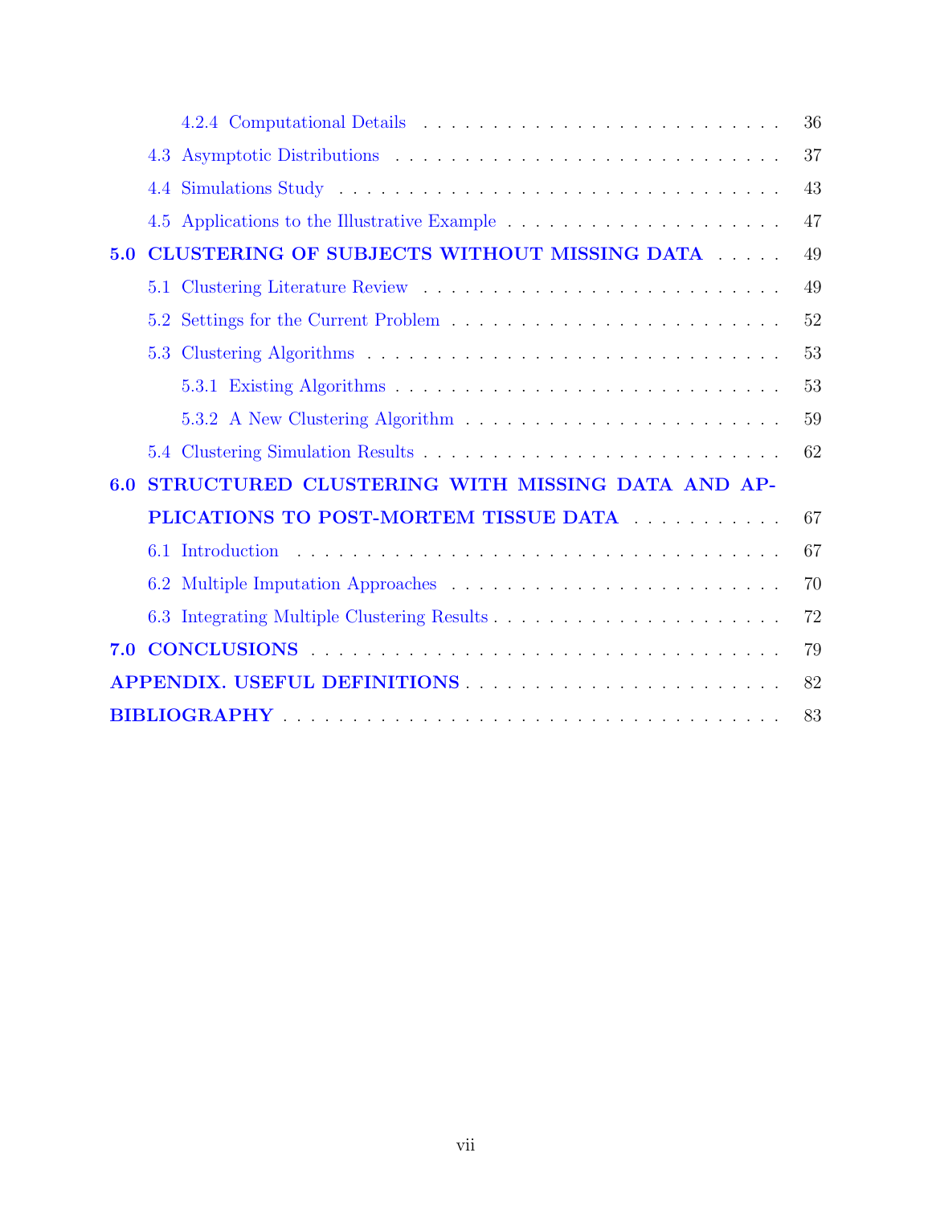- 4.2.4 Computational Details . . . . . . . . . . . . . . . . . . . . . . . . . . 36
- 4.3 Asymptotic Distributions . . . . . . . . . . . . . . . . . . . . . . . . . . 37
- 4.4 Simulations Study . . . . . . . . . . . . . . . . . . . . . . . . . . . . . 43
- 4.5 Applications to the Illustrative Example . . . . . . . . . . . . . . . . . . 47

**5.0 CLUSTERING OF SUBJECTS WITHOUT MISSING DATA** . . . . . 49

- 5.1 Clustering Literature Review . . . . . . . . . . . . . . . . . . . . . . . . 49
- 5.2 Settings for the Current Problem . . . . . . . . . . . . . . . . . . . . . . 52
- 5.3 Clustering Algorithms . . . . . . . . . . . . . . . . . . . . . . . . . . . . 53
  - 5.3.1 Existing Algorithms . . . . . . . . . . . . . . . . . . . . . . . . . . 53
  - 5.3.2 A New Clustering Algorithm . . . . . . . . . . . . . . . . . . . . . . 59
- 5.4 Clustering Simulation Results . . . . . . . . . . . . . . . . . . . . . . . . 62

**6.0 STRUCTURED CLUSTERING WITH MISSING DATA AND APPLICATIONS TO POST-MORTEM TISSUE DATA** . . . . . . . . . . . 67

- 6.1 Introduction . . . . . . . . . . . . . . . . . . . . . . . . . . . . . . . . . 67
- 6.2 Multiple Imputation Approaches . . . . . . . . . . . . . . . . . . . . . . 70
- 6.3 Integrating Multiple Clustering Results . . . . . . . . . . . . . . . . . . . 72

**7.0 CONCLUSIONS** . . . . . . . . . . . . . . . . . . . . . . . . . . . . . . . . . 79

**APPENDIX. USEFUL DEFINITIONS** . . . . . . . . . . . . . . . . . . . . . . 82

**BIBLIOGRAPHY** . . . . . . . . . . . . . . . . . . . . . . . . . . . . . . . . . 83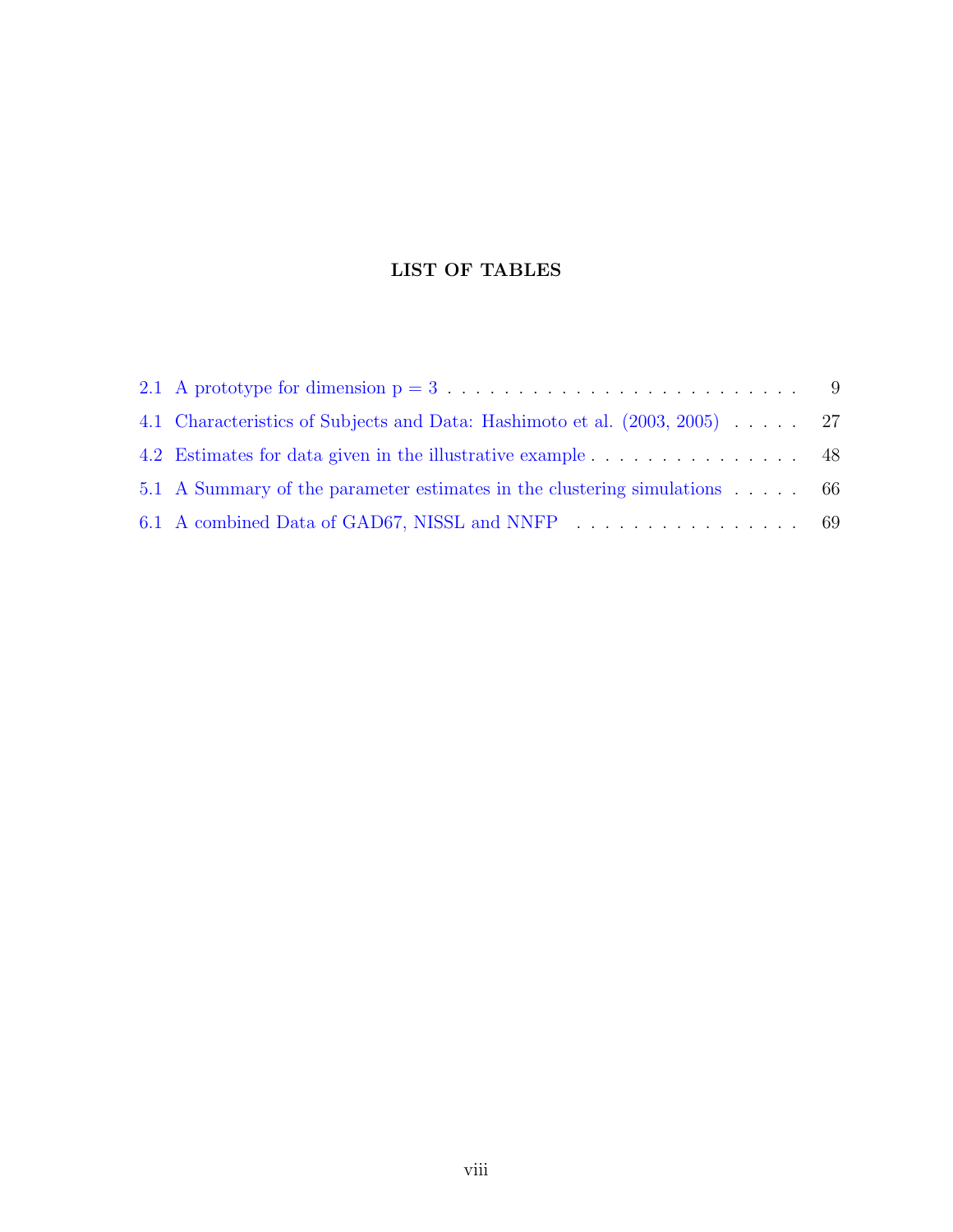# LIST OF TABLES

2.1 A prototype for dimension p = 3 . . . . . . . . . . . . . . . . . . . . . . . . . 9

4.1 Characteristics of Subjects and Data: Hashimoto et al. (2003, 2005) . . . . . 27

4.2 Estimates for data given in the illustrative example . . . . . . . . . . . . . . . . 48

5.1 A Summary of the parameter estimates in the clustering simulations . . . . . 66

6.1 A combined Data of GAD67, NISSL and NNFP . . . . . . . . . . . . . . . . . 69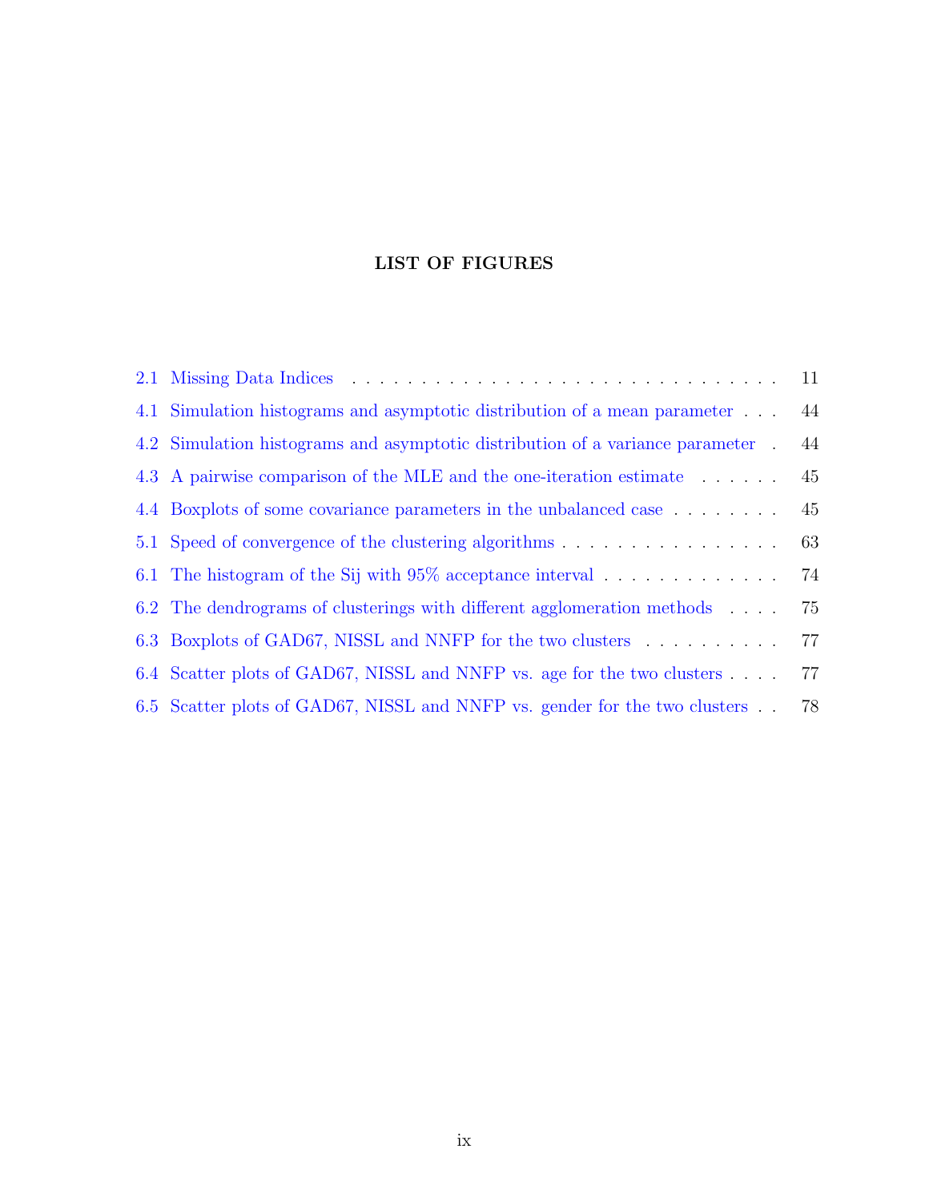# LIST OF FIGURES

| | | |
|---|---|---|
| 2.1 | Missing Data Indices | 11 |
| 4.1 | Simulation histograms and asymptotic distribution of a mean parameter | 44 |
| 4.2 | Simulation histograms and asymptotic distribution of a variance parameter | 44 |
| 4.3 | A pairwise comparison of the MLE and the one-iteration estimate | 45 |
| 4.4 | Boxplots of some covariance parameters in the unbalanced case | 45 |
| 5.1 | Speed of convergence of the clustering algorithms | 63 |
| 6.1 | The histogram of the Sij with 95% acceptance interval | 74 |
| 6.2 | The dendrograms of clusterings with different agglomeration methods | 75 |
| 6.3 | Boxplots of GAD67, NISSL and NNFP for the two clusters | 77 |
| 6.4 | Scatter plots of GAD67, NISSL and NNFP vs. age for the two clusters | 77 |
| 6.5 | Scatter plots of GAD67, NISSL and NNFP vs. gender for the two clusters | 78 |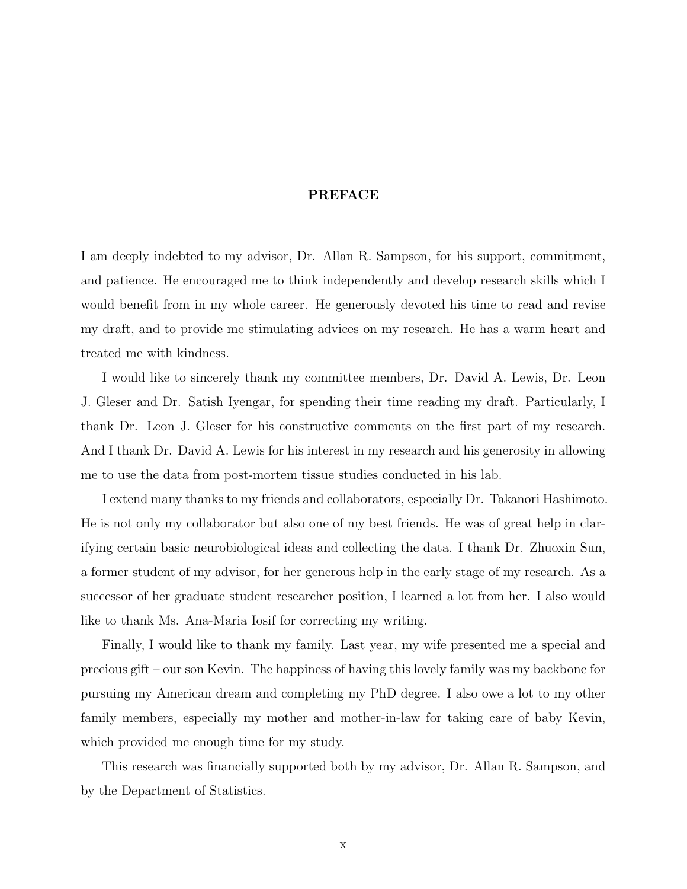# PREFACE

I am deeply indebted to my advisor, Dr. Allan R. Sampson, for his support, commitment, and patience. He encouraged me to think independently and develop research skills which I would benefit from in my whole career. He generously devoted his time to read and revise my draft, and to provide me stimulating advices on my research. He has a warm heart and treated me with kindness.

I would like to sincerely thank my committee members, Dr. David A. Lewis, Dr. Leon J. Gleser and Dr. Satish Iyengar, for spending their time reading my draft. Particularly, I thank Dr. Leon J. Gleser for his constructive comments on the first part of my research. And I thank Dr. David A. Lewis for his interest in my research and his generosity in allowing me to use the data from post-mortem tissue studies conducted in his lab.

I extend many thanks to my friends and collaborators, especially Dr. Takanori Hashimoto. He is not only my collaborator but also one of my best friends. He was of great help in clarifying certain basic neurobiological ideas and collecting the data. I thank Dr. Zhuoxin Sun, a former student of my advisor, for her generous help in the early stage of my research. As a successor of her graduate student researcher position, I learned a lot from her. I also would like to thank Ms. Ana-Maria Iosif for correcting my writing.

Finally, I would like to thank my family. Last year, my wife presented me a special and precious gift – our son Kevin. The happiness of having this lovely family was my backbone for pursuing my American dream and completing my PhD degree. I also owe a lot to my other family members, especially my mother and mother-in-law for taking care of baby Kevin, which provided me enough time for my study.

This research was financially supported both by my advisor, Dr. Allan R. Sampson, and by the Department of Statistics.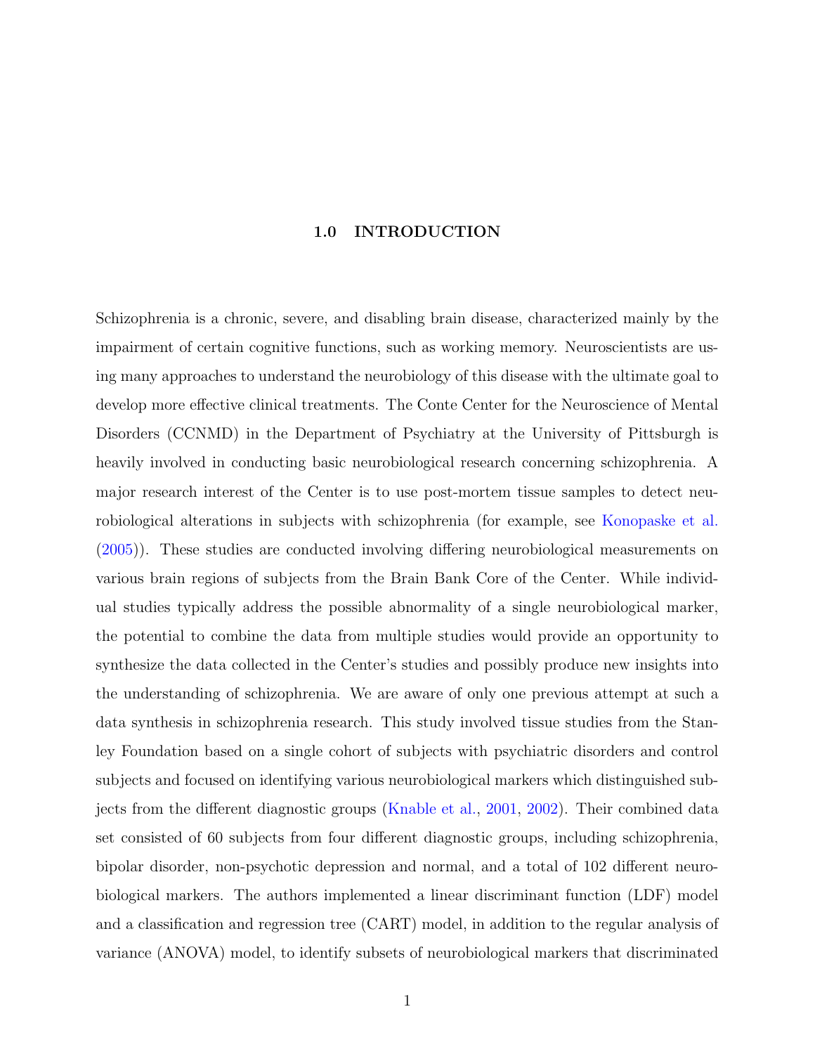# 1.0 INTRODUCTION

Schizophrenia is a chronic, severe, and disabling brain disease, characterized mainly by the impairment of certain cognitive functions, such as working memory. Neuroscientists are using many approaches to understand the neurobiology of this disease with the ultimate goal to develop more effective clinical treatments. The Conte Center for the Neuroscience of Mental Disorders (CCNMD) in the Department of Psychiatry at the University of Pittsburgh is heavily involved in conducting basic neurobiological research concerning schizophrenia. A major research interest of the Center is to use post-mortem tissue samples to detect neurobiological alterations in subjects with schizophrenia (for example, see Konopaske et al. (2005)). These studies are conducted involving differing neurobiological measurements on various brain regions of subjects from the Brain Bank Core of the Center. While individual studies typically address the possible abnormality of a single neurobiological marker, the potential to combine the data from multiple studies would provide an opportunity to synthesize the data collected in the Center's studies and possibly produce new insights into the understanding of schizophrenia. We are aware of only one previous attempt at such a data synthesis in schizophrenia research. This study involved tissue studies from the Stanley Foundation based on a single cohort of subjects with psychiatric disorders and control subjects and focused on identifying various neurobiological markers which distinguished subjects from the different diagnostic groups (Knable et al., 2001, 2002). Their combined data set consisted of 60 subjects from four different diagnostic groups, including schizophrenia, bipolar disorder, non-psychotic depression and normal, and a total of 102 different neurobiological markers. The authors implemented a linear discriminant function (LDF) model and a classification and regression tree (CART) model, in addition to the regular analysis of variance (ANOVA) model, to identify subsets of neurobiological markers that discriminated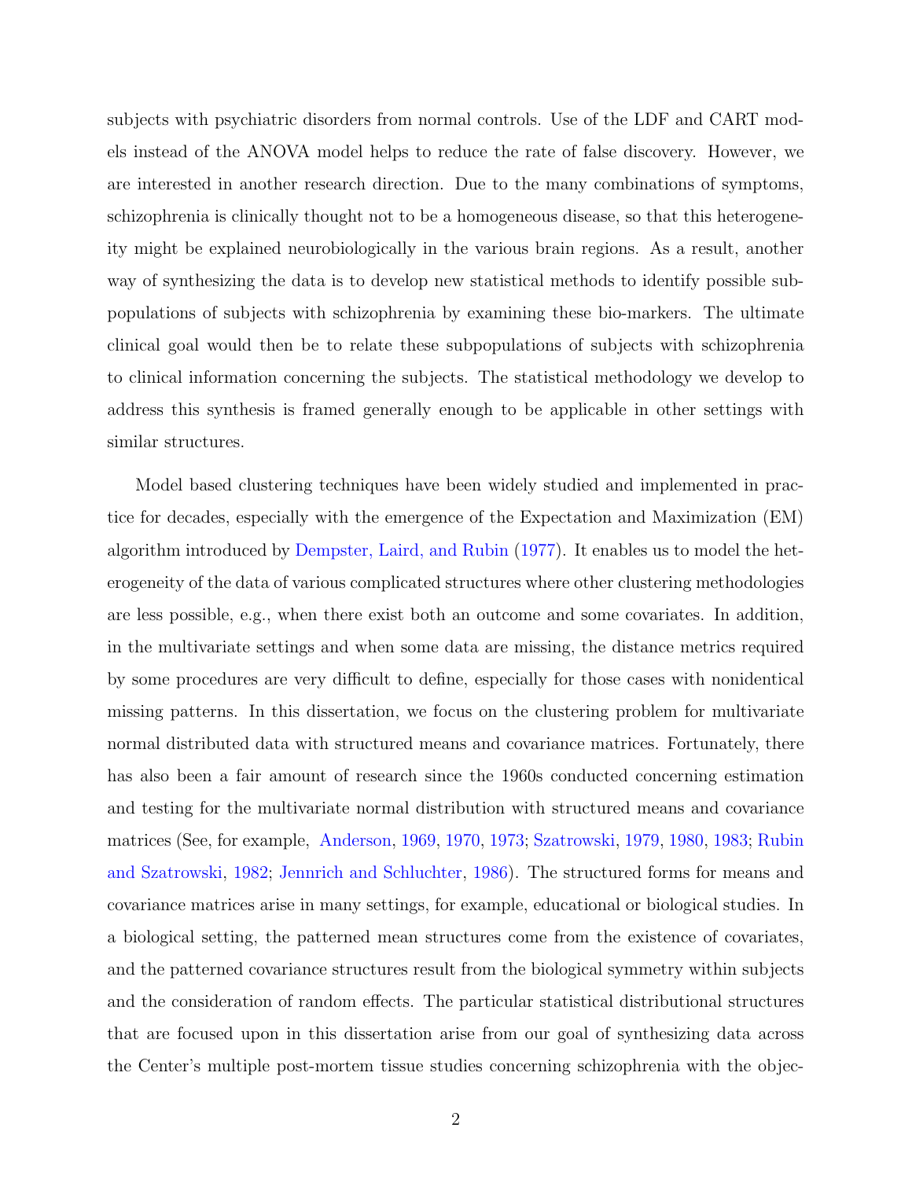subjects with psychiatric disorders from normal controls. Use of the LDF and CART models instead of the ANOVA model helps to reduce the rate of false discovery. However, we are interested in another research direction. Due to the many combinations of symptoms, schizophrenia is clinically thought not to be a homogeneous disease, so that this heterogeneity might be explained neurobiologically in the various brain regions. As a result, another way of synthesizing the data is to develop new statistical methods to identify possible subpopulations of subjects with schizophrenia by examining these bio-markers. The ultimate clinical goal would then be to relate these subpopulations of subjects with schizophrenia to clinical information concerning the subjects. The statistical methodology we develop to address this synthesis is framed generally enough to be applicable in other settings with similar structures.

Model based clustering techniques have been widely studied and implemented in practice for decades, especially with the emergence of the Expectation and Maximization (EM) algorithm introduced by Dempster, Laird, and Rubin (1977). It enables us to model the heterogeneity of the data of various complicated structures where other clustering methodologies are less possible, e.g., when there exist both an outcome and some covariates. In addition, in the multivariate settings and when some data are missing, the distance metrics required by some procedures are very difficult to define, especially for those cases with nonidentical missing patterns. In this dissertation, we focus on the clustering problem for multivariate normal distributed data with structured means and covariance matrices. Fortunately, there has also been a fair amount of research since the 1960s conducted concerning estimation and testing for the multivariate normal distribution with structured means and covariance matrices (See, for example, Anderson, 1969, 1970, 1973; Szatrowski, 1979, 1980, 1983; Rubin and Szatrowski, 1982; Jennrich and Schluchter, 1986). The structured forms for means and covariance matrices arise in many settings, for example, educational or biological studies. In a biological setting, the patterned mean structures come from the existence of covariates, and the patterned covariance structures result from the biological symmetry within subjects and the consideration of random effects. The particular statistical distributional structures that are focused upon in this dissertation arise from our goal of synthesizing data across the Center's multiple post-mortem tissue studies concerning schizophrenia with the objec-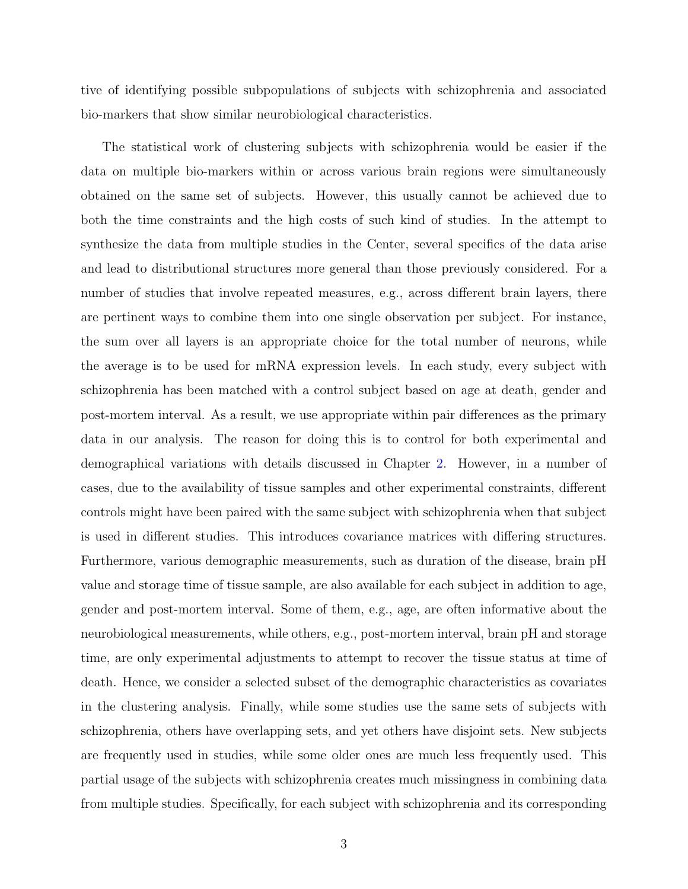tive of identifying possible subpopulations of subjects with schizophrenia and associated bio-markers that show similar neurobiological characteristics.

The statistical work of clustering subjects with schizophrenia would be easier if the data on multiple bio-markers within or across various brain regions were simultaneously obtained on the same set of subjects. However, this usually cannot be achieved due to both the time constraints and the high costs of such kind of studies. In the attempt to synthesize the data from multiple studies in the Center, several specifics of the data arise and lead to distributional structures more general than those previously considered. For a number of studies that involve repeated measures, e.g., across different brain layers, there are pertinent ways to combine them into one single observation per subject. For instance, the sum over all layers is an appropriate choice for the total number of neurons, while the average is to be used for mRNA expression levels. In each study, every subject with schizophrenia has been matched with a control subject based on age at death, gender and post-mortem interval. As a result, we use appropriate within pair differences as the primary data in our analysis. The reason for doing this is to control for both experimental and demographical variations with details discussed in Chapter 2. However, in a number of cases, due to the availability of tissue samples and other experimental constraints, different controls might have been paired with the same subject with schizophrenia when that subject is used in different studies. This introduces covariance matrices with differing structures. Furthermore, various demographic measurements, such as duration of the disease, brain pH value and storage time of tissue sample, are also available for each subject in addition to age, gender and post-mortem interval. Some of them, e.g., age, are often informative about the neurobiological measurements, while others, e.g., post-mortem interval, brain pH and storage time, are only experimental adjustments to attempt to recover the tissue status at time of death. Hence, we consider a selected subset of the demographic characteristics as covariates in the clustering analysis. Finally, while some studies use the same sets of subjects with schizophrenia, others have overlapping sets, and yet others have disjoint sets. New subjects are frequently used in studies, while some older ones are much less frequently used. This partial usage of the subjects with schizophrenia creates much missingness in combining data from multiple studies. Specifically, for each subject with schizophrenia and its corresponding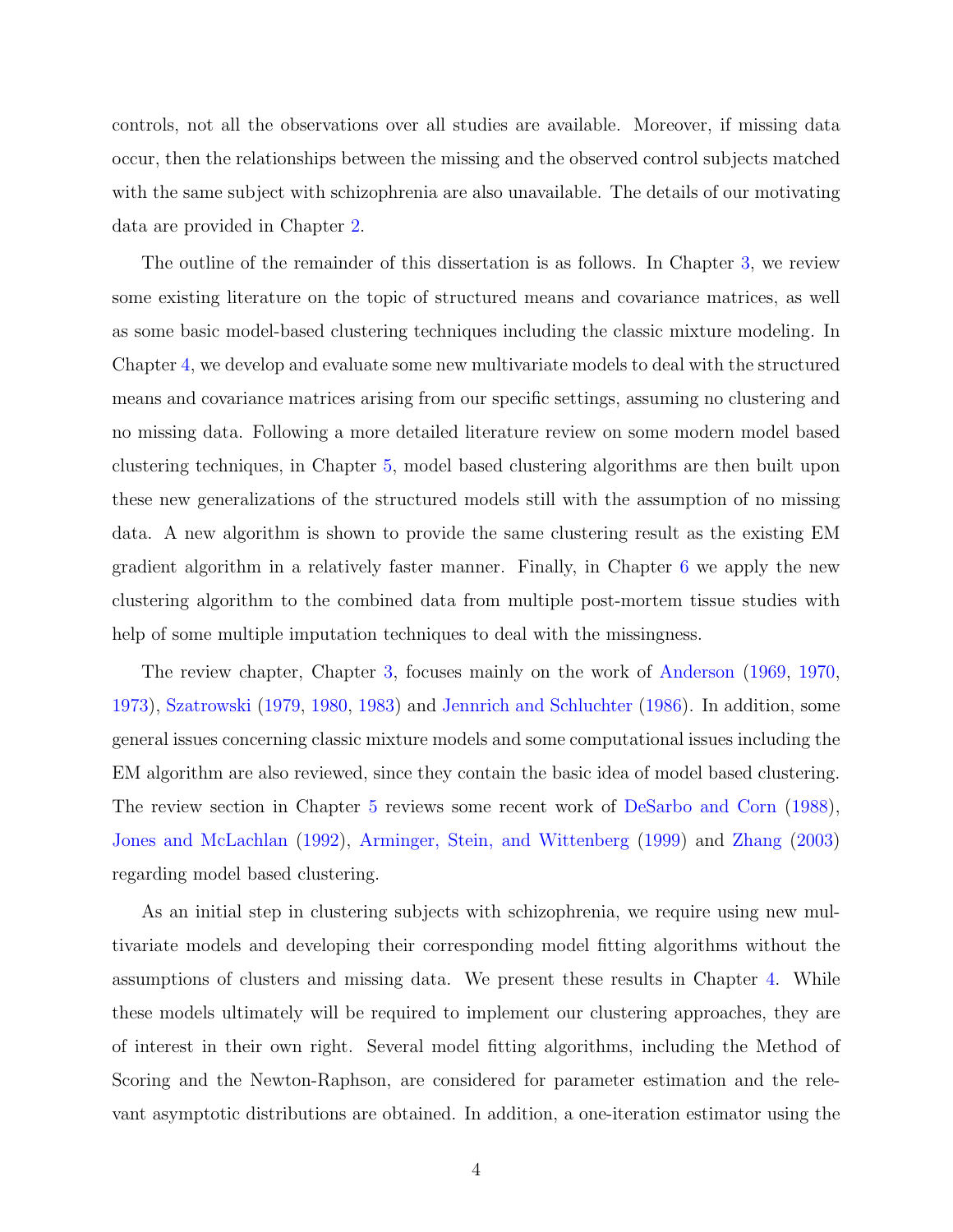controls, not all the observations over all studies are available. Moreover, if missing data occur, then the relationships between the missing and the observed control subjects matched with the same subject with schizophrenia are also unavailable. The details of our motivating data are provided in Chapter 2.

The outline of the remainder of this dissertation is as follows. In Chapter 3, we review some existing literature on the topic of structured means and covariance matrices, as well as some basic model-based clustering techniques including the classic mixture modeling. In Chapter 4, we develop and evaluate some new multivariate models to deal with the structured means and covariance matrices arising from our specific settings, assuming no clustering and no missing data. Following a more detailed literature review on some modern model based clustering techniques, in Chapter 5, model based clustering algorithms are then built upon these new generalizations of the structured models still with the assumption of no missing data. A new algorithm is shown to provide the same clustering result as the existing EM gradient algorithm in a relatively faster manner. Finally, in Chapter 6 we apply the new clustering algorithm to the combined data from multiple post-mortem tissue studies with help of some multiple imputation techniques to deal with the missingness.

The review chapter, Chapter 3, focuses mainly on the work of Anderson (1969, 1970, 1973), Szatrowski (1979, 1980, 1983) and Jennrich and Schluchter (1986). In addition, some general issues concerning classic mixture models and some computational issues including the EM algorithm are also reviewed, since they contain the basic idea of model based clustering. The review section in Chapter 5 reviews some recent work of DeSarbo and Corn (1988), Jones and McLachlan (1992), Arminger, Stein, and Wittenberg (1999) and Zhang (2003) regarding model based clustering.

As an initial step in clustering subjects with schizophrenia, we require using new multivariate models and developing their corresponding model fitting algorithms without the assumptions of clusters and missing data. We present these results in Chapter 4. While these models ultimately will be required to implement our clustering approaches, they are of interest in their own right. Several model fitting algorithms, including the Method of Scoring and the Newton-Raphson, are considered for parameter estimation and the relevant asymptotic distributions are obtained. In addition, a one-iteration estimator using the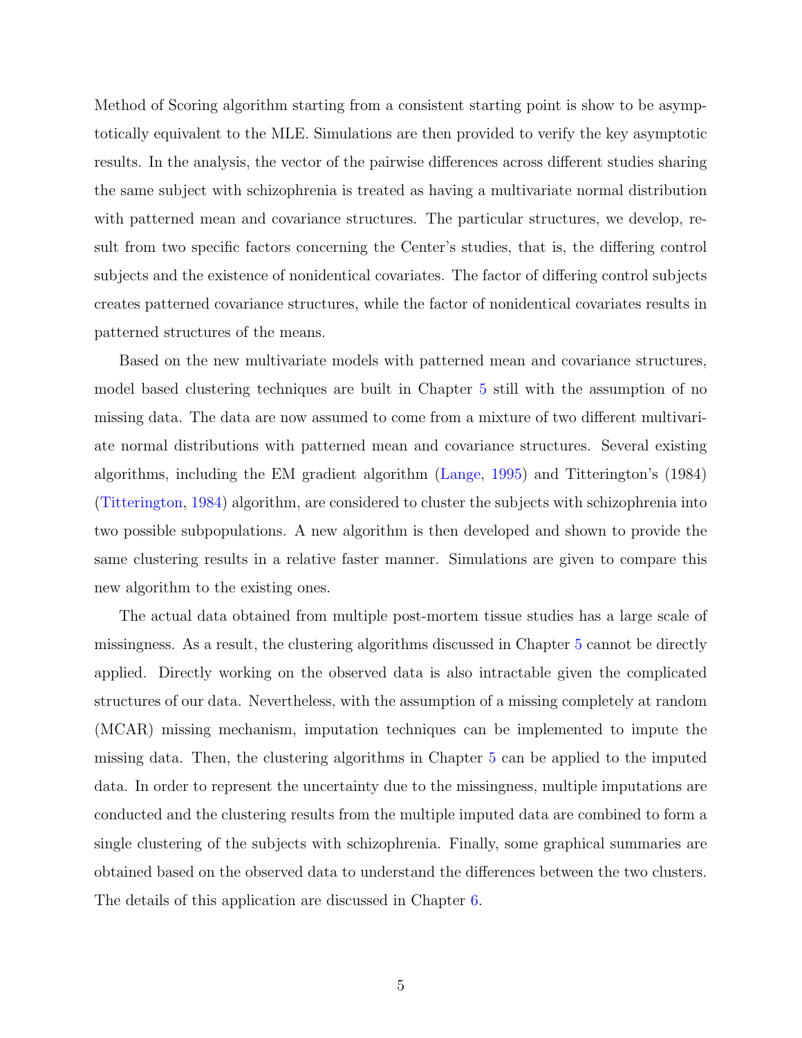Method of Scoring algorithm starting from a consistent starting point is show to be asymptotically equivalent to the MLE. Simulations are then provided to verify the key asymptotic results. In the analysis, the vector of the pairwise differences across different studies sharing the same subject with schizophrenia is treated as having a multivariate normal distribution with patterned mean and covariance structures. The particular structures, we develop, result from two specific factors concerning the Center's studies, that is, the differing control subjects and the existence of nonidentical covariates. The factor of differing control subjects creates patterned covariance structures, while the factor of nonidentical covariates results in patterned structures of the means.

Based on the new multivariate models with patterned mean and covariance structures, model based clustering techniques are built in Chapter 5 still with the assumption of no missing data. The data are now assumed to come from a mixture of two different multivariate normal distributions with patterned mean and covariance structures. Several existing algorithms, including the EM gradient algorithm (Lange, 1995) and Titterington's (1984) (Titterington, 1984) algorithm, are considered to cluster the subjects with schizophrenia into two possible subpopulations. A new algorithm is then developed and shown to provide the same clustering results in a relative faster manner. Simulations are given to compare this new algorithm to the existing ones.

The actual data obtained from multiple post-mortem tissue studies has a large scale of missingness. As a result, the clustering algorithms discussed in Chapter 5 cannot be directly applied. Directly working on the observed data is also intractable given the complicated structures of our data. Nevertheless, with the assumption of a missing completely at random (MCAR) missing mechanism, imputation techniques can be implemented to impute the missing data. Then, the clustering algorithms in Chapter 5 can be applied to the imputed data. In order to represent the uncertainty due to the missingness, multiple imputations are conducted and the clustering results from the multiple imputed data are combined to form a single clustering of the subjects with schizophrenia. Finally, some graphical summaries are obtained based on the observed data to understand the differences between the two clusters. The details of this application are discussed in Chapter 6.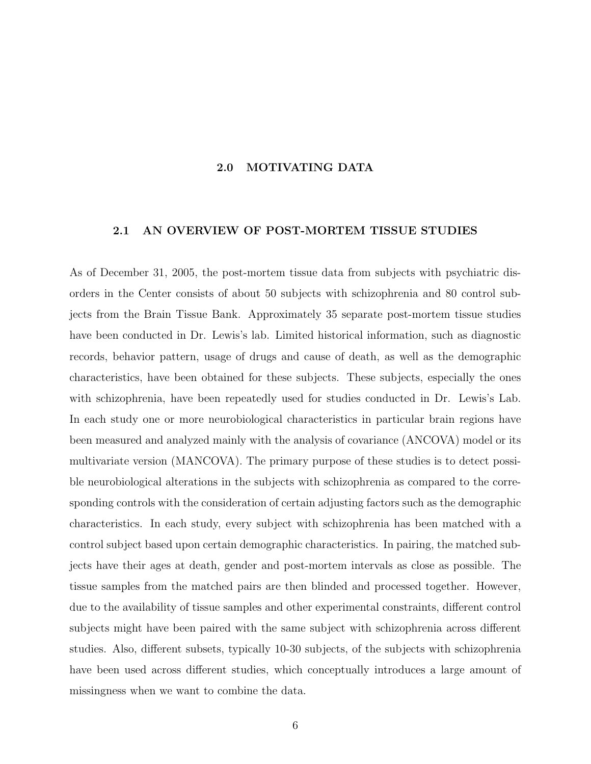# 2.0 MOTIVATING DATA

## 2.1 AN OVERVIEW OF POST-MORTEM TISSUE STUDIES

As of December 31, 2005, the post-mortem tissue data from subjects with psychiatric disorders in the Center consists of about 50 subjects with schizophrenia and 80 control subjects from the Brain Tissue Bank. Approximately 35 separate post-mortem tissue studies have been conducted in Dr. Lewis's lab. Limited historical information, such as diagnostic records, behavior pattern, usage of drugs and cause of death, as well as the demographic characteristics, have been obtained for these subjects. These subjects, especially the ones with schizophrenia, have been repeatedly used for studies conducted in Dr. Lewis's Lab. In each study one or more neurobiological characteristics in particular brain regions have been measured and analyzed mainly with the analysis of covariance (ANCOVA) model or its multivariate version (MANCOVA). The primary purpose of these studies is to detect possible neurobiological alterations in the subjects with schizophrenia as compared to the corresponding controls with the consideration of certain adjusting factors such as the demographic characteristics. In each study, every subject with schizophrenia has been matched with a control subject based upon certain demographic characteristics. In pairing, the matched subjects have their ages at death, gender and post-mortem intervals as close as possible. The tissue samples from the matched pairs are then blinded and processed together. However, due to the availability of tissue samples and other experimental constraints, different control subjects might have been paired with the same subject with schizophrenia across different studies. Also, different subsets, typically 10-30 subjects, of the subjects with schizophrenia have been used across different studies, which conceptually introduces a large amount of missingness when we want to combine the data.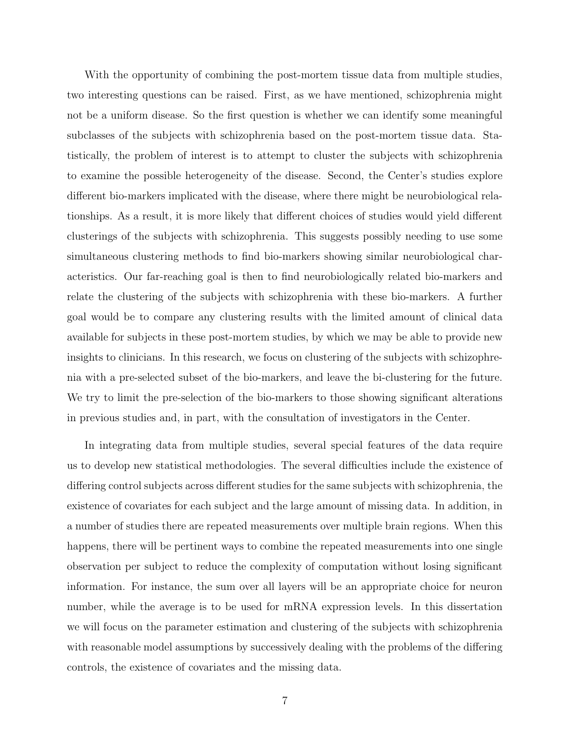With the opportunity of combining the post-mortem tissue data from multiple studies, two interesting questions can be raised. First, as we have mentioned, schizophrenia might not be a uniform disease. So the first question is whether we can identify some meaningful subclasses of the subjects with schizophrenia based on the post-mortem tissue data. Statistically, the problem of interest is to attempt to cluster the subjects with schizophrenia to examine the possible heterogeneity of the disease. Second, the Center's studies explore different bio-markers implicated with the disease, where there might be neurobiological relationships. As a result, it is more likely that different choices of studies would yield different clusterings of the subjects with schizophrenia. This suggests possibly needing to use some simultaneous clustering methods to find bio-markers showing similar neurobiological characteristics. Our far-reaching goal is then to find neurobiologically related bio-markers and relate the clustering of the subjects with schizophrenia with these bio-markers. A further goal would be to compare any clustering results with the limited amount of clinical data available for subjects in these post-mortem studies, by which we may be able to provide new insights to clinicians. In this research, we focus on clustering of the subjects with schizophrenia with a pre-selected subset of the bio-markers, and leave the bi-clustering for the future. We try to limit the pre-selection of the bio-markers to those showing significant alterations in previous studies and, in part, with the consultation of investigators in the Center.

In integrating data from multiple studies, several special features of the data require us to develop new statistical methodologies. The several difficulties include the existence of differing control subjects across different studies for the same subjects with schizophrenia, the existence of covariates for each subject and the large amount of missing data. In addition, in a number of studies there are repeated measurements over multiple brain regions. When this happens, there will be pertinent ways to combine the repeated measurements into one single observation per subject to reduce the complexity of computation without losing significant information. For instance, the sum over all layers will be an appropriate choice for neuron number, while the average is to be used for mRNA expression levels. In this dissertation we will focus on the parameter estimation and clustering of the subjects with schizophrenia with reasonable model assumptions by successively dealing with the problems of the differing controls, the existence of covariates and the missing data.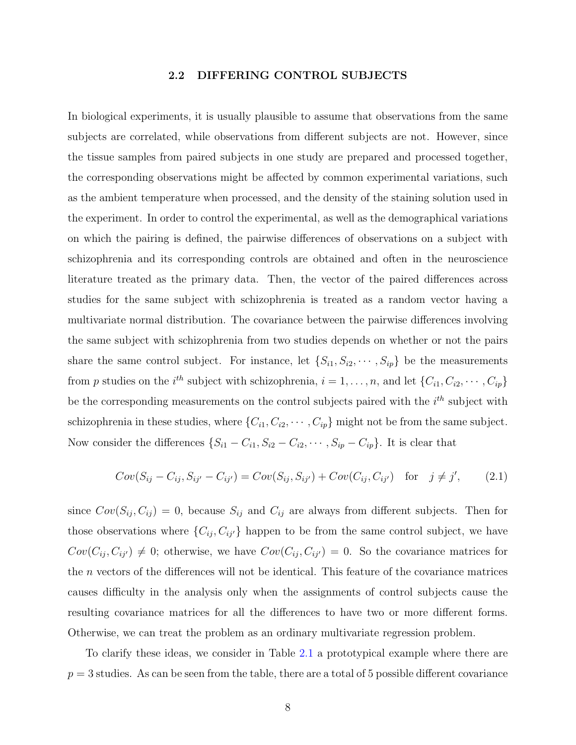### 2.2 DIFFERING CONTROL SUBJECTS

In biological experiments, it is usually plausible to assume that observations from the same subjects are correlated, while observations from different subjects are not. However, since the tissue samples from paired subjects in one study are prepared and processed together, the corresponding observations might be affected by common experimental variations, such as the ambient temperature when processed, and the density of the staining solution used in the experiment. In order to control the experimental, as well as the demographical variations on which the pairing is defined, the pairwise differences of observations on a subject with schizophrenia and its corresponding controls are obtained and often in the neuroscience literature treated as the primary data. Then, the vector of the paired differences across studies for the same subject with schizophrenia is treated as a random vector having a multivariate normal distribution. The covariance between the pairwise differences involving the same subject with schizophrenia from two studies depends on whether or not the pairs share the same control subject. For instance, let $\{S_{i1}, S_{i2}, \cdots, S_{ip}\}$ be the measurements from $p$ studies on the $i^{th}$ subject with schizophrenia, $i = 1, \ldots, n$, and let $\{C_{i1}, C_{i2}, \cdots, C_{ip}\}$ be the corresponding measurements on the control subjects paired with the $i^{th}$ subject with schizophrenia in these studies, where $\{C_{i1}, C_{i2}, \cdots, C_{ip}\}$ might not be from the same subject. Now consider the differences $\{S_{i1} - C_{i1}, S_{i2} - C_{i2}, \cdots, S_{ip} - C_{ip}\}$. It is clear that

$$Cov(S_{ij} - C_{ij}, S_{ij'} - C_{ij'}) = Cov(S_{ij}, S_{ij'}) + Cov(C_{ij}, C_{ij'}) \quad \text{for} \quad j \neq j', \tag{2.1}$$

since $Cov(S_{ij}, C_{ij}) = 0$, because $S_{ij}$ and $C_{ij}$ are always from different subjects. Then for those observations where $\{C_{ij}, C_{ij'}\}$ happen to be from the same control subject, we have $Cov(C_{ij}, C_{ij'}) \neq 0$; otherwise, we have $Cov(C_{ij}, C_{ij'}) = 0$. So the covariance matrices for the $n$ vectors of the differences will not be identical. This feature of the covariance matrices causes difficulty in the analysis only when the assignments of control subjects cause the resulting covariance matrices for all the differences to have two or more different forms. Otherwise, we can treat the problem as an ordinary multivariate regression problem.

To clarify these ideas, we consider in Table 2.1 a prototypical example where there are $p = 3$ studies. As can be seen from the table, there are a total of 5 possible different covariance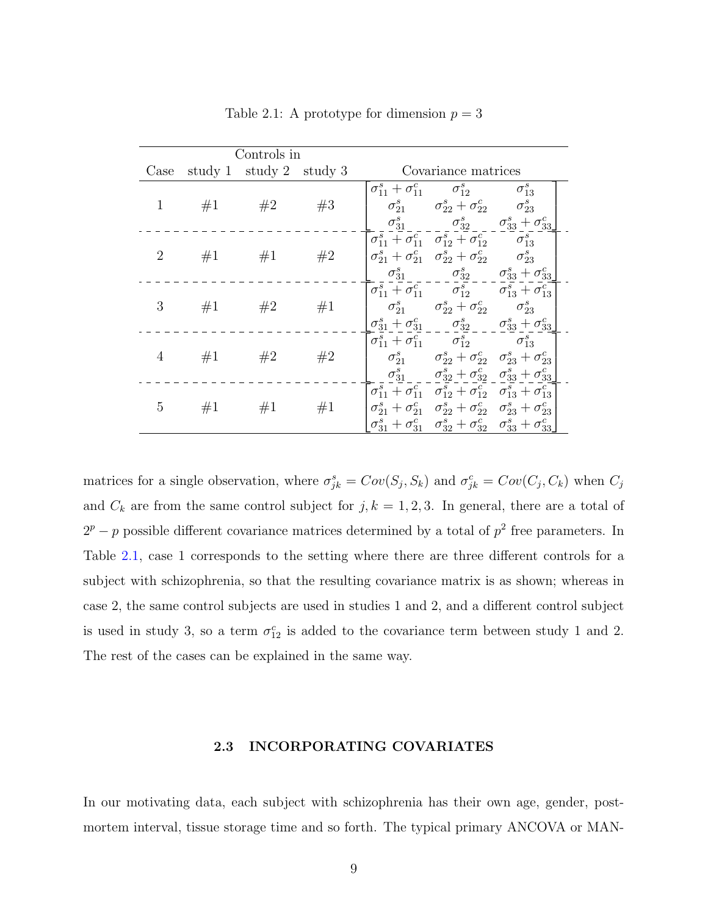Table 2.1: A prototype for dimension $p = 3$

| Case | Controls in study 1 | study 2 | study 3 | Covariance matrices |
|---|---|---|---|---|
| 1 | #1 | #2 | #3 | $\begin{bmatrix} \sigma^s_{11} + \sigma^c_{11} & \sigma^s_{12} & \sigma^s_{13} \\ \sigma^s_{21} & \sigma^s_{22} + \sigma^c_{22} & \sigma^s_{23} \\ \sigma^s_{31} & \sigma^s_{32} & \sigma^s_{33} + \sigma^c_{33} \end{bmatrix}$ |
| 2 | #1 | #1 | #2 | $\begin{bmatrix} \sigma^s_{11} + \sigma^c_{11} & \sigma^s_{12} + \sigma^c_{12} & \sigma^s_{13} \\ \sigma^s_{21} + \sigma^c_{21} & \sigma^s_{22} + \sigma^c_{22} & \sigma^s_{23} \\ \sigma^s_{31} & \sigma^s_{32} & \sigma^s_{33} + \sigma^c_{33} \end{bmatrix}$ |
| 3 | #1 | #2 | #1 | $\begin{bmatrix} \sigma^s_{11} + \sigma^c_{11} & \sigma^s_{12} & \sigma^s_{13} + \sigma^c_{13} \\ \sigma^s_{21} & \sigma^s_{22} + \sigma^c_{22} & \sigma^s_{23} \\ \sigma^s_{31} + \sigma^c_{31} & \sigma^s_{32} & \sigma^s_{33} + \sigma^c_{33} \end{bmatrix}$ |
| 4 | #1 | #2 | #2 | $\begin{bmatrix} \sigma^s_{11} + \sigma^c_{11} & \sigma^s_{12} & \sigma^s_{13} \\ \sigma^s_{21} & \sigma^s_{22} + \sigma^c_{22} & \sigma^s_{23} + \sigma^c_{23} \\ \sigma^s_{31} & \sigma^s_{32} + \sigma^c_{32} & \sigma^s_{33} + \sigma^c_{33} \end{bmatrix}$ |
| 5 | #1 | #1 | #1 | $\begin{bmatrix} \sigma^s_{11} + \sigma^c_{11} & \sigma^s_{12} + \sigma^c_{12} & \sigma^s_{13} + \sigma^c_{13} \\ \sigma^s_{21} + \sigma^c_{21} & \sigma^s_{22} + \sigma^c_{22} & \sigma^s_{23} + \sigma^c_{23} \\ \sigma^s_{31} + \sigma^c_{31} & \sigma^s_{32} + \sigma^c_{32} & \sigma^s_{33} + \sigma^c_{33} \end{bmatrix}$ |

matrices for a single observation, where $\sigma^s_{jk} = Cov(S_j, S_k)$ and $\sigma^c_{jk} = Cov(C_j, C_k)$ when $C_j$ and $C_k$ are from the same control subject for $j, k = 1, 2, 3$. In general, there are a total of $2^p - p$ possible different covariance matrices determined by a total of $p^2$ free parameters. In Table 2.1, case 1 corresponds to the setting where there are three different controls for a subject with schizophrenia, so that the resulting covariance matrix is as shown; whereas in case 2, the same control subjects are used in studies 1 and 2, and a different control subject is used in study 3, so a term $\sigma^c_{12}$ is added to the covariance term between study 1 and 2. The rest of the cases can be explained in the same way.

## 2.3 INCORPORATING COVARIATES

In our motivating data, each subject with schizophrenia has their own age, gender, post-mortem interval, tissue storage time and so forth. The typical primary ANCOVA or MAN-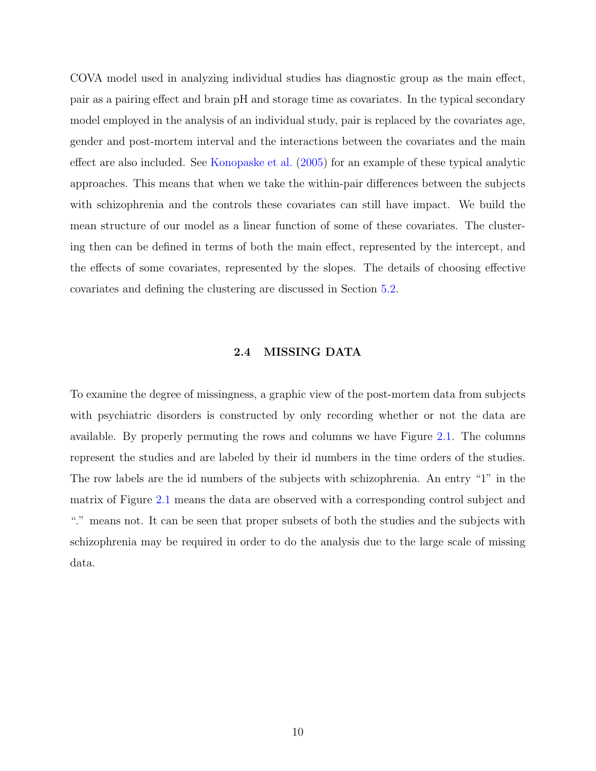COVA model used in analyzing individual studies has diagnostic group as the main effect, pair as a pairing effect and brain pH and storage time as covariates. In the typical secondary model employed in the analysis of an individual study, pair is replaced by the covariates age, gender and post-mortem interval and the interactions between the covariates and the main effect are also included. See Konopaske et al. (2005) for an example of these typical analytic approaches. This means that when we take the within-pair differences between the subjects with schizophrenia and the controls these covariates can still have impact. We build the mean structure of our model as a linear function of some of these covariates. The clustering then can be defined in terms of both the main effect, represented by the intercept, and the effects of some covariates, represented by the slopes. The details of choosing effective covariates and defining the clustering are discussed in Section 5.2.

## 2.4 MISSING DATA

To examine the degree of missingness, a graphic view of the post-mortem data from subjects with psychiatric disorders is constructed by only recording whether or not the data are available. By properly permuting the rows and columns we have Figure 2.1. The columns represent the studies and are labeled by their id numbers in the time orders of the studies. The row labels are the id numbers of the subjects with schizophrenia. An entry "1" in the matrix of Figure 2.1 means the data are observed with a corresponding control subject and "." means not. It can be seen that proper subsets of both the studies and the subjects with schizophrenia may be required in order to do the analysis due to the large scale of missing data.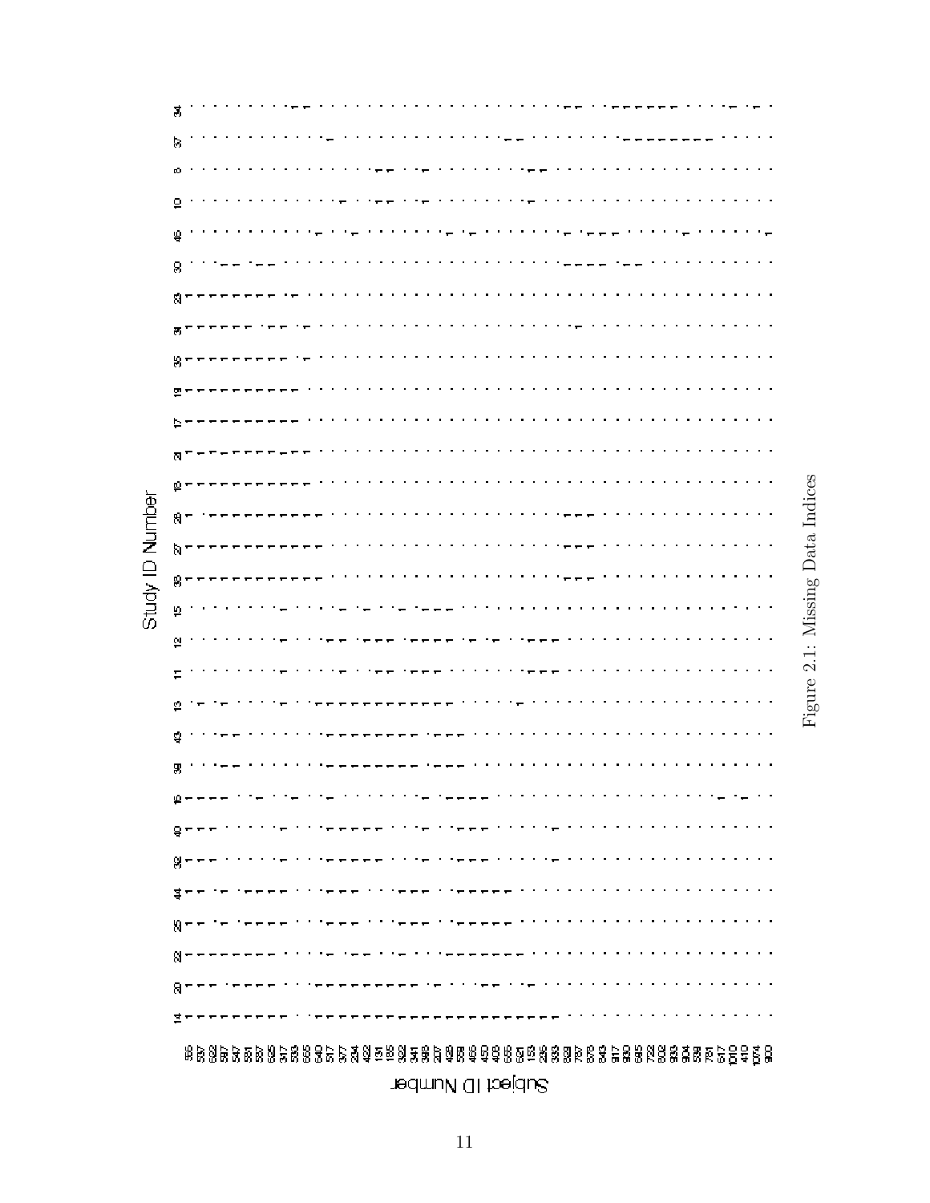Figure 2.1: Missing Data Indices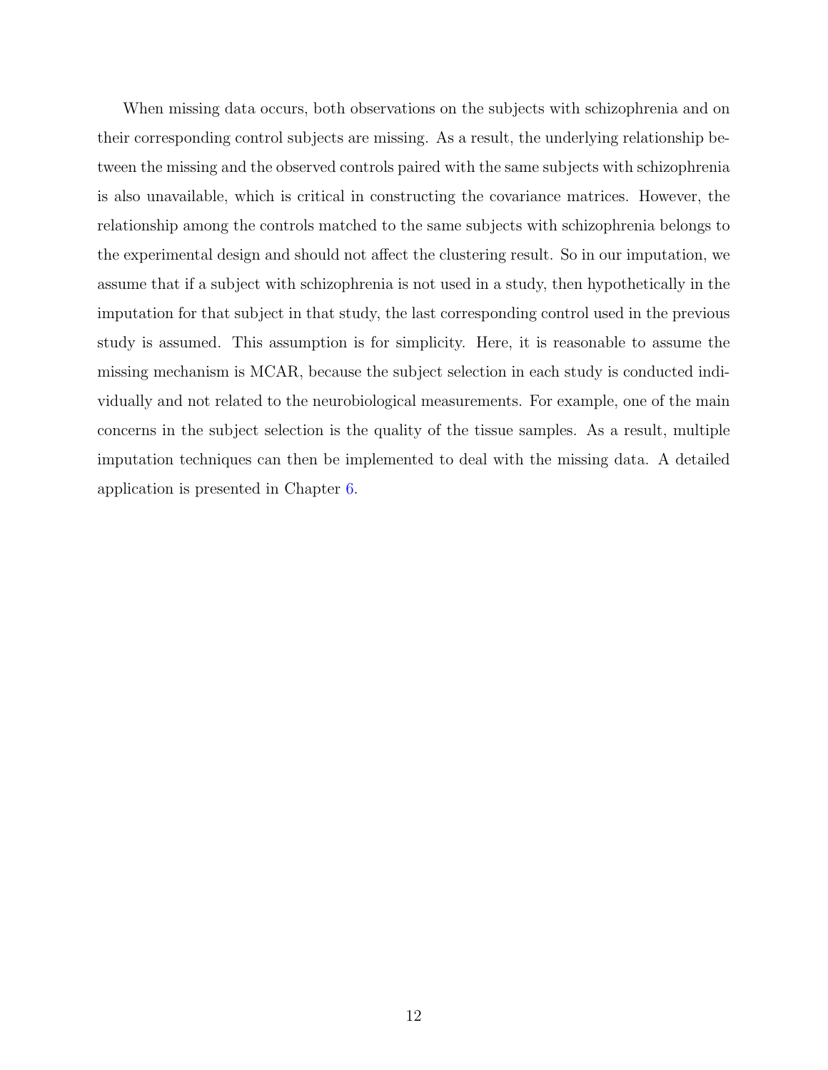When missing data occurs, both observations on the subjects with schizophrenia and on their corresponding control subjects are missing. As a result, the underlying relationship between the missing and the observed controls paired with the same subjects with schizophrenia is also unavailable, which is critical in constructing the covariance matrices. However, the relationship among the controls matched to the same subjects with schizophrenia belongs to the experimental design and should not affect the clustering result. So in our imputation, we assume that if a subject with schizophrenia is not used in a study, then hypothetically in the imputation for that subject in that study, the last corresponding control used in the previous study is assumed. This assumption is for simplicity. Here, it is reasonable to assume the missing mechanism is MCAR, because the subject selection in each study is conducted individually and not related to the neurobiological measurements. For example, one of the main concerns in the subject selection is the quality of the tissue samples. As a result, multiple imputation techniques can then be implemented to deal with the missing data. A detailed application is presented in Chapter 6.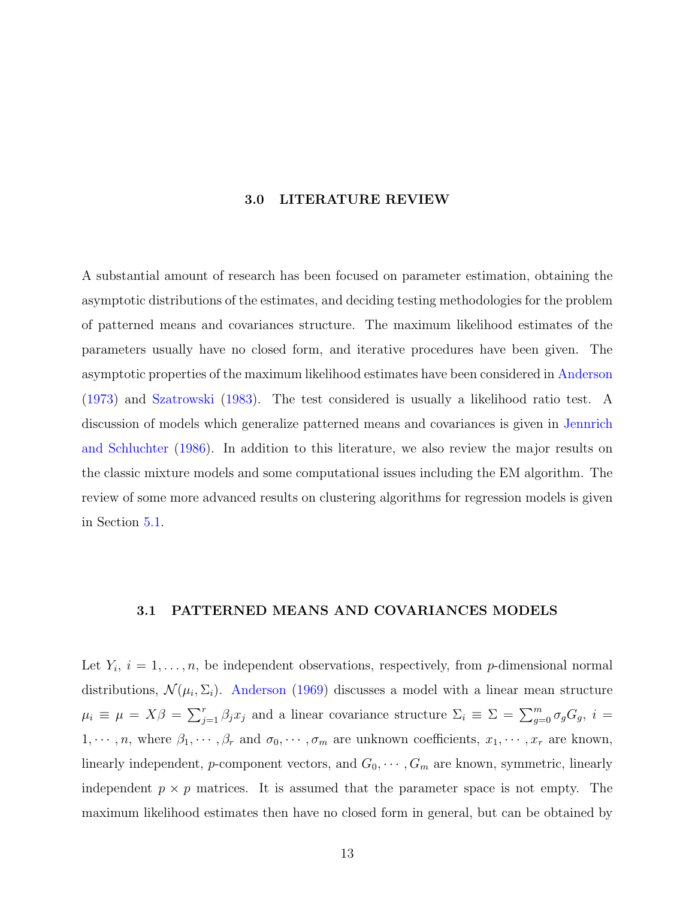# 3.0 LITERATURE REVIEW

A substantial amount of research has been focused on parameter estimation, obtaining the asymptotic distributions of the estimates, and deciding testing methodologies for the problem of patterned means and covariances structure. The maximum likelihood estimates of the parameters usually have no closed form, and iterative procedures have been given. The asymptotic properties of the maximum likelihood estimates have been considered in Anderson (1973) and Szatrowski (1983). The test considered is usually a likelihood ratio test. A discussion of models which generalize patterned means and covariances is given in Jennrich and Schluchter (1986). In addition to this literature, we also review the major results on the classic mixture models and some computational issues including the EM algorithm. The review of some more advanced results on clustering algorithms for regression models is given in Section 5.1.

## 3.1 PATTERNED MEANS AND COVARIANCES MODELS

Let $Y_i$, $i = 1, \ldots, n$, be independent observations, respectively, from $p$-dimensional normal distributions, $\mathcal{N}(\mu_i, \Sigma_i)$. Anderson (1969) discusses a model with a linear mean structure $\mu_i \equiv \mu = X\beta = \sum_{j=1}^{r} \beta_j x_j$ and a linear covariance structure $\Sigma_i \equiv \Sigma = \sum_{g=0}^{m} \sigma_g G_g$, $i = 1, \cdots, n$, where $\beta_1, \cdots, \beta_r$ and $\sigma_0, \cdots, \sigma_m$ are unknown coefficients, $x_1, \cdots, x_r$ are known, linearly independent, $p$-component vectors, and $G_0, \cdots, G_m$ are known, symmetric, linearly independent $p \times p$ matrices. It is assumed that the parameter space is not empty. The maximum likelihood estimates then have no closed form in general, but can be obtained by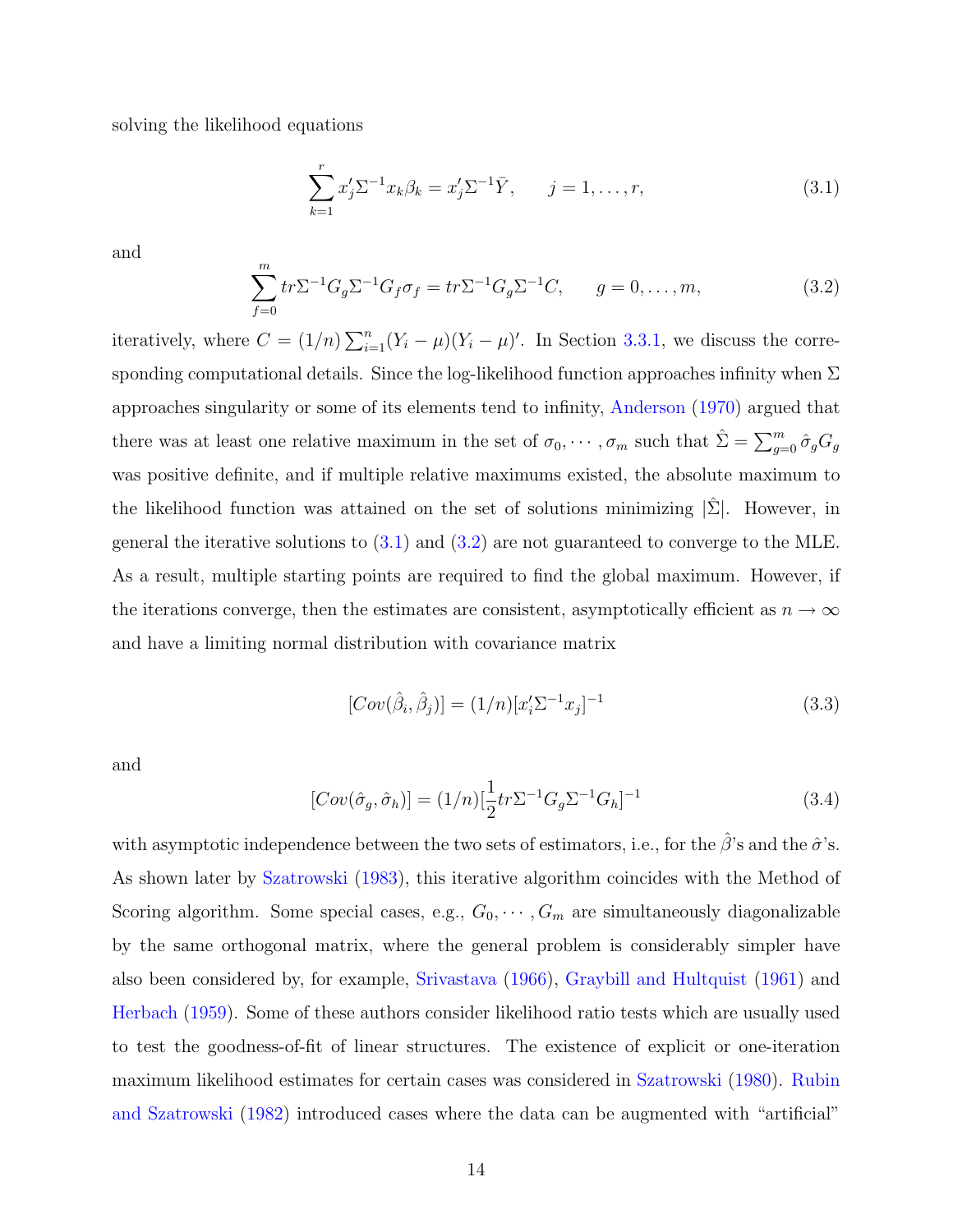solving the likelihood equations

$$\sum_{k=1}^{r} x_j' \Sigma^{-1} x_k \beta_k = x_j' \Sigma^{-1} \bar{Y}, \qquad j = 1, \ldots, r, \tag{3.1}$$

and

$$\sum_{f=0}^{m} tr \Sigma^{-1} G_g \Sigma^{-1} G_f \sigma_f = tr \Sigma^{-1} G_g \Sigma^{-1} C, \qquad g = 0, \ldots, m, \tag{3.2}$$

iteratively, where $C = (1/n) \sum_{i=1}^{n} (Y_i - \mu)(Y_i - \mu)'$. In Section 3.3.1, we discuss the corresponding computational details. Since the log-likelihood function approaches infinity when $\Sigma$ approaches singularity or some of its elements tend to infinity, Anderson (1970) argued that there was at least one relative maximum in the set of $\sigma_0, \cdots, \sigma_m$ such that $\hat{\Sigma} = \sum_{g=0}^{m} \hat{\sigma}_g G_g$ was positive definite, and if multiple relative maximums existed, the absolute maximum to the likelihood function was attained on the set of solutions minimizing $|\hat{\Sigma}|$. However, in general the iterative solutions to (3.1) and (3.2) are not guaranteed to converge to the MLE. As a result, multiple starting points are required to find the global maximum. However, if the iterations converge, then the estimates are consistent, asymptotically efficient as $n \to \infty$ and have a limiting normal distribution with covariance matrix

$$[Cov(\hat{\beta}_i, \hat{\beta}_j)] = (1/n)[x_i' \Sigma^{-1} x_j]^{-1} \tag{3.3}$$

and

$$[Cov(\hat{\sigma}_g, \hat{\sigma}_h)] = (1/n)[\frac{1}{2} tr \Sigma^{-1} G_g \Sigma^{-1} G_h]^{-1} \tag{3.4}$$

with asymptotic independence between the two sets of estimators, i.e., for the $\hat{\beta}$'s and the $\hat{\sigma}$'s. As shown later by Szatrowski (1983), this iterative algorithm coincides with the Method of Scoring algorithm. Some special cases, e.g., $G_0, \cdots, G_m$ are simultaneously diagonalizable by the same orthogonal matrix, where the general problem is considerably simpler have also been considered by, for example, Srivastava (1966), Graybill and Hultquist (1961) and Herbach (1959). Some of these authors consider likelihood ratio tests which are usually used to test the goodness-of-fit of linear structures. The existence of explicit or one-iteration maximum likelihood estimates for certain cases was considered in Szatrowski (1980). Rubin and Szatrowski (1982) introduced cases where the data can be augmented with "artificial"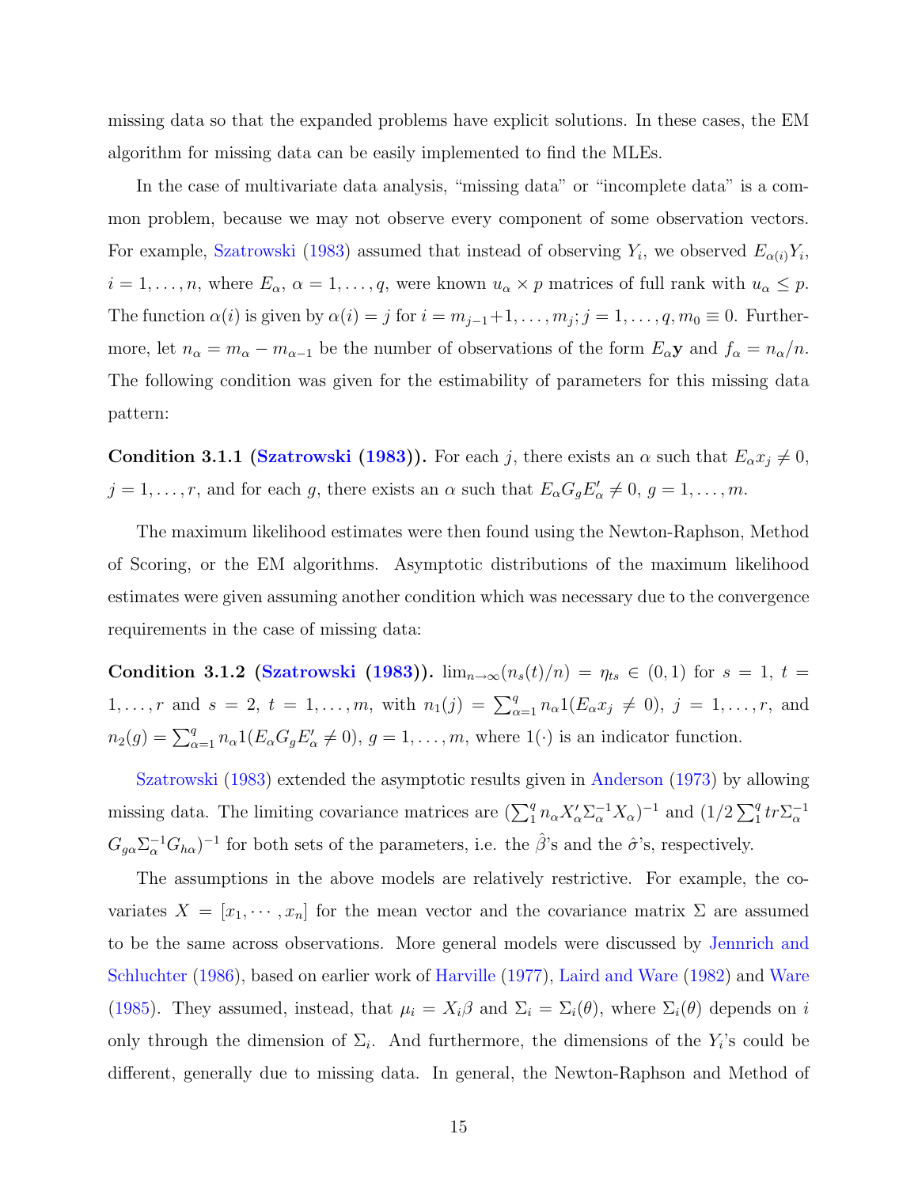missing data so that the expanded problems have explicit solutions. In these cases, the EM algorithm for missing data can be easily implemented to find the MLEs.

In the case of multivariate data analysis, "missing data" or "incomplete data" is a common problem, because we may not observe every component of some observation vectors. For example, Szatrowski (1983) assumed that instead of observing $Y_i$, we observed $E_{\alpha(i)}Y_i$, $i = 1, \ldots, n$, where $E_\alpha$, $\alpha = 1, \ldots, q$, were known $u_\alpha \times p$ matrices of full rank with $u_\alpha \leq p$. The function $\alpha(i)$ is given by $\alpha(i) = j$ for $i = m_{j-1}+1, \ldots, m_j; j = 1, \ldots, q, m_0 \equiv 0$. Furthermore, let $n_\alpha = m_\alpha - m_{\alpha-1}$ be the number of observations of the form $E_\alpha \mathbf{y}$ and $f_\alpha = n_\alpha/n$. The following condition was given for the estimability of parameters for this missing data pattern:

**Condition 3.1.1 (Szatrowski (1983)).** For each $j$, there exists an $\alpha$ such that $E_\alpha x_j \neq 0$, $j = 1, \ldots, r$, and for each $g$, there exists an $\alpha$ such that $E_\alpha G_g E'_\alpha \neq 0$, $g = 1, \ldots, m$.

The maximum likelihood estimates were then found using the Newton-Raphson, Method of Scoring, or the EM algorithms. Asymptotic distributions of the maximum likelihood estimates were given assuming another condition which was necessary due to the convergence requirements in the case of missing data:

**Condition 3.1.2 (Szatrowski (1983)).** $\lim_{n\to\infty}(n_s(t)/n) = \eta_{ts} \in (0, 1)$ for $s = 1$, $t = 1, \ldots, r$ and $s = 2$, $t = 1, \ldots, m$, with $n_1(j) = \sum_{\alpha=1}^{q} n_\alpha 1(E_\alpha x_j \neq 0)$, $j = 1, \ldots, r$, and $n_2(g) = \sum_{\alpha=1}^{q} n_\alpha 1(E_\alpha G_g E'_\alpha \neq 0)$, $g = 1, \ldots, m$, where $1(\cdot)$ is an indicator function.

Szatrowski (1983) extended the asymptotic results given in Anderson (1973) by allowing missing data. The limiting covariance matrices are $(\sum_1^q n_\alpha X'_\alpha \Sigma_\alpha^{-1} X_\alpha)^{-1}$ and $(1/2 \sum_1^q tr \Sigma_\alpha^{-1} G_{g\alpha} \Sigma_\alpha^{-1} G_{h\alpha})^{-1}$ for both sets of the parameters, i.e. the $\hat{\beta}$'s and the $\hat{\sigma}$'s, respectively.

The assumptions in the above models are relatively restrictive. For example, the covariates $X = [x_1, \cdots, x_n]$ for the mean vector and the covariance matrix $\Sigma$ are assumed to be the same across observations. More general models were discussed by Jennrich and Schluchter (1986), based on earlier work of Harville (1977), Laird and Ware (1982) and Ware (1985). They assumed, instead, that $\mu_i = X_i\beta$ and $\Sigma_i = \Sigma_i(\theta)$, where $\Sigma_i(\theta)$ depends on $i$ only through the dimension of $\Sigma_i$. And furthermore, the dimensions of the $Y_i$'s could be different, generally due to missing data. In general, the Newton-Raphson and Method of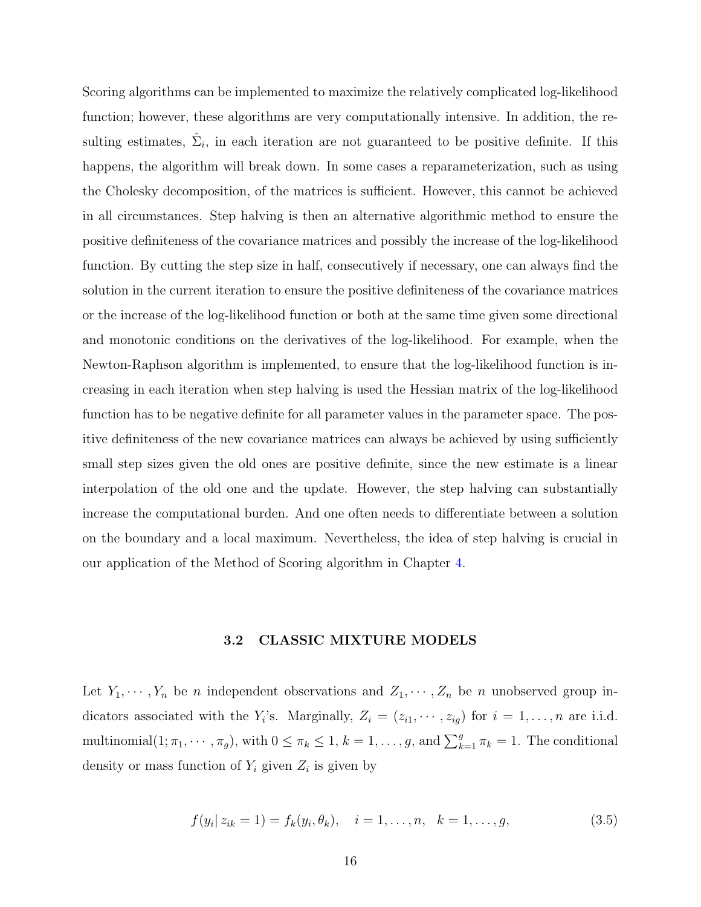Scoring algorithms can be implemented to maximize the relatively complicated log-likelihood function; however, these algorithms are very computationally intensive. In addition, the resulting estimates, $\hat{\Sigma}_i$, in each iteration are not guaranteed to be positive definite. If this happens, the algorithm will break down. In some cases a reparameterization, such as using the Cholesky decomposition, of the matrices is sufficient. However, this cannot be achieved in all circumstances. Step halving is then an alternative algorithmic method to ensure the positive definiteness of the covariance matrices and possibly the increase of the log-likelihood function. By cutting the step size in half, consecutively if necessary, one can always find the solution in the current iteration to ensure the positive definiteness of the covariance matrices or the increase of the log-likelihood function or both at the same time given some directional and monotonic conditions on the derivatives of the log-likelihood. For example, when the Newton-Raphson algorithm is implemented, to ensure that the log-likelihood function is increasing in each iteration when step halving is used the Hessian matrix of the log-likelihood function has to be negative definite for all parameter values in the parameter space. The positive definiteness of the new covariance matrices can always be achieved by using sufficiently small step sizes given the old ones are positive definite, since the new estimate is a linear interpolation of the old one and the update. However, the step halving can substantially increase the computational burden. And one often needs to differentiate between a solution on the boundary and a local maximum. Nevertheless, the idea of step halving is crucial in our application of the Method of Scoring algorithm in Chapter 4.

## 3.2 CLASSIC MIXTURE MODELS

Let $Y_1, \cdots, Y_n$ be $n$ independent observations and $Z_1, \cdots, Z_n$ be $n$ unobserved group indicators associated with the $Y_i$'s. Marginally, $Z_i = (z_{i1}, \cdots, z_{ig})$ for $i = 1, \ldots, n$ are i.i.d. multinomial$(1; \pi_1, \cdots, \pi_g)$, with $0 \leq \pi_k \leq 1$, $k = 1, \ldots, g$, and $\sum_{k=1}^{g} \pi_k = 1$. The conditional density or mass function of $Y_i$ given $Z_i$ is given by

$$f(y_i | \, z_{ik} = 1) = f_k(y_i, \theta_k), \quad i = 1, \ldots, n, \quad k = 1, \ldots, g, \tag{3.5}$$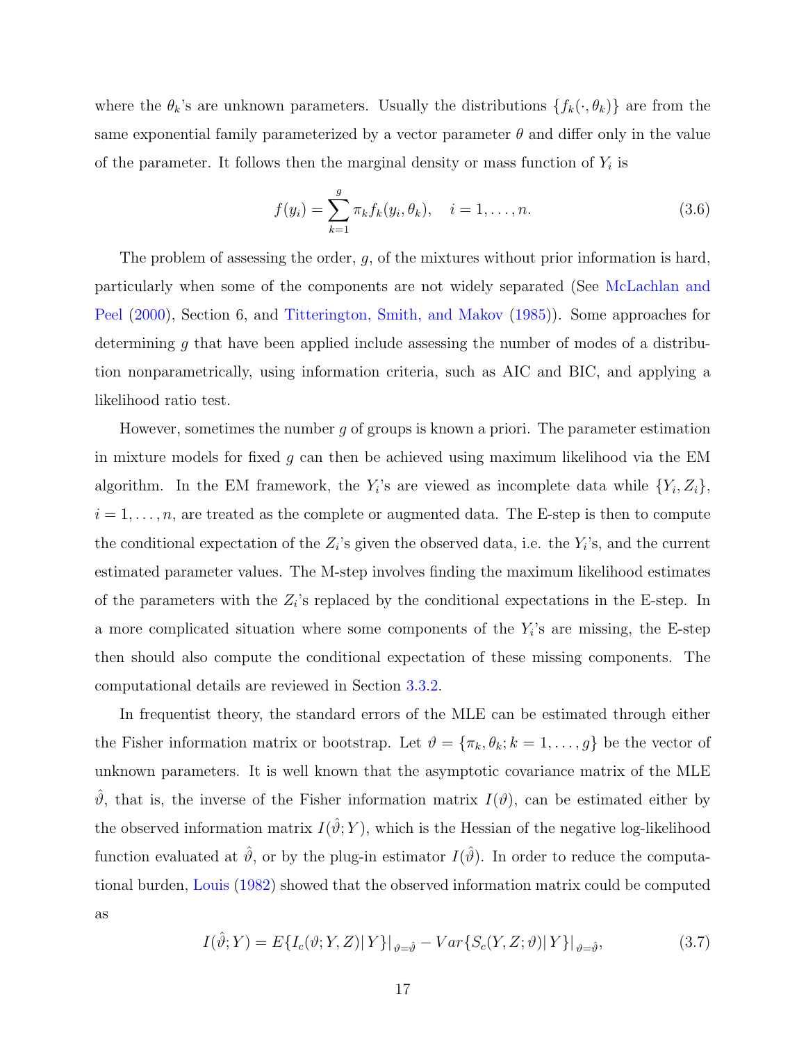where the $\theta_k$'s are unknown parameters. Usually the distributions $\{f_k(\cdot, \theta_k)\}$ are from the same exponential family parameterized by a vector parameter $\theta$ and differ only in the value of the parameter. It follows then the marginal density or mass function of $Y_i$ is

$$f(y_i) = \sum_{k=1}^{g} \pi_k f_k(y_i, \theta_k), \quad i = 1, \ldots, n. \tag{3.6}$$

The problem of assessing the order, $g$, of the mixtures without prior information is hard, particularly when some of the components are not widely separated (See McLachlan and Peel (2000), Section 6, and Titterington, Smith, and Makov (1985)). Some approaches for determining $g$ that have been applied include assessing the number of modes of a distribution nonparametrically, using information criteria, such as AIC and BIC, and applying a likelihood ratio test.

However, sometimes the number $g$ of groups is known a priori. The parameter estimation in mixture models for fixed $g$ can then be achieved using maximum likelihood via the EM algorithm. In the EM framework, the $Y_i$'s are viewed as incomplete data while $\{Y_i, Z_i\}$, $i = 1, \ldots, n$, are treated as the complete or augmented data. The E-step is then to compute the conditional expectation of the $Z_i$'s given the observed data, i.e. the $Y_i$'s, and the current estimated parameter values. The M-step involves finding the maximum likelihood estimates of the parameters with the $Z_i$'s replaced by the conditional expectations in the E-step. In a more complicated situation where some components of the $Y_i$'s are missing, the E-step then should also compute the conditional expectation of these missing components. The computational details are reviewed in Section 3.3.2.

In frequentist theory, the standard errors of the MLE can be estimated through either the Fisher information matrix or bootstrap. Let $\vartheta = \{\pi_k, \theta_k; k = 1, \ldots, g\}$ be the vector of unknown parameters. It is well known that the asymptotic covariance matrix of the MLE $\hat{\vartheta}$, that is, the inverse of the Fisher information matrix $I(\vartheta)$, can be estimated either by the observed information matrix $I(\hat{\vartheta}; Y)$, which is the Hessian of the negative log-likelihood function evaluated at $\hat{\vartheta}$, or by the plug-in estimator $I(\hat{\vartheta})$. In order to reduce the computational burden, Louis (1982) showed that the observed information matrix could be computed as

$$I(\hat{\vartheta}; Y) = E\{I_c(\vartheta; Y, Z)|\, Y\}\big|_{\vartheta=\hat{\vartheta}} - Var\{S_c(Y, Z; \vartheta)|\, Y\}\big|_{\vartheta=\hat{\vartheta}}, \tag{3.7}$$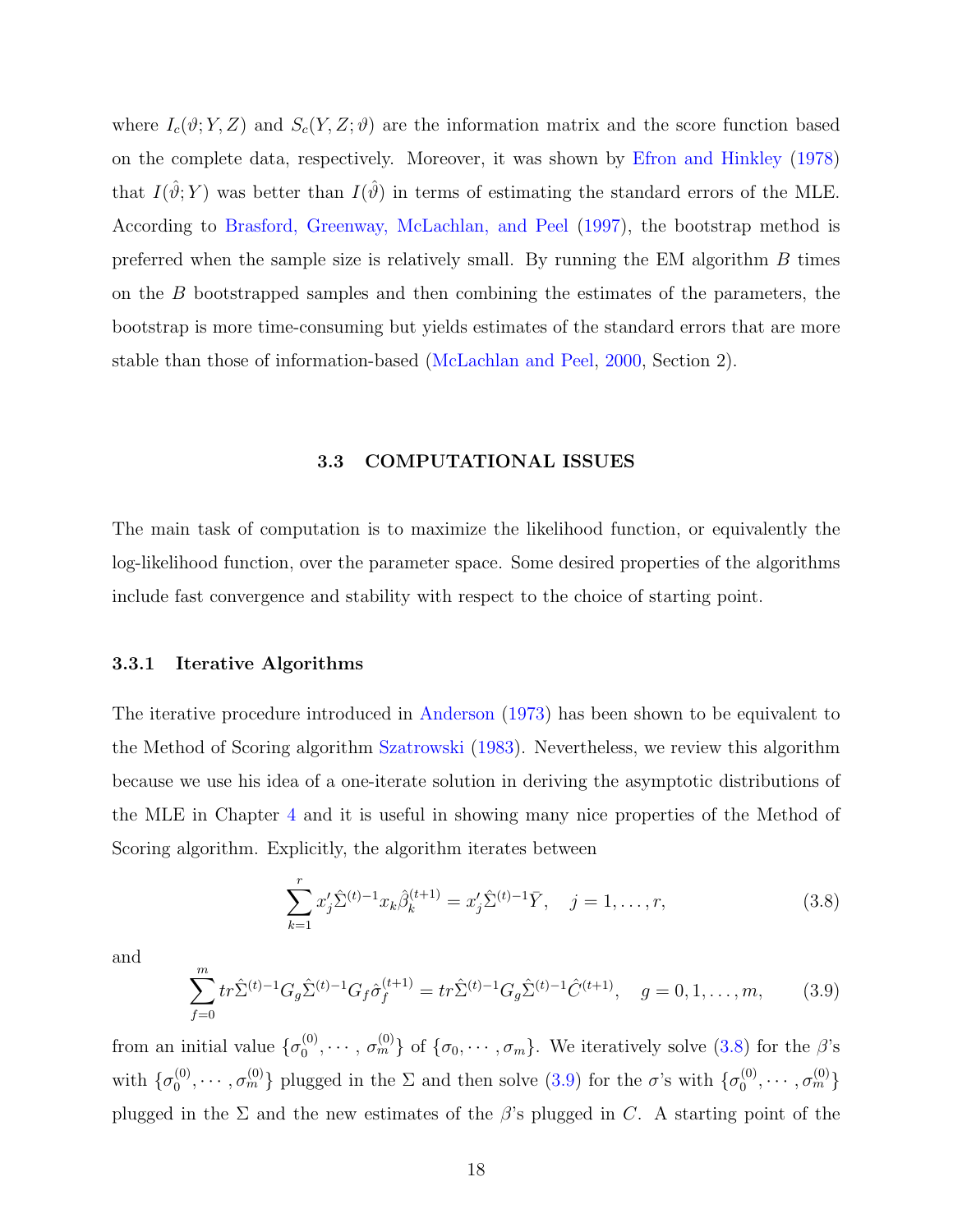where $I_c(\vartheta; Y, Z)$ and $S_c(Y, Z; \vartheta)$ are the information matrix and the score function based on the complete data, respectively. Moreover, it was shown by Efron and Hinkley (1978) that $I(\hat{\vartheta}; Y)$ was better than $I(\hat{\vartheta})$ in terms of estimating the standard errors of the MLE. According to Brasford, Greenway, McLachlan, and Peel (1997), the bootstrap method is preferred when the sample size is relatively small. By running the EM algorithm $B$ times on the $B$ bootstrapped samples and then combining the estimates of the parameters, the bootstrap is more time-consuming but yields estimates of the standard errors that are more stable than those of information-based (McLachlan and Peel, 2000, Section 2).

## 3.3 COMPUTATIONAL ISSUES

The main task of computation is to maximize the likelihood function, or equivalently the log-likelihood function, over the parameter space. Some desired properties of the algorithms include fast convergence and stability with respect to the choice of starting point.

### 3.3.1 Iterative Algorithms

The iterative procedure introduced in Anderson (1973) has been shown to be equivalent to the Method of Scoring algorithm Szatrowski (1983). Nevertheless, we review this algorithm because we use his idea of a one-iterate solution in deriving the asymptotic distributions of the MLE in Chapter 4 and it is useful in showing many nice properties of the Method of Scoring algorithm. Explicitly, the algorithm iterates between

$$\sum_{k=1}^{r} x_j' \hat{\Sigma}^{(t)-1} x_k \hat{\beta}_k^{(t+1)} = x_j' \hat{\Sigma}^{(t)-1} \bar{Y}, \quad j = 1, \dots, r, \tag{3.8}$$

and

$$\sum_{f=0}^{m} tr \hat{\Sigma}^{(t)-1} G_g \hat{\Sigma}^{(t)-1} G_f \hat{\sigma}_f^{(t+1)} = tr \hat{\Sigma}^{(t)-1} G_g \hat{\Sigma}^{(t)-1} \hat{C}^{(t+1)}, \quad g = 0, 1, \dots, m, \tag{3.9}$$

from an initial value $\{\sigma_0^{(0)}, \cdots, \sigma_m^{(0)}\}$ of $\{\sigma_0, \cdots, \sigma_m\}$. We iteratively solve (3.8) for the $\beta$'s with $\{\sigma_0^{(0)}, \cdots, \sigma_m^{(0)}\}$ plugged in the $\Sigma$ and then solve (3.9) for the $\sigma$'s with $\{\sigma_0^{(0)}, \cdots, \sigma_m^{(0)}\}$ plugged in the $\Sigma$ and the new estimates of the $\beta$'s plugged in $C$. A starting point of the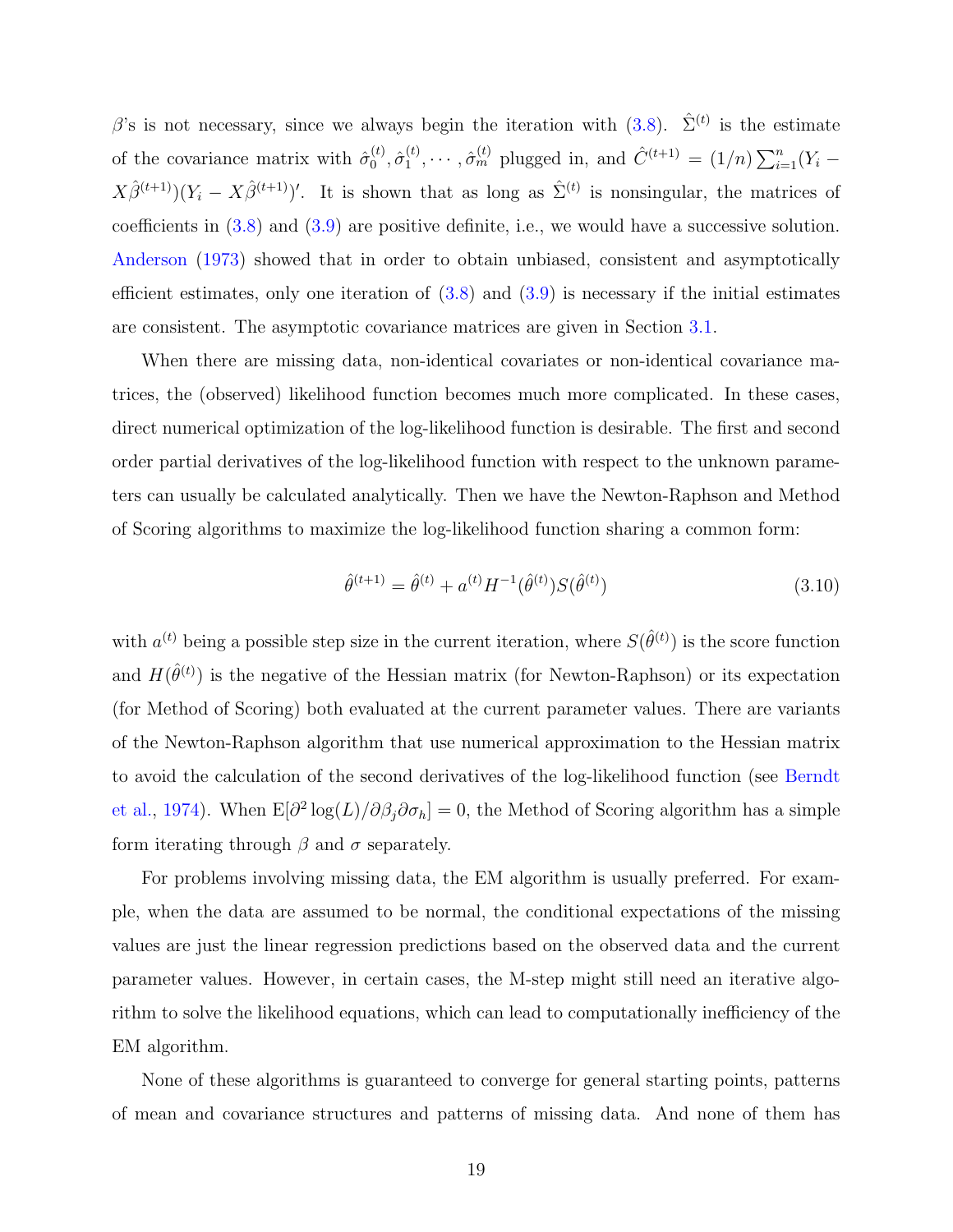$\beta$'s is not necessary, since we always begin the iteration with (3.8). $\hat{\Sigma}^{(t)}$ is the estimate of the covariance matrix with $\hat{\sigma}_0^{(t)}, \hat{\sigma}_1^{(t)}, \cdots, \hat{\sigma}_m^{(t)}$ plugged in, and $\hat{C}^{(t+1)} = (1/n)\sum_{i=1}^{n}(Y_i - X\hat{\beta}^{(t+1)})(Y_i - X\hat{\beta}^{(t+1)})'$. It is shown that as long as $\hat{\Sigma}^{(t)}$ is nonsingular, the matrices of coefficients in (3.8) and (3.9) are positive definite, i.e., we would have a successive solution. Anderson (1973) showed that in order to obtain unbiased, consistent and asymptotically efficient estimates, only one iteration of (3.8) and (3.9) is necessary if the initial estimates are consistent. The asymptotic covariance matrices are given in Section 3.1.

When there are missing data, non-identical covariates or non-identical covariance matrices, the (observed) likelihood function becomes much more complicated. In these cases, direct numerical optimization of the log-likelihood function is desirable. The first and second order partial derivatives of the log-likelihood function with respect to the unknown parameters can usually be calculated analytically. Then we have the Newton-Raphson and Method of Scoring algorithms to maximize the log-likelihood function sharing a common form:

$$\hat{\theta}^{(t+1)} = \hat{\theta}^{(t)} + a^{(t)} H^{-1}(\hat{\theta}^{(t)}) S(\hat{\theta}^{(t)}) \tag{3.10}$$

with $a^{(t)}$ being a possible step size in the current iteration, where $S(\hat{\theta}^{(t)})$ is the score function and $H(\hat{\theta}^{(t)})$ is the negative of the Hessian matrix (for Newton-Raphson) or its expectation (for Method of Scoring) both evaluated at the current parameter values. There are variants of the Newton-Raphson algorithm that use numerical approximation to the Hessian matrix to avoid the calculation of the second derivatives of the log-likelihood function (see Berndt et al., 1974). When $\mathrm{E}[\partial^2 \log(L)/\partial\beta_j\partial\sigma_h] = 0$, the Method of Scoring algorithm has a simple form iterating through $\beta$ and $\sigma$ separately.

For problems involving missing data, the EM algorithm is usually preferred. For example, when the data are assumed to be normal, the conditional expectations of the missing values are just the linear regression predictions based on the observed data and the current parameter values. However, in certain cases, the M-step might still need an iterative algorithm to solve the likelihood equations, which can lead to computationally inefficiency of the EM algorithm.

None of these algorithms is guaranteed to converge for general starting points, patterns of mean and covariance structures and patterns of missing data. And none of them has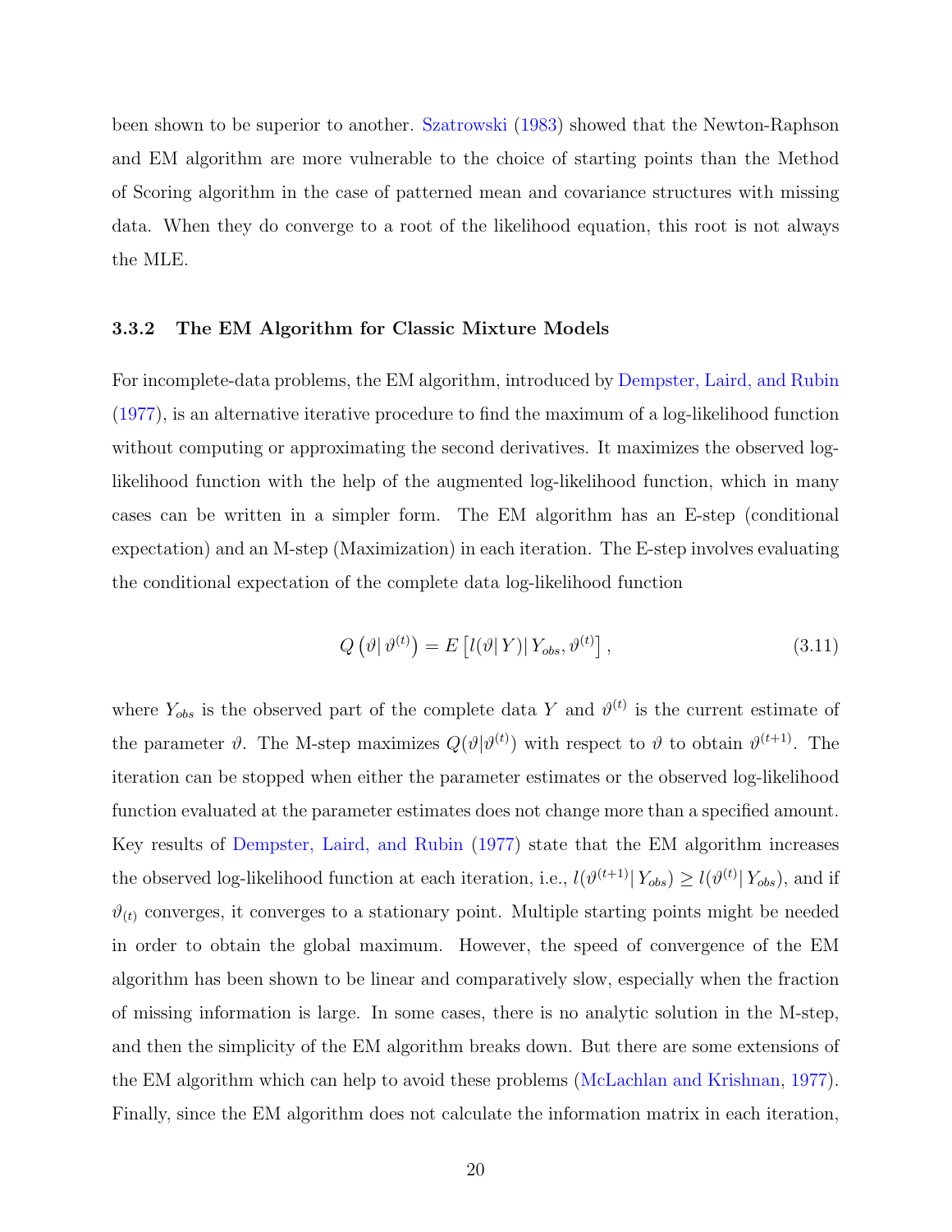been shown to be superior to another. Szatrowski (1983) showed that the Newton-Raphson and EM algorithm are more vulnerable to the choice of starting points than the Method of Scoring algorithm in the case of patterned mean and covariance structures with missing data. When they do converge to a root of the likelihood equation, this root is not always the MLE.

### 3.3.2 The EM Algorithm for Classic Mixture Models

For incomplete-data problems, the EM algorithm, introduced by Dempster, Laird, and Rubin (1977), is an alternative iterative procedure to find the maximum of a log-likelihood function without computing or approximating the second derivatives. It maximizes the observed log-likelihood function with the help of the augmented log-likelihood function, which in many cases can be written in a simpler form. The EM algorithm has an E-step (conditional expectation) and an M-step (Maximization) in each iteration. The E-step involves evaluating the conditional expectation of the complete data log-likelihood function

$$Q\left(\vartheta|\, \vartheta^{(t)}\right) = E\left[l(\vartheta|\, Y)|\, Y_{obs}, \vartheta^{(t)}\right], \tag{3.11}$$

where $Y_{obs}$ is the observed part of the complete data $Y$ and $\vartheta^{(t)}$ is the current estimate of the parameter $\vartheta$. The M-step maximizes $Q(\vartheta|\vartheta^{(t)})$ with respect to $\vartheta$ to obtain $\vartheta^{(t+1)}$. The iteration can be stopped when either the parameter estimates or the observed log-likelihood function evaluated at the parameter estimates does not change more than a specified amount. Key results of Dempster, Laird, and Rubin (1977) state that the EM algorithm increases the observed log-likelihood function at each iteration, i.e., $l(\vartheta^{(t+1)}|\, Y_{obs}) \geq l(\vartheta^{(t)}|\, Y_{obs})$, and if $\vartheta_{(t)}$ converges, it converges to a stationary point. Multiple starting points might be needed in order to obtain the global maximum. However, the speed of convergence of the EM algorithm has been shown to be linear and comparatively slow, especially when the fraction of missing information is large. In some cases, there is no analytic solution in the M-step, and then the simplicity of the EM algorithm breaks down. But there are some extensions of the EM algorithm which can help to avoid these problems (McLachlan and Krishnan, 1977). Finally, since the EM algorithm does not calculate the information matrix in each iteration,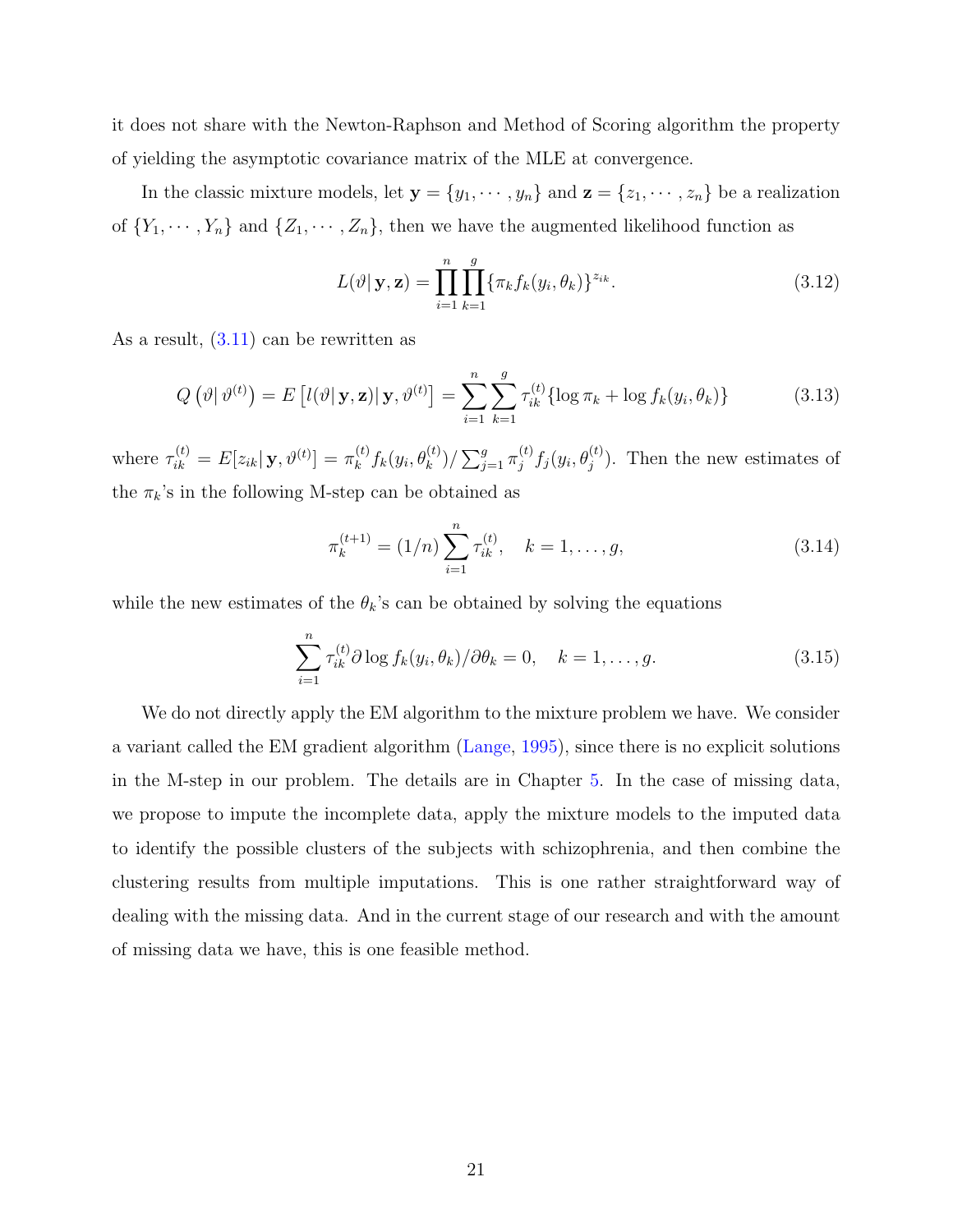it does not share with the Newton-Raphson and Method of Scoring algorithm the property of yielding the asymptotic covariance matrix of the MLE at convergence.

In the classic mixture models, let $\mathbf{y} = \{y_1, \cdots, y_n\}$ and $\mathbf{z} = \{z_1, \cdots, z_n\}$ be a realization of $\{Y_1, \cdots, Y_n\}$ and $\{Z_1, \cdots, Z_n\}$, then we have the augmented likelihood function as

$$L(\vartheta | \mathbf{y}, \mathbf{z}) = \prod_{i=1}^{n} \prod_{k=1}^{g} \{\pi_k f_k(y_i, \theta_k)\}^{z_{ik}}. \tag{3.12}$$

As a result, (3.11) can be rewritten as

$$Q\left(\vartheta | \vartheta^{(t)}\right) = E\left[l(\vartheta | \mathbf{y}, \mathbf{z}) | \mathbf{y}, \vartheta^{(t)}\right] = \sum_{i=1}^{n} \sum_{k=1}^{g} \tau_{ik}^{(t)} \{\log \pi_k + \log f_k(y_i, \theta_k)\} \tag{3.13}$$

where $\tau_{ik}^{(t)} = E[z_{ik} | \mathbf{y}, \vartheta^{(t)}] = \pi_k^{(t)} f_k(y_i, \theta_k^{(t)}) / \sum_{j=1}^{g} \pi_j^{(t)} f_j(y_i, \theta_j^{(t)})$. Then the new estimates of the $\pi_k$'s in the following M-step can be obtained as

$$\pi_k^{(t+1)} = (1/n) \sum_{i=1}^{n} \tau_{ik}^{(t)}, \quad k = 1, \ldots, g, \tag{3.14}$$

while the new estimates of the $\theta_k$'s can be obtained by solving the equations

$$\sum_{i=1}^{n} \tau_{ik}^{(t)} \partial \log f_k(y_i, \theta_k) / \partial \theta_k = 0, \quad k = 1, \ldots, g. \tag{3.15}$$

We do not directly apply the EM algorithm to the mixture problem we have. We consider a variant called the EM gradient algorithm (Lange, 1995), since there is no explicit solutions in the M-step in our problem. The details are in Chapter 5. In the case of missing data, we propose to impute the incomplete data, apply the mixture models to the imputed data to identify the possible clusters of the subjects with schizophrenia, and then combine the clustering results from multiple imputations. This is one rather straightforward way of dealing with the missing data. And in the current stage of our research and with the amount of missing data we have, this is one feasible method.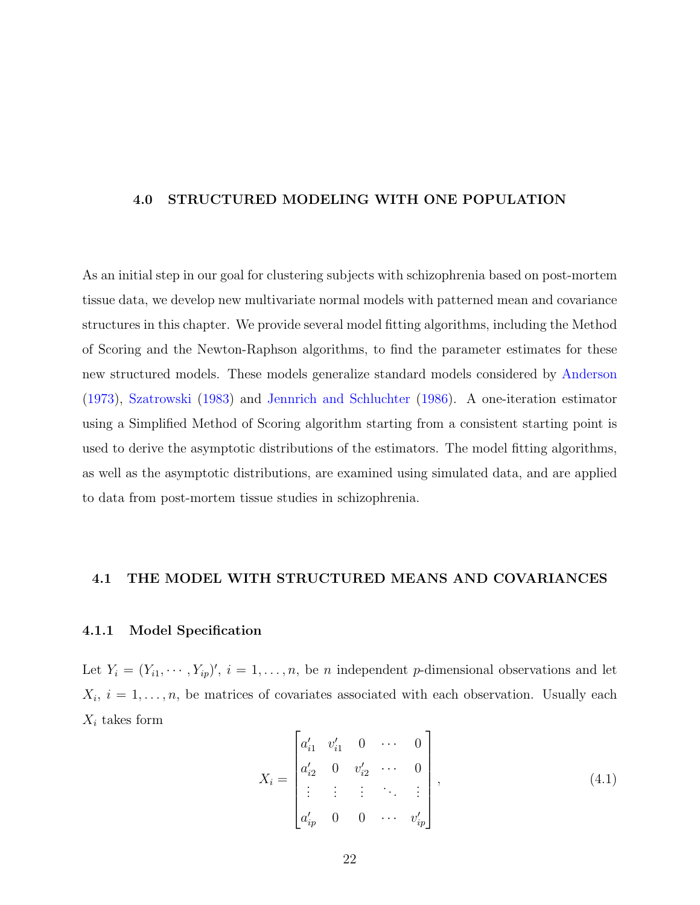# 4.0 STRUCTURED MODELING WITH ONE POPULATION

As an initial step in our goal for clustering subjects with schizophrenia based on post-mortem tissue data, we develop new multivariate normal models with patterned mean and covariance structures in this chapter. We provide several model fitting algorithms, including the Method of Scoring and the Newton-Raphson algorithms, to find the parameter estimates for these new structured models. These models generalize standard models considered by Anderson (1973), Szatrowski (1983) and Jennrich and Schluchter (1986). A one-iteration estimator using a Simplified Method of Scoring algorithm starting from a consistent starting point is used to derive the asymptotic distributions of the estimators. The model fitting algorithms, as well as the asymptotic distributions, are examined using simulated data, and are applied to data from post-mortem tissue studies in schizophrenia.

## 4.1 THE MODEL WITH STRUCTURED MEANS AND COVARIANCES

### 4.1.1 Model Specification

Let $Y_i = (Y_{i1}, \cdots, Y_{ip})'$, $i = 1, \ldots, n$, be $n$ independent $p$-dimensional observations and let $X_i$, $i = 1, \ldots, n$, be matrices of covariates associated with each observation. Usually each $X_i$ takes form

$$X_i = \begin{bmatrix} a'_{i1} & v'_{i1} & 0 & \cdots & 0 \\ a'_{i2} & 0 & v'_{i2} & \cdots & 0 \\ \vdots & \vdots & \vdots & \ddots & \vdots \\ a'_{ip} & 0 & 0 & \cdots & v'_{ip} \end{bmatrix}, \tag{4.1}$$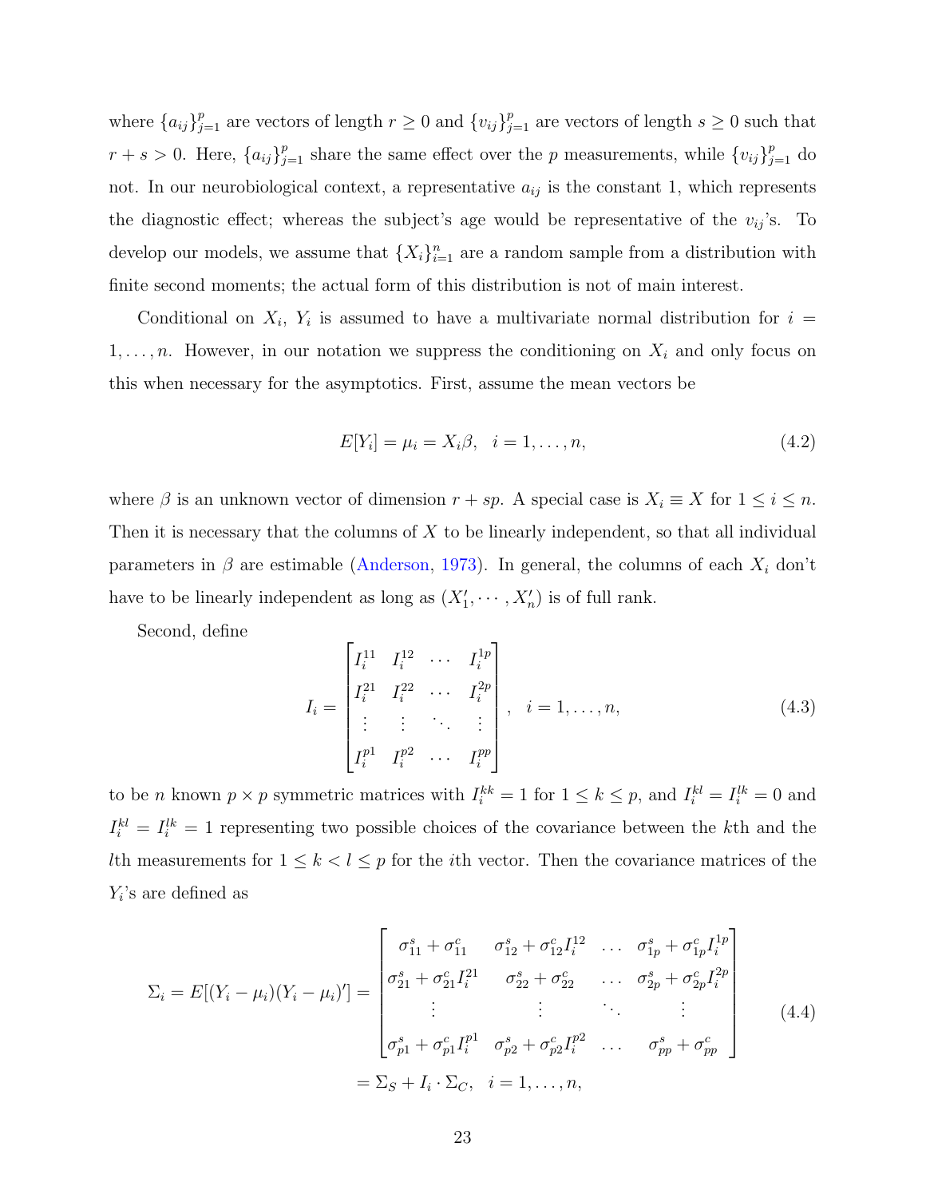where $\{a_{ij}\}_{j=1}^{p}$ are vectors of length $r \geq 0$ and $\{v_{ij}\}_{j=1}^{p}$ are vectors of length $s \geq 0$ such that $r + s > 0$. Here, $\{a_{ij}\}_{j=1}^{p}$ share the same effect over the $p$ measurements, while $\{v_{ij}\}_{j=1}^{p}$ do not. In our neurobiological context, a representative $a_{ij}$ is the constant 1, which represents the diagnostic effect; whereas the subject's age would be representative of the $v_{ij}$'s. To develop our models, we assume that $\{X_i\}_{i=1}^{n}$ are a random sample from a distribution with finite second moments; the actual form of this distribution is not of main interest.

Conditional on $X_i$, $Y_i$ is assumed to have a multivariate normal distribution for $i = 1, \ldots, n$. However, in our notation we suppress the conditioning on $X_i$ and only focus on this when necessary for the asymptotics. First, assume the mean vectors be

$$E[Y_i] = \mu_i = X_i\beta, \quad i = 1, \ldots, n, \tag{4.2}$$

where $\beta$ is an unknown vector of dimension $r + sp$. A special case is $X_i \equiv X$ for $1 \leq i \leq n$. Then it is necessary that the columns of $X$ to be linearly independent, so that all individual parameters in $\beta$ are estimable (Anderson, 1973). In general, the columns of each $X_i$ don't have to be linearly independent as long as $(X_1', \cdots, X_n')$ is of full rank.

Second, define

$$I_i = \begin{bmatrix} I_i^{11} & I_i^{12} & \cdots & I_i^{1p} \\ I_i^{21} & I_i^{22} & \cdots & I_i^{2p} \\ \vdots & \vdots & \ddots & \vdots \\ I_i^{p1} & I_i^{p2} & \cdots & I_i^{pp} \end{bmatrix}, \quad i = 1, \ldots, n, \tag{4.3}$$

to be $n$ known $p \times p$ symmetric matrices with $I_i^{kk} = 1$ for $1 \leq k \leq p$, and $I_i^{kl} = I_i^{lk} = 0$ and $I_i^{kl} = I_i^{lk} = 1$ representing two possible choices of the covariance between the $k$th and the $l$th measurements for $1 \leq k < l \leq p$ for the $i$th vector. Then the covariance matrices of the $Y_i$'s are defined as

$$\begin{aligned} \Sigma_i = E[(Y_i - \mu_i)(Y_i - \mu_i)'] &= \begin{bmatrix} \sigma_{11}^s + \sigma_{11}^c & \sigma_{12}^s + \sigma_{12}^c I_i^{12} & \ldots & \sigma_{1p}^s + \sigma_{1p}^c I_i^{1p} \\ \sigma_{21}^s + \sigma_{21}^c I_i^{21} & \sigma_{22}^s + \sigma_{22}^c & \ldots & \sigma_{2p}^s + \sigma_{2p}^c I_i^{2p} \\ \vdots & \vdots & \ddots & \vdots \\ \sigma_{p1}^s + \sigma_{p1}^c I_i^{p1} & \sigma_{p2}^s + \sigma_{p2}^c I_i^{p2} & \ldots & \sigma_{pp}^s + \sigma_{pp}^c \end{bmatrix} \\ &= \Sigma_S + I_i \cdot \Sigma_C, \quad i = 1, \ldots, n, \end{aligned} \tag{4.4}$$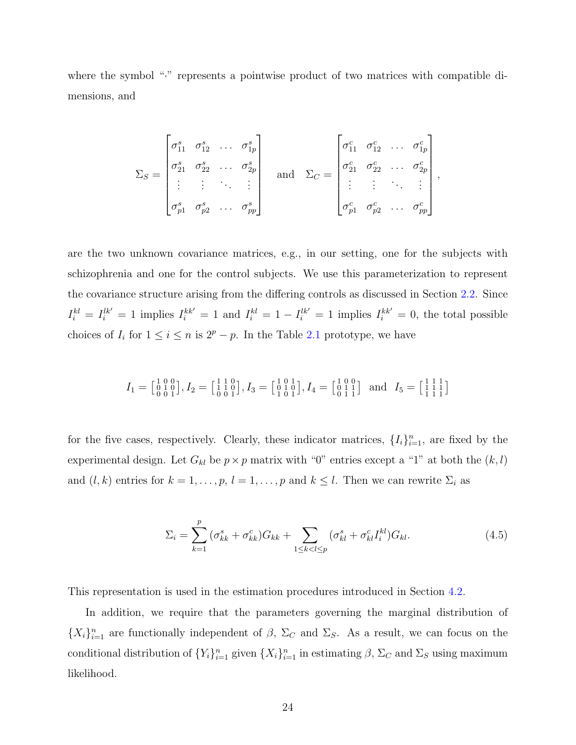where the symbol "$\cdot$" represents a pointwise product of two matrices with compatible dimensions, and

$$\Sigma_S = \begin{bmatrix} \sigma^s_{11} & \sigma^s_{12} & \dots & \sigma^s_{1p} \\ \sigma^s_{21} & \sigma^s_{22} & \dots & \sigma^s_{2p} \\ \vdots & \vdots & \ddots & \vdots \\ \sigma^s_{p1} & \sigma^s_{p2} & \dots & \sigma^s_{pp} \end{bmatrix} \quad \text{and} \quad \Sigma_C = \begin{bmatrix} \sigma^c_{11} & \sigma^c_{12} & \dots & \sigma^c_{1p} \\ \sigma^c_{21} & \sigma^c_{22} & \dots & \sigma^c_{2p} \\ \vdots & \vdots & \ddots & \vdots \\ \sigma^c_{p1} & \sigma^c_{p2} & \dots & \sigma^c_{pp} \end{bmatrix},$$

are the two unknown covariance matrices, e.g., in our setting, one for the subjects with schizophrenia and one for the control subjects. We use this parameterization to represent the covariance structure arising from the differing controls as discussed in Section 2.2. Since $I_i^{kl} = I_i^{lk'} = 1$ implies $I_i^{kk'} = 1$ and $I_i^{kl} = 1 - I_i^{lk'} = 1$ implies $I_i^{kk'} = 0$, the total possible choices of $I_i$ for $1 \leq i \leq n$ is $2^p - p$. In the Table 2.1 prototype, we have

$$I_1 = \left[\begin{smallmatrix} 1 & 0 & 0 \\ 0 & 1 & 0 \\ 0 & 0 & 1 \end{smallmatrix}\right], I_2 = \left[\begin{smallmatrix} 1 & 1 & 0 \\ 1 & 1 & 0 \\ 0 & 0 & 1 \end{smallmatrix}\right], I_3 = \left[\begin{smallmatrix} 1 & 0 & 1 \\ 0 & 1 & 0 \\ 1 & 0 & 1 \end{smallmatrix}\right], I_4 = \left[\begin{smallmatrix} 1 & 0 & 0 \\ 0 & 1 & 1 \\ 0 & 1 & 1 \end{smallmatrix}\right] \text{ and } I_5 = \left[\begin{smallmatrix} 1 & 1 & 1 \\ 1 & 1 & 1 \\ 1 & 1 & 1 \end{smallmatrix}\right]$$

for the five cases, respectively. Clearly, these indicator matrices, $\{I_i\}_{i=1}^n$, are fixed by the experimental design. Let $G_{kl}$ be $p \times p$ matrix with "0" entries except a "1" at both the $(k, l)$ and $(l, k)$ entries for $k = 1, \dots, p$, $l = 1, \dots, p$ and $k \leq l$. Then we can rewrite $\Sigma_i$ as

$$\Sigma_i = \sum_{k=1}^{p} (\sigma^s_{kk} + \sigma^c_{kk}) G_{kk} + \sum_{1 \leq k < l \leq p} (\sigma^s_{kl} + \sigma^c_{kl} I_i^{kl}) G_{kl}. \tag{4.5}$$

This representation is used in the estimation procedures introduced in Section 4.2.

In addition, we require that the parameters governing the marginal distribution of $\{X_i\}_{i=1}^n$ are functionally independent of $\beta$, $\Sigma_C$ and $\Sigma_S$. As a result, we can focus on the conditional distribution of $\{Y_i\}_{i=1}^n$ given $\{X_i\}_{i=1}^n$ in estimating $\beta$, $\Sigma_C$ and $\Sigma_S$ using maximum likelihood.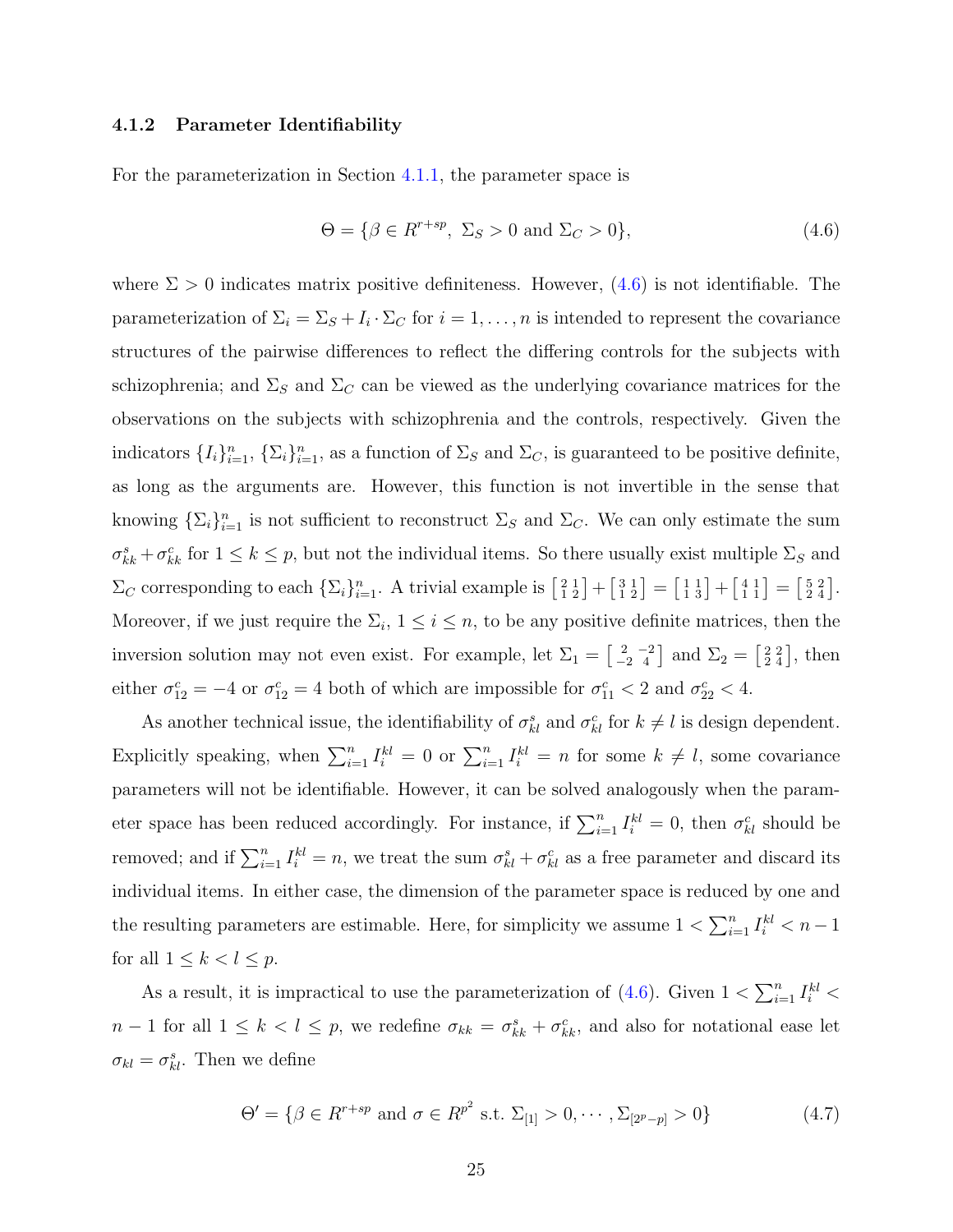### 4.1.2 Parameter Identifiability

For the parameterization in Section 4.1.1, the parameter space is

$$\Theta = \{\beta \in R^{r+sp},\ \Sigma_S > 0 \text{ and } \Sigma_C > 0\}, \tag{4.6}$$

where $\Sigma > 0$ indicates matrix positive definiteness. However, (4.6) is not identifiable. The parameterization of $\Sigma_i = \Sigma_S + I_i \cdot \Sigma_C$ for $i = 1, \ldots, n$ is intended to represent the covariance structures of the pairwise differences to reflect the differing controls for the subjects with schizophrenia; and $\Sigma_S$ and $\Sigma_C$ can be viewed as the underlying covariance matrices for the observations on the subjects with schizophrenia and the controls, respectively. Given the indicators $\{I_i\}_{i=1}^n$, $\{\Sigma_i\}_{i=1}^n$, as a function of $\Sigma_S$ and $\Sigma_C$, is guaranteed to be positive definite, as long as the arguments are. However, this function is not invertible in the sense that knowing $\{\Sigma_i\}_{i=1}^n$ is not sufficient to reconstruct $\Sigma_S$ and $\Sigma_C$. We can only estimate the sum $\sigma^s_{kk} + \sigma^c_{kk}$ for $1 \le k \le p$, but not the individual items. So there usually exist multiple $\Sigma_S$ and $\Sigma_C$ corresponding to each $\{\Sigma_i\}_{i=1}^n$. A trivial example is $\left[\begin{smallmatrix} 2 & 1 \\ 1 & 2 \end{smallmatrix}\right] + \left[\begin{smallmatrix} 3 & 1 \\ 1 & 2 \end{smallmatrix}\right] = \left[\begin{smallmatrix} 1 & 1 \\ 1 & 3 \end{smallmatrix}\right] + \left[\begin{smallmatrix} 4 & 1 \\ 1 & 1 \end{smallmatrix}\right] = \left[\begin{smallmatrix} 5 & 2 \\ 2 & 4 \end{smallmatrix}\right]$. Moreover, if we just require the $\Sigma_i$, $1 \le i \le n$, to be any positive definite matrices, then the inversion solution may not even exist. For example, let $\Sigma_1 = \left[\begin{smallmatrix} 2 & -2 \\ -2 & 4 \end{smallmatrix}\right]$ and $\Sigma_2 = \left[\begin{smallmatrix} 2 & 2 \\ 2 & 4 \end{smallmatrix}\right]$, then either $\sigma^c_{12} = -4$ or $\sigma^c_{12} = 4$ both of which are impossible for $\sigma^c_{11} < 2$ and $\sigma^c_{22} < 4$.

As another technical issue, the identifiability of $\sigma^s_{kl}$ and $\sigma^c_{kl}$ for $k \neq l$ is design dependent. Explicitly speaking, when $\sum_{i=1}^n I_i^{kl} = 0$ or $\sum_{i=1}^n I_i^{kl} = n$ for some $k \neq l$, some covariance parameters will not be identifiable. However, it can be solved analogously when the parameter space has been reduced accordingly. For instance, if $\sum_{i=1}^n I_i^{kl} = 0$, then $\sigma^c_{kl}$ should be removed; and if $\sum_{i=1}^n I_i^{kl} = n$, we treat the sum $\sigma^s_{kl} + \sigma^c_{kl}$ as a free parameter and discard its individual items. In either case, the dimension of the parameter space is reduced by one and the resulting parameters are estimable. Here, for simplicity we assume $1 < \sum_{i=1}^n I_i^{kl} < n - 1$ for all $1 \le k < l \le p$.

As a result, it is impractical to use the parameterization of (4.6). Given $1 < \sum_{i=1}^n I_i^{kl} < n - 1$ for all $1 \le k < l \le p$, we redefine $\sigma_{kk} = \sigma^s_{kk} + \sigma^c_{kk}$, and also for notational ease let $\sigma_{kl} = \sigma^s_{kl}$. Then we define

$$\Theta' = \{\beta \in R^{r+sp} \text{ and } \sigma \in R^{p^2} \text{ s.t. } \Sigma_{[1]} > 0, \cdots, \Sigma_{[2^p - p]} > 0\} \tag{4.7}$$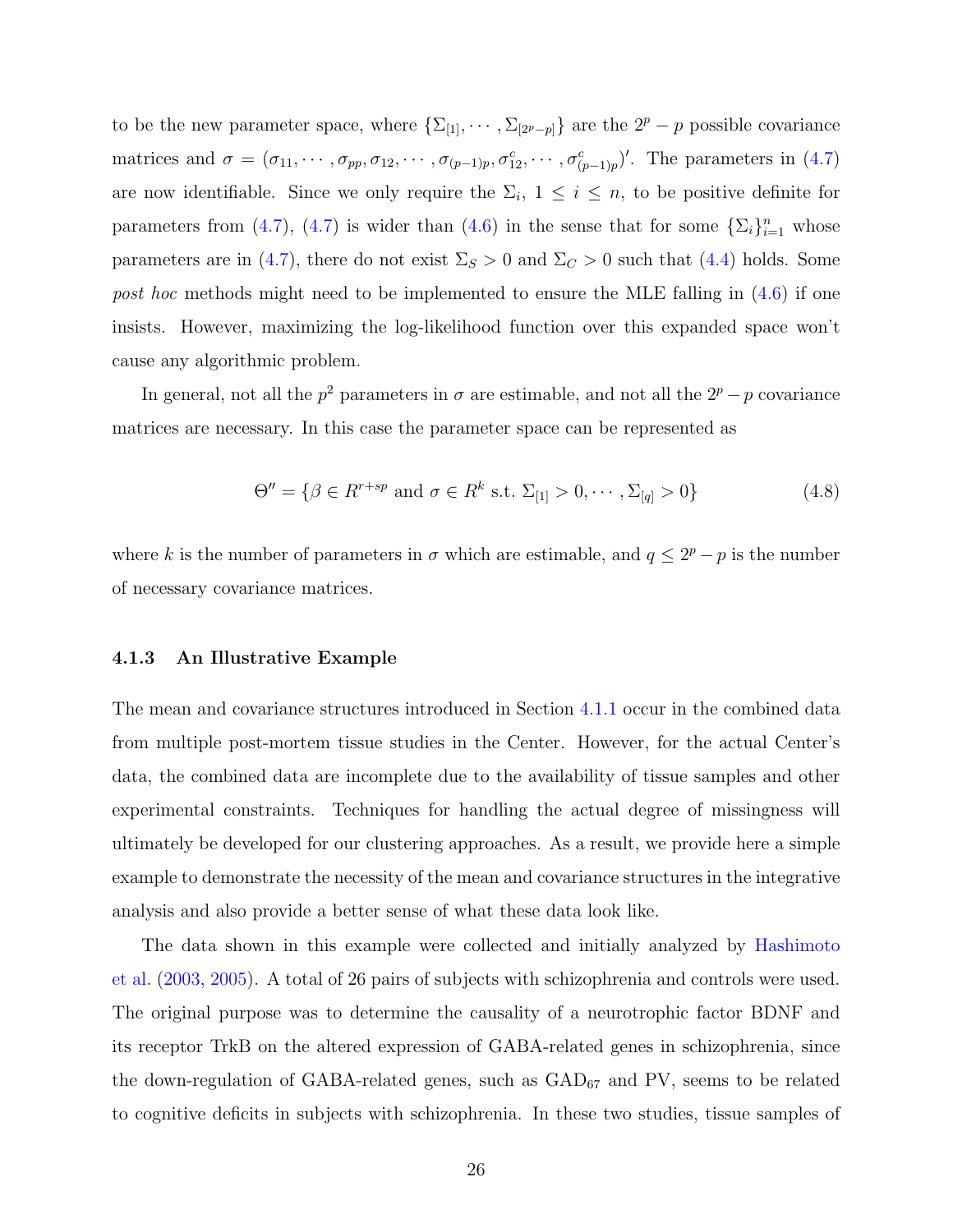to be the new parameter space, where $\{\Sigma_{[1]}, \cdots, \Sigma_{[2^p-p]}\}$ are the $2^p - p$ possible covariance matrices and $\sigma = (\sigma_{11}, \cdots, \sigma_{pp}, \sigma_{12}, \cdots, \sigma_{(p-1)p}, \sigma_{12}^c, \cdots, \sigma_{(p-1)p}^c)'$. The parameters in (4.7) are now identifiable. Since we only require the $\Sigma_i$, $1 \leq i \leq n$, to be positive definite for parameters from (4.7), (4.7) is wider than (4.6) in the sense that for some $\{\Sigma_i\}_{i=1}^n$ whose parameters are in (4.7), there do not exist $\Sigma_S > 0$ and $\Sigma_C > 0$ such that (4.4) holds. Some *post hoc* methods might need to be implemented to ensure the MLE falling in (4.6) if one insists. However, maximizing the log-likelihood function over this expanded space won't cause any algorithmic problem.

In general, not all the $p^2$ parameters in $\sigma$ are estimable, and not all the $2^p - p$ covariance matrices are necessary. In this case the parameter space can be represented as

$$\Theta'' = \{\beta \in R^{r+sp} \text{ and } \sigma \in R^k \text{ s.t. } \Sigma_{[1]} > 0, \cdots, \Sigma_{[q]} > 0\} \tag{4.8}$$

where $k$ is the number of parameters in $\sigma$ which are estimable, and $q \leq 2^p - p$ is the number of necessary covariance matrices.

### 4.1.3 An Illustrative Example

The mean and covariance structures introduced in Section 4.1.1 occur in the combined data from multiple post-mortem tissue studies in the Center. However, for the actual Center's data, the combined data are incomplete due to the availability of tissue samples and other experimental constraints. Techniques for handling the actual degree of missingness will ultimately be developed for our clustering approaches. As a result, we provide here a simple example to demonstrate the necessity of the mean and covariance structures in the integrative analysis and also provide a better sense of what these data look like.

The data shown in this example were collected and initially analyzed by Hashimoto et al. (2003, 2005). A total of 26 pairs of subjects with schizophrenia and controls were used. The original purpose was to determine the causality of a neurotrophic factor BDNF and its receptor TrkB on the altered expression of GABA-related genes in schizophrenia, since the down-regulation of GABA-related genes, such as $\text{GAD}_{67}$ and PV, seems to be related to cognitive deficits in subjects with schizophrenia. In these two studies, tissue samples of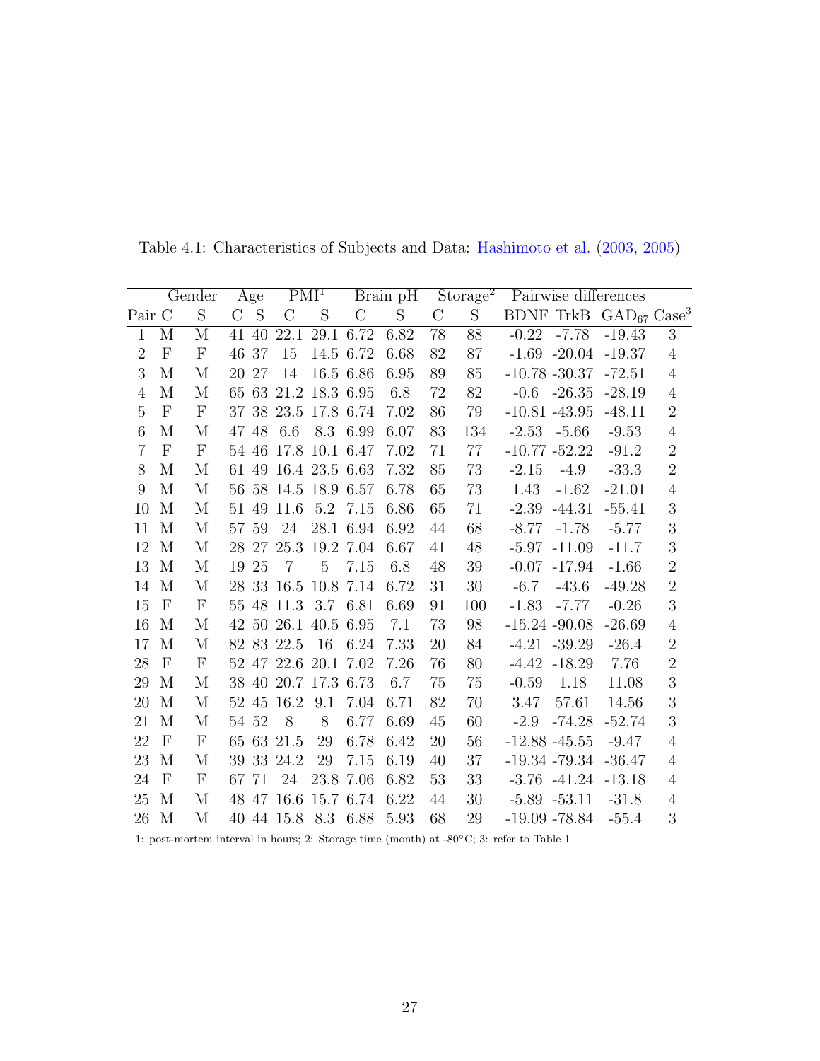Table 4.1: Characteristics of Subjects and Data: Hashimoto et al. (2003, 2005)

| | Gender | | Age | | PMI[1] | | Brain pH | | Storage[2] | | Pairwise differences | | | |
|---|---|---|---|---|---|---|---|---|---|---|---|---|---|---|
| Pair | C | S | C | S | C | S | C | S | C | S | BDNF | TrkB | $GAD_{67}$ | Case[3] |
| 1 | M | M | 41 | 40 | 22.1 | 29.1 | 6.72 | 6.82 | 78 | 88 | -0.22 | -7.78 | -19.43 | 3 |
| 2 | F | F | 46 | 37 | 15 | 14.5 | 6.72 | 6.68 | 82 | 87 | -1.69 | -20.04 | -19.37 | 4 |
| 3 | M | M | 20 | 27 | 14 | 16.5 | 6.86 | 6.95 | 89 | 85 | -10.78 | -30.37 | -72.51 | 4 |
| 4 | M | M | 65 | 63 | 21.2 | 18.3 | 6.95 | 6.8 | 72 | 82 | -0.6 | -26.35 | -28.19 | 4 |
| 5 | F | F | 37 | 38 | 23.5 | 17.8 | 6.74 | 7.02 | 86 | 79 | -10.81 | -43.95 | -48.11 | 2 |
| 6 | M | M | 47 | 48 | 6.6 | 8.3 | 6.99 | 6.07 | 83 | 134 | -2.53 | -5.66 | -9.53 | 4 |
| 7 | F | F | 54 | 46 | 17.8 | 10.1 | 6.47 | 7.02 | 71 | 77 | -10.77 | -52.22 | -91.2 | 2 |
| 8 | M | M | 61 | 49 | 16.4 | 23.5 | 6.63 | 7.32 | 85 | 73 | -2.15 | -4.9 | -33.3 | 2 |
| 9 | M | M | 56 | 58 | 14.5 | 18.9 | 6.57 | 6.78 | 65 | 73 | 1.43 | -1.62 | -21.01 | 4 |
| 10 | M | M | 51 | 49 | 11.6 | 5.2 | 7.15 | 6.86 | 65 | 71 | -2.39 | -44.31 | -55.41 | 3 |
| 11 | M | M | 57 | 59 | 24 | 28.1 | 6.94 | 6.92 | 44 | 68 | -8.77 | -1.78 | -5.77 | 3 |
| 12 | M | M | 28 | 27 | 25.3 | 19.2 | 7.04 | 6.67 | 41 | 48 | -5.97 | -11.09 | -11.7 | 3 |
| 13 | M | M | 19 | 25 | 7 | 5 | 7.15 | 6.8 | 48 | 39 | -0.07 | -17.94 | -1.66 | 2 |
| 14 | M | M | 28 | 33 | 16.5 | 10.8 | 7.14 | 6.72 | 31 | 30 | -6.7 | -43.6 | -49.28 | 2 |
| 15 | F | F | 55 | 48 | 11.3 | 3.7 | 6.81 | 6.69 | 91 | 100 | -1.83 | -7.77 | -0.26 | 3 |
| 16 | M | M | 42 | 50 | 26.1 | 40.5 | 6.95 | 7.1 | 73 | 98 | -15.24 | -90.08 | -26.69 | 4 |
| 17 | M | M | 82 | 83 | 22.5 | 16 | 6.24 | 7.33 | 20 | 84 | -4.21 | -39.29 | -26.4 | 2 |
| 28 | F | F | 52 | 47 | 22.6 | 20.1 | 7.02 | 7.26 | 76 | 80 | -4.42 | -18.29 | 7.76 | 2 |
| 29 | M | M | 38 | 40 | 20.7 | 17.3 | 6.73 | 6.7 | 75 | 75 | -0.59 | 1.18 | 11.08 | 3 |
| 20 | M | M | 52 | 45 | 16.2 | 9.1 | 7.04 | 6.71 | 82 | 70 | 3.47 | 57.61 | 14.56 | 3 |
| 21 | M | M | 54 | 52 | 8 | 8 | 6.77 | 6.69 | 45 | 60 | -2.9 | -74.28 | -52.74 | 3 |
| 22 | F | F | 65 | 63 | 21.5 | 29 | 6.78 | 6.42 | 20 | 56 | -12.88 | -45.55 | -9.47 | 4 |
| 23 | M | M | 39 | 33 | 24.2 | 29 | 7.15 | 6.19 | 40 | 37 | -19.34 | -79.34 | -36.47 | 4 |
| 24 | F | F | 67 | 71 | 24 | 23.8 | 7.06 | 6.82 | 53 | 33 | -3.76 | -41.24 | -13.18 | 4 |
| 25 | M | M | 48 | 47 | 16.6 | 15.7 | 6.74 | 6.22 | 44 | 30 | -5.89 | -53.11 | -31.8 | 4 |
| 26 | M | M | 40 | 44 | 15.8 | 8.3 | 6.88 | 5.93 | 68 | 29 | -19.09 | -78.84 | -55.4 | 3 |

1: post-mortem interval in hours; 2: Storage time (month) at -80°C; 3: refer to Table 1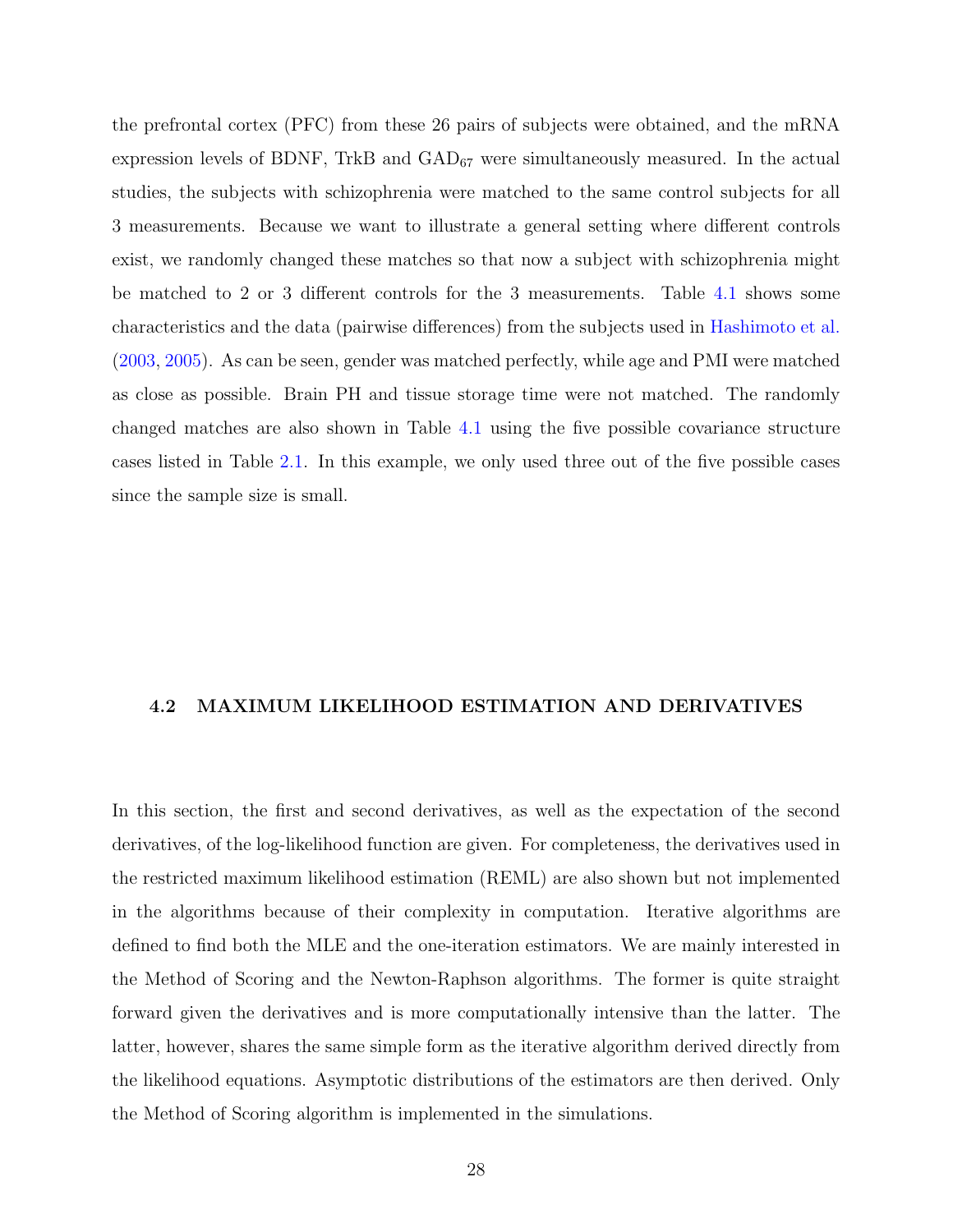the prefrontal cortex (PFC) from these 26 pairs of subjects were obtained, and the mRNA expression levels of BDNF, TrkB and $GAD_{67}$ were simultaneously measured. In the actual studies, the subjects with schizophrenia were matched to the same control subjects for all 3 measurements. Because we want to illustrate a general setting where different controls exist, we randomly changed these matches so that now a subject with schizophrenia might be matched to 2 or 3 different controls for the 3 measurements. Table 4.1 shows some characteristics and the data (pairwise differences) from the subjects used in Hashimoto et al. (2003, 2005). As can be seen, gender was matched perfectly, while age and PMI were matched as close as possible. Brain PH and tissue storage time were not matched. The randomly changed matches are also shown in Table 4.1 using the five possible covariance structure cases listed in Table 2.1. In this example, we only used three out of the five possible cases since the sample size is small.

### 4.2 MAXIMUM LIKELIHOOD ESTIMATION AND DERIVATIVES

In this section, the first and second derivatives, as well as the expectation of the second derivatives, of the log-likelihood function are given. For completeness, the derivatives used in the restricted maximum likelihood estimation (REML) are also shown but not implemented in the algorithms because of their complexity in computation. Iterative algorithms are defined to find both the MLE and the one-iteration estimators. We are mainly interested in the Method of Scoring and the Newton-Raphson algorithms. The former is quite straight forward given the derivatives and is more computationally intensive than the latter. The latter, however, shares the same simple form as the iterative algorithm derived directly from the likelihood equations. Asymptotic distributions of the estimators are then derived. Only the Method of Scoring algorithm is implemented in the simulations.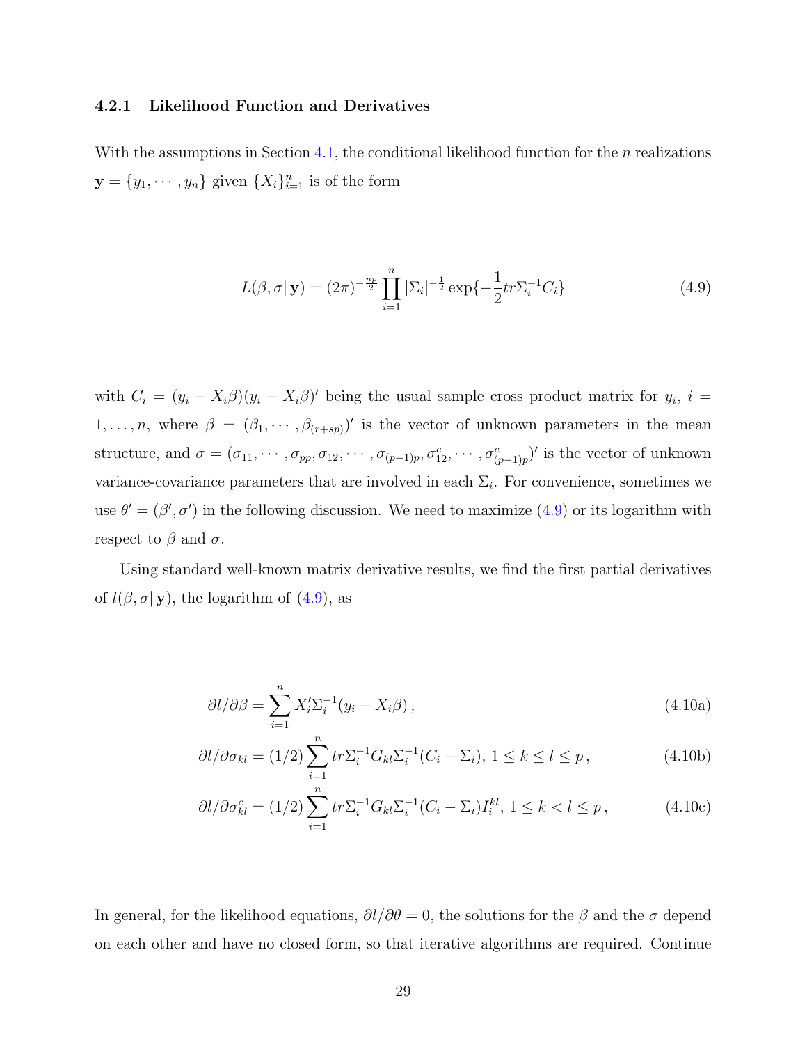### 4.2.1 Likelihood Function and Derivatives

With the assumptions in Section 4.1, the conditional likelihood function for the $n$ realizations $\mathbf{y} = \{y_1, \cdots, y_n\}$ given $\{X_i\}_{i=1}^n$ is of the form

$$L(\beta, \sigma | \mathbf{y}) = (2\pi)^{-\frac{np}{2}} \prod_{i=1}^{n} |\Sigma_i|^{-\frac{1}{2}} \exp\{-\frac{1}{2} tr \Sigma_i^{-1} C_i\} \tag{4.9}$$

with $C_i = (y_i - X_i\beta)(y_i - X_i\beta)'$ being the usual sample cross product matrix for $y_i$, $i = 1, \ldots, n$, where $\beta = (\beta_1, \cdots, \beta_{(r+sp)})'$ is the vector of unknown parameters in the mean structure, and $\sigma = (\sigma_{11}, \cdots, \sigma_{pp}, \sigma_{12}, \cdots, \sigma_{(p-1)p}, \sigma_{12}^c, \cdots, \sigma_{(p-1)p}^c)'$ is the vector of unknown variance-covariance parameters that are involved in each $\Sigma_i$. For convenience, sometimes we use $\theta' = (\beta', \sigma')$ in the following discussion. We need to maximize (4.9) or its logarithm with respect to $\beta$ and $\sigma$.

Using standard well-known matrix derivative results, we find the first partial derivatives of $l(\beta, \sigma | \mathbf{y})$, the logarithm of (4.9), as

$$\partial l / \partial \beta = \sum_{i=1}^{n} X_i' \Sigma_i^{-1} (y_i - X_i \beta) \,, \tag{4.10a}$$

$$\partial l / \partial \sigma_{kl} = (1/2) \sum_{i=1}^{n} tr \Sigma_i^{-1} G_{kl} \Sigma_i^{-1} (C_i - \Sigma_i),\ 1 \le k \le l \le p \,, \tag{4.10b}$$

$$\partial l / \partial \sigma_{kl}^c = (1/2) \sum_{i=1}^{n} tr \Sigma_i^{-1} G_{kl} \Sigma_i^{-1} (C_i - \Sigma_i) I_i^{kl},\ 1 \le k < l \le p \,, \tag{4.10c}$$

In general, for the likelihood equations, $\partial l / \partial \theta = 0$, the solutions for the $\beta$ and the $\sigma$ depend on each other and have no closed form, so that iterative algorithms are required. Continue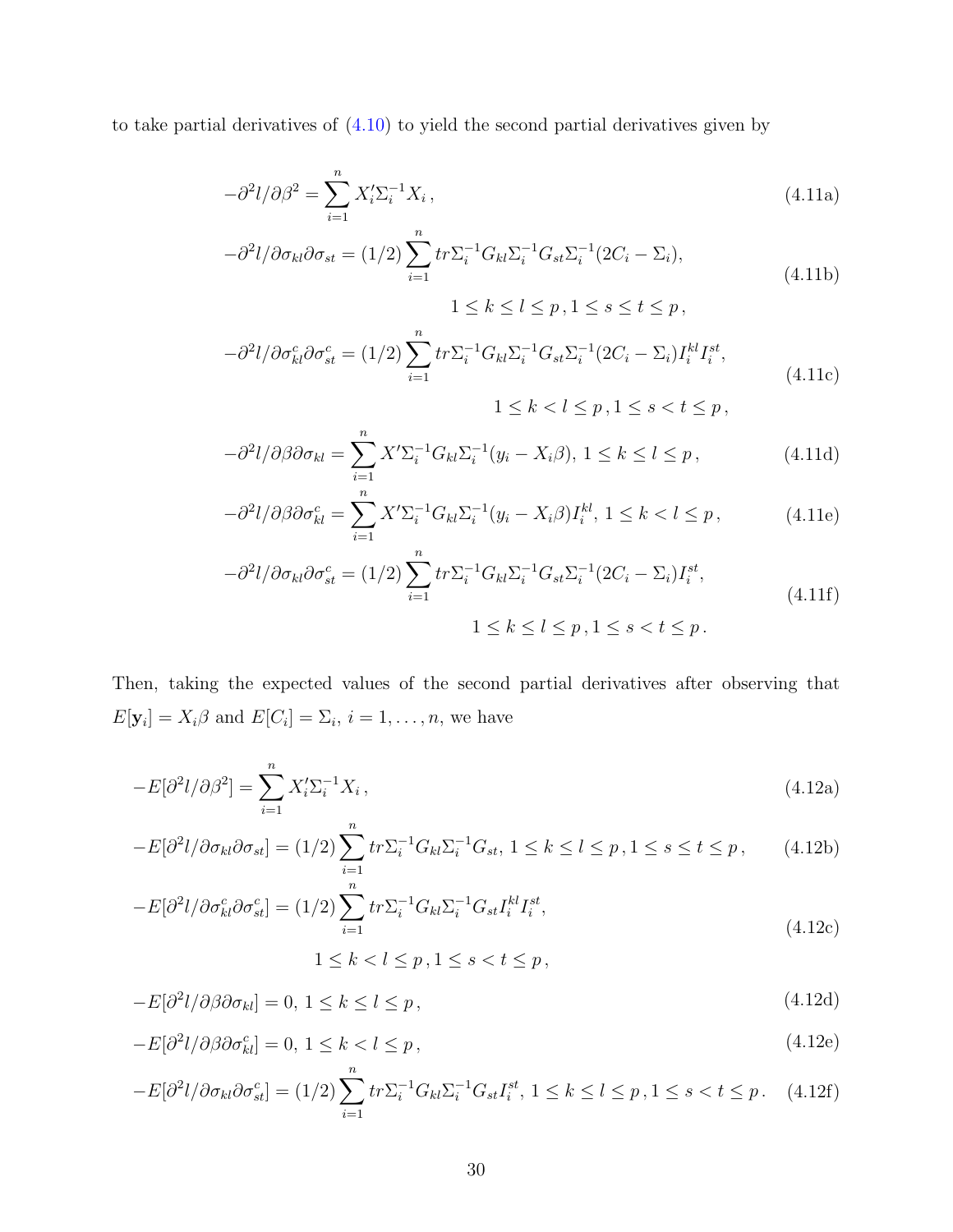to take partial derivatives of (4.10) to yield the second partial derivatives given by

$$-\partial^2 l/\partial\beta^2 = \sum_{i=1}^{n} X_i'\Sigma_i^{-1}X_i\,, \tag{4.11a}$$

$$-\partial^2 l/\partial\sigma_{kl}\partial\sigma_{st} = (1/2)\sum_{i=1}^{n} tr\Sigma_i^{-1}G_{kl}\Sigma_i^{-1}G_{st}\Sigma_i^{-1}(2C_i - \Sigma_i), \quad 1 \le k \le l \le p\,, 1 \le s \le t \le p\,, \tag{4.11b}$$

$$-\partial^2 l/\partial\sigma_{kl}^c\partial\sigma_{st}^c = (1/2)\sum_{i=1}^{n} tr\Sigma_i^{-1}G_{kl}\Sigma_i^{-1}G_{st}\Sigma_i^{-1}(2C_i - \Sigma_i)I_i^{kl}I_i^{st}, \quad 1 \le k < l \le p\,, 1 \le s < t \le p\,, \tag{4.11c}$$

$$-\partial^2 l/\partial\beta\partial\sigma_{kl} = \sum_{i=1}^{n} X'\Sigma_i^{-1}G_{kl}\Sigma_i^{-1}(y_i - X_i\beta),\; 1 \le k \le l \le p\,, \tag{4.11d}$$

$$-\partial^2 l/\partial\beta\partial\sigma_{kl}^c = \sum_{i=1}^{n} X'\Sigma_i^{-1}G_{kl}\Sigma_i^{-1}(y_i - X_i\beta)I_i^{kl},\; 1 \le k < l \le p\,, \tag{4.11e}$$

$$-\partial^2 l/\partial\sigma_{kl}\partial\sigma_{st}^c = (1/2)\sum_{i=1}^{n} tr\Sigma_i^{-1}G_{kl}\Sigma_i^{-1}G_{st}\Sigma_i^{-1}(2C_i - \Sigma_i)I_i^{st}, \quad 1 \le k \le l \le p\,, 1 \le s < t \le p\,. \tag{4.11f}$$

Then, taking the expected values of the second partial derivatives after observing that $E[\mathbf{y}_i] = X_i\beta$ and $E[C_i] = \Sigma_i$, $i = 1, \ldots, n$, we have

$$-E[\partial^2 l/\partial\beta^2] = \sum_{i=1}^{n} X_i'\Sigma_i^{-1}X_i\,, \tag{4.12a}$$

$$-E[\partial^2 l/\partial\sigma_{kl}\partial\sigma_{st}] = (1/2)\sum_{i=1}^{n} tr\Sigma_i^{-1}G_{kl}\Sigma_i^{-1}G_{st},\; 1 \le k \le l \le p\,, 1 \le s \le t \le p\,, \tag{4.12b}$$

$$-E[\partial^2 l/\partial\sigma_{kl}^c\partial\sigma_{st}^c] = (1/2)\sum_{i=1}^{n} tr\Sigma_i^{-1}G_{kl}\Sigma_i^{-1}G_{st}I_i^{kl}I_i^{st}, \quad 1 \le k < l \le p\,, 1 \le s < t \le p\,, \tag{4.12c}$$

$$-E[\partial^2 l/\partial\beta\partial\sigma_{kl}] = 0,\; 1 \le k \le l \le p\,, \tag{4.12d}$$

$$-E[\partial^2 l/\partial\beta\partial\sigma_{kl}^c] = 0,\; 1 \le k < l \le p\,, \tag{4.12e}$$

$$-E[\partial^2 l/\partial\sigma_{kl}\partial\sigma_{st}^c] = (1/2)\sum_{i=1}^{n} tr\Sigma_i^{-1}G_{kl}\Sigma_i^{-1}G_{st}I_i^{st},\; 1 \le k \le l \le p\,, 1 \le s < t \le p\,. \tag{4.12f}$$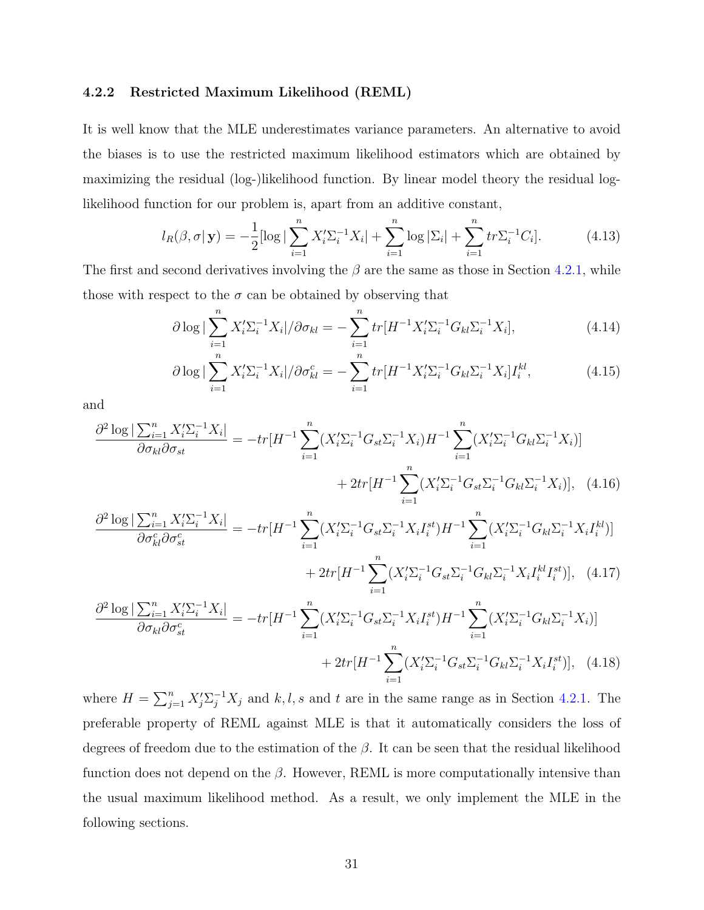### 4.2.2 Restricted Maximum Likelihood (REML)

It is well know that the MLE underestimates variance parameters. An alternative to avoid the biases is to use the restricted maximum likelihood estimators which are obtained by maximizing the residual (log-)likelihood function. By linear model theory the residual log-likelihood function for our problem is, apart from an additive constant,

$$l_R(\beta, \sigma|\,\mathbf{y}) = -\frac{1}{2}[\log|\sum_{i=1}^{n} X_i'\Sigma_i^{-1}X_i| + \sum_{i=1}^{n}\log|\Sigma_i| + \sum_{i=1}^{n} tr\Sigma_i^{-1}C_i]. \tag{4.13}$$

The first and second derivatives involving the $\beta$ are the same as those in Section 4.2.1, while those with respect to the $\sigma$ can be obtained by observing that

$$\partial \log|\sum_{i=1}^{n} X_i'\Sigma_i^{-1}X_i|/\partial\sigma_{kl} = -\sum_{i=1}^{n} tr[H^{-1}X_i'\Sigma_i^{-1}G_{kl}\Sigma_i^{-1}X_i], \tag{4.14}$$

$$\partial \log|\sum_{i=1}^{n} X_i'\Sigma_i^{-1}X_i|/\partial\sigma_{kl}^{c} = -\sum_{i=1}^{n} tr[H^{-1}X_i'\Sigma_i^{-1}G_{kl}\Sigma_i^{-1}X_i]I_i^{kl}, \tag{4.15}$$

and

$$\frac{\partial^2 \log|\sum_{i=1}^{n} X_i'\Sigma_i^{-1}X_i|}{\partial\sigma_{kl}\partial\sigma_{st}} = -tr[H^{-1}\sum_{i=1}^{n}(X_i'\Sigma_i^{-1}G_{st}\Sigma_i^{-1}X_i)H^{-1}\sum_{i=1}^{n}(X_i'\Sigma_i^{-1}G_{kl}\Sigma_i^{-1}X_i)] + 2tr[H^{-1}\sum_{i=1}^{n}(X_i'\Sigma_i^{-1}G_{st}\Sigma_i^{-1}G_{kl}\Sigma_i^{-1}X_i)], \tag{4.16}$$

$$\frac{\partial^2 \log|\sum_{i=1}^{n} X_i'\Sigma_i^{-1}X_i|}{\partial\sigma_{kl}^{c}\partial\sigma_{st}^{c}} = -tr[H^{-1}\sum_{i=1}^{n}(X_i'\Sigma_i^{-1}G_{st}\Sigma_i^{-1}X_iI_i^{st})H^{-1}\sum_{i=1}^{n}(X_i'\Sigma_i^{-1}G_{kl}\Sigma_i^{-1}X_iI_i^{kl})] + 2tr[H^{-1}\sum_{i=1}^{n}(X_i'\Sigma_i^{-1}G_{st}\Sigma_i^{-1}G_{kl}\Sigma_i^{-1}X_iI_i^{kl}I_i^{st})], \tag{4.17}$$

$$\frac{\partial^2 \log|\sum_{i=1}^{n} X_i'\Sigma_i^{-1}X_i|}{\partial\sigma_{kl}\partial\sigma_{st}^{c}} = -tr[H^{-1}\sum_{i=1}^{n}(X_i'\Sigma_i^{-1}G_{st}\Sigma_i^{-1}X_iI_i^{st})H^{-1}\sum_{i=1}^{n}(X_i'\Sigma_i^{-1}G_{kl}\Sigma_i^{-1}X_i)] + 2tr[H^{-1}\sum_{i=1}^{n}(X_i'\Sigma_i^{-1}G_{st}\Sigma_i^{-1}G_{kl}\Sigma_i^{-1}X_iI_i^{st})], \tag{4.18}$$

where $H = \sum_{j=1}^{n} X_j'\Sigma_j^{-1}X_j$ and $k, l, s$ and $t$ are in the same range as in Section 4.2.1. The preferable property of REML against MLE is that it automatically considers the loss of degrees of freedom due to the estimation of the $\beta$. It can be seen that the residual likelihood function does not depend on the $\beta$. However, REML is more computationally intensive than the usual maximum likelihood method. As a result, we only implement the MLE in the following sections.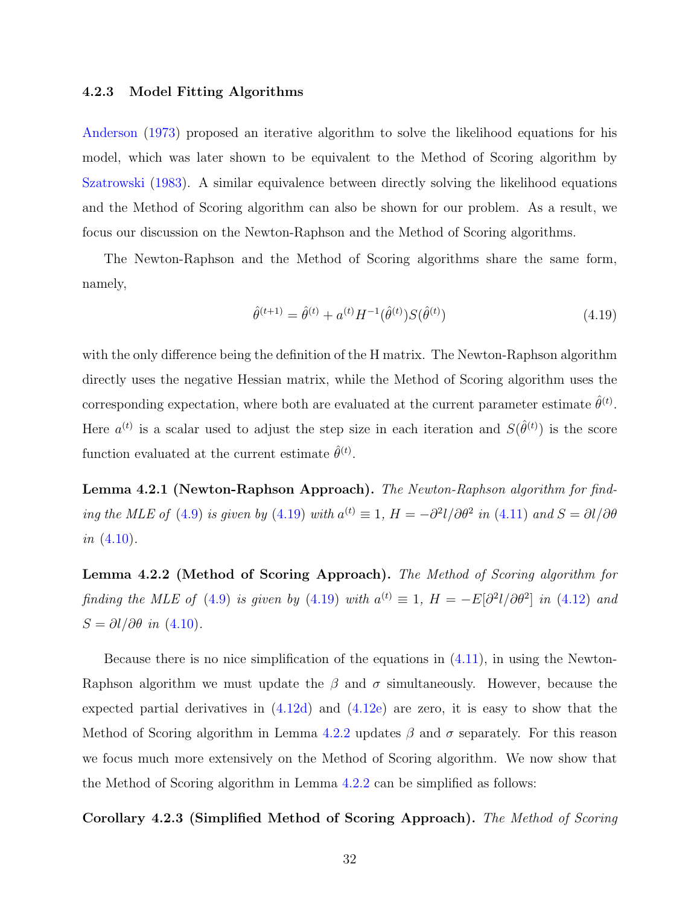### 4.2.3 Model Fitting Algorithms

Anderson (1973) proposed an iterative algorithm to solve the likelihood equations for his model, which was later shown to be equivalent to the Method of Scoring algorithm by Szatrowski (1983). A similar equivalence between directly solving the likelihood equations and the Method of Scoring algorithm can also be shown for our problem. As a result, we focus our discussion on the Newton-Raphson and the Method of Scoring algorithms.

The Newton-Raphson and the Method of Scoring algorithms share the same form, namely,

$$\hat{\theta}^{(t+1)} = \hat{\theta}^{(t)} + a^{(t)} H^{-1}(\hat{\theta}^{(t)}) S(\hat{\theta}^{(t)}) \tag{4.19}$$

with the only difference being the definition of the H matrix. The Newton-Raphson algorithm directly uses the negative Hessian matrix, while the Method of Scoring algorithm uses the corresponding expectation, where both are evaluated at the current parameter estimate $\hat{\theta}^{(t)}$. Here $a^{(t)}$ is a scalar used to adjust the step size in each iteration and $S(\hat{\theta}^{(t)})$ is the score function evaluated at the current estimate $\hat{\theta}^{(t)}$.

**Lemma 4.2.1 (Newton-Raphson Approach).** *The Newton-Raphson algorithm for finding the MLE of (4.9) is given by (4.19) with $a^{(t)} \equiv 1$, $H = -\partial^2 l/\partial\theta^2$ in (4.11) and $S = \partial l/\partial\theta$ in (4.10).*

**Lemma 4.2.2 (Method of Scoring Approach).** *The Method of Scoring algorithm for finding the MLE of (4.9) is given by (4.19) with $a^{(t)} \equiv 1$, $H = -E[\partial^2 l/\partial\theta^2]$ in (4.12) and $S = \partial l/\partial\theta$ in (4.10).*

Because there is no nice simplification of the equations in (4.11), in using the Newton-Raphson algorithm we must update the $\beta$ and $\sigma$ simultaneously. However, because the expected partial derivatives in (4.12d) and (4.12e) are zero, it is easy to show that the Method of Scoring algorithm in Lemma 4.2.2 updates $\beta$ and $\sigma$ separately. For this reason we focus much more extensively on the Method of Scoring algorithm. We now show that the Method of Scoring algorithm in Lemma 4.2.2 can be simplified as follows:

**Corollary 4.2.3 (Simplified Method of Scoring Approach).** *The Method of Scoring*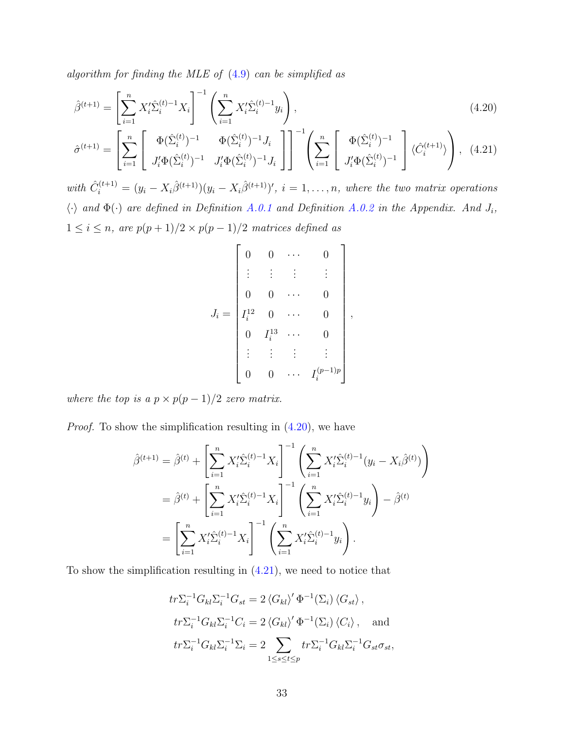*algorithm for finding the MLE of (4.9) can be simplified as*

$$\hat{\beta}^{(t+1)} = \left[\sum_{i=1}^{n} X_i' \hat{\Sigma}_i^{(t)-1} X_i\right]^{-1} \left(\sum_{i=1}^{n} X_i' \hat{\Sigma}_i^{(t)-1} y_i\right), \tag{4.20}$$

$$\hat{\sigma}^{(t+1)} = \left[\sum_{i=1}^{n} \begin{bmatrix} \Phi(\hat{\Sigma}_i^{(t)})^{-1} & \Phi(\hat{\Sigma}_i^{(t)})^{-1} J_i \\ J_i' \Phi(\hat{\Sigma}_i^{(t)})^{-1} & J_i' \Phi(\hat{\Sigma}_i^{(t)})^{-1} J_i \end{bmatrix}\right]^{-1} \left(\sum_{i=1}^{n} \begin{bmatrix} \Phi(\hat{\Sigma}_i^{(t)})^{-1} \\ J_i' \Phi(\hat{\Sigma}_i^{(t)})^{-1} \end{bmatrix} \langle \hat{C}_i^{(t+1)} \rangle \right), \tag{4.21}$$

*with* $\hat{C}_i^{(t+1)} = (y_i - X_i \hat{\beta}^{(t+1)})(y_i - X_i \hat{\beta}^{(t+1)})'$*,* $i = 1, \ldots, n$*, where the two matrix operations* $\langle \cdot \rangle$ *and* $\Phi(\cdot)$ *are defined in Definition A.0.1 and Definition A.0.2 in the Appendix. And* $J_i$*,* $1 \le i \le n$*, are* $p(p+1)/2 \times p(p-1)/2$ *matrices defined as*

$$J_i = \begin{bmatrix} 0 & 0 & \cdots & 0 \\ \vdots & \vdots & \vdots & \vdots \\ 0 & 0 & \cdots & 0 \\ I_i^{12} & 0 & \cdots & 0 \\ 0 & I_i^{13} & \cdots & 0 \\ \vdots & \vdots & \vdots & \vdots \\ 0 & 0 & \cdots & I_i^{(p-1)p} \end{bmatrix},$$

*where the top is a* $p \times p(p-1)/2$ *zero matrix.*

*Proof.* To show the simplification resulting in (4.20), we have

$$\begin{aligned}
\hat{\beta}^{(t+1)} &= \hat{\beta}^{(t)} + \left[\sum_{i=1}^{n} X_i' \hat{\Sigma}_i^{(t)-1} X_i\right]^{-1} \left(\sum_{i=1}^{n} X_i' \hat{\Sigma}_i^{(t)-1} (y_i - X_i \hat{\beta}^{(t)})\right) \\
&= \hat{\beta}^{(t)} + \left[\sum_{i=1}^{n} X_i' \hat{\Sigma}_i^{(t)-1} X_i\right]^{-1} \left(\sum_{i=1}^{n} X_i' \hat{\Sigma}_i^{(t)-1} y_i\right) - \hat{\beta}^{(t)} \\
&= \left[\sum_{i=1}^{n} X_i' \hat{\Sigma}_i^{(t)-1} X_i\right]^{-1} \left(\sum_{i=1}^{n} X_i' \hat{\Sigma}_i^{(t)-1} y_i\right).
\end{aligned}$$

To show the simplification resulting in (4.21), we need to notice that

$$\begin{aligned}
tr \Sigma_i^{-1} G_{kl} \Sigma_i^{-1} G_{st} &= 2 \langle G_{kl} \rangle' \Phi^{-1}(\Sigma_i) \langle G_{st} \rangle, \\
tr \Sigma_i^{-1} G_{kl} \Sigma_i^{-1} C_i &= 2 \langle G_{kl} \rangle' \Phi^{-1}(\Sigma_i) \langle C_i \rangle, \quad \text{and} \\
tr \Sigma_i^{-1} G_{kl} \Sigma_i^{-1} \Sigma_i &= 2 \sum_{1 \le s \le t \le p} tr \Sigma_i^{-1} G_{kl} \Sigma_i^{-1} G_{st} \sigma_{st},
\end{aligned}$$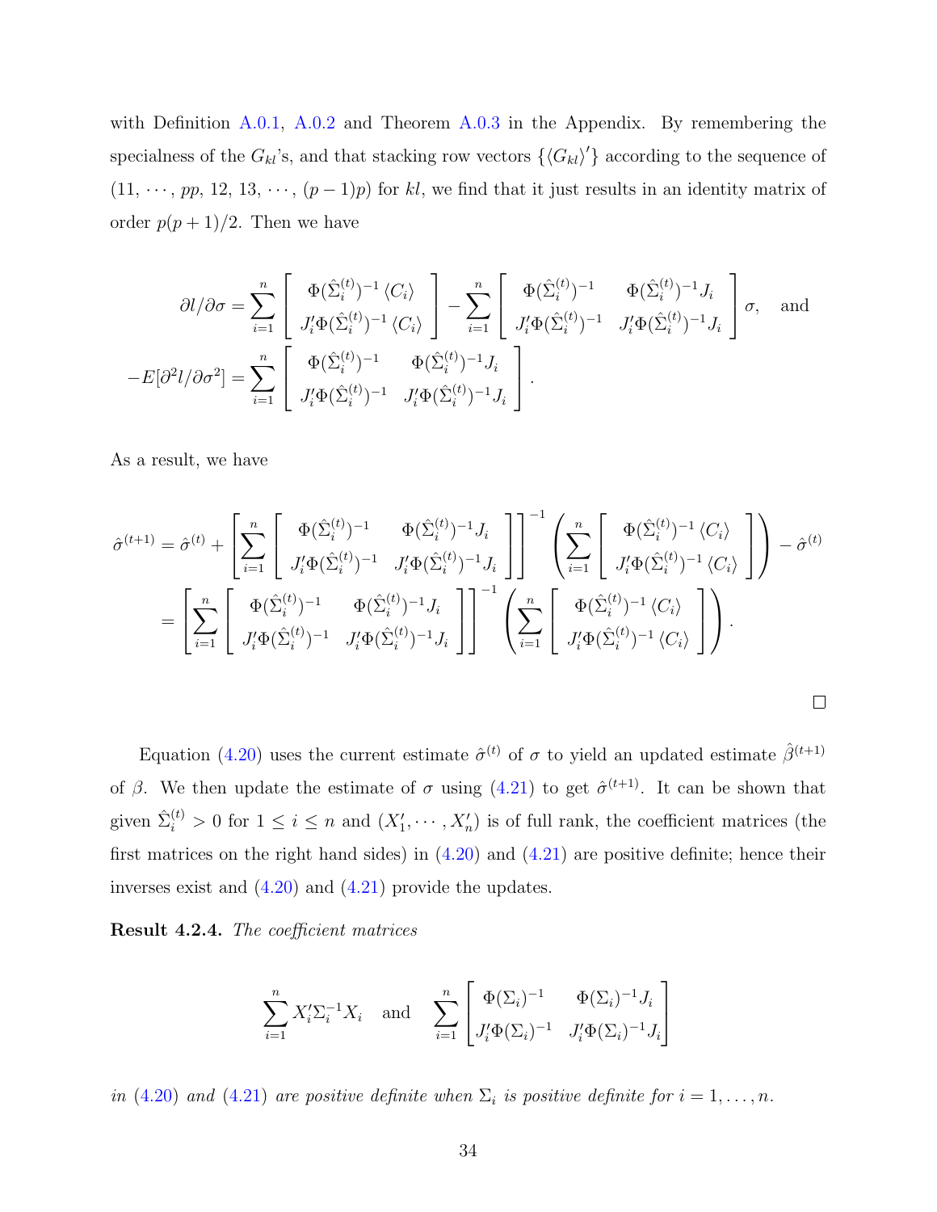with Definition A.0.1, A.0.2 and Theorem A.0.3 in the Appendix. By remembering the specialness of the $G_{kl}$'s, and that stacking row vectors $\{\langle G_{kl}\rangle'\}$ according to the sequence of $(11, \cdots, pp, 12, 13, \cdots, (p-1)p)$ for $kl$, we find that it just results in an identity matrix of order $p(p+1)/2$. Then we have

$$\partial l/\partial\sigma = \sum_{i=1}^{n} \begin{bmatrix} \Phi(\hat{\Sigma}_i^{(t)})^{-1}\langle C_i\rangle \\ J_i'\Phi(\hat{\Sigma}_i^{(t)})^{-1}\langle C_i\rangle \end{bmatrix} - \sum_{i=1}^{n} \begin{bmatrix} \Phi(\hat{\Sigma}_i^{(t)})^{-1} & \Phi(\hat{\Sigma}_i^{(t)})^{-1}J_i \\ J_i'\Phi(\hat{\Sigma}_i^{(t)})^{-1} & J_i'\Phi(\hat{\Sigma}_i^{(t)})^{-1}J_i \end{bmatrix}\sigma, \quad \text{and}$$

$$-E[\partial^2 l/\partial\sigma^2] = \sum_{i=1}^{n} \begin{bmatrix} \Phi(\hat{\Sigma}_i^{(t)})^{-1} & \Phi(\hat{\Sigma}_i^{(t)})^{-1}J_i \\ J_i'\Phi(\hat{\Sigma}_i^{(t)})^{-1} & J_i'\Phi(\hat{\Sigma}_i^{(t)})^{-1}J_i \end{bmatrix}.$$

As a result, we have

$$\begin{aligned}
\hat{\sigma}^{(t+1)} &= \hat{\sigma}^{(t)} + \left[\sum_{i=1}^{n} \begin{bmatrix} \Phi(\hat{\Sigma}_i^{(t)})^{-1} & \Phi(\hat{\Sigma}_i^{(t)})^{-1}J_i \\ J_i'\Phi(\hat{\Sigma}_i^{(t)})^{-1} & J_i'\Phi(\hat{\Sigma}_i^{(t)})^{-1}J_i \end{bmatrix}\right]^{-1} \left(\sum_{i=1}^{n} \begin{bmatrix} \Phi(\hat{\Sigma}_i^{(t)})^{-1}\langle C_i\rangle \\ J_i'\Phi(\hat{\Sigma}_i^{(t)})^{-1}\langle C_i\rangle \end{bmatrix}\right) - \hat{\sigma}^{(t)} \\
&= \left[\sum_{i=1}^{n} \begin{bmatrix} \Phi(\hat{\Sigma}_i^{(t)})^{-1} & \Phi(\hat{\Sigma}_i^{(t)})^{-1}J_i \\ J_i'\Phi(\hat{\Sigma}_i^{(t)})^{-1} & J_i'\Phi(\hat{\Sigma}_i^{(t)})^{-1}J_i \end{bmatrix}\right]^{-1} \left(\sum_{i=1}^{n} \begin{bmatrix} \Phi(\hat{\Sigma}_i^{(t)})^{-1}\langle C_i\rangle \\ J_i'\Phi(\hat{\Sigma}_i^{(t)})^{-1}\langle C_i\rangle \end{bmatrix}\right).
\end{aligned}$$

□

Equation (4.20) uses the current estimate $\hat{\sigma}^{(t)}$ of $\sigma$ to yield an updated estimate $\hat{\beta}^{(t+1)}$ of $\beta$. We then update the estimate of $\sigma$ using (4.21) to get $\hat{\sigma}^{(t+1)}$. It can be shown that given $\hat{\Sigma}_i^{(t)} > 0$ for $1 \leq i \leq n$ and $(X_1', \cdots, X_n')$ is of full rank, the coefficient matrices (the first matrices on the right hand sides) in (4.20) and (4.21) are positive definite; hence their inverses exist and (4.20) and (4.21) provide the updates.

**Result 4.2.4.** *The coefficient matrices*

$$\sum_{i=1}^{n} X_i'\Sigma_i^{-1}X_i \quad \text{and} \quad \sum_{i=1}^{n} \begin{bmatrix} \Phi(\Sigma_i)^{-1} & \Phi(\Sigma_i)^{-1}J_i \\ J_i'\Phi(\Sigma_i)^{-1} & J_i'\Phi(\Sigma_i)^{-1}J_i \end{bmatrix}$$

*in (4.20) and (4.21) are positive definite when $\Sigma_i$ is positive definite for $i = 1, \ldots, n$.*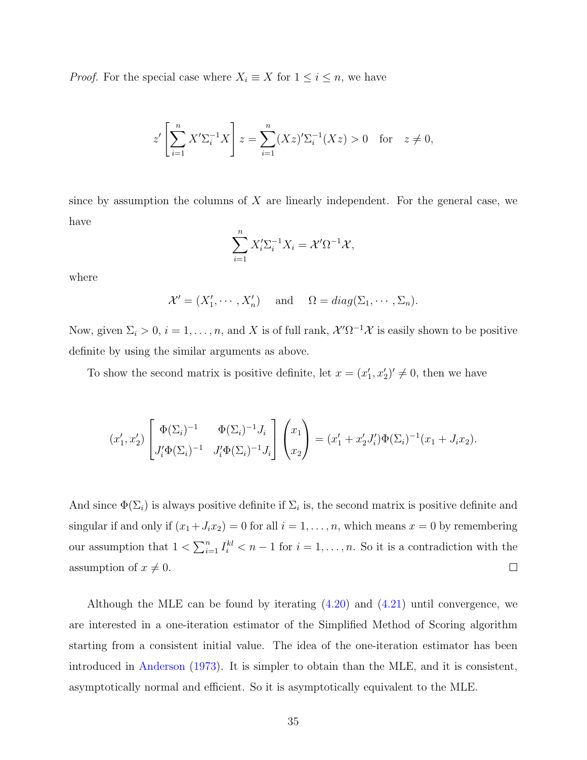*Proof.* For the special case where $X_i \equiv X$ for $1 \le i \le n$, we have

$$z' \left[ \sum_{i=1}^{n} X' \Sigma_i^{-1} X \right] z = \sum_{i=1}^{n} (Xz)' \Sigma_i^{-1} (Xz) > 0 \quad \text{for} \quad z \neq 0,$$

since by assumption the columns of $X$ are linearly independent. For the general case, we have

$$\sum_{i=1}^{n} X_i' \Sigma_i^{-1} X_i = \mathcal{X}' \Omega^{-1} \mathcal{X},$$

where

$$\mathcal{X}' = (X_1', \cdots, X_n') \quad \text{ and } \quad \Omega = diag(\Sigma_1, \cdots, \Sigma_n).$$

Now, given $\Sigma_i > 0$, $i = 1, \ldots, n$, and $X$ is of full rank, $\mathcal{X}' \Omega^{-1} \mathcal{X}$ is easily shown to be positive definite by using the similar arguments as above.

To show the second matrix is positive definite, let $x = (x_1', x_2')' \neq 0$, then we have

$$(x_1', x_2') \begin{bmatrix} \Phi(\Sigma_i)^{-1} & \Phi(\Sigma_i)^{-1} J_i \\ J_i' \Phi(\Sigma_i)^{-1} & J_i' \Phi(\Sigma_i)^{-1} J_i \end{bmatrix} \begin{pmatrix} x_1 \\ x_2 \end{pmatrix} = (x_1' + x_2' J_i') \Phi(\Sigma_i)^{-1} (x_1 + J_i x_2).$$

And since $\Phi(\Sigma_i)$ is always positive definite if $\Sigma_i$ is, the second matrix is positive definite and singular if and only if $(x_1 + J_i x_2) = 0$ for all $i = 1, \ldots, n$, which means $x = 0$ by remembering our assumption that $1 < \sum_{i=1}^{n} I_i^{kl} < n - 1$ for $i = 1, \ldots, n$. So it is a contradiction with the assumption of $x \neq 0$. □

Although the MLE can be found by iterating (4.20) and (4.21) until convergence, we are interested in a one-iteration estimator of the Simplified Method of Scoring algorithm starting from a consistent initial value. The idea of the one-iteration estimator has been introduced in Anderson (1973). It is simpler to obtain than the MLE, and it is consistent, asymptotically normal and efficient. So it is asymptotically equivalent to the MLE.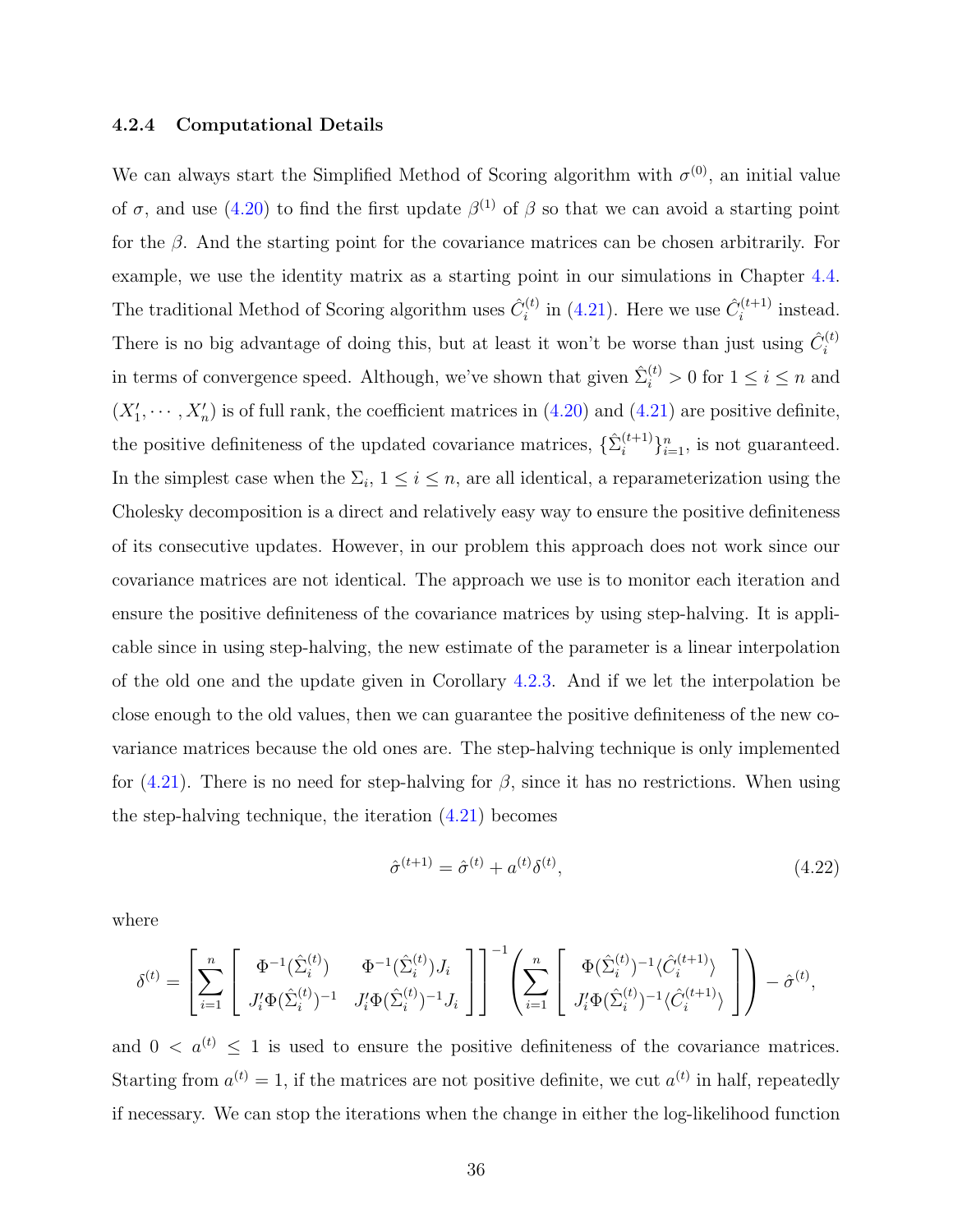### 4.2.4 Computational Details

We can always start the Simplified Method of Scoring algorithm with $\sigma^{(0)}$, an initial value of $\sigma$, and use (4.20) to find the first update $\beta^{(1)}$ of $\beta$ so that we can avoid a starting point for the $\beta$. And the starting point for the covariance matrices can be chosen arbitrarily. For example, we use the identity matrix as a starting point in our simulations in Chapter 4.4. The traditional Method of Scoring algorithm uses $\hat{C}_i^{(t)}$ in (4.21). Here we use $\hat{C}_i^{(t+1)}$ instead. There is no big advantage of doing this, but at least it won't be worse than just using $\hat{C}_i^{(t)}$ in terms of convergence speed. Although, we've shown that given $\hat{\Sigma}_i^{(t)} > 0$ for $1 \leq i \leq n$ and $(X_1', \cdots, X_n')$ is of full rank, the coefficient matrices in (4.20) and (4.21) are positive definite, the positive definiteness of the updated covariance matrices, $\{\hat{\Sigma}_i^{(t+1)}\}_{i=1}^n$, is not guaranteed. In the simplest case when the $\Sigma_i$, $1 \leq i \leq n$, are all identical, a reparameterization using the Cholesky decomposition is a direct and relatively easy way to ensure the positive definiteness of its consecutive updates. However, in our problem this approach does not work since our covariance matrices are not identical. The approach we use is to monitor each iteration and ensure the positive definiteness of the covariance matrices by using step-halving. It is applicable since in using step-halving, the new estimate of the parameter is a linear interpolation of the old one and the update given in Corollary 4.2.3. And if we let the interpolation be close enough to the old values, then we can guarantee the positive definiteness of the new covariance matrices because the old ones are. The step-halving technique is only implemented for (4.21). There is no need for step-halving for $\beta$, since it has no restrictions. When using the step-halving technique, the iteration (4.21) becomes

$$\hat{\sigma}^{(t+1)} = \hat{\sigma}^{(t)} + a^{(t)}\delta^{(t)}, \tag{4.22}$$

where

$$\delta^{(t)} = \left[\sum_{i=1}^{n} \begin{bmatrix} \Phi^{-1}(\hat{\Sigma}_i^{(t)}) & \Phi^{-1}(\hat{\Sigma}_i^{(t)})J_i \\ J_i'\Phi(\hat{\Sigma}_i^{(t)})^{-1} & J_i'\Phi(\hat{\Sigma}_i^{(t)})^{-1}J_i \end{bmatrix}\right]^{-1} \left(\sum_{i=1}^{n} \begin{bmatrix} \Phi(\hat{\Sigma}_i^{(t)})^{-1}\langle \hat{C}_i^{(t+1)} \rangle \\ J_i'\Phi(\hat{\Sigma}_i^{(t)})^{-1}\langle \hat{C}_i^{(t+1)} \rangle \end{bmatrix}\right) - \hat{\sigma}^{(t)},$$

and $0 < a^{(t)} \leq 1$ is used to ensure the positive definiteness of the covariance matrices. Starting from $a^{(t)} = 1$, if the matrices are not positive definite, we cut $a^{(t)}$ in half, repeatedly if necessary. We can stop the iterations when the change in either the log-likelihood function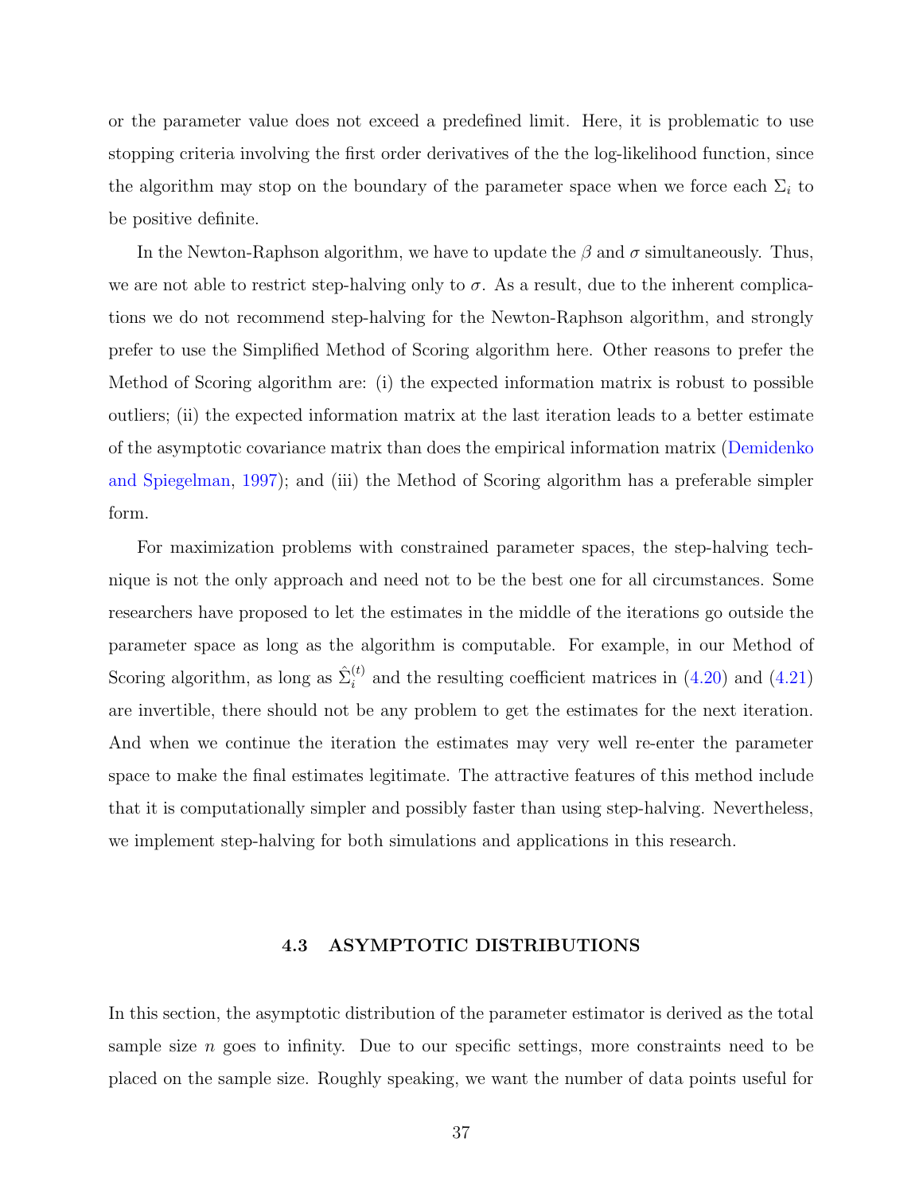or the parameter value does not exceed a predefined limit. Here, it is problematic to use stopping criteria involving the first order derivatives of the the log-likelihood function, since the algorithm may stop on the boundary of the parameter space when we force each $\Sigma_i$ to be positive definite.

In the Newton-Raphson algorithm, we have to update the $\beta$ and $\sigma$ simultaneously. Thus, we are not able to restrict step-halving only to $\sigma$. As a result, due to the inherent complications we do not recommend step-halving for the Newton-Raphson algorithm, and strongly prefer to use the Simplified Method of Scoring algorithm here. Other reasons to prefer the Method of Scoring algorithm are: (i) the expected information matrix is robust to possible outliers; (ii) the expected information matrix at the last iteration leads to a better estimate of the asymptotic covariance matrix than does the empirical information matrix (Demidenko and Spiegelman, 1997); and (iii) the Method of Scoring algorithm has a preferable simpler form.

For maximization problems with constrained parameter spaces, the step-halving technique is not the only approach and need not to be the best one for all circumstances. Some researchers have proposed to let the estimates in the middle of the iterations go outside the parameter space as long as the algorithm is computable. For example, in our Method of Scoring algorithm, as long as $\hat{\Sigma}_i^{(t)}$ and the resulting coefficient matrices in (4.20) and (4.21) are invertible, there should not be any problem to get the estimates for the next iteration. And when we continue the iteration the estimates may very well re-enter the parameter space to make the final estimates legitimate. The attractive features of this method include that it is computationally simpler and possibly faster than using step-halving. Nevertheless, we implement step-halving for both simulations and applications in this research.

## 4.3 ASYMPTOTIC DISTRIBUTIONS

In this section, the asymptotic distribution of the parameter estimator is derived as the total sample size $n$ goes to infinity. Due to our specific settings, more constraints need to be placed on the sample size. Roughly speaking, we want the number of data points useful for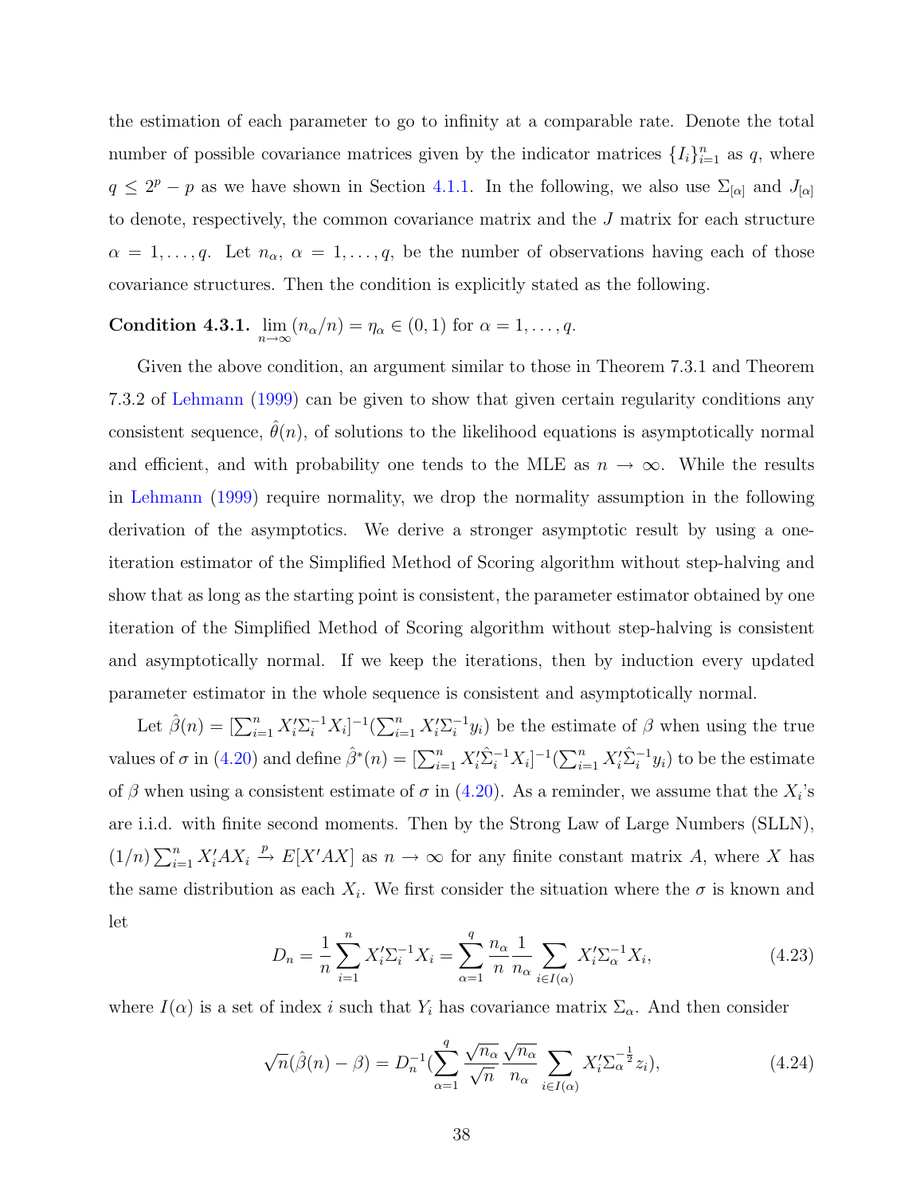the estimation of each parameter to go to infinity at a comparable rate. Denote the total number of possible covariance matrices given by the indicator matrices $\{I_i\}_{i=1}^n$ as $q$, where $q \leq 2^p - p$ as we have shown in Section 4.1.1. In the following, we also use $\Sigma_{[\alpha]}$ and $J_{[\alpha]}$ to denote, respectively, the common covariance matrix and the $J$ matrix for each structure $\alpha = 1, \ldots, q$. Let $n_\alpha$, $\alpha = 1, \ldots, q$, be the number of observations having each of those covariance structures. Then the condition is explicitly stated as the following.

**Condition 4.3.1.** $\lim_{n\to\infty}(n_\alpha/n) = \eta_\alpha \in (0, 1)$ for $\alpha = 1, \ldots, q$.

Given the above condition, an argument similar to those in Theorem 7.3.1 and Theorem 7.3.2 of Lehmann (1999) can be given to show that given certain regularity conditions any consistent sequence, $\hat{\theta}(n)$, of solutions to the likelihood equations is asymptotically normal and efficient, and with probability one tends to the MLE as $n \to \infty$. While the results in Lehmann (1999) require normality, we drop the normality assumption in the following derivation of the asymptotics. We derive a stronger asymptotic result by using a one-iteration estimator of the Simplified Method of Scoring algorithm without step-halving and show that as long as the starting point is consistent, the parameter estimator obtained by one iteration of the Simplified Method of Scoring algorithm without step-halving is consistent and asymptotically normal. If we keep the iterations, then by induction every updated parameter estimator in the whole sequence is consistent and asymptotically normal.

Let $\hat{\beta}(n) = [\sum_{i=1}^n X_i'\Sigma_i^{-1}X_i]^{-1}(\sum_{i=1}^n X_i'\Sigma_i^{-1}y_i)$ be the estimate of $\beta$ when using the true values of $\sigma$ in (4.20) and define $\hat{\beta}^*(n) = [\sum_{i=1}^n X_i'\hat{\Sigma}_i^{-1}X_i]^{-1}(\sum_{i=1}^n X_i'\hat{\Sigma}_i^{-1}y_i)$ to be the estimate of $\beta$ when using a consistent estimate of $\sigma$ in (4.20). As a reminder, we assume that the $X_i$'s are i.i.d. with finite second moments. Then by the Strong Law of Large Numbers (SLLN), $(1/n)\sum_{i=1}^n X_i'AX_i \xrightarrow{p} E[X'AX]$ as $n \to \infty$ for any finite constant matrix $A$, where $X$ has the same distribution as each $X_i$. We first consider the situation where the $\sigma$ is known and let

$$D_n = \frac{1}{n}\sum_{i=1}^n X_i'\Sigma_i^{-1}X_i = \sum_{\alpha=1}^q \frac{n_\alpha}{n}\frac{1}{n_\alpha}\sum_{i\in I(\alpha)} X_i'\Sigma_\alpha^{-1}X_i, \tag{4.23}$$

where $I(\alpha)$ is a set of index $i$ such that $Y_i$ has covariance matrix $\Sigma_\alpha$. And then consider

$$\sqrt{n}(\hat{\beta}(n) - \beta) = D_n^{-1}(\sum_{\alpha=1}^q \frac{\sqrt{n_\alpha}}{\sqrt{n}}\frac{\sqrt{n_\alpha}}{n_\alpha}\sum_{i\in I(\alpha)} X_i'\Sigma_\alpha^{-\frac{1}{2}}z_i), \tag{4.24}$$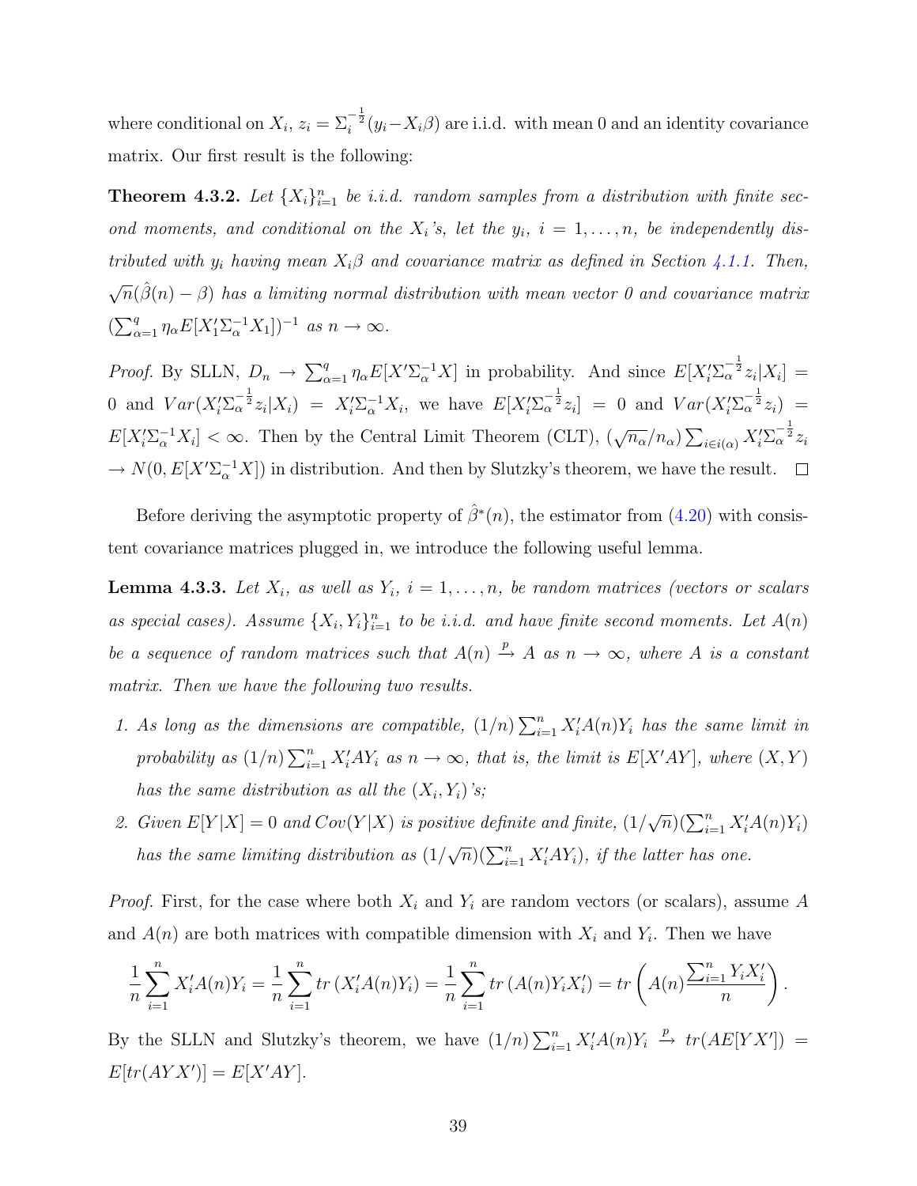where conditional on $X_i$, $z_i = \Sigma_i^{-\frac{1}{2}}(y_i - X_i\beta)$ are i.i.d. with mean 0 and an identity covariance matrix. Our first result is the following:

**Theorem 4.3.2.** *Let $\{X_i\}_{i=1}^n$ be i.i.d. random samples from a distribution with finite second moments, and conditional on the $X_i$'s, let the $y_i$, $i = 1, \ldots, n$, be independently distributed with $y_i$ having mean $X_i\beta$ and covariance matrix as defined in Section 4.1.1. Then, $\sqrt{n}(\hat{\beta}(n) - \beta)$ has a limiting normal distribution with mean vector 0 and covariance matrix $(\sum_{\alpha=1}^q \eta_\alpha E[X_1'\Sigma_\alpha^{-1}X_1])^{-1}$ as $n \to \infty$.*

*Proof.* By SLLN, $D_n \to \sum_{\alpha=1}^q \eta_\alpha E[X'\Sigma_\alpha^{-1}X]$ in probability. And since $E[X_i'\Sigma_\alpha^{-\frac{1}{2}}z_i|X_i] = 0$ and $Var(X_i'\Sigma_\alpha^{-\frac{1}{2}}z_i|X_i) = X_i'\Sigma_\alpha^{-1}X_i$, we have $E[X_i'\Sigma_\alpha^{-\frac{1}{2}}z_i] = 0$ and $Var(X_i'\Sigma_\alpha^{-\frac{1}{2}}z_i) = E[X_i'\Sigma_\alpha^{-1}X_i] < \infty$. Then by the Central Limit Theorem (CLT), $(\sqrt{n_\alpha}/n_\alpha)\sum_{i\in i(\alpha)} X_i'\Sigma_\alpha^{-\frac{1}{2}}z_i \to N(0, E[X'\Sigma_\alpha^{-1}X])$ in distribution. And then by Slutzky's theorem, we have the result. ∎

Before deriving the asymptotic property of $\hat{\beta}^*(n)$, the estimator from (4.20) with consistent covariance matrices plugged in, we introduce the following useful lemma.

**Lemma 4.3.3.** *Let $X_i$, as well as $Y_i$, $i = 1, \ldots, n$, be random matrices (vectors or scalars as special cases). Assume $\{X_i, Y_i\}_{i=1}^n$ to be i.i.d. and have finite second moments. Let $A(n)$ be a sequence of random matrices such that $A(n) \xrightarrow{p} A$ as $n \to \infty$, where $A$ is a constant matrix. Then we have the following two results.*

1. *As long as the dimensions are compatible, $(1/n)\sum_{i=1}^n X_i'A(n)Y_i$ has the same limit in probability as $(1/n)\sum_{i=1}^n X_i'AY_i$ as $n \to \infty$, that is, the limit is $E[X'AY]$, where $(X, Y)$ has the same distribution as all the $(X_i, Y_i)$'s;*
2. *Given $E[Y|X] = 0$ and $Cov(Y|X)$ is positive definite and finite, $(1/\sqrt{n})(\sum_{i=1}^n X_i'A(n)Y_i)$ has the same limiting distribution as $(1/\sqrt{n})(\sum_{i=1}^n X_i'AY_i)$, if the latter has one.*

*Proof.* First, for the case where both $X_i$ and $Y_i$ are random vectors (or scalars), assume $A$ and $A(n)$ are both matrices with compatible dimension with $X_i$ and $Y_i$. Then we have

$$\frac{1}{n}\sum_{i=1}^n X_i'A(n)Y_i = \frac{1}{n}\sum_{i=1}^n tr\left(X_i'A(n)Y_i\right) = \frac{1}{n}\sum_{i=1}^n tr\left(A(n)Y_iX_i'\right) = tr\left(A(n)\frac{\sum_{i=1}^n Y_iX_i'}{n}\right).$$

By the SLLN and Slutzky's theorem, we have $(1/n)\sum_{i=1}^n X_i'A(n)Y_i \xrightarrow{p} tr(AE[YX']) = E[tr(AYX')] = E[X'AY]$.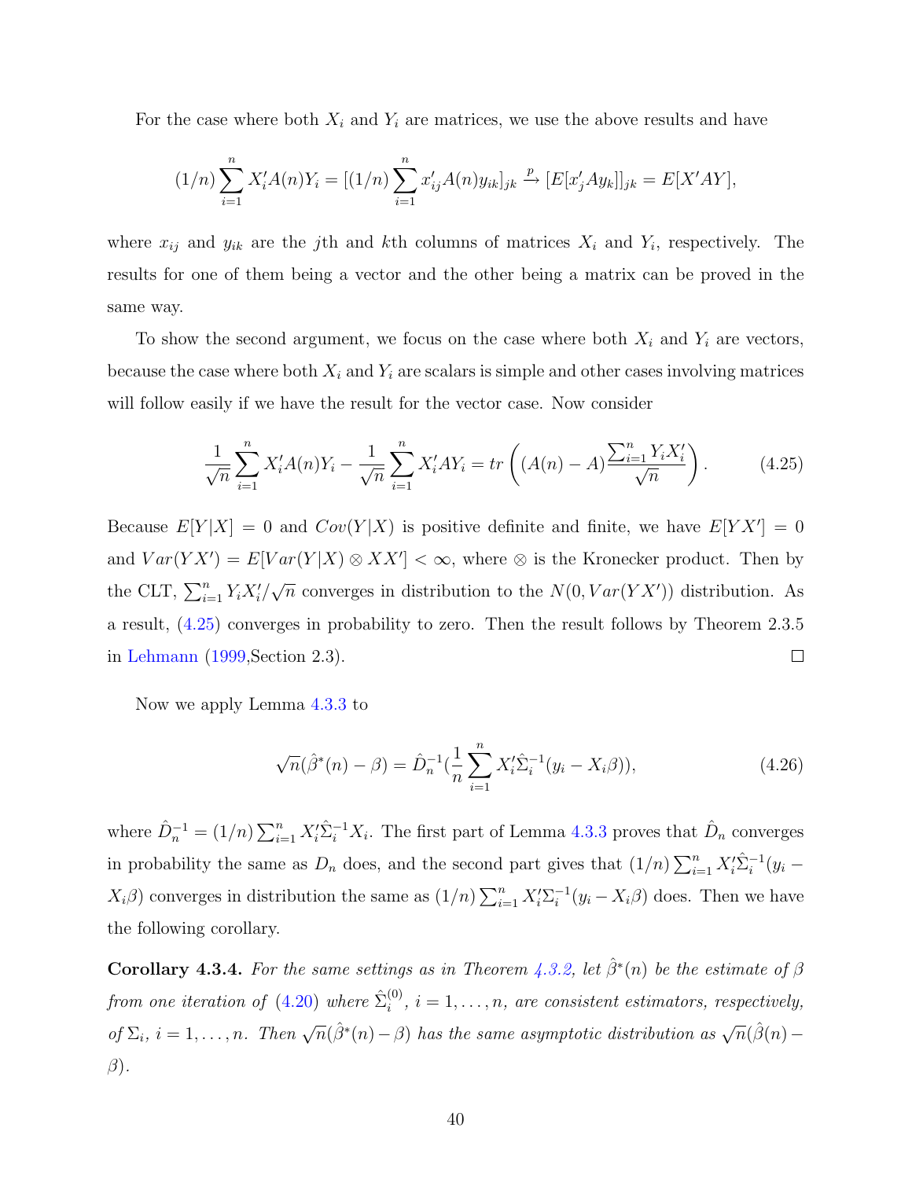For the case where both $X_i$ and $Y_i$ are matrices, we use the above results and have

$$(1/n)\sum_{i=1}^{n} X_i' A(n) Y_i = [(1/n)\sum_{i=1}^{n} x_{ij}' A(n) y_{ik}]_{jk} \xrightarrow{p} [E[x_j' A y_k]]_{jk} = E[X' A Y],$$

where $x_{ij}$ and $y_{ik}$ are the $j$th and $k$th columns of matrices $X_i$ and $Y_i$, respectively. The results for one of them being a vector and the other being a matrix can be proved in the same way.

To show the second argument, we focus on the case where both $X_i$ and $Y_i$ are vectors, because the case where both $X_i$ and $Y_i$ are scalars is simple and other cases involving matrices will follow easily if we have the result for the vector case. Now consider

$$\frac{1}{\sqrt{n}}\sum_{i=1}^{n} X_i' A(n) Y_i - \frac{1}{\sqrt{n}}\sum_{i=1}^{n} X_i' A Y_i = tr\left((A(n) - A)\frac{\sum_{i=1}^{n} Y_i X_i'}{\sqrt{n}}\right). \tag{4.25}$$

Because $E[Y|X] = 0$ and $Cov(Y|X)$ is positive definite and finite, we have $E[YX'] = 0$ and $Var(YX') = E[Var(Y|X) \otimes XX'] < \infty$, where $\otimes$ is the Kronecker product. Then by the CLT, $\sum_{i=1}^{n} Y_i X_i'/\sqrt{n}$ converges in distribution to the $N(0, Var(YX'))$ distribution. As a result, (4.25) converges in probability to zero. Then the result follows by Theorem 2.3.5 in Lehmann (1999,Section 2.3). □

Now we apply Lemma 4.3.3 to

$$\sqrt{n}(\hat{\beta}^*(n) - \beta) = \hat{D}_n^{-1}(\frac{1}{n}\sum_{i=1}^{n} X_i' \hat{\Sigma}_i^{-1}(y_i - X_i\beta)), \tag{4.26}$$

where $\hat{D}_n^{-1} = (1/n)\sum_{i=1}^{n} X_i' \hat{\Sigma}_i^{-1} X_i$. The first part of Lemma 4.3.3 proves that $\hat{D}_n$ converges in probability the same as $D_n$ does, and the second part gives that $(1/n)\sum_{i=1}^{n} X_i' \hat{\Sigma}_i^{-1}(y_i - X_i\beta)$ converges in distribution the same as $(1/n)\sum_{i=1}^{n} X_i' \Sigma_i^{-1}(y_i - X_i\beta)$ does. Then we have the following corollary.

**Corollary 4.3.4.** *For the same settings as in Theorem 4.3.2, let $\hat{\beta}^*(n)$ be the estimate of $\beta$ from one iteration of (4.20) where $\hat{\Sigma}_i^{(0)}$, $i = 1, \ldots, n$, are consistent estimators, respectively, of $\Sigma_i$, $i = 1, \ldots, n$. Then $\sqrt{n}(\hat{\beta}^*(n) - \beta)$ has the same asymptotic distribution as $\sqrt{n}(\hat{\beta}(n) - \beta)$.*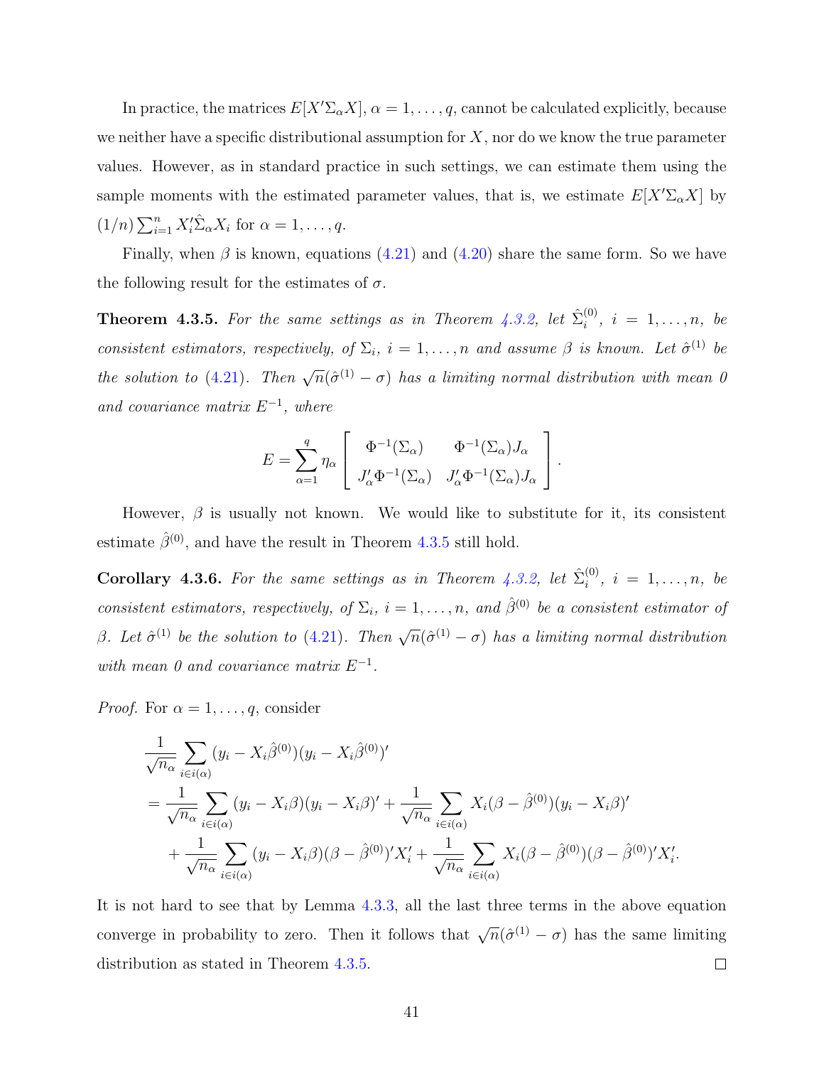In practice, the matrices $E[X'\Sigma_\alpha X]$, $\alpha = 1, \ldots, q$, cannot be calculated explicitly, because we neither have a specific distributional assumption for $X$, nor do we know the true parameter values. However, as in standard practice in such settings, we can estimate them using the sample moments with the estimated parameter values, that is, we estimate $E[X'\Sigma_\alpha X]$ by $(1/n)\sum_{i=1}^n X_i'\hat{\Sigma}_\alpha X_i$ for $\alpha = 1, \ldots, q$.

Finally, when $\beta$ is known, equations (4.21) and (4.20) share the same form. So we have the following result for the estimates of $\sigma$.

**Theorem 4.3.5.** *For the same settings as in Theorem 4.3.2, let $\hat{\Sigma}_i^{(0)}$, $i = 1, \ldots, n$, be consistent estimators, respectively, of $\Sigma_i$, $i = 1, \ldots, n$ and assume $\beta$ is known. Let $\hat{\sigma}^{(1)}$ be the solution to (4.21). Then $\sqrt{n}(\hat{\sigma}^{(1)} - \sigma)$ has a limiting normal distribution with mean 0 and covariance matrix $E^{-1}$, where*

$$E = \sum_{\alpha=1}^{q} \eta_\alpha \begin{bmatrix} \Phi^{-1}(\Sigma_\alpha) & \Phi^{-1}(\Sigma_\alpha) J_\alpha \\ J_\alpha' \Phi^{-1}(\Sigma_\alpha) & J_\alpha' \Phi^{-1}(\Sigma_\alpha) J_\alpha \end{bmatrix}.$$

However, $\beta$ is usually not known. We would like to substitute for it, its consistent estimate $\hat{\beta}^{(0)}$, and have the result in Theorem 4.3.5 still hold.

**Corollary 4.3.6.** *For the same settings as in Theorem 4.3.2, let $\hat{\Sigma}_i^{(0)}$, $i = 1, \ldots, n$, be consistent estimators, respectively, of $\Sigma_i$, $i = 1, \ldots, n$, and $\hat{\beta}^{(0)}$ be a consistent estimator of $\beta$. Let $\hat{\sigma}^{(1)}$ be the solution to (4.21). Then $\sqrt{n}(\hat{\sigma}^{(1)} - \sigma)$ has a limiting normal distribution with mean 0 and covariance matrix $E^{-1}$.*

*Proof.* For $\alpha = 1, \ldots, q$, consider

$$\begin{aligned}
&\frac{1}{\sqrt{n_\alpha}} \sum_{i \in i(\alpha)} (y_i - X_i\hat{\beta}^{(0)})(y_i - X_i\hat{\beta}^{(0)})' \\
&= \frac{1}{\sqrt{n_\alpha}} \sum_{i \in i(\alpha)} (y_i - X_i\beta)(y_i - X_i\beta)' + \frac{1}{\sqrt{n_\alpha}} \sum_{i \in i(\alpha)} X_i(\beta - \hat{\beta}^{(0)})(y_i - X_i\beta)' \\
&\quad + \frac{1}{\sqrt{n_\alpha}} \sum_{i \in i(\alpha)} (y_i - X_i\beta)(\beta - \hat{\beta}^{(0)})'X_i' + \frac{1}{\sqrt{n_\alpha}} \sum_{i \in i(\alpha)} X_i(\beta - \hat{\beta}^{(0)})(\beta - \hat{\beta}^{(0)})'X_i'.
\end{aligned}$$

It is not hard to see that by Lemma 4.3.3, all the last three terms in the above equation converge in probability to zero. Then it follows that $\sqrt{n}(\hat{\sigma}^{(1)} - \sigma)$ has the same limiting distribution as stated in Theorem 4.3.5. $\square$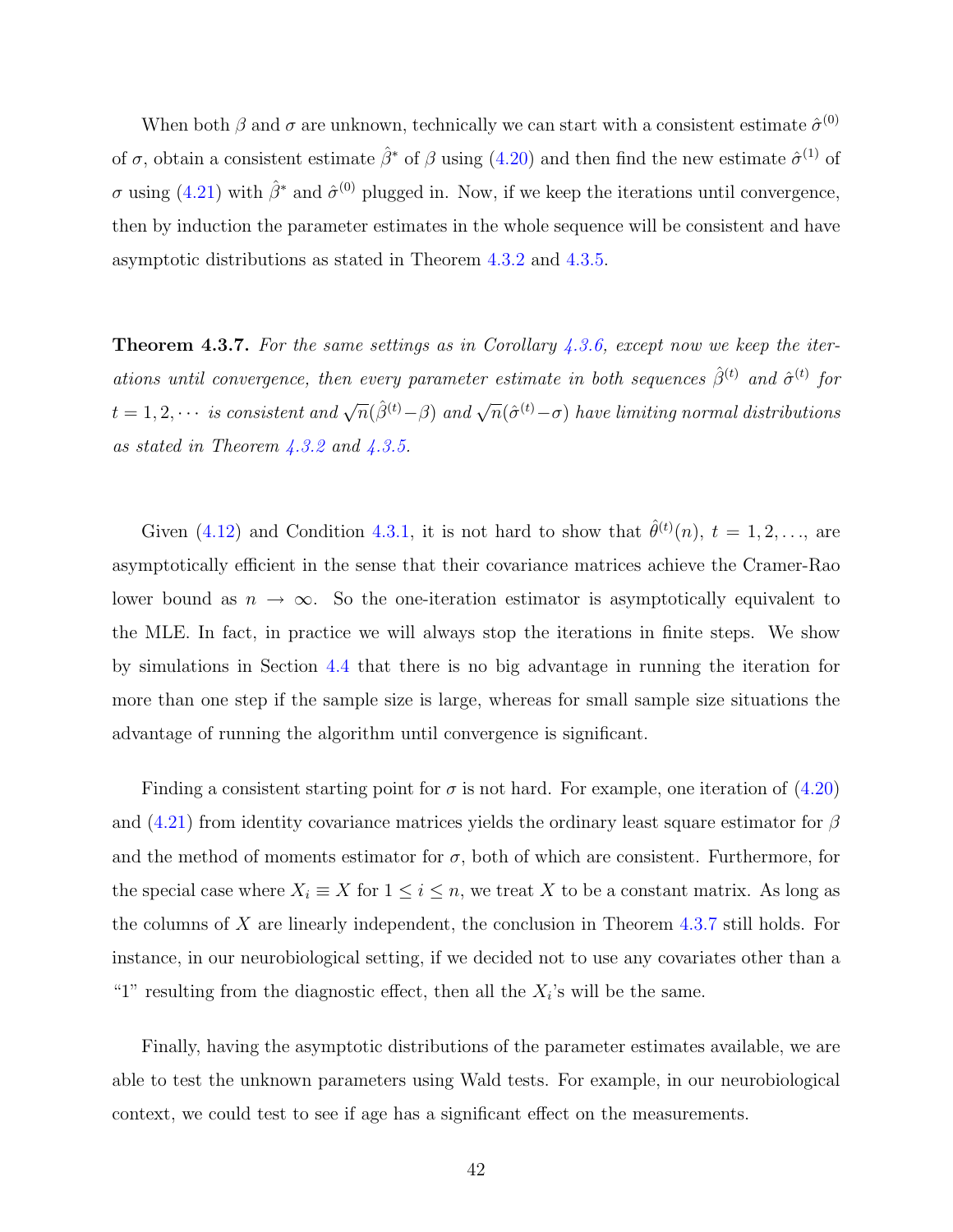When both $\beta$ and $\sigma$ are unknown, technically we can start with a consistent estimate $\hat{\sigma}^{(0)}$ of $\sigma$, obtain a consistent estimate $\hat{\beta}^{*}$ of $\beta$ using (4.20) and then find the new estimate $\hat{\sigma}^{(1)}$ of $\sigma$ using (4.21) with $\hat{\beta}^{*}$ and $\hat{\sigma}^{(0)}$ plugged in. Now, if we keep the iterations until convergence, then by induction the parameter estimates in the whole sequence will be consistent and have asymptotic distributions as stated in Theorem 4.3.2 and 4.3.5.

**Theorem 4.3.7.** *For the same settings as in Corollary 4.3.6, except now we keep the iterations until convergence, then every parameter estimate in both sequences $\hat{\beta}^{(t)}$ and $\hat{\sigma}^{(t)}$ for $t = 1, 2, \cdots$ is consistent and $\sqrt{n}(\hat{\beta}^{(t)} - \beta)$ and $\sqrt{n}(\hat{\sigma}^{(t)} - \sigma)$ have limiting normal distributions as stated in Theorem 4.3.2 and 4.3.5.*

Given (4.12) and Condition 4.3.1, it is not hard to show that $\hat{\theta}^{(t)}(n)$, $t = 1, 2, \ldots$, are asymptotically efficient in the sense that their covariance matrices achieve the Cramer-Rao lower bound as $n \to \infty$. So the one-iteration estimator is asymptotically equivalent to the MLE. In fact, in practice we will always stop the iterations in finite steps. We show by simulations in Section 4.4 that there is no big advantage in running the iteration for more than one step if the sample size is large, whereas for small sample size situations the advantage of running the algorithm until convergence is significant.

Finding a consistent starting point for $\sigma$ is not hard. For example, one iteration of (4.20) and (4.21) from identity covariance matrices yields the ordinary least square estimator for $\beta$ and the method of moments estimator for $\sigma$, both of which are consistent. Furthermore, for the special case where $X_i \equiv X$ for $1 \leq i \leq n$, we treat $X$ to be a constant matrix. As long as the columns of $X$ are linearly independent, the conclusion in Theorem 4.3.7 still holds. For instance, in our neurobiological setting, if we decided not to use any covariates other than a "1" resulting from the diagnostic effect, then all the $X_i$'s will be the same.

Finally, having the asymptotic distributions of the parameter estimates available, we are able to test the unknown parameters using Wald tests. For example, in our neurobiological context, we could test to see if age has a significant effect on the measurements.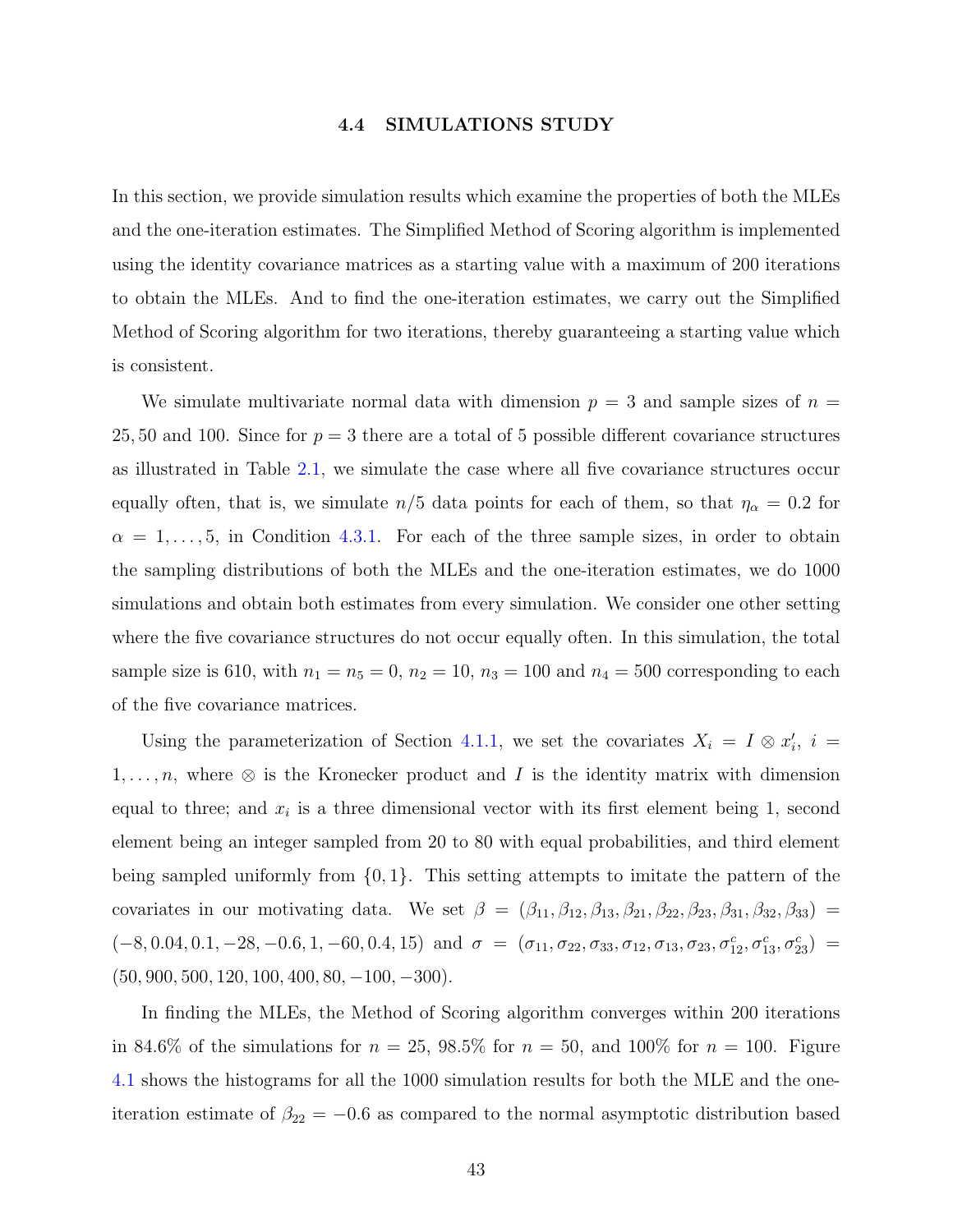### 4.4 SIMULATIONS STUDY

In this section, we provide simulation results which examine the properties of both the MLEs and the one-iteration estimates. The Simplified Method of Scoring algorithm is implemented using the identity covariance matrices as a starting value with a maximum of 200 iterations to obtain the MLEs. And to find the one-iteration estimates, we carry out the Simplified Method of Scoring algorithm for two iterations, thereby guaranteeing a starting value which is consistent.

We simulate multivariate normal data with dimension $p = 3$ and sample sizes of $n = 25, 50$ and $100$. Since for $p = 3$ there are a total of 5 possible different covariance structures as illustrated in Table 2.1, we simulate the case where all five covariance structures occur equally often, that is, we simulate $n/5$ data points for each of them, so that $\eta_\alpha = 0.2$ for $\alpha = 1, \ldots, 5$, in Condition 4.3.1. For each of the three sample sizes, in order to obtain the sampling distributions of both the MLEs and the one-iteration estimates, we do 1000 simulations and obtain both estimates from every simulation. We consider one other setting where the five covariance structures do not occur equally often. In this simulation, the total sample size is 610, with $n_1 = n_5 = 0$, $n_2 = 10$, $n_3 = 100$ and $n_4 = 500$ corresponding to each of the five covariance matrices.

Using the parameterization of Section 4.1.1, we set the covariates $X_i = I \otimes x_i'$, $i = 1, \ldots, n$, where $\otimes$ is the Kronecker product and $I$ is the identity matrix with dimension equal to three; and $x_i$ is a three dimensional vector with its first element being 1, second element being an integer sampled from 20 to 80 with equal probabilities, and third element being sampled uniformly from $\{0, 1\}$. This setting attempts to imitate the pattern of the covariates in our motivating data. We set $\beta = (\beta_{11}, \beta_{12}, \beta_{13}, \beta_{21}, \beta_{22}, \beta_{23}, \beta_{31}, \beta_{32}, \beta_{33}) = (-8, 0.04, 0.1, -28, -0.6, 1, -60, 0.4, 15)$ and $\sigma = (\sigma_{11}, \sigma_{22}, \sigma_{33}, \sigma_{12}, \sigma_{13}, \sigma_{23}, \sigma_{12}^c, \sigma_{13}^c, \sigma_{23}^c) = (50, 900, 500, 120, 100, 400, 80, -100, -300)$.

In finding the MLEs, the Method of Scoring algorithm converges within 200 iterations in 84.6% of the simulations for $n = 25$, 98.5% for $n = 50$, and 100% for $n = 100$. Figure 4.1 shows the histograms for all the 1000 simulation results for both the MLE and the one-iteration estimate of $\beta_{22} = -0.6$ as compared to the normal asymptotic distribution based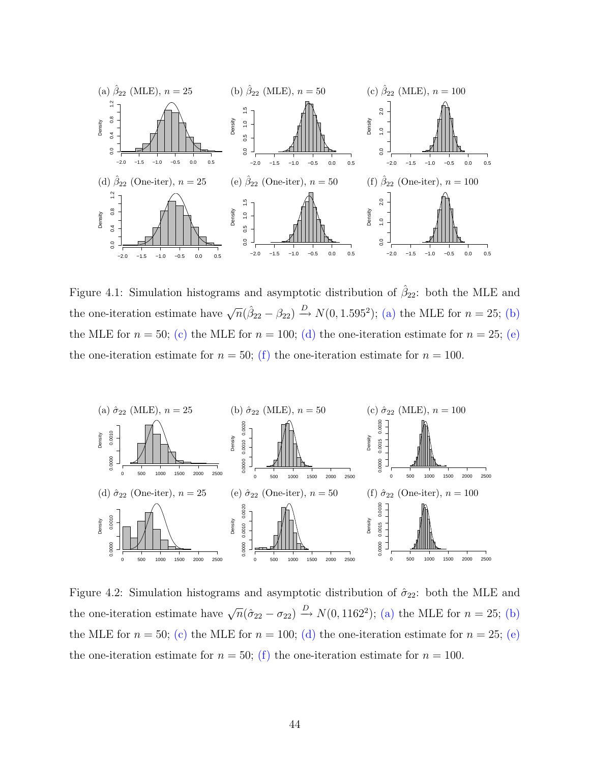Figure 4.1: Simulation histograms and asymptotic distribution of $\hat{\beta}_{22}$: both the MLE and the one-iteration estimate have $\sqrt{n}(\hat{\beta}_{22} - \beta_{22}) \xrightarrow{D} N(0, 1.595^2)$; (a) the MLE for $n = 25$; (b) the MLE for $n = 50$; (c) the MLE for $n = 100$; (d) the one-iteration estimate for $n = 25$; (e) the one-iteration estimate for $n = 50$; (f) the one-iteration estimate for $n = 100$.

Figure 4.2: Simulation histograms and asymptotic distribution of $\hat{\sigma}_{22}$: both the MLE and the one-iteration estimate have $\sqrt{n}(\hat{\sigma}_{22} - \sigma_{22}) \xrightarrow{D} N(0, 1162^2)$; (a) the MLE for $n = 25$; (b) the MLE for $n = 50$; (c) the MLE for $n = 100$; (d) the one-iteration estimate for $n = 25$; (e) the one-iteration estimate for $n = 50$; (f) the one-iteration estimate for $n = 100$.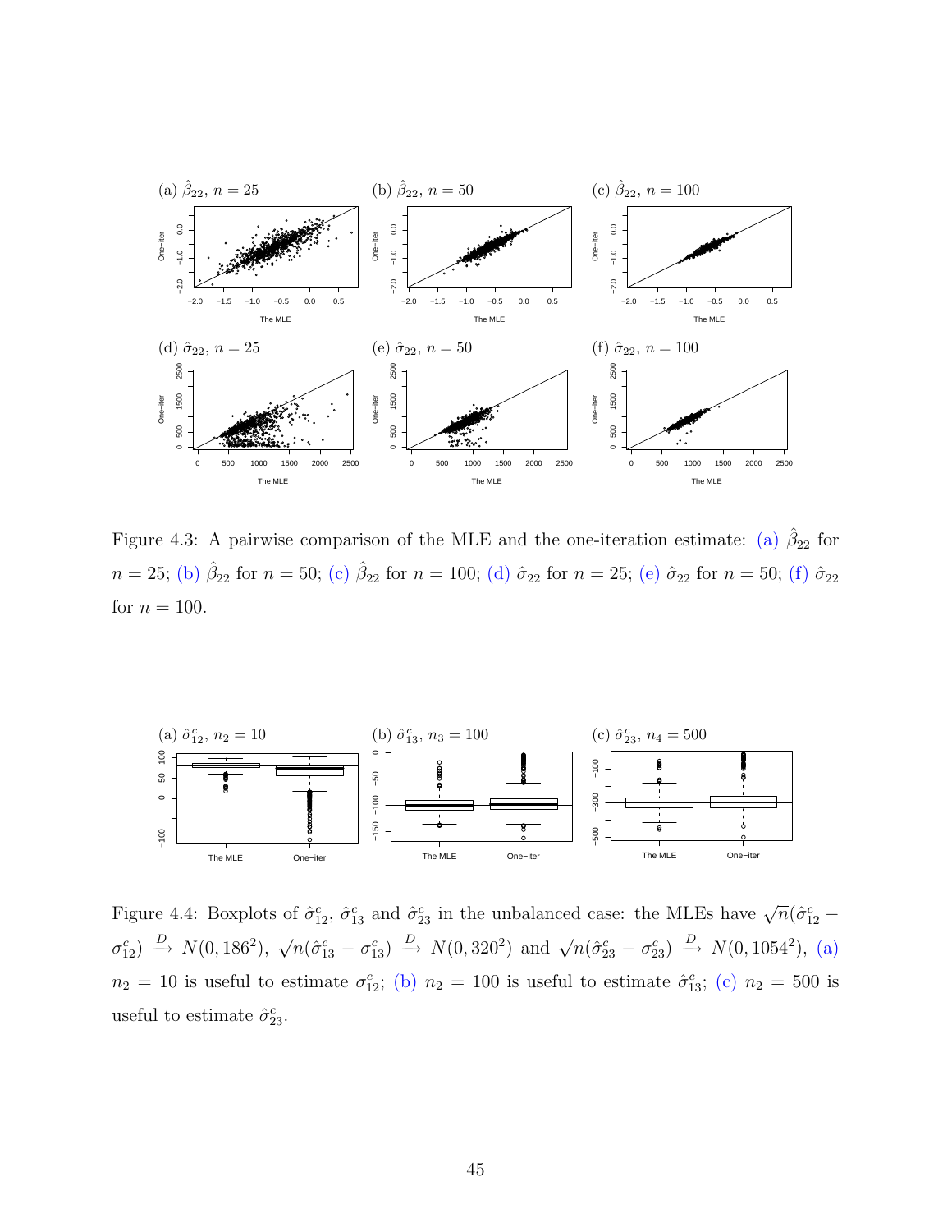Figure 4.3: A pairwise comparison of the MLE and the one-iteration estimate: (a) $\hat{\beta}_{22}$ for $n = 25$; (b) $\hat{\beta}_{22}$ for $n = 50$; (c) $\hat{\beta}_{22}$ for $n = 100$; (d) $\hat{\sigma}_{22}$ for $n = 25$; (e) $\hat{\sigma}_{22}$ for $n = 50$; (f) $\hat{\sigma}_{22}$ for $n = 100$.

Figure 4.4: Boxplots of $\hat{\sigma}^c_{12}$, $\hat{\sigma}^c_{13}$ and $\hat{\sigma}^c_{23}$ in the unbalanced case: the MLEs have $\sqrt{n}(\hat{\sigma}^c_{12} - \sigma^c_{12}) \xrightarrow{D} N(0, 186^2)$, $\sqrt{n}(\hat{\sigma}^c_{13} - \sigma^c_{13}) \xrightarrow{D} N(0, 320^2)$ and $\sqrt{n}(\hat{\sigma}^c_{23} - \sigma^c_{23}) \xrightarrow{D} N(0, 1054^2)$, (a) $n_2 = 10$ is useful to estimate $\sigma^c_{12}$; (b) $n_2 = 100$ is useful to estimate $\hat{\sigma}^c_{13}$; (c) $n_2 = 500$ is useful to estimate $\hat{\sigma}^c_{23}$.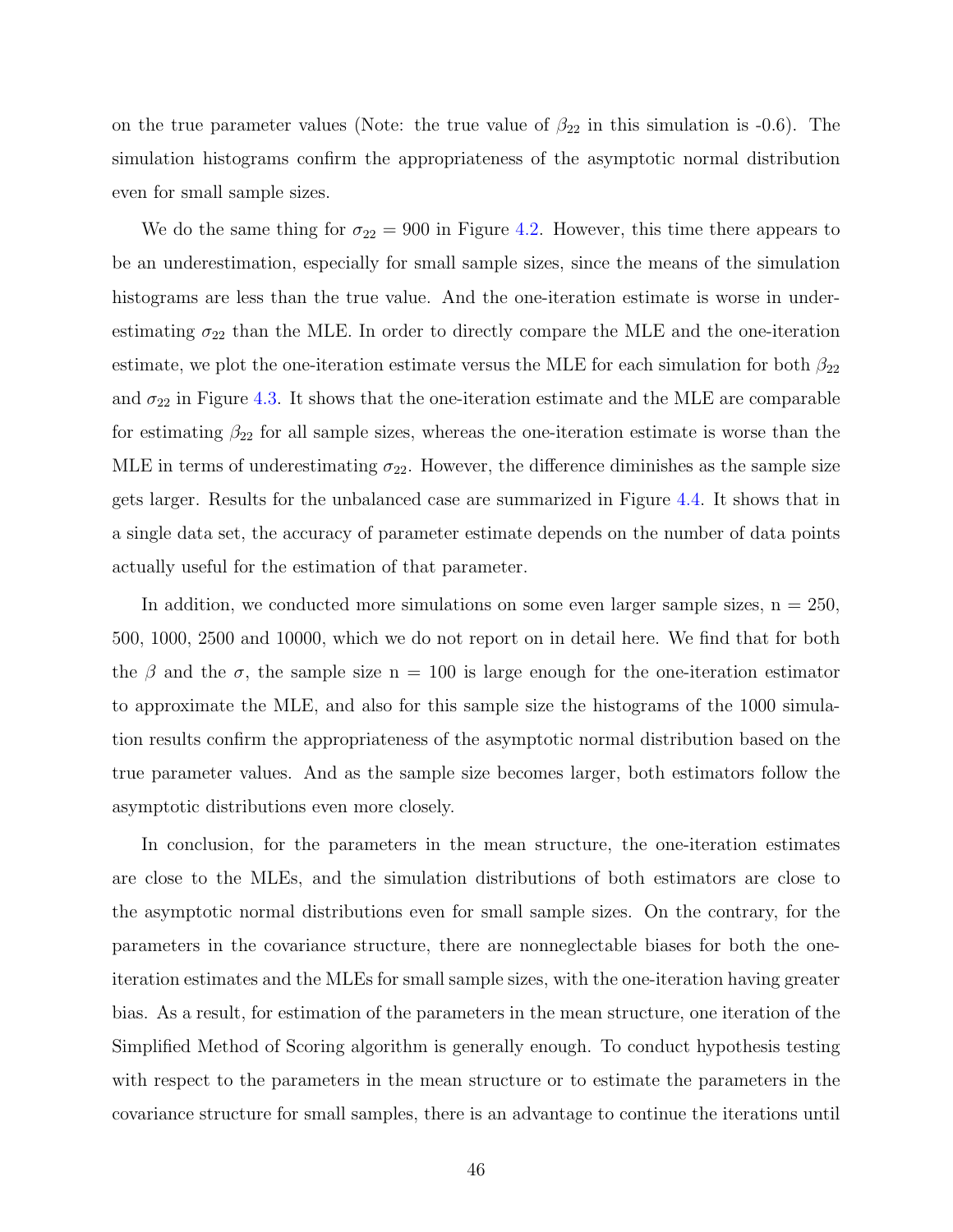on the true parameter values (Note: the true value of $\beta_{22}$ in this simulation is -0.6). The simulation histograms confirm the appropriateness of the asymptotic normal distribution even for small sample sizes.

We do the same thing for $\sigma_{22} = 900$ in Figure 4.2. However, this time there appears to be an underestimation, especially for small sample sizes, since the means of the simulation histograms are less than the true value. And the one-iteration estimate is worse in underestimating $\sigma_{22}$ than the MLE. In order to directly compare the MLE and the one-iteration estimate, we plot the one-iteration estimate versus the MLE for each simulation for both $\beta_{22}$ and $\sigma_{22}$ in Figure 4.3. It shows that the one-iteration estimate and the MLE are comparable for estimating $\beta_{22}$ for all sample sizes, whereas the one-iteration estimate is worse than the MLE in terms of underestimating $\sigma_{22}$. However, the difference diminishes as the sample size gets larger. Results for the unbalanced case are summarized in Figure 4.4. It shows that in a single data set, the accuracy of parameter estimate depends on the number of data points actually useful for the estimation of that parameter.

In addition, we conducted more simulations on some even larger sample sizes, n = 250, 500, 1000, 2500 and 10000, which we do not report on in detail here. We find that for both the $\beta$ and the $\sigma$, the sample size n = 100 is large enough for the one-iteration estimator to approximate the MLE, and also for this sample size the histograms of the 1000 simulation results confirm the appropriateness of the asymptotic normal distribution based on the true parameter values. And as the sample size becomes larger, both estimators follow the asymptotic distributions even more closely.

In conclusion, for the parameters in the mean structure, the one-iteration estimates are close to the MLEs, and the simulation distributions of both estimators are close to the asymptotic normal distributions even for small sample sizes. On the contrary, for the parameters in the covariance structure, there are nonneglectable biases for both the one-iteration estimates and the MLEs for small sample sizes, with the one-iteration having greater bias. As a result, for estimation of the parameters in the mean structure, one iteration of the Simplified Method of Scoring algorithm is generally enough. To conduct hypothesis testing with respect to the parameters in the mean structure or to estimate the parameters in the covariance structure for small samples, there is an advantage to continue the iterations until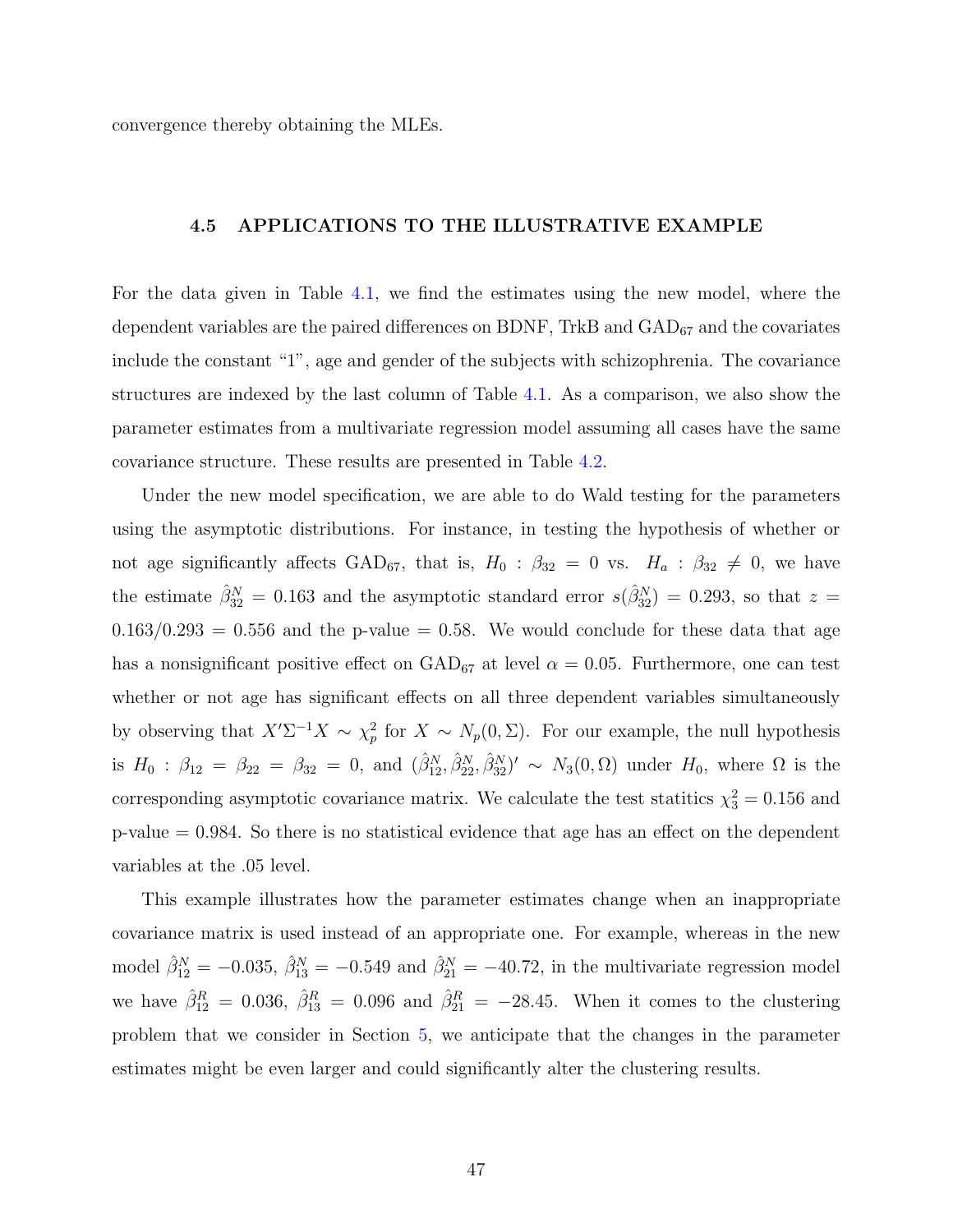convergence thereby obtaining the MLEs.

### 4.5 APPLICATIONS TO THE ILLUSTRATIVE EXAMPLE

For the data given in Table 4.1, we find the estimates using the new model, where the dependent variables are the paired differences on BDNF, TrkB and $\text{GAD}_{67}$ and the covariates include the constant "1", age and gender of the subjects with schizophrenia. The covariance structures are indexed by the last column of Table 4.1. As a comparison, we also show the parameter estimates from a multivariate regression model assuming all cases have the same covariance structure. These results are presented in Table 4.2.

Under the new model specification, we are able to do Wald testing for the parameters using the asymptotic distributions. For instance, in testing the hypothesis of whether or not age significantly affects $\text{GAD}_{67}$, that is, $H_0 : \beta_{32} = 0$ vs. $H_a : \beta_{32} \neq 0$, we have the estimate $\hat{\beta}^N_{32} = 0.163$ and the asymptotic standard error $s(\hat{\beta}^N_{32}) = 0.293$, so that $z = 0.163/0.293 = 0.556$ and the p-value $= 0.58$. We would conclude for these data that age has a nonsignificant positive effect on $\text{GAD}_{67}$ at level $\alpha = 0.05$. Furthermore, one can test whether or not age has significant effects on all three dependent variables simultaneously by observing that $X'\Sigma^{-1}X \sim \chi^2_p$ for $X \sim N_p(0, \Sigma)$. For our example, the null hypothesis is $H_0 : \beta_{12} = \beta_{22} = \beta_{32} = 0$, and $(\hat{\beta}^N_{12}, \hat{\beta}^N_{22}, \hat{\beta}^N_{32})' \sim N_3(0, \Omega)$ under $H_0$, where $\Omega$ is the corresponding asymptotic covariance matrix. We calculate the test statitics $\chi^2_3 = 0.156$ and p-value $= 0.984$. So there is no statistical evidence that age has an effect on the dependent variables at the .05 level.

This example illustrates how the parameter estimates change when an inappropriate covariance matrix is used instead of an appropriate one. For example, whereas in the new model $\hat{\beta}^N_{12} = -0.035$, $\hat{\beta}^N_{13} = -0.549$ and $\hat{\beta}^N_{21} = -40.72$, in the multivariate regression model we have $\hat{\beta}^R_{12} = 0.036$, $\hat{\beta}^R_{13} = 0.096$ and $\hat{\beta}^R_{21} = -28.45$. When it comes to the clustering problem that we consider in Section 5, we anticipate that the changes in the parameter estimates might be even larger and could significantly alter the clustering results.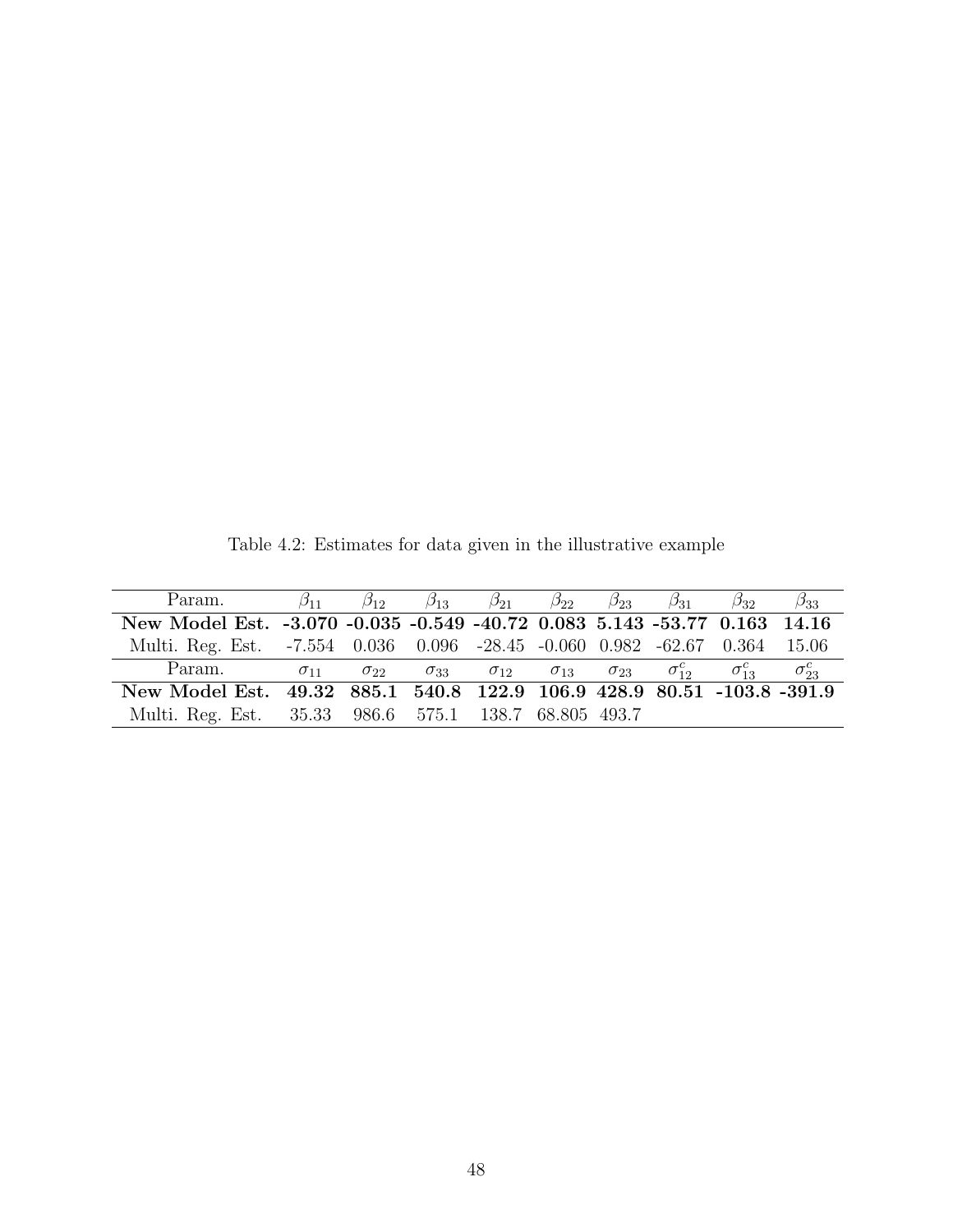Table 4.2: Estimates for data given in the illustrative example

| Param. | $\beta_{11}$ | $\beta_{12}$ | $\beta_{13}$ | $\beta_{21}$ | $\beta_{22}$ | $\beta_{23}$ | $\beta_{31}$ | $\beta_{32}$ | $\beta_{33}$ |
|---|---|---|---|---|---|---|---|---|---|
| **New Model Est.** | **-3.070** | **-0.035** | **-0.549** | **-40.72** | **0.083** | **5.143** | **-53.77** | **0.163** | **14.16** |
| Multi. Reg. Est. | -7.554 | 0.036 | 0.096 | -28.45 | -0.060 | 0.982 | -62.67 | 0.364 | 15.06 |
| Param. | $\sigma_{11}$ | $\sigma_{22}$ | $\sigma_{33}$ | $\sigma_{12}$ | $\sigma_{13}$ | $\sigma_{23}$ | $\sigma_{12}^c$ | $\sigma_{13}^c$ | $\sigma_{23}^c$ |
| **New Model Est.** | **49.32** | **885.1** | **540.8** | **122.9** | **106.9** | **428.9** | **80.51** | **-103.8** | **-391.9** |
| Multi. Reg. Est. | 35.33 | 986.6 | 575.1 | 138.7 | 68.805 | 493.7 | | | |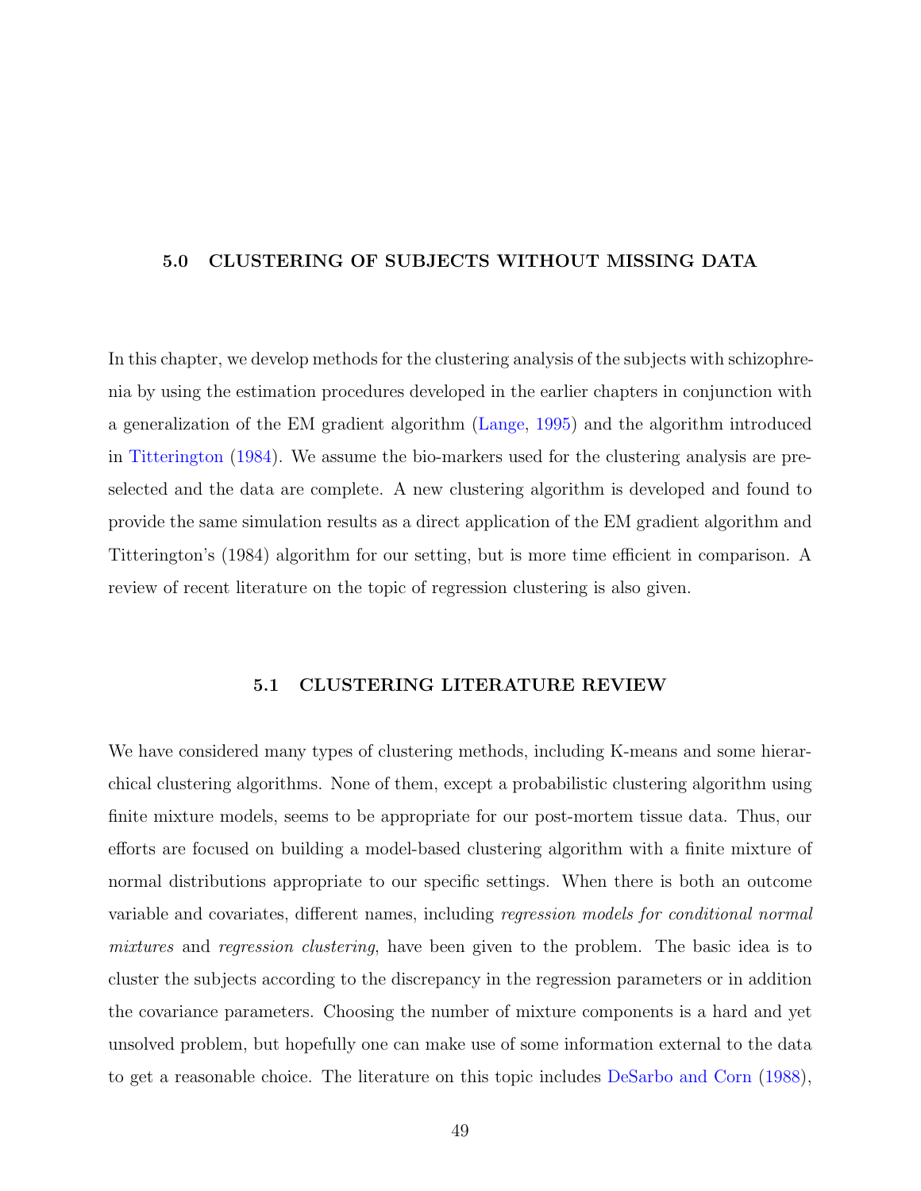## 5.0 CLUSTERING OF SUBJECTS WITHOUT MISSING DATA

In this chapter, we develop methods for the clustering analysis of the subjects with schizophrenia by using the estimation procedures developed in the earlier chapters in conjunction with a generalization of the EM gradient algorithm (Lange, 1995) and the algorithm introduced in Titterington (1984). We assume the bio-markers used for the clustering analysis are preselected and the data are complete. A new clustering algorithm is developed and found to provide the same simulation results as a direct application of the EM gradient algorithm and Titterington's (1984) algorithm for our setting, but is more time efficient in comparison. A review of recent literature on the topic of regression clustering is also given.

### 5.1 CLUSTERING LITERATURE REVIEW

We have considered many types of clustering methods, including K-means and some hierarchical clustering algorithms. None of them, except a probabilistic clustering algorithm using finite mixture models, seems to be appropriate for our post-mortem tissue data. Thus, our efforts are focused on building a model-based clustering algorithm with a finite mixture of normal distributions appropriate to our specific settings. When there is both an outcome variable and covariates, different names, including *regression models for conditional normal mixtures* and *regression clustering*, have been given to the problem. The basic idea is to cluster the subjects according to the discrepancy in the regression parameters or in addition the covariance parameters. Choosing the number of mixture components is a hard and yet unsolved problem, but hopefully one can make use of some information external to the data to get a reasonable choice. The literature on this topic includes DeSarbo and Corn (1988),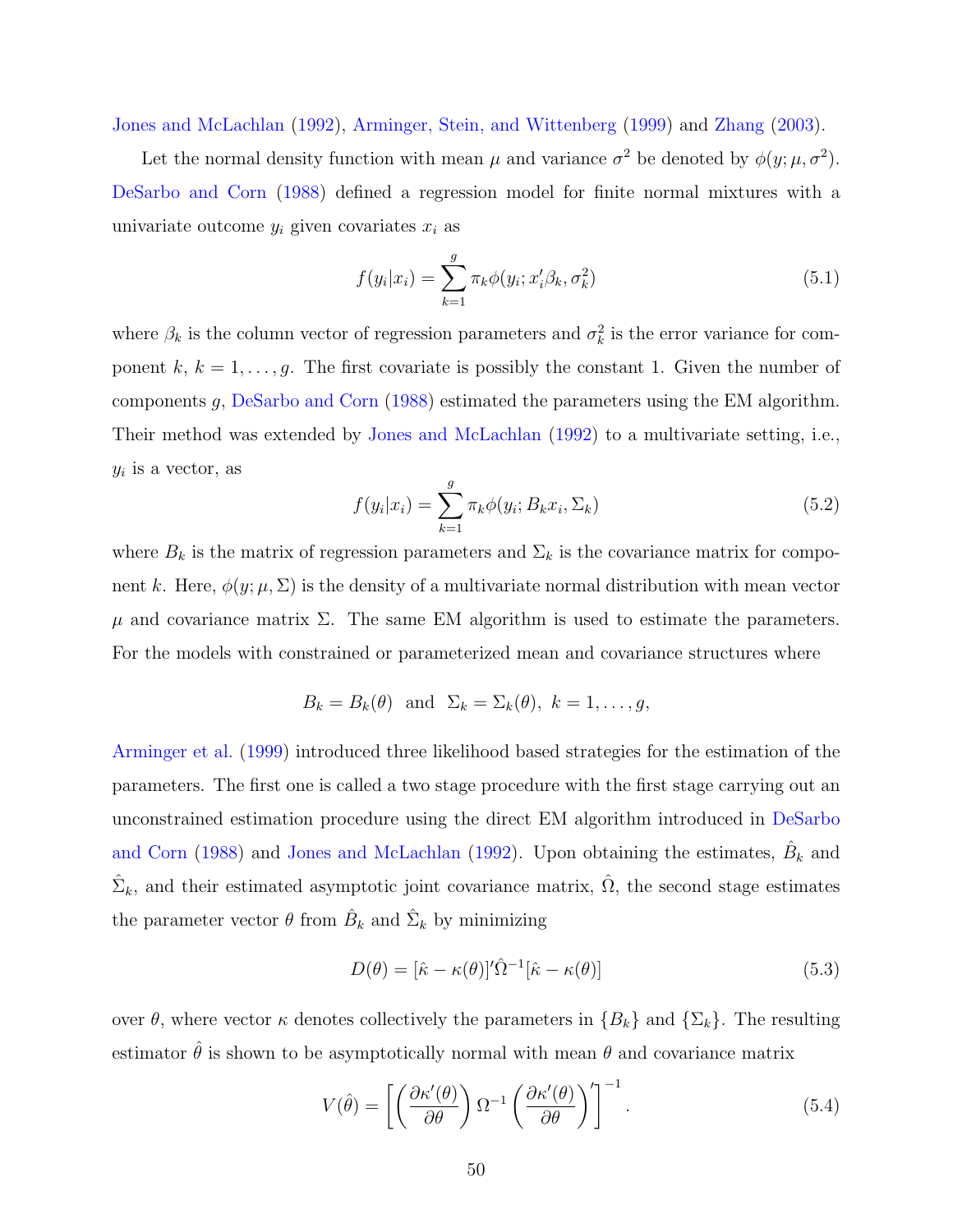Jones and McLachlan (1992), Arminger, Stein, and Wittenberg (1999) and Zhang (2003).

Let the normal density function with mean $\mu$ and variance $\sigma^2$ be denoted by $\phi(y; \mu, \sigma^2)$. DeSarbo and Corn (1988) defined a regression model for finite normal mixtures with a univariate outcome $y_i$ given covariates $x_i$ as

$$f(y_i|x_i) = \sum_{k=1}^{g} \pi_k \phi(y_i; x_i'\beta_k, \sigma_k^2) \tag{5.1}$$

where $\beta_k$ is the column vector of regression parameters and $\sigma_k^2$ is the error variance for component $k$, $k = 1, \ldots, g$. The first covariate is possibly the constant 1. Given the number of components $g$, DeSarbo and Corn (1988) estimated the parameters using the EM algorithm. Their method was extended by Jones and McLachlan (1992) to a multivariate setting, i.e., $y_i$ is a vector, as

$$f(y_i|x_i) = \sum_{k=1}^{g} \pi_k \phi(y_i; B_k x_i, \Sigma_k) \tag{5.2}$$

where $B_k$ is the matrix of regression parameters and $\Sigma_k$ is the covariance matrix for component $k$. Here, $\phi(y; \mu, \Sigma)$ is the density of a multivariate normal distribution with mean vector $\mu$ and covariance matrix $\Sigma$. The same EM algorithm is used to estimate the parameters. For the models with constrained or parameterized mean and covariance structures where

$$B_k = B_k(\theta) \ \text{ and } \ \Sigma_k = \Sigma_k(\theta), \ k = 1, \ldots, g,$$

Arminger et al. (1999) introduced three likelihood based strategies for the estimation of the parameters. The first one is called a two stage procedure with the first stage carrying out an unconstrained estimation procedure using the direct EM algorithm introduced in DeSarbo and Corn (1988) and Jones and McLachlan (1992). Upon obtaining the estimates, $\hat{B}_k$ and $\hat{\Sigma}_k$, and their estimated asymptotic joint covariance matrix, $\hat{\Omega}$, the second stage estimates the parameter vector $\theta$ from $\hat{B}_k$ and $\hat{\Sigma}_k$ by minimizing

$$D(\theta) = [\hat{\kappa} - \kappa(\theta)]'\hat{\Omega}^{-1}[\hat{\kappa} - \kappa(\theta)] \tag{5.3}$$

over $\theta$, where vector $\kappa$ denotes collectively the parameters in $\{B_k\}$ and $\{\Sigma_k\}$. The resulting estimator $\hat{\theta}$ is shown to be asymptotically normal with mean $\theta$ and covariance matrix

$$V(\hat{\theta}) = \left[ \left( \frac{\partial \kappa'(\theta)}{\partial \theta} \right) \Omega^{-1} \left( \frac{\partial \kappa'(\theta)}{\partial \theta} \right)' \right]^{-1}. \tag{5.4}$$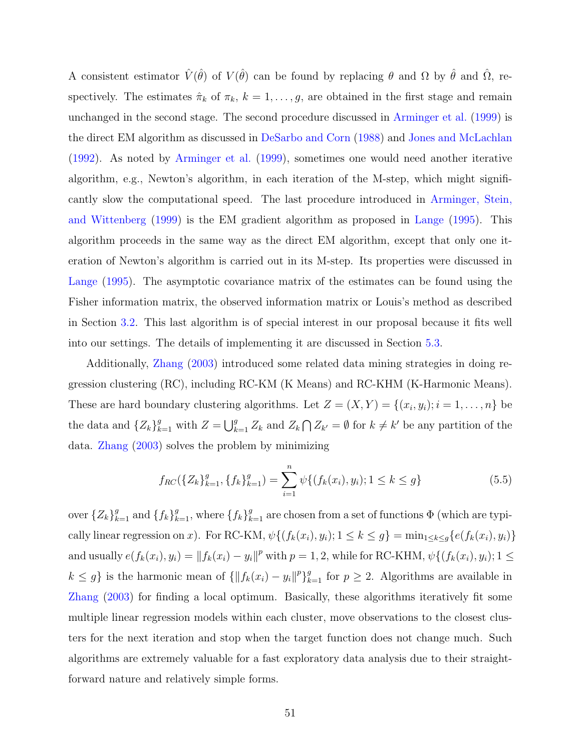A consistent estimator $\hat{V}(\hat{\theta})$ of $V(\hat{\theta})$ can be found by replacing $\theta$ and $\Omega$ by $\hat{\theta}$ and $\hat{\Omega}$, respectively. The estimates $\hat{\pi}_k$ of $\pi_k$, $k = 1, \ldots, g$, are obtained in the first stage and remain unchanged in the second stage. The second procedure discussed in Arminger et al. (1999) is the direct EM algorithm as discussed in DeSarbo and Corn (1988) and Jones and McLachlan (1992). As noted by Arminger et al. (1999), sometimes one would need another iterative algorithm, e.g., Newton's algorithm, in each iteration of the M-step, which might significantly slow the computational speed. The last procedure introduced in Arminger, Stein, and Wittenberg (1999) is the EM gradient algorithm as proposed in Lange (1995). This algorithm proceeds in the same way as the direct EM algorithm, except that only one iteration of Newton's algorithm is carried out in its M-step. Its properties were discussed in Lange (1995). The asymptotic covariance matrix of the estimates can be found using the Fisher information matrix, the observed information matrix or Louis's method as described in Section 3.2. This last algorithm is of special interest in our proposal because it fits well into our settings. The details of implementing it are discussed in Section 5.3.

Additionally, Zhang (2003) introduced some related data mining strategies in doing regression clustering (RC), including RC-KM (K Means) and RC-KHM (K-Harmonic Means). These are hard boundary clustering algorithms. Let $Z = (X, Y) = \{(x_i, y_i); i = 1, \ldots, n\}$ be the data and $\{Z_k\}_{k=1}^{g}$ with $Z = \bigcup_{k=1}^{g} Z_k$ and $Z_k \bigcap Z_{k'} = \emptyset$ for $k \neq k'$ be any partition of the data. Zhang (2003) solves the problem by minimizing

$$f_{RC}(\{Z_k\}_{k=1}^{g}, \{f_k\}_{k=1}^{g}) = \sum_{i=1}^{n} \psi\{(f_k(x_i), y_i); 1 \leq k \leq g\} \tag{5.5}$$

over $\{Z_k\}_{k=1}^{g}$ and $\{f_k\}_{k=1}^{g}$, where $\{f_k\}_{k=1}^{g}$ are chosen from a set of functions $\Phi$ (which are typically linear regression on $x$). For RC-KM, $\psi\{(f_k(x_i), y_i); 1 \leq k \leq g\} = \min_{1 \leq k \leq g}\{e(f_k(x_i), y_i)\}$ and usually $e(f_k(x_i), y_i) = \|f_k(x_i) - y_i\|^p$ with $p = 1, 2$, while for RC-KHM, $\psi\{(f_k(x_i), y_i); 1 \leq k \leq g\}$ is the harmonic mean of $\{\|f_k(x_i) - y_i\|^p\}_{k=1}^{g}$ for $p \geq 2$. Algorithms are available in Zhang (2003) for finding a local optimum. Basically, these algorithms iteratively fit some multiple linear regression models within each cluster, move observations to the closest clusters for the next iteration and stop when the target function does not change much. Such algorithms are extremely valuable for a fast exploratory data analysis due to their straightforward nature and relatively simple forms.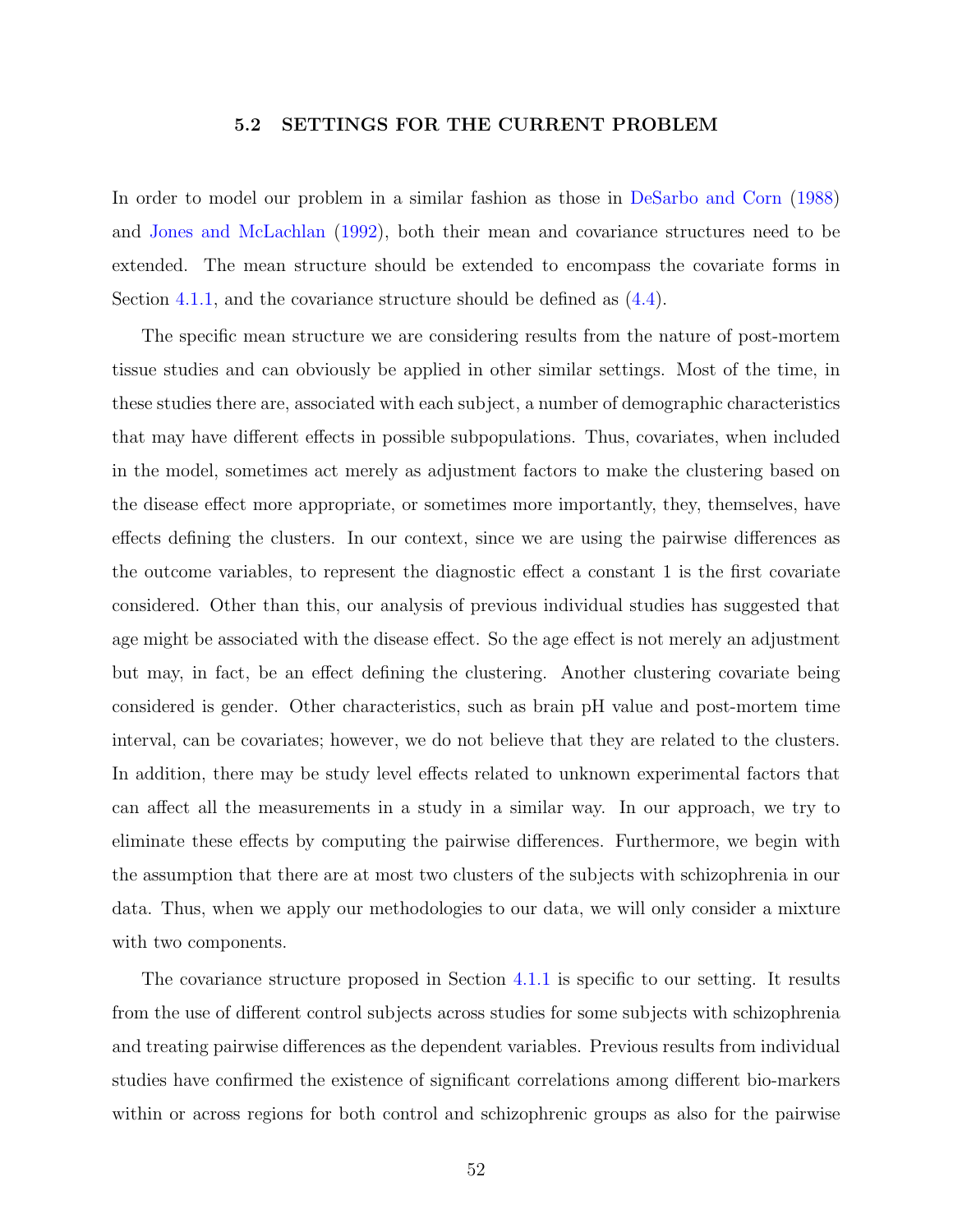### 5.2 SETTINGS FOR THE CURRENT PROBLEM

In order to model our problem in a similar fashion as those in DeSarbo and Corn (1988) and Jones and McLachlan (1992), both their mean and covariance structures need to be extended. The mean structure should be extended to encompass the covariate forms in Section 4.1.1, and the covariance structure should be defined as (4.4).

The specific mean structure we are considering results from the nature of post-mortem tissue studies and can obviously be applied in other similar settings. Most of the time, in these studies there are, associated with each subject, a number of demographic characteristics that may have different effects in possible subpopulations. Thus, covariates, when included in the model, sometimes act merely as adjustment factors to make the clustering based on the disease effect more appropriate, or sometimes more importantly, they, themselves, have effects defining the clusters. In our context, since we are using the pairwise differences as the outcome variables, to represent the diagnostic effect a constant 1 is the first covariate considered. Other than this, our analysis of previous individual studies has suggested that age might be associated with the disease effect. So the age effect is not merely an adjustment but may, in fact, be an effect defining the clustering. Another clustering covariate being considered is gender. Other characteristics, such as brain pH value and post-mortem time interval, can be covariates; however, we do not believe that they are related to the clusters. In addition, there may be study level effects related to unknown experimental factors that can affect all the measurements in a study in a similar way. In our approach, we try to eliminate these effects by computing the pairwise differences. Furthermore, we begin with the assumption that there are at most two clusters of the subjects with schizophrenia in our data. Thus, when we apply our methodologies to our data, we will only consider a mixture with two components.

The covariance structure proposed in Section 4.1.1 is specific to our setting. It results from the use of different control subjects across studies for some subjects with schizophrenia and treating pairwise differences as the dependent variables. Previous results from individual studies have confirmed the existence of significant correlations among different bio-markers within or across regions for both control and schizophrenic groups as also for the pairwise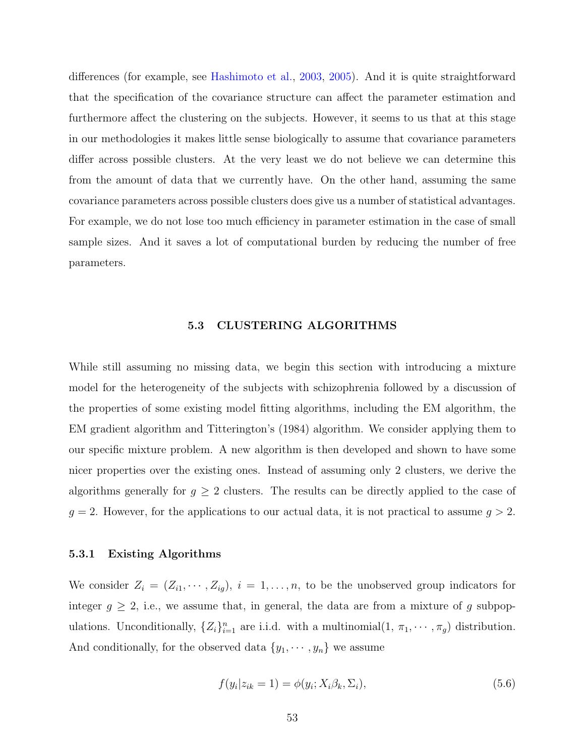differences (for example, see Hashimoto et al., 2003, 2005). And it is quite straightforward that the specification of the covariance structure can affect the parameter estimation and furthermore affect the clustering on the subjects. However, it seems to us that at this stage in our methodologies it makes little sense biologically to assume that covariance parameters differ across possible clusters. At the very least we do not believe we can determine this from the amount of data that we currently have. On the other hand, assuming the same covariance parameters across possible clusters does give us a number of statistical advantages. For example, we do not lose too much efficiency in parameter estimation in the case of small sample sizes. And it saves a lot of computational burden by reducing the number of free parameters.

## 5.3 CLUSTERING ALGORITHMS

While still assuming no missing data, we begin this section with introducing a mixture model for the heterogeneity of the subjects with schizophrenia followed by a discussion of the properties of some existing model fitting algorithms, including the EM algorithm, the EM gradient algorithm and Titterington's (1984) algorithm. We consider applying them to our specific mixture problem. A new algorithm is then developed and shown to have some nicer properties over the existing ones. Instead of assuming only 2 clusters, we derive the algorithms generally for $g \geq 2$ clusters. The results can be directly applied to the case of $g = 2$. However, for the applications to our actual data, it is not practical to assume $g > 2$.

### 5.3.1 Existing Algorithms

We consider $Z_i = (Z_{i1}, \cdots, Z_{ig})$, $i = 1, \ldots, n$, to be the unobserved group indicators for integer $g \geq 2$, i.e., we assume that, in general, the data are from a mixture of $g$ subpopulations. Unconditionally, $\{Z_i\}_{i=1}^n$ are i.i.d. with a multinomial(1, $\pi_1, \cdots, \pi_g$) distribution. And conditionally, for the observed data $\{y_1, \cdots, y_n\}$ we assume

$$f(y_i | z_{ik} = 1) = \phi(y_i; X_i\beta_k, \Sigma_i), \tag{5.6}$$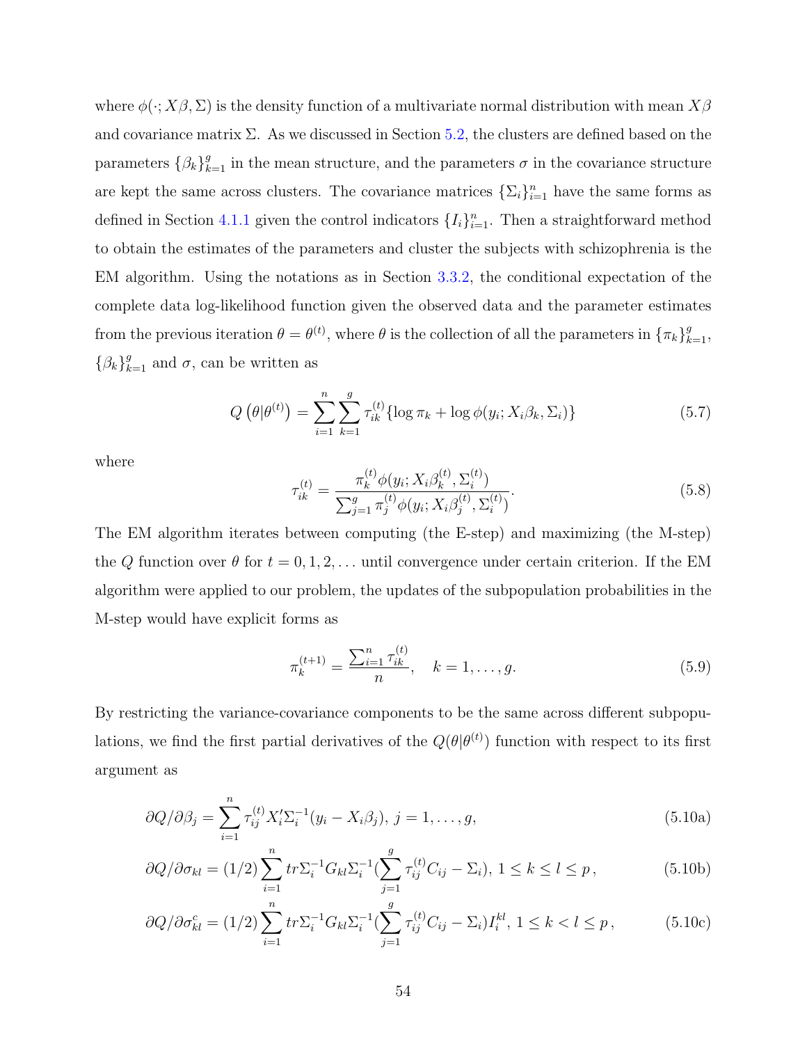where $\phi(\cdot; X\beta, \Sigma)$ is the density function of a multivariate normal distribution with mean $X\beta$ and covariance matrix $\Sigma$. As we discussed in Section 5.2, the clusters are defined based on the parameters $\{\beta_k\}_{k=1}^g$ in the mean structure, and the parameters $\sigma$ in the covariance structure are kept the same across clusters. The covariance matrices $\{\Sigma_i\}_{i=1}^n$ have the same forms as defined in Section 4.1.1 given the control indicators $\{I_i\}_{i=1}^n$. Then a straightforward method to obtain the estimates of the parameters and cluster the subjects with schizophrenia is the EM algorithm. Using the notations as in Section 3.3.2, the conditional expectation of the complete data log-likelihood function given the observed data and the parameter estimates from the previous iteration $\theta = \theta^{(t)}$, where $\theta$ is the collection of all the parameters in $\{\pi_k\}_{k=1}^g$, $\{\beta_k\}_{k=1}^g$ and $\sigma$, can be written as

$$Q\left(\theta|\theta^{(t)}\right) = \sum_{i=1}^n \sum_{k=1}^g \tau_{ik}^{(t)} \{\log \pi_k + \log \phi(y_i; X_i\beta_k, \Sigma_i)\} \tag{5.7}$$

where

$$\tau_{ik}^{(t)} = \frac{\pi_k^{(t)} \phi(y_i; X_i\beta_k^{(t)}, \Sigma_i^{(t)})}{\sum_{j=1}^g \pi_j^{(t)} \phi(y_i; X_i\beta_j^{(t)}, \Sigma_i^{(t)})}. \tag{5.8}$$

The EM algorithm iterates between computing (the E-step) and maximizing (the M-step) the $Q$ function over $\theta$ for $t = 0, 1, 2, \ldots$ until convergence under certain criterion. If the EM algorithm were applied to our problem, the updates of the subpopulation probabilities in the M-step would have explicit forms as

$$\pi_k^{(t+1)} = \frac{\sum_{i=1}^n \tau_{ik}^{(t)}}{n}, \quad k = 1, \ldots, g. \tag{5.9}$$

By restricting the variance-covariance components to be the same across different subpopulations, we find the first partial derivatives of the $Q(\theta|\theta^{(t)})$ function with respect to its first argument as

$$\partial Q/\partial \beta_j = \sum_{i=1}^n \tau_{ij}^{(t)} X_i' \Sigma_i^{-1}(y_i - X_i\beta_j),\ j = 1, \ldots, g, \tag{5.10a}$$

$$\partial Q/\partial \sigma_{kl} = (1/2) \sum_{i=1}^n tr \Sigma_i^{-1} G_{kl} \Sigma_i^{-1} \left(\sum_{j=1}^g \tau_{ij}^{(t)} C_{ij} - \Sigma_i\right),\ 1 \le k \le l \le p\,, \tag{5.10b}$$

$$\partial Q/\partial \sigma_{kl}^c = (1/2) \sum_{i=1}^n tr \Sigma_i^{-1} G_{kl} \Sigma_i^{-1} \left(\sum_{j=1}^g \tau_{ij}^{(t)} C_{ij} - \Sigma_i\right) I_i^{kl},\ 1 \le k < l \le p\,, \tag{5.10c}$$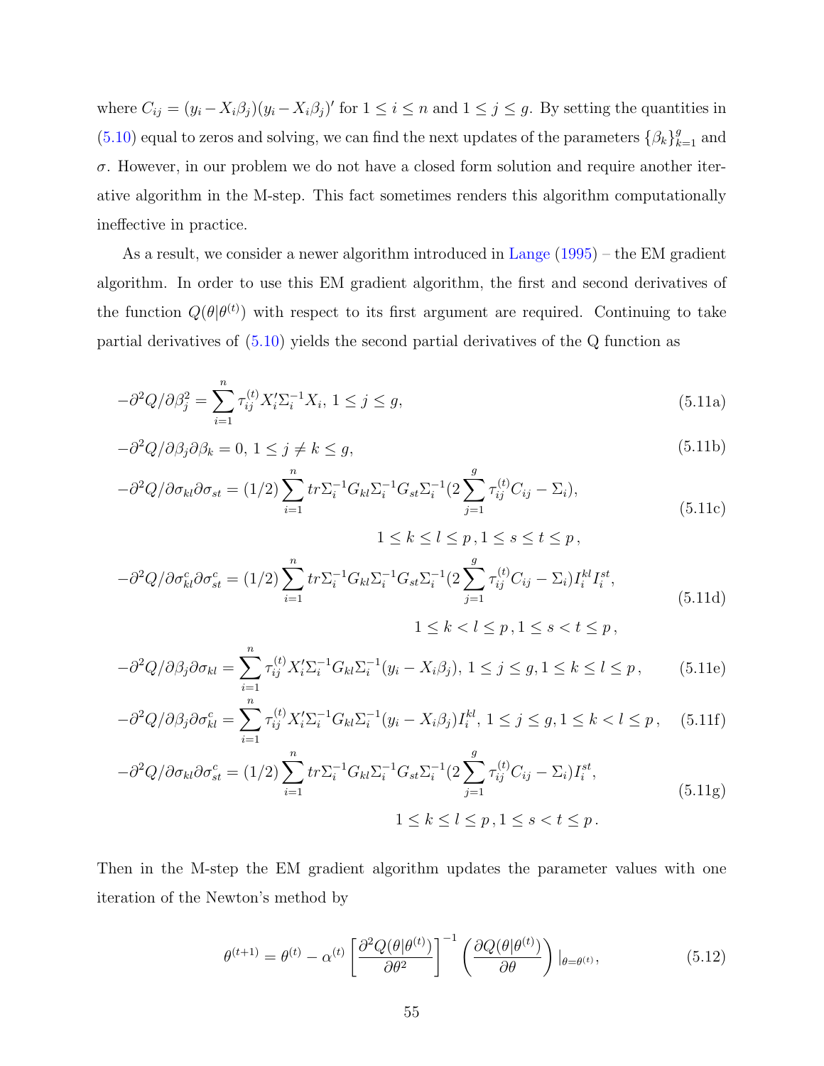where $C_{ij} = (y_i - X_i\beta_j)(y_i - X_i\beta_j)'$ for $1 \le i \le n$ and $1 \le j \le g$. By setting the quantities in (5.10) equal to zeros and solving, we can find the next updates of the parameters $\{\beta_k\}_{k=1}^g$ and $\sigma$. However, in our problem we do not have a closed form solution and require another iterative algorithm in the M-step. This fact sometimes renders this algorithm computationally ineffective in practice.

As a result, we consider a newer algorithm introduced in Lange (1995) – the EM gradient algorithm. In order to use this EM gradient algorithm, the first and second derivatives of the function $Q(\theta|\theta^{(t)})$ with respect to its first argument are required. Continuing to take partial derivatives of (5.10) yields the second partial derivatives of the Q function as

$$-\partial^2 Q/\partial\beta_j^2 = \sum_{i=1}^{n} \tau_{ij}^{(t)} X_i'\Sigma_i^{-1}X_i,\ 1 \le j \le g, \tag{5.11a}$$

$$-\partial^2 Q/\partial\beta_j\partial\beta_k = 0,\ 1 \le j \ne k \le g, \tag{5.11b}$$

$$-\partial^2 Q/\partial\sigma_{kl}\partial\sigma_{st} = (1/2)\sum_{i=1}^{n} tr\Sigma_i^{-1}G_{kl}\Sigma_i^{-1}G_{st}\Sigma_i^{-1}(2\sum_{j=1}^{g}\tau_{ij}^{(t)}C_{ij} - \Sigma_i), \quad 1 \le k \le l \le p\,, 1 \le s \le t \le p\,, \tag{5.11c}$$

$$-\partial^2 Q/\partial\sigma_{kl}^c\partial\sigma_{st}^c = (1/2)\sum_{i=1}^{n} tr\Sigma_i^{-1}G_{kl}\Sigma_i^{-1}G_{st}\Sigma_i^{-1}(2\sum_{j=1}^{g}\tau_{ij}^{(t)}C_{ij} - \Sigma_i)I_i^{kl}I_i^{st}, \quad 1 \le k < l \le p\,, 1 \le s < t \le p\,, \tag{5.11d}$$

$$-\partial^2 Q/\partial\beta_j\partial\sigma_{kl} = \sum_{i=1}^{n} \tau_{ij}^{(t)} X_i'\Sigma_i^{-1}G_{kl}\Sigma_i^{-1}(y_i - X_i\beta_j),\ 1 \le j \le g, 1 \le k \le l \le p\,, \tag{5.11e}$$

$$-\partial^2 Q/\partial\beta_j\partial\sigma_{kl}^c = \sum_{i=1}^{n} \tau_{ij}^{(t)} X_i'\Sigma_i^{-1}G_{kl}\Sigma_i^{-1}(y_i - X_i\beta_j)I_i^{kl},\ 1 \le j \le g, 1 \le k < l \le p\,, \tag{5.11f}$$

$$-\partial^2 Q/\partial\sigma_{kl}\partial\sigma_{st}^c = (1/2)\sum_{i=1}^{n} tr\Sigma_i^{-1}G_{kl}\Sigma_i^{-1}G_{st}\Sigma_i^{-1}(2\sum_{j=1}^{g}\tau_{ij}^{(t)}C_{ij} - \Sigma_i)I_i^{st}, \quad 1 \le k \le l \le p\,, 1 \le s < t \le p\,. \tag{5.11g}$$

Then in the M-step the EM gradient algorithm updates the parameter values with one iteration of the Newton's method by

$$\theta^{(t+1)} = \theta^{(t)} - \alpha^{(t)}\left[\frac{\partial^2 Q(\theta|\theta^{(t)})}{\partial\theta^2}\right]^{-1}\left(\frac{\partial Q(\theta|\theta^{(t)})}{\partial\theta}\right)|_{\theta=\theta^{(t)}}, \tag{5.12}$$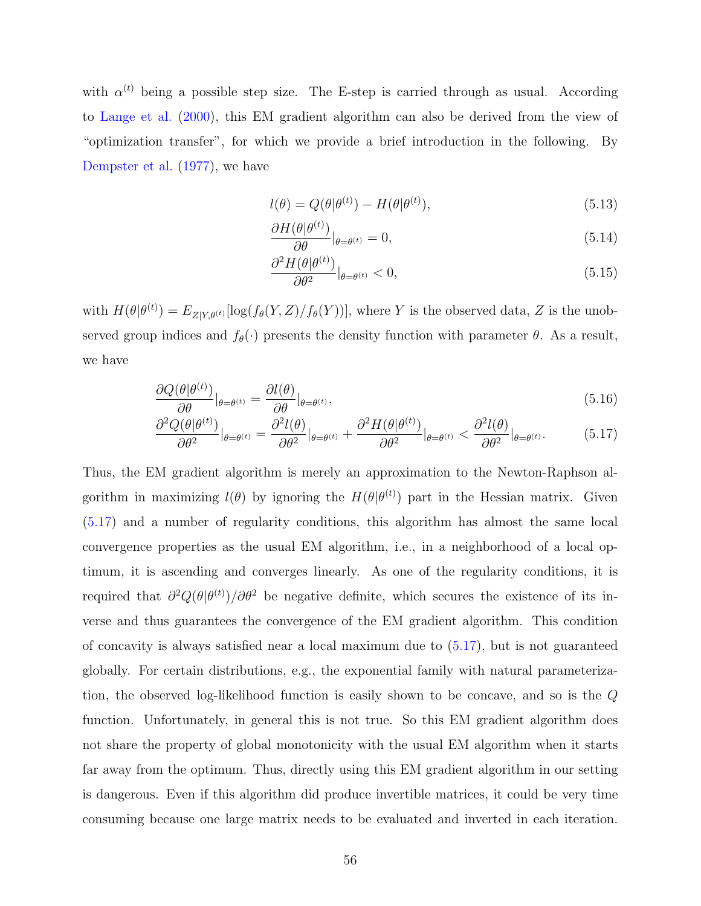with $\alpha^{(t)}$ being a possible step size. The E-step is carried through as usual. According to Lange et al. (2000), this EM gradient algorithm can also be derived from the view of "optimization transfer", for which we provide a brief introduction in the following. By Dempster et al. (1977), we have

$$l(\theta) = Q(\theta|\theta^{(t)}) - H(\theta|\theta^{(t)}), \tag{5.13}$$

$$\frac{\partial H(\theta|\theta^{(t)})}{\partial \theta}|_{\theta=\theta^{(t)}} = 0, \tag{5.14}$$

$$\frac{\partial^2 H(\theta|\theta^{(t)})}{\partial \theta^2}|_{\theta=\theta^{(t)}} < 0, \tag{5.15}$$

with $H(\theta|\theta^{(t)}) = E_{Z|Y,\theta^{(t)}}[\log(f_\theta(Y,Z)/f_\theta(Y))]$, where $Y$ is the observed data, $Z$ is the unobserved group indices and $f_\theta(\cdot)$ presents the density function with parameter $\theta$. As a result, we have

$$\frac{\partial Q(\theta|\theta^{(t)})}{\partial \theta}|_{\theta=\theta^{(t)}} = \frac{\partial l(\theta)}{\partial \theta}|_{\theta=\theta^{(t)}}, \tag{5.16}$$

$$\frac{\partial^2 Q(\theta|\theta^{(t)})}{\partial \theta^2}|_{\theta=\theta^{(t)}} = \frac{\partial^2 l(\theta)}{\partial \theta^2}|_{\theta=\theta^{(t)}} + \frac{\partial^2 H(\theta|\theta^{(t)})}{\partial \theta^2}|_{\theta=\theta^{(t)}} < \frac{\partial^2 l(\theta)}{\partial \theta^2}|_{\theta=\theta^{(t)}}. \tag{5.17}$$

Thus, the EM gradient algorithm is merely an approximation to the Newton-Raphson algorithm in maximizing $l(\theta)$ by ignoring the $H(\theta|\theta^{(t)})$ part in the Hessian matrix. Given (5.17) and a number of regularity conditions, this algorithm has almost the same local convergence properties as the usual EM algorithm, i.e., in a neighborhood of a local optimum, it is ascending and converges linearly. As one of the regularity conditions, it is required that $\partial^2 Q(\theta|\theta^{(t)})/\partial\theta^2$ be negative definite, which secures the existence of its inverse and thus guarantees the convergence of the EM gradient algorithm. This condition of concavity is always satisfied near a local maximum due to (5.17), but is not guaranteed globally. For certain distributions, e.g., the exponential family with natural parameterization, the observed log-likelihood function is easily shown to be concave, and so is the $Q$ function. Unfortunately, in general this is not true. So this EM gradient algorithm does not share the property of global monotonicity with the usual EM algorithm when it starts far away from the optimum. Thus, directly using this EM gradient algorithm in our setting is dangerous. Even if this algorithm did produce invertible matrices, it could be very time consuming because one large matrix needs to be evaluated and inverted in each iteration.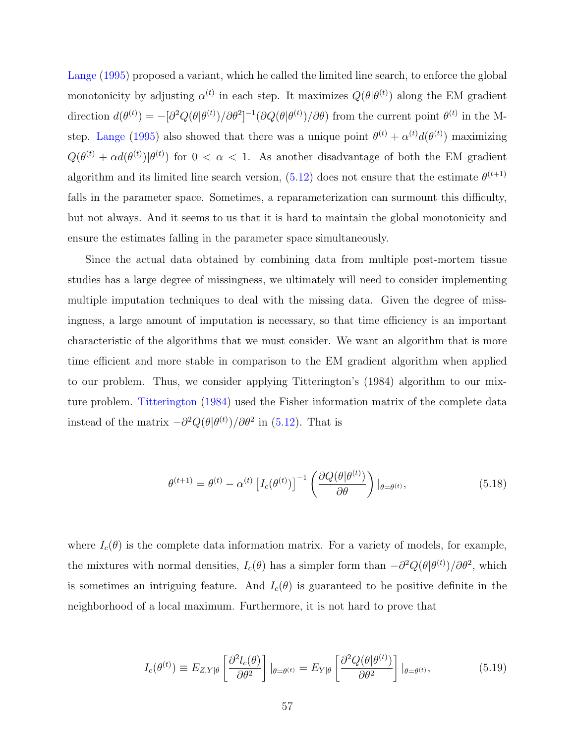Lange (1995) proposed a variant, which he called the limited line search, to enforce the global monotonicity by adjusting $\alpha^{(t)}$ in each step. It maximizes $Q(\theta|\theta^{(t)})$ along the EM gradient direction $d(\theta^{(t)}) = -[\partial^2 Q(\theta|\theta^{(t)})/\partial\theta^2]^{-1}(\partial Q(\theta|\theta^{(t)})/\partial\theta)$ from the current point $\theta^{(t)}$ in the M-step. Lange (1995) also showed that there was a unique point $\theta^{(t)} + \alpha^{(t)} d(\theta^{(t)})$ maximizing $Q(\theta^{(t)} + \alpha d(\theta^{(t)})|\theta^{(t)})$ for $0 < \alpha < 1$. As another disadvantage of both the EM gradient algorithm and its limited line search version, (5.12) does not ensure that the estimate $\theta^{(t+1)}$ falls in the parameter space. Sometimes, a reparameterization can surmount this difficulty, but not always. And it seems to us that it is hard to maintain the global monotonicity and ensure the estimates falling in the parameter space simultaneously.

Since the actual data obtained by combining data from multiple post-mortem tissue studies has a large degree of missingness, we ultimately will need to consider implementing multiple imputation techniques to deal with the missing data. Given the degree of missingness, a large amount of imputation is necessary, so that time efficiency is an important characteristic of the algorithms that we must consider. We want an algorithm that is more time efficient and more stable in comparison to the EM gradient algorithm when applied to our problem. Thus, we consider applying Titterington's (1984) algorithm to our mixture problem. Titterington (1984) used the Fisher information matrix of the complete data instead of the matrix $-\partial^2 Q(\theta|\theta^{(t)})/\partial\theta^2$ in (5.12). That is

$$\theta^{(t+1)} = \theta^{(t)} - \alpha^{(t)} \left[I_c(\theta^{(t)})\right]^{-1} \left(\frac{\partial Q(\theta|\theta^{(t)})}{\partial\theta}\right)|_{\theta=\theta^{(t)}}, \tag{5.18}$$

where $I_c(\theta)$ is the complete data information matrix. For a variety of models, for example, the mixtures with normal densities, $I_c(\theta)$ has a simpler form than $-\partial^2 Q(\theta|\theta^{(t)})/\partial\theta^2$, which is sometimes an intriguing feature. And $I_c(\theta)$ is guaranteed to be positive definite in the neighborhood of a local maximum. Furthermore, it is not hard to prove that

$$I_c(\theta^{(t)}) \equiv E_{Z,Y|\theta}\left[\frac{\partial^2 l_c(\theta)}{\partial\theta^2}\right]|_{\theta=\theta^{(t)}} = E_{Y|\theta}\left[\frac{\partial^2 Q(\theta|\theta^{(t)})}{\partial\theta^2}\right]|_{\theta=\theta^{(t)}}, \tag{5.19}$$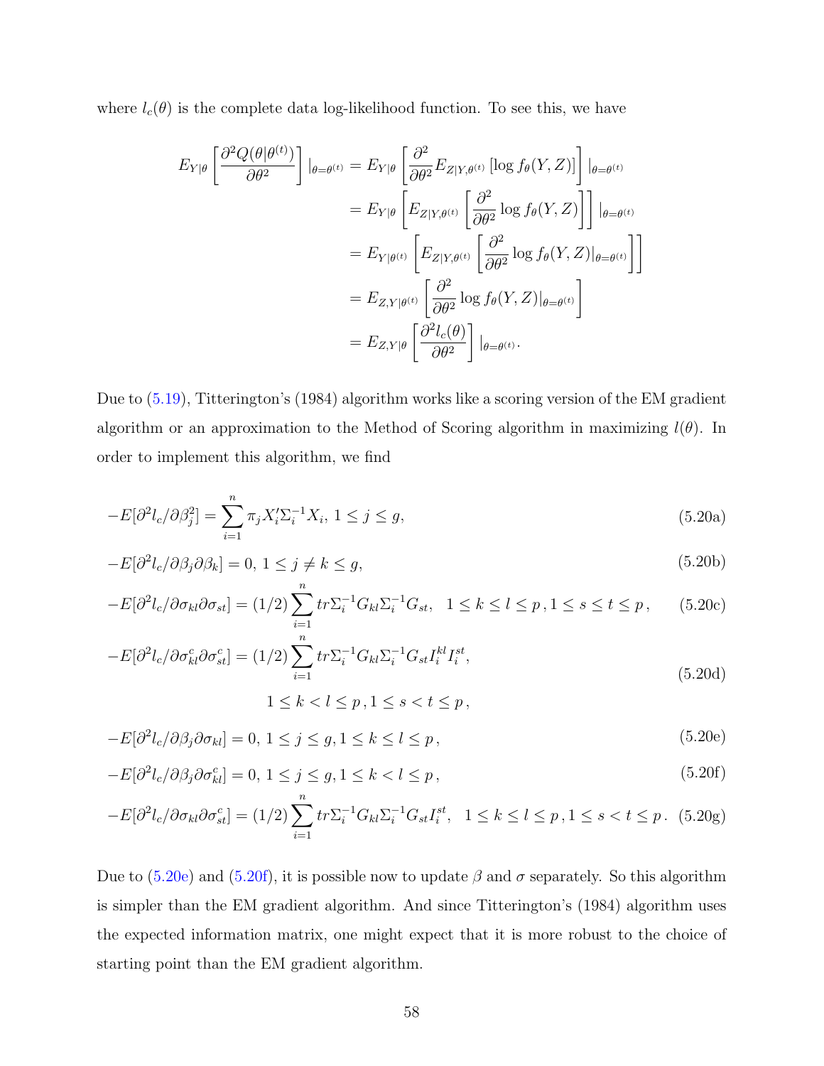where $l_c(\theta)$ is the complete data log-likelihood function. To see this, we have

$$
\begin{aligned}
E_{Y|\theta}\left[\frac{\partial^2 Q(\theta|\theta^{(t)})}{\partial\theta^2}\right]|_{\theta=\theta^{(t)}} &= E_{Y|\theta}\left[\frac{\partial^2}{\partial\theta^2}E_{Z|Y,\theta^{(t)}}\left[\log f_\theta(Y,Z)\right]\right]|_{\theta=\theta^{(t)}} \\
&= E_{Y|\theta}\left[E_{Z|Y,\theta^{(t)}}\left[\frac{\partial^2}{\partial\theta^2}\log f_\theta(Y,Z)\right]\right]|_{\theta=\theta^{(t)}} \\
&= E_{Y|\theta^{(t)}}\left[E_{Z|Y,\theta^{(t)}}\left[\frac{\partial^2}{\partial\theta^2}\log f_\theta(Y,Z)|_{\theta=\theta^{(t)}}\right]\right] \\
&= E_{Z,Y|\theta^{(t)}}\left[\frac{\partial^2}{\partial\theta^2}\log f_\theta(Y,Z)|_{\theta=\theta^{(t)}}\right] \\
&= E_{Z,Y|\theta}\left[\frac{\partial^2 l_c(\theta)}{\partial\theta^2}\right]|_{\theta=\theta^{(t)}}.
\end{aligned}
$$

Due to (5.19), Titterington's (1984) algorithm works like a scoring version of the EM gradient algorithm or an approximation to the Method of Scoring algorithm in maximizing $l(\theta)$. In order to implement this algorithm, we find

$$-E[\partial^2 l_c/\partial\beta_j^2] = \sum_{i=1}^n \pi_j X_i'\Sigma_i^{-1}X_i,\ 1\le j\le g, \tag{5.20a}$$

$$-E[\partial^2 l_c/\partial\beta_j\partial\beta_k] = 0,\ 1\le j\ne k\le g, \tag{5.20b}$$

$$-E[\partial^2 l_c/\partial\sigma_{kl}\partial\sigma_{st}] = (1/2)\sum_{i=1}^n tr\Sigma_i^{-1}G_{kl}\Sigma_i^{-1}G_{st},\quad 1\le k\le l\le p\,, 1\le s\le t\le p\,, \tag{5.20c}$$

$$-E[\partial^2 l_c/\partial\sigma_{kl}^c\partial\sigma_{st}^c] = (1/2)\sum_{i=1}^n tr\Sigma_i^{-1}G_{kl}\Sigma_i^{-1}G_{st}I_i^{kl}I_i^{st},\quad 1\le k< l\le p\,, 1\le s< t\le p\,, \tag{5.20d}$$

$$-E[\partial^2 l_c/\partial\beta_j\partial\sigma_{kl}] = 0,\ 1\le j\le g, 1\le k\le l\le p\,, \tag{5.20e}$$

$$-E[\partial^2 l_c/\partial\beta_j\partial\sigma_{kl}^c] = 0,\ 1\le j\le g, 1\le k< l\le p\,, \tag{5.20f}$$

$$-E[\partial^2 l_c/\partial\sigma_{kl}\partial\sigma_{st}^c] = (1/2)\sum_{i=1}^n tr\Sigma_i^{-1}G_{kl}\Sigma_i^{-1}G_{st}I_i^{st},\quad 1\le k\le l\le p\,, 1\le s< t\le p\,. \tag{5.20g}$$

Due to (5.20e) and (5.20f), it is possible now to update $\beta$ and $\sigma$ separately. So this algorithm is simpler than the EM gradient algorithm. And since Titterington's (1984) algorithm uses the expected information matrix, one might expect that it is more robust to the choice of starting point than the EM gradient algorithm.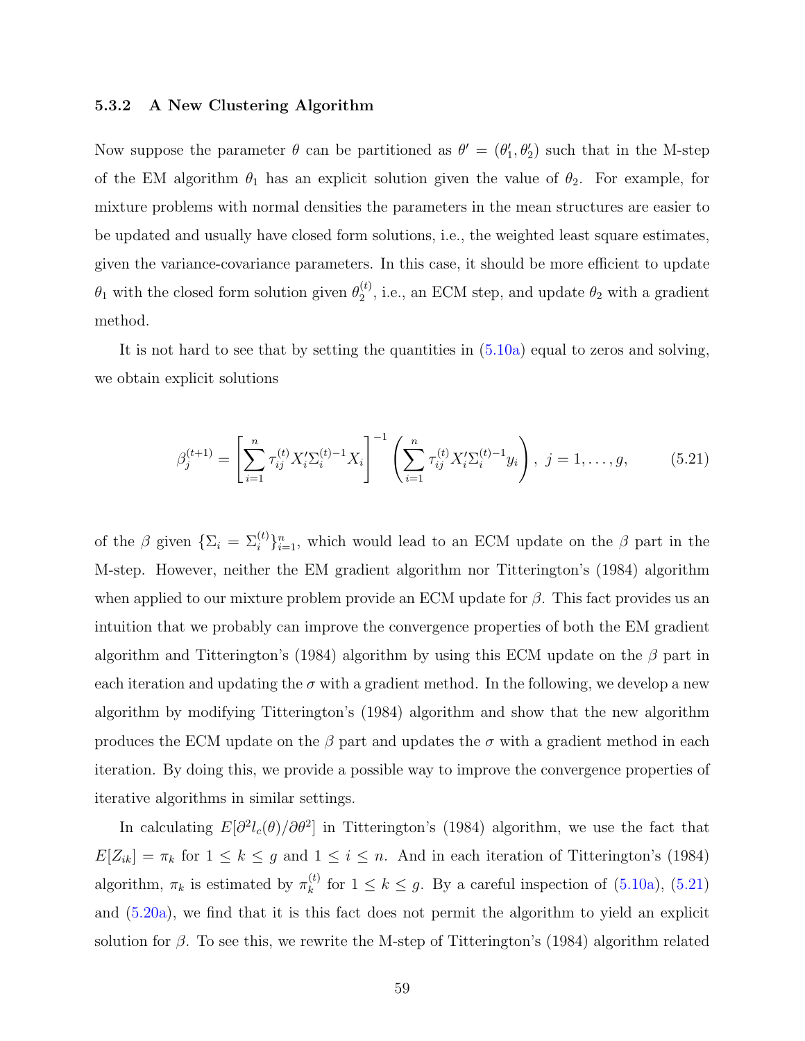### 5.3.2 A New Clustering Algorithm

Now suppose the parameter $\theta$ can be partitioned as $\theta' = (\theta_1', \theta_2')$ such that in the M-step of the EM algorithm $\theta_1$ has an explicit solution given the value of $\theta_2$. For example, for mixture problems with normal densities the parameters in the mean structures are easier to be updated and usually have closed form solutions, i.e., the weighted least square estimates, given the variance-covariance parameters. In this case, it should be more efficient to update $\theta_1$ with the closed form solution given $\theta_2^{(t)}$, i.e., an ECM step, and update $\theta_2$ with a gradient method.

It is not hard to see that by setting the quantities in (5.10a) equal to zeros and solving, we obtain explicit solutions

$$
\beta_j^{(t+1)} = \left[\sum_{i=1}^{n} \tau_{ij}^{(t)} X_i' \Sigma_i^{(t)-1} X_i\right]^{-1} \left(\sum_{i=1}^{n} \tau_{ij}^{(t)} X_i' \Sigma_i^{(t)-1} y_i\right),\ j = 1, \ldots, g, \tag{5.21}
$$

of the $\beta$ given $\{\Sigma_i = \Sigma_i^{(t)}\}_{i=1}^{n}$, which would lead to an ECM update on the $\beta$ part in the M-step. However, neither the EM gradient algorithm nor Titterington's (1984) algorithm when applied to our mixture problem provide an ECM update for $\beta$. This fact provides us an intuition that we probably can improve the convergence properties of both the EM gradient algorithm and Titterington's (1984) algorithm by using this ECM update on the $\beta$ part in each iteration and updating the $\sigma$ with a gradient method. In the following, we develop a new algorithm by modifying Titterington's (1984) algorithm and show that the new algorithm produces the ECM update on the $\beta$ part and updates the $\sigma$ with a gradient method in each iteration. By doing this, we provide a possible way to improve the convergence properties of iterative algorithms in similar settings.

In calculating $E[\partial^2 l_c(\theta)/\partial\theta^2]$ in Titterington's (1984) algorithm, we use the fact that $E[Z_{ik}] = \pi_k$ for $1 \leq k \leq g$ and $1 \leq i \leq n$. And in each iteration of Titterington's (1984) algorithm, $\pi_k$ is estimated by $\pi_k^{(t)}$ for $1 \leq k \leq g$. By a careful inspection of (5.10a), (5.21) and (5.20a), we find that it is this fact does not permit the algorithm to yield an explicit solution for $\beta$. To see this, we rewrite the M-step of Titterington's (1984) algorithm related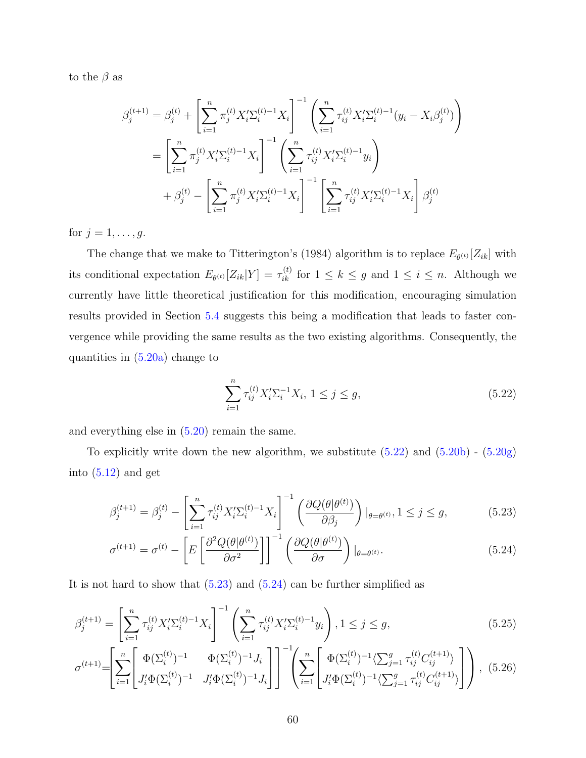to the $\beta$ as

$$
\begin{aligned}
\beta_j^{(t+1)} &= \beta_j^{(t)} + \left[\sum_{i=1}^{n} \pi_j^{(t)} X_i' \Sigma_i^{(t)-1} X_i\right]^{-1} \left(\sum_{i=1}^{n} \tau_{ij}^{(t)} X_i' \Sigma_i^{(t)-1} (y_i - X_i \beta_j^{(t)})\right) \\
&= \left[\sum_{i=1}^{n} \pi_j^{(t)} X_i' \Sigma_i^{(t)-1} X_i\right]^{-1} \left(\sum_{i=1}^{n} \tau_{ij}^{(t)} X_i' \Sigma_i^{(t)-1} y_i\right) \\
&\quad + \beta_j^{(t)} - \left[\sum_{i=1}^{n} \pi_j^{(t)} X_i' \Sigma_i^{(t)-1} X_i\right]^{-1} \left[\sum_{i=1}^{n} \tau_{ij}^{(t)} X_i' \Sigma_i^{(t)-1} X_i\right] \beta_j^{(t)}
\end{aligned}
$$

for $j = 1, \ldots, g$.

The change that we make to Titterington's (1984) algorithm is to replace $E_{\theta^{(t)}}[Z_{ik}]$ with its conditional expectation $E_{\theta^{(t)}}[Z_{ik}|Y] = \tau_{ik}^{(t)}$ for $1 \leq k \leq g$ and $1 \leq i \leq n$. Although we currently have little theoretical justification for this modification, encouraging simulation results provided in Section 5.4 suggests this being a modification that leads to faster convergence while providing the same results as the two existing algorithms. Consequently, the quantities in (5.20a) change to

$$
\sum_{i=1}^{n} \tau_{ij}^{(t)} X_i' \Sigma_i^{-1} X_i, \; 1 \leq j \leq g, \tag{5.22}
$$

and everything else in (5.20) remain the same.

To explicitly write down the new algorithm, we substitute (5.22) and (5.20b) - (5.20g) into (5.12) and get

$$
\beta_j^{(t+1)} = \beta_j^{(t)} - \left[\sum_{i=1}^{n} \tau_{ij}^{(t)} X_i' \Sigma_i^{(t)-1} X_i\right]^{-1} \left(\frac{\partial Q(\theta|\theta^{(t)})}{\partial \beta_j}\right)|_{\theta=\theta^{(t)}}, 1 \leq j \leq g, \tag{5.23}
$$

$$
\sigma^{(t+1)} = \sigma^{(t)} - \left[E\left[\frac{\partial^2 Q(\theta|\theta^{(t)})}{\partial \sigma^2}\right]\right]^{-1} \left(\frac{\partial Q(\theta|\theta^{(t)})}{\partial \sigma}\right)|_{\theta=\theta^{(t)}}. \tag{5.24}
$$

It is not hard to show that (5.23) and (5.24) can be further simplified as

$$
\beta_j^{(t+1)} = \left[\sum_{i=1}^{n} \tau_{ij}^{(t)} X_i' \Sigma_i^{(t)-1} X_i\right]^{-1} \left(\sum_{i=1}^{n} \tau_{ij}^{(t)} X_i' \Sigma_i^{(t)-1} y_i\right), 1 \leq j \leq g, \tag{5.25}
$$

$$
\sigma^{(t+1)} = \left[\sum_{i=1}^{n} \begin{bmatrix} \Phi(\Sigma_i^{(t)})^{-1} & \Phi(\Sigma_i^{(t)})^{-1} J_i \\ J_i' \Phi(\Sigma_i^{(t)})^{-1} & J_i' \Phi(\Sigma_i^{(t)})^{-1} J_i \end{bmatrix}\right]^{-1} \left(\sum_{i=1}^{n} \begin{bmatrix} \Phi(\Sigma_i^{(t)})^{-1} \langle \sum_{j=1}^{g} \tau_{ij}^{(t)} C_{ij}^{(t+1)} \rangle \\ J_i' \Phi(\Sigma_i^{(t)})^{-1} \langle \sum_{j=1}^{g} \tau_{ij}^{(t)} C_{ij}^{(t+1)} \rangle \end{bmatrix}\right), \tag{5.26}
$$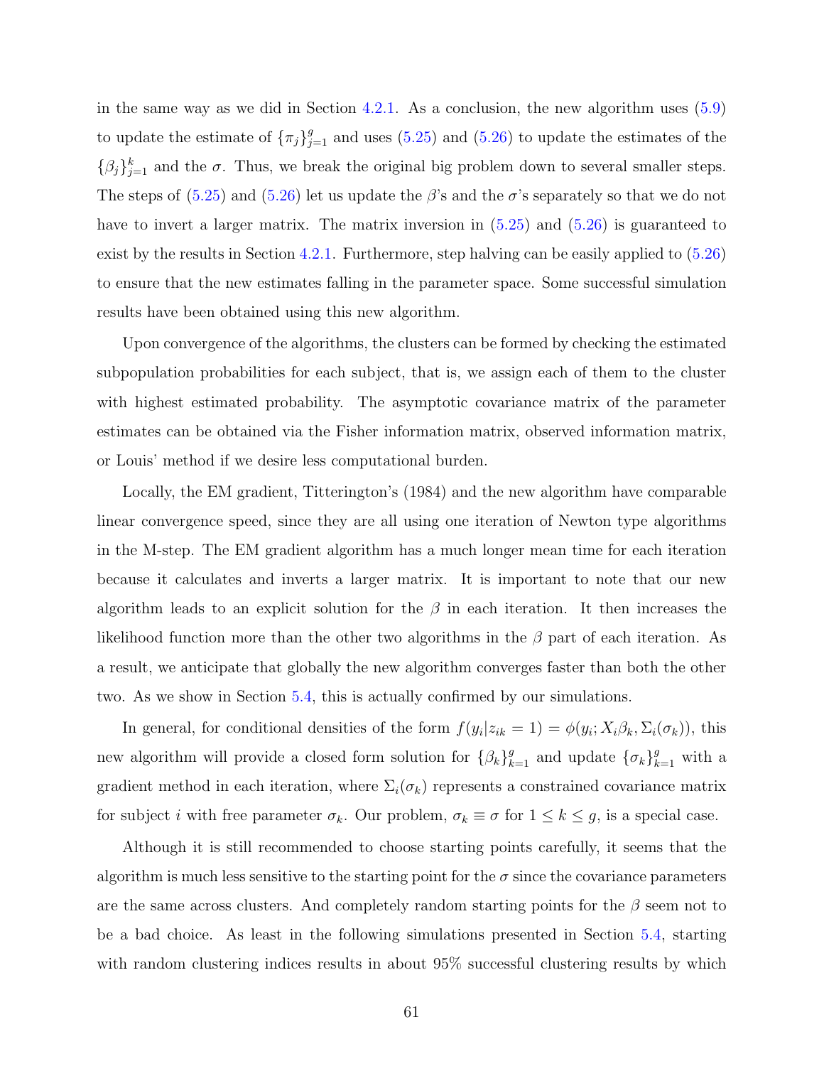in the same way as we did in Section 4.2.1. As a conclusion, the new algorithm uses (5.9) to update the estimate of $\{\pi_j\}_{j=1}^g$ and uses (5.25) and (5.26) to update the estimates of the $\{\beta_j\}_{j=1}^k$ and the $\sigma$. Thus, we break the original big problem down to several smaller steps. The steps of (5.25) and (5.26) let us update the $\beta$'s and the $\sigma$'s separately so that we do not have to invert a larger matrix. The matrix inversion in (5.25) and (5.26) is guaranteed to exist by the results in Section 4.2.1. Furthermore, step halving can be easily applied to (5.26) to ensure that the new estimates falling in the parameter space. Some successful simulation results have been obtained using this new algorithm.

Upon convergence of the algorithms, the clusters can be formed by checking the estimated subpopulation probabilities for each subject, that is, we assign each of them to the cluster with highest estimated probability. The asymptotic covariance matrix of the parameter estimates can be obtained via the Fisher information matrix, observed information matrix, or Louis' method if we desire less computational burden.

Locally, the EM gradient, Titterington's (1984) and the new algorithm have comparable linear convergence speed, since they are all using one iteration of Newton type algorithms in the M-step. The EM gradient algorithm has a much longer mean time for each iteration because it calculates and inverts a larger matrix. It is important to note that our new algorithm leads to an explicit solution for the $\beta$ in each iteration. It then increases the likelihood function more than the other two algorithms in the $\beta$ part of each iteration. As a result, we anticipate that globally the new algorithm converges faster than both the other two. As we show in Section 5.4, this is actually confirmed by our simulations.

In general, for conditional densities of the form $f(y_i|z_{ik} = 1) = \phi(y_i; X_i\beta_k, \Sigma_i(\sigma_k))$, this new algorithm will provide a closed form solution for $\{\beta_k\}_{k=1}^g$ and update $\{\sigma_k\}_{k=1}^g$ with a gradient method in each iteration, where $\Sigma_i(\sigma_k)$ represents a constrained covariance matrix for subject $i$ with free parameter $\sigma_k$. Our problem, $\sigma_k \equiv \sigma$ for $1 \leq k \leq g$, is a special case.

Although it is still recommended to choose starting points carefully, it seems that the algorithm is much less sensitive to the starting point for the $\sigma$ since the covariance parameters are the same across clusters. And completely random starting points for the $\beta$ seem not to be a bad choice. As least in the following simulations presented in Section 5.4, starting with random clustering indices results in about 95% successful clustering results by which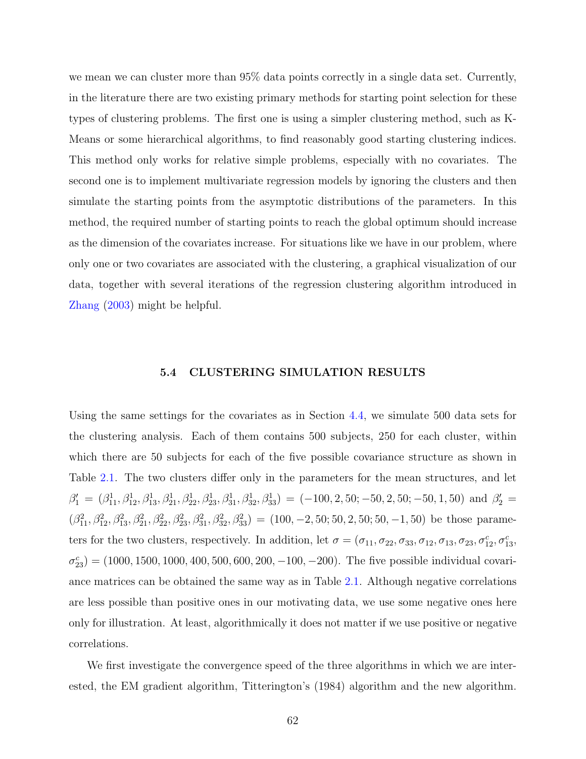we mean we can cluster more than 95% data points correctly in a single data set. Currently, in the literature there are two existing primary methods for starting point selection for these types of clustering problems. The first one is using a simpler clustering method, such as K-Means or some hierarchical algorithms, to find reasonably good starting clustering indices. This method only works for relative simple problems, especially with no covariates. The second one is to implement multivariate regression models by ignoring the clusters and then simulate the starting points from the asymptotic distributions of the parameters. In this method, the required number of starting points to reach the global optimum should increase as the dimension of the covariates increase. For situations like we have in our problem, where only one or two covariates are associated with the clustering, a graphical visualization of our data, together with several iterations of the regression clustering algorithm introduced in Zhang (2003) might be helpful.

### 5.4 CLUSTERING SIMULATION RESULTS

Using the same settings for the covariates as in Section 4.4, we simulate 500 data sets for the clustering analysis. Each of them contains 500 subjects, 250 for each cluster, within which there are 50 subjects for each of the five possible covariance structure as shown in Table 2.1. The two clusters differ only in the parameters for the mean structures, and let $\beta_1' = (\beta_{11}^1, \beta_{12}^1, \beta_{13}^1, \beta_{21}^1, \beta_{22}^1, \beta_{23}^1, \beta_{31}^1, \beta_{32}^1, \beta_{33}^1) = (-100, 2, 50; -50, 2, 50; -50, 1, 50)$ and $\beta_2' = (\beta_{11}^2, \beta_{12}^2, \beta_{13}^2, \beta_{21}^2, \beta_{22}^2, \beta_{23}^2, \beta_{31}^2, \beta_{32}^2, \beta_{33}^2) = (100, -2, 50; 50, 2, 50; 50, -1, 50)$ be those parameters for the two clusters, respectively. In addition, let $\sigma = (\sigma_{11}, \sigma_{22}, \sigma_{33}, \sigma_{12}, \sigma_{13}, \sigma_{23}, \sigma_{12}^c, \sigma_{13}^c, \sigma_{23}^c) = (1000, 1500, 1000, 400, 500, 600, 200, -100, -200)$. The five possible individual covariance matrices can be obtained the same way as in Table 2.1. Although negative correlations are less possible than positive ones in our motivating data, we use some negative ones here only for illustration. At least, algorithmically it does not matter if we use positive or negative correlations.

We first investigate the convergence speed of the three algorithms in which we are interested, the EM gradient algorithm, Titterington's (1984) algorithm and the new algorithm.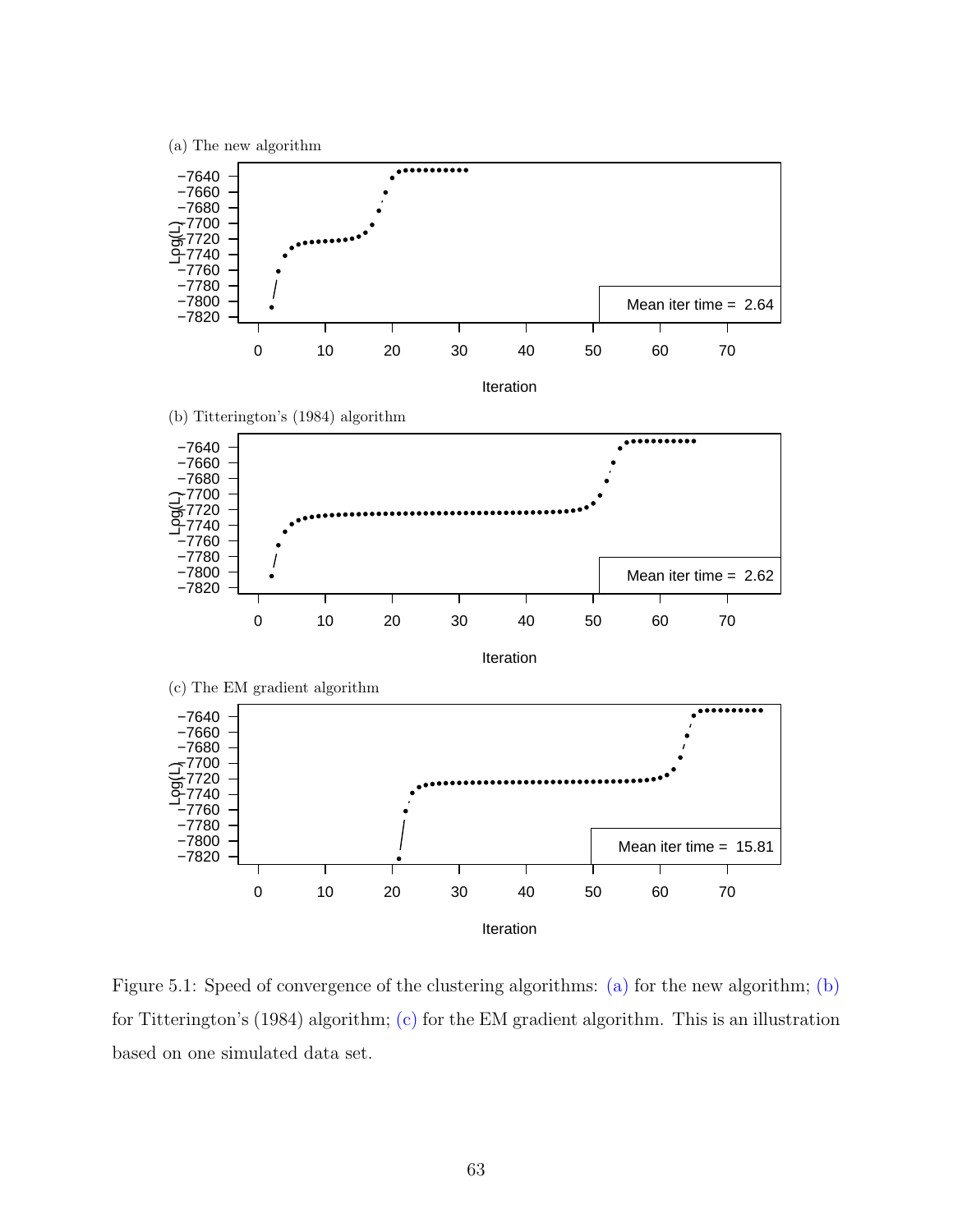(a) The new algorithm

(b) Titterington's (1984) algorithm

(c) The EM gradient algorithm

Figure 5.1: Speed of convergence of the clustering algorithms: (a) for the new algorithm; (b) for Titterington's (1984) algorithm; (c) for the EM gradient algorithm. This is an illustration based on one simulated data set.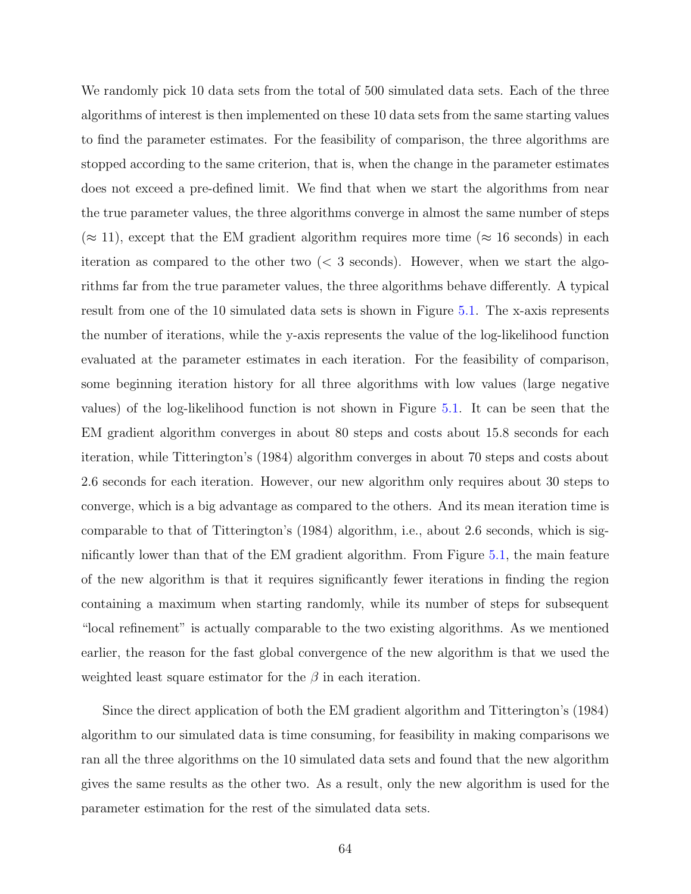We randomly pick 10 data sets from the total of 500 simulated data sets. Each of the three algorithms of interest is then implemented on these 10 data sets from the same starting values to find the parameter estimates. For the feasibility of comparison, the three algorithms are stopped according to the same criterion, that is, when the change in the parameter estimates does not exceed a pre-defined limit. We find that when we start the algorithms from near the true parameter values, the three algorithms converge in almost the same number of steps ($\approx 11$), except that the EM gradient algorithm requires more time ($\approx 16$ seconds) in each iteration as compared to the other two ($< 3$ seconds). However, when we start the algorithms far from the true parameter values, the three algorithms behave differently. A typical result from one of the 10 simulated data sets is shown in Figure 5.1. The x-axis represents the number of iterations, while the y-axis represents the value of the log-likelihood function evaluated at the parameter estimates in each iteration. For the feasibility of comparison, some beginning iteration history for all three algorithms with low values (large negative values) of the log-likelihood function is not shown in Figure 5.1. It can be seen that the EM gradient algorithm converges in about 80 steps and costs about 15.8 seconds for each iteration, while Titterington's (1984) algorithm converges in about 70 steps and costs about 2.6 seconds for each iteration. However, our new algorithm only requires about 30 steps to converge, which is a big advantage as compared to the others. And its mean iteration time is comparable to that of Titterington's (1984) algorithm, i.e., about 2.6 seconds, which is significantly lower than that of the EM gradient algorithm. From Figure 5.1, the main feature of the new algorithm is that it requires significantly fewer iterations in finding the region containing a maximum when starting randomly, while its number of steps for subsequent "local refinement" is actually comparable to the two existing algorithms. As we mentioned earlier, the reason for the fast global convergence of the new algorithm is that we used the weighted least square estimator for the $\beta$ in each iteration.

Since the direct application of both the EM gradient algorithm and Titterington's (1984) algorithm to our simulated data is time consuming, for feasibility in making comparisons we ran all the three algorithms on the 10 simulated data sets and found that the new algorithm gives the same results as the other two. As a result, only the new algorithm is used for the parameter estimation for the rest of the simulated data sets.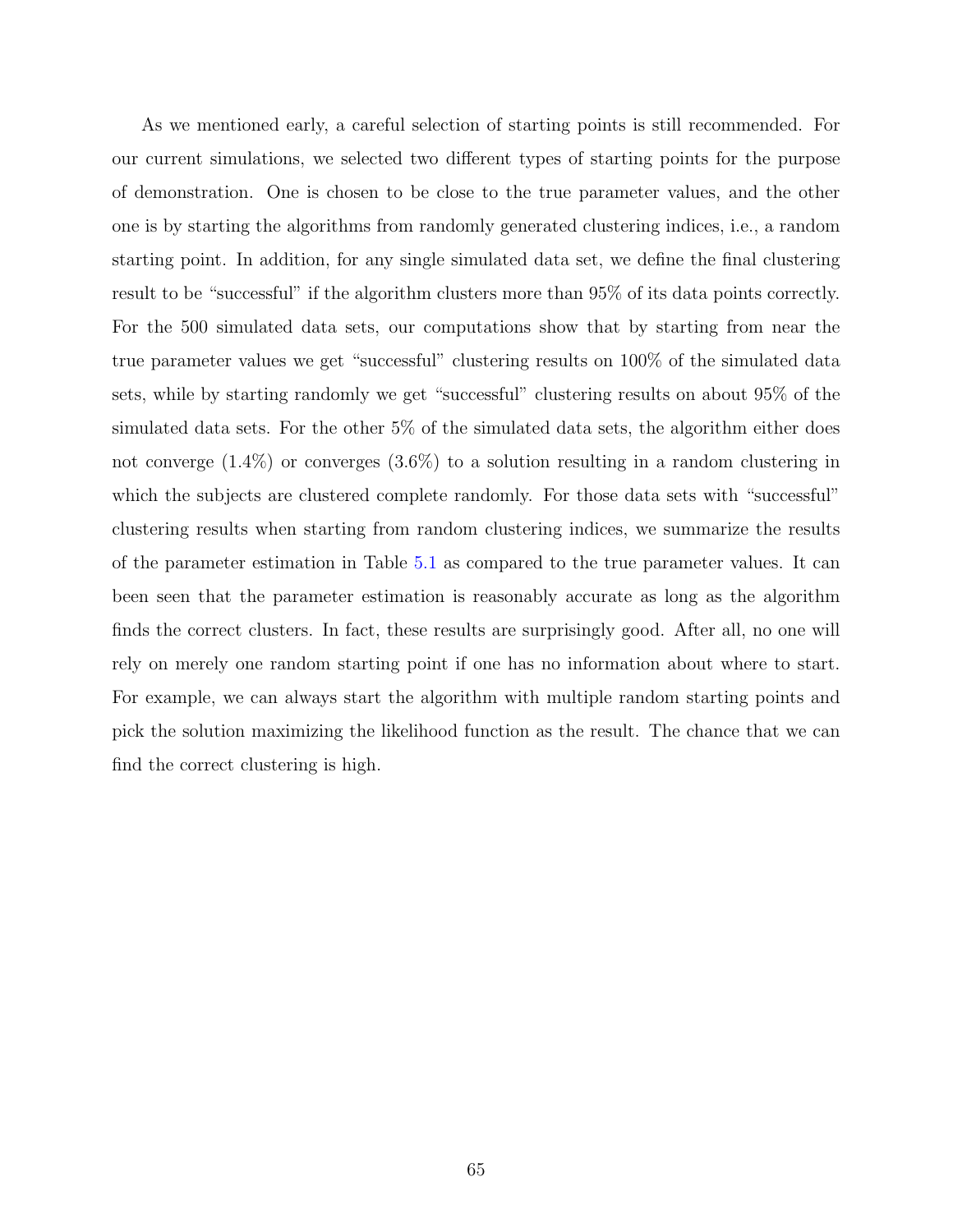As we mentioned early, a careful selection of starting points is still recommended. For our current simulations, we selected two different types of starting points for the purpose of demonstration. One is chosen to be close to the true parameter values, and the other one is by starting the algorithms from randomly generated clustering indices, i.e., a random starting point. In addition, for any single simulated data set, we define the final clustering result to be "successful" if the algorithm clusters more than 95% of its data points correctly. For the 500 simulated data sets, our computations show that by starting from near the true parameter values we get "successful" clustering results on 100% of the simulated data sets, while by starting randomly we get "successful" clustering results on about 95% of the simulated data sets. For the other 5% of the simulated data sets, the algorithm either does not converge (1.4%) or converges (3.6%) to a solution resulting in a random clustering in which the subjects are clustered complete randomly. For those data sets with "successful" clustering results when starting from random clustering indices, we summarize the results of the parameter estimation in Table 5.1 as compared to the true parameter values. It can been seen that the parameter estimation is reasonably accurate as long as the algorithm finds the correct clusters. In fact, these results are surprisingly good. After all, no one will rely on merely one random starting point if one has no information about where to start. For example, we can always start the algorithm with multiple random starting points and pick the solution maximizing the likelihood function as the result. The chance that we can find the correct clustering is high.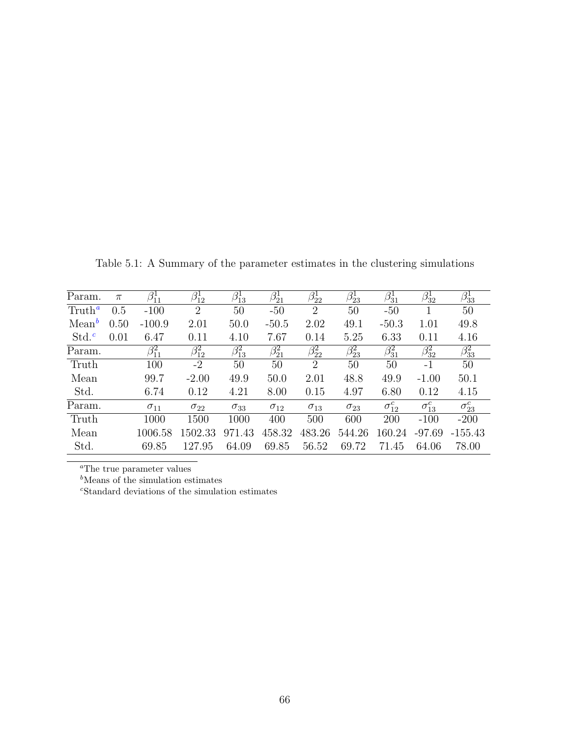Table 5.1: A Summary of the parameter estimates in the clustering simulations

| Param. | $\pi$ | $\beta_{11}^1$ | $\beta_{12}^1$ | $\beta_{13}^1$ | $\beta_{21}^1$ | $\beta_{22}^1$ | $\beta_{23}^1$ | $\beta_{31}^1$ | $\beta_{32}^1$ | $\beta_{33}^1$ |
|---|---|---|---|---|---|---|---|---|---|---|
| Truth[a] | 0.5 | -100 | 2 | 50 | -50 | 2 | 50 | -50 | 1 | 50 |
| Mean[b] | 0.50 | -100.9 | 2.01 | 50.0 | -50.5 | 2.02 | 49.1 | -50.3 | 1.01 | 49.8 |
| Std.[c] | 0.01 | 6.47 | 0.11 | 4.10 | 7.67 | 0.14 | 5.25 | 6.33 | 0.11 | 4.16 |
| Param. | | $\beta_{11}^2$ | $\beta_{12}^2$ | $\beta_{13}^2$ | $\beta_{21}^2$ | $\beta_{22}^2$ | $\beta_{23}^2$ | $\beta_{31}^2$ | $\beta_{32}^2$ | $\beta_{33}^2$ |
| Truth | | 100 | -2 | 50 | 50 | 2 | 50 | 50 | -1 | 50 |
| Mean | | 99.7 | -2.00 | 49.9 | 50.0 | 2.01 | 48.8 | 49.9 | -1.00 | 50.1 |
| Std. | | 6.74 | 0.12 | 4.21 | 8.00 | 0.15 | 4.97 | 6.80 | 0.12 | 4.15 |
| Param. | | $\sigma_{11}$ | $\sigma_{22}$ | $\sigma_{33}$ | $\sigma_{12}$ | $\sigma_{13}$ | $\sigma_{23}$ | $\sigma_{12}^c$ | $\sigma_{13}^c$ | $\sigma_{23}^c$ |
| Truth | | 1000 | 1500 | 1000 | 400 | 500 | 600 | 200 | -100 | -200 |
| Mean | | 1006.58 | 1502.33 | 971.43 | 458.32 | 483.26 | 544.26 | 160.24 | -97.69 | -155.43 |
| Std. | | 69.85 | 127.95 | 64.09 | 69.85 | 56.52 | 69.72 | 71.45 | 64.06 | 78.00 |

[a]The true parameter values

[b]Means of the simulation estimates

[c]Standard deviations of the simulation estimates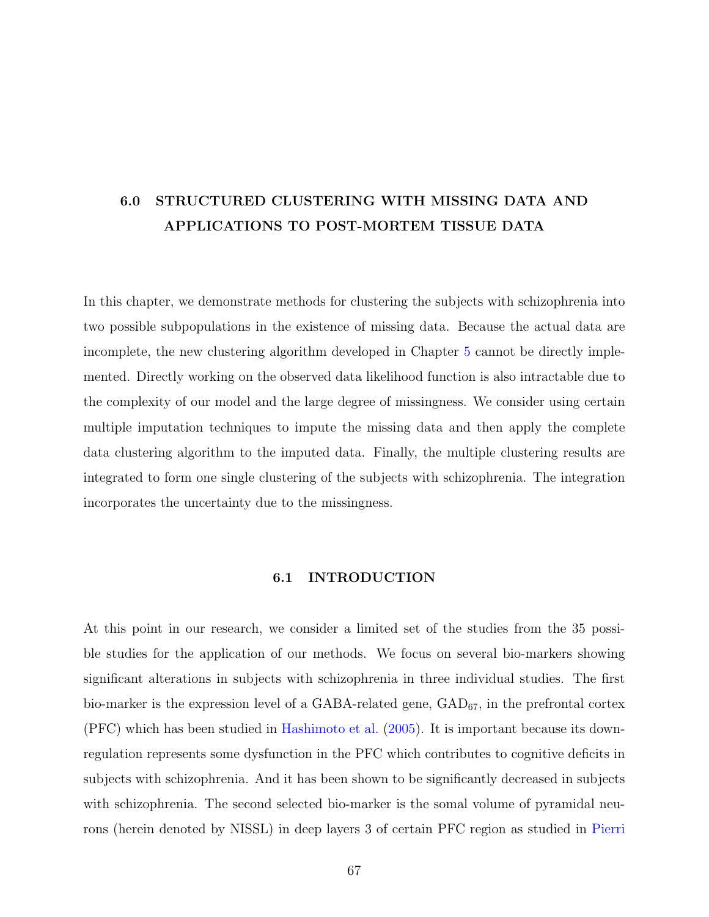# 6.0 STRUCTURED CLUSTERING WITH MISSING DATA AND APPLICATIONS TO POST-MORTEM TISSUE DATA

In this chapter, we demonstrate methods for clustering the subjects with schizophrenia into two possible subpopulations in the existence of missing data. Because the actual data are incomplete, the new clustering algorithm developed in Chapter 5 cannot be directly implemented. Directly working on the observed data likelihood function is also intractable due to the complexity of our model and the large degree of missingness. We consider using certain multiple imputation techniques to impute the missing data and then apply the complete data clustering algorithm to the imputed data. Finally, the multiple clustering results are integrated to form one single clustering of the subjects with schizophrenia. The integration incorporates the uncertainty due to the missingness.

## 6.1 INTRODUCTION

At this point in our research, we consider a limited set of the studies from the 35 possible studies for the application of our methods. We focus on several bio-markers showing significant alterations in subjects with schizophrenia in three individual studies. The first bio-marker is the expression level of a GABA-related gene, $\text{GAD}_{67}$, in the prefrontal cortex (PFC) which has been studied in Hashimoto et al. (2005). It is important because its down-regulation represents some dysfunction in the PFC which contributes to cognitive deficits in subjects with schizophrenia. And it has been shown to be significantly decreased in subjects with schizophrenia. The second selected bio-marker is the somal volume of pyramidal neurons (herein denoted by NISSL) in deep layers 3 of certain PFC region as studied in Pierri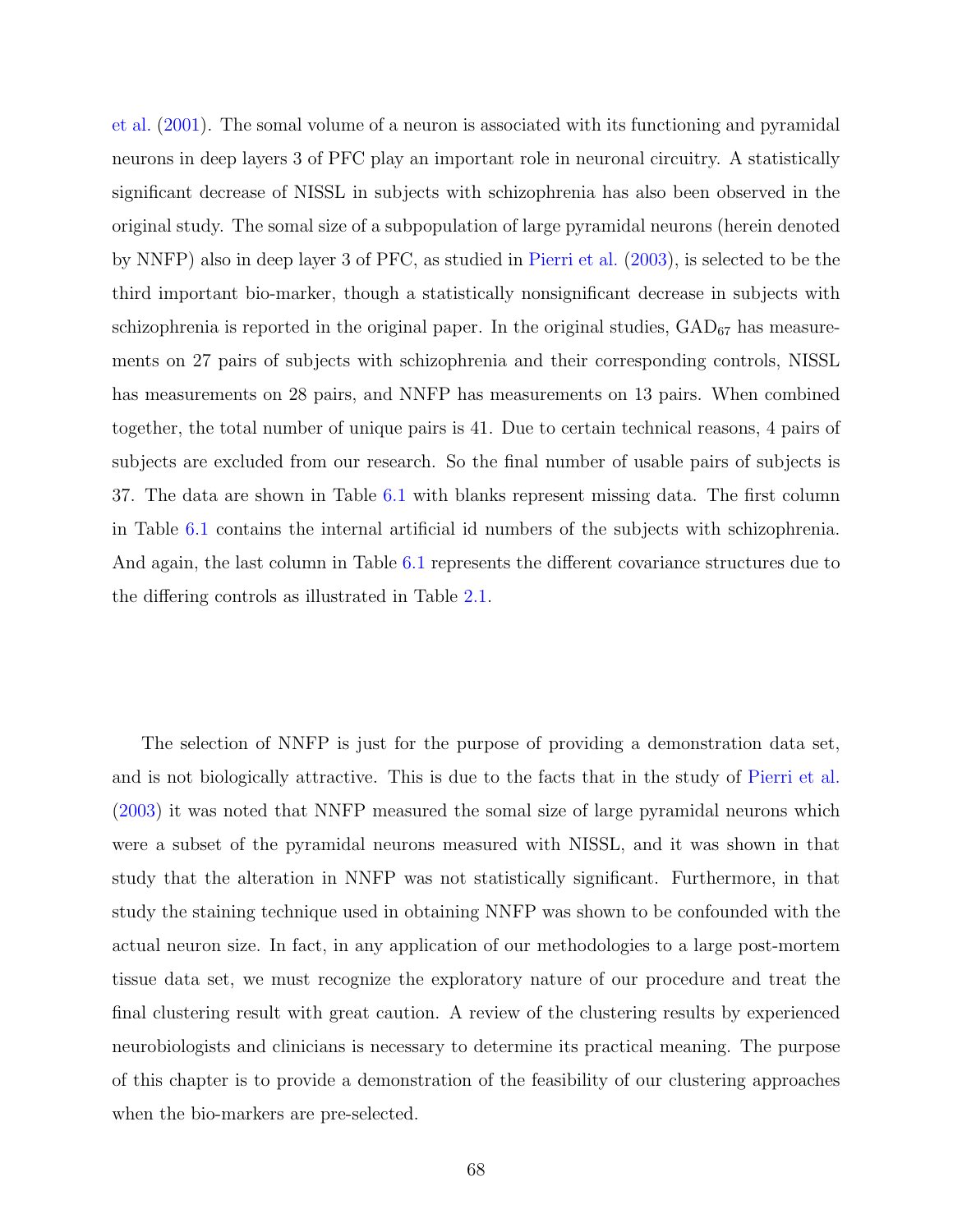et al. (2001). The somal volume of a neuron is associated with its functioning and pyramidal neurons in deep layers 3 of PFC play an important role in neuronal circuitry. A statistically significant decrease of NISSL in subjects with schizophrenia has also been observed in the original study. The somal size of a subpopulation of large pyramidal neurons (herein denoted by NNFP) also in deep layer 3 of PFC, as studied in Pierri et al. (2003), is selected to be the third important bio-marker, though a statistically nonsignificant decrease in subjects with schizophrenia is reported in the original paper. In the original studies, $GAD_{67}$ has measurements on 27 pairs of subjects with schizophrenia and their corresponding controls, NISSL has measurements on 28 pairs, and NNFP has measurements on 13 pairs. When combined together, the total number of unique pairs is 41. Due to certain technical reasons, 4 pairs of subjects are excluded from our research. So the final number of usable pairs of subjects is 37. The data are shown in Table 6.1 with blanks represent missing data. The first column in Table 6.1 contains the internal artificial id numbers of the subjects with schizophrenia. And again, the last column in Table 6.1 represents the different covariance structures due to the differing controls as illustrated in Table 2.1.

The selection of NNFP is just for the purpose of providing a demonstration data set, and is not biologically attractive. This is due to the facts that in the study of Pierri et al. (2003) it was noted that NNFP measured the somal size of large pyramidal neurons which were a subset of the pyramidal neurons measured with NISSL, and it was shown in that study that the alteration in NNFP was not statistically significant. Furthermore, in that study the staining technique used in obtaining NNFP was shown to be confounded with the actual neuron size. In fact, in any application of our methodologies to a large post-mortem tissue data set, we must recognize the exploratory nature of our procedure and treat the final clustering result with great caution. A review of the clustering results by experienced neurobiologists and clinicians is necessary to determine its practical meaning. The purpose of this chapter is to provide a demonstration of the feasibility of our clustering approaches when the bio-markers are pre-selected.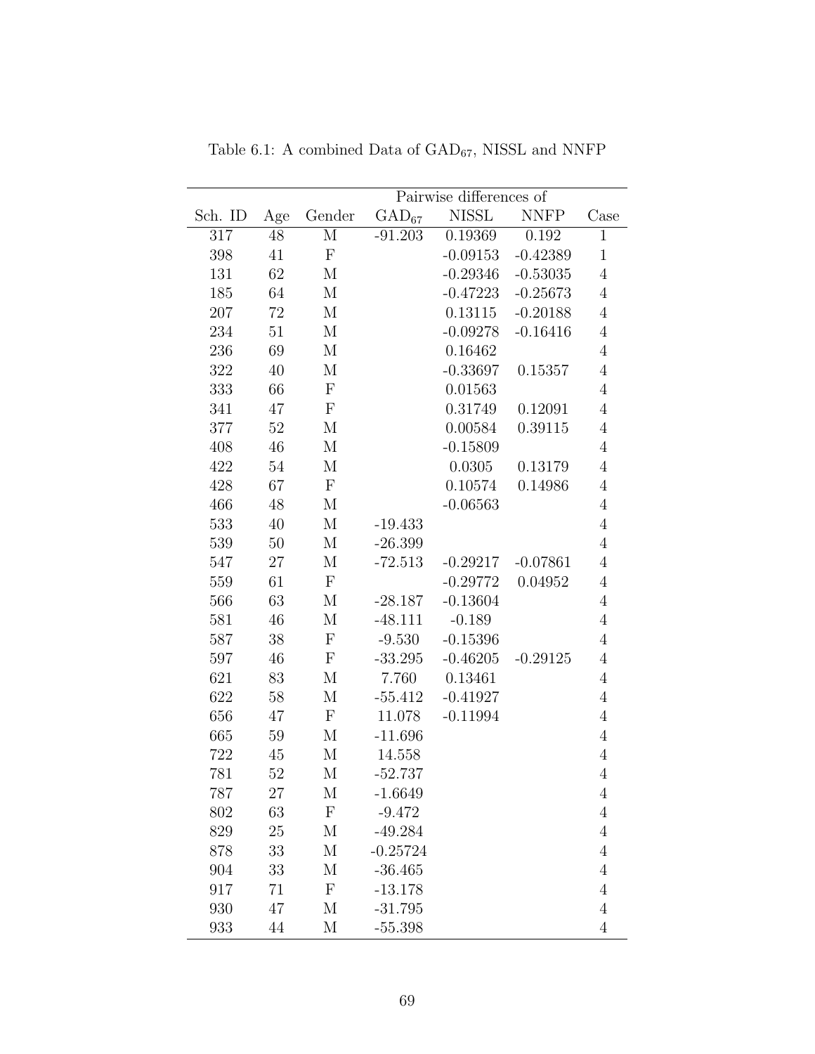Table 6.1: A combined Data of $GAD_{67}$, NISSL and NNFP

| | | | Pairwise differences of | | | |
|---|---|---|---|---|---|---|
| Sch. ID | Age | Gender | $GAD_{67}$ | NISSL | NNFP | Case |
| 317 | 48 | M | -91.203 | 0.19369 | 0.192 | 1 |
| 398 | 41 | F | | -0.09153 | -0.42389 | 1 |
| 131 | 62 | M | | -0.29346 | -0.53035 | 4 |
| 185 | 64 | M | | -0.47223 | -0.25673 | 4 |
| 207 | 72 | M | | 0.13115 | -0.20188 | 4 |
| 234 | 51 | M | | -0.09278 | -0.16416 | 4 |
| 236 | 69 | M | | 0.16462 | | 4 |
| 322 | 40 | M | | -0.33697 | 0.15357 | 4 |
| 333 | 66 | F | | 0.01563 | | 4 |
| 341 | 47 | F | | 0.31749 | 0.12091 | 4 |
| 377 | 52 | M | | 0.00584 | 0.39115 | 4 |
| 408 | 46 | M | | -0.15809 | | 4 |
| 422 | 54 | M | | 0.0305 | 0.13179 | 4 |
| 428 | 67 | F | | 0.10574 | 0.14986 | 4 |
| 466 | 48 | M | | -0.06563 | | 4 |
| 533 | 40 | M | -19.433 | | | 4 |
| 539 | 50 | M | -26.399 | | | 4 |
| 547 | 27 | M | -72.513 | -0.29217 | -0.07861 | 4 |
| 559 | 61 | F | | -0.29772 | 0.04952 | 4 |
| 566 | 63 | M | -28.187 | -0.13604 | | 4 |
| 581 | 46 | M | -48.111 | -0.189 | | 4 |
| 587 | 38 | F | -9.530 | -0.15396 | | 4 |
| 597 | 46 | F | -33.295 | -0.46205 | -0.29125 | 4 |
| 621 | 83 | M | 7.760 | 0.13461 | | 4 |
| 622 | 58 | M | -55.412 | -0.41927 | | 4 |
| 656 | 47 | F | 11.078 | -0.11994 | | 4 |
| 665 | 59 | M | -11.696 | | | 4 |
| 722 | 45 | M | 14.558 | | | 4 |
| 781 | 52 | M | -52.737 | | | 4 |
| 787 | 27 | M | -1.6649 | | | 4 |
| 802 | 63 | F | -9.472 | | | 4 |
| 829 | 25 | M | -49.284 | | | 4 |
| 878 | 33 | M | -0.25724 | | | 4 |
| 904 | 33 | M | -36.465 | | | 4 |
| 917 | 71 | F | -13.178 | | | 4 |
| 930 | 47 | M | -31.795 | | | 4 |
| 933 | 44 | M | -55.398 | | | 4 |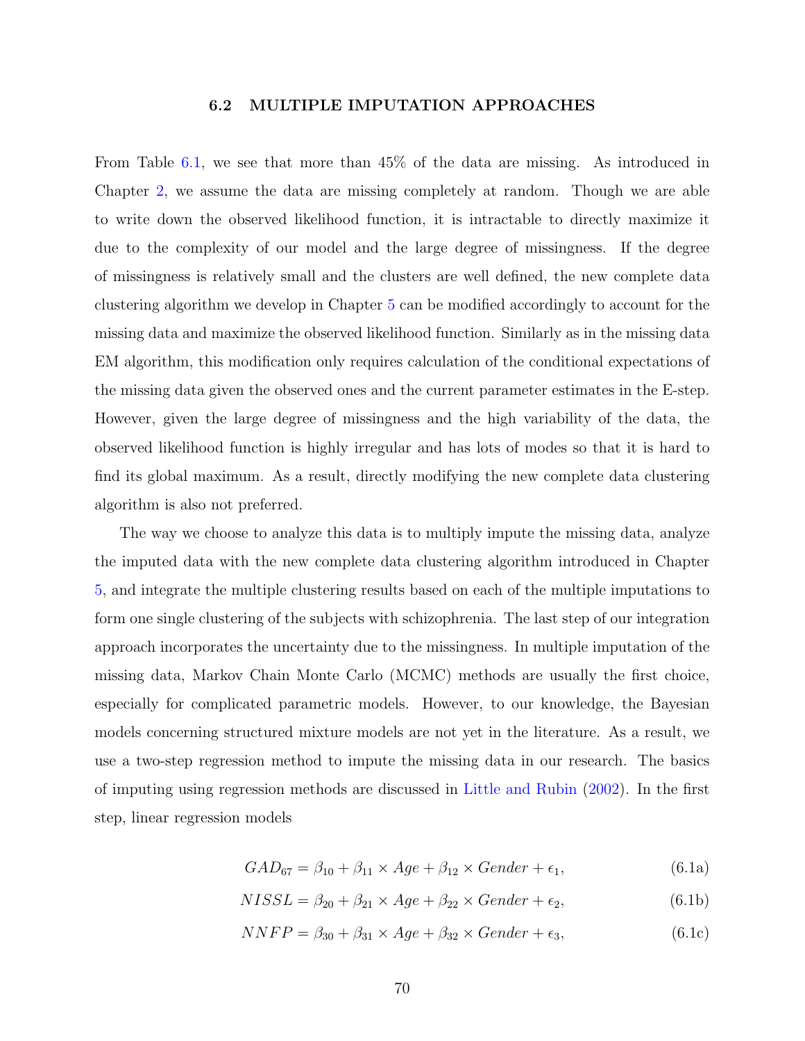## 6.2 MULTIPLE IMPUTATION APPROACHES

From Table 6.1, we see that more than 45% of the data are missing. As introduced in Chapter 2, we assume the data are missing completely at random. Though we are able to write down the observed likelihood function, it is intractable to directly maximize it due to the complexity of our model and the large degree of missingness. If the degree of missingness is relatively small and the clusters are well defined, the new complete data clustering algorithm we develop in Chapter 5 can be modified accordingly to account for the missing data and maximize the observed likelihood function. Similarly as in the missing data EM algorithm, this modification only requires calculation of the conditional expectations of the missing data given the observed ones and the current parameter estimates in the E-step. However, given the large degree of missingness and the high variability of the data, the observed likelihood function is highly irregular and has lots of modes so that it is hard to find its global maximum. As a result, directly modifying the new complete data clustering algorithm is also not preferred.

The way we choose to analyze this data is to multiply impute the missing data, analyze the imputed data with the new complete data clustering algorithm introduced in Chapter 5, and integrate the multiple clustering results based on each of the multiple imputations to form one single clustering of the subjects with schizophrenia. The last step of our integration approach incorporates the uncertainty due to the missingness. In multiple imputation of the missing data, Markov Chain Monte Carlo (MCMC) methods are usually the first choice, especially for complicated parametric models. However, to our knowledge, the Bayesian models concerning structured mixture models are not yet in the literature. As a result, we use a two-step regression method to impute the missing data in our research. The basics of imputing using regression methods are discussed in Little and Rubin (2002). In the first step, linear regression models

$$GAD_{67} = \beta_{10} + \beta_{11} \times Age + \beta_{12} \times Gender + \epsilon_1, \tag{6.1a}$$

$$NISSL = \beta_{20} + \beta_{21} \times Age + \beta_{22} \times Gender + \epsilon_2, \tag{6.1b}$$

$$NNFP = \beta_{30} + \beta_{31} \times Age + \beta_{32} \times Gender + \epsilon_3, \tag{6.1c}$$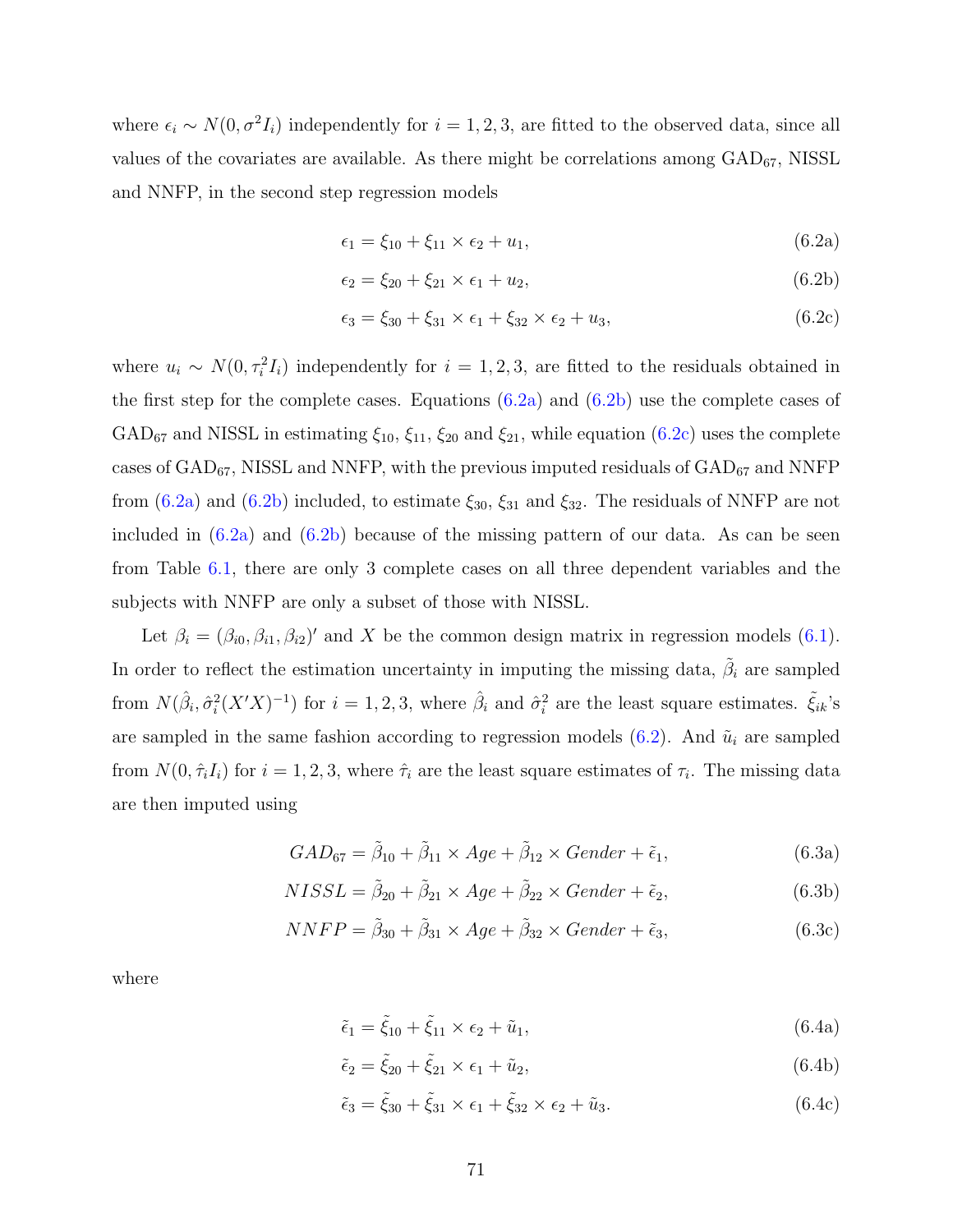where $\epsilon_i \sim N(0, \sigma^2 I_i)$ independently for $i = 1, 2, 3$, are fitted to the observed data, since all values of the covariates are available. As there might be correlations among $\text{GAD}_{67}$, NISSL and NNFP, in the second step regression models

$$\epsilon_1 = \xi_{10} + \xi_{11} \times \epsilon_2 + u_1, \tag{6.2a}$$

$$\epsilon_2 = \xi_{20} + \xi_{21} \times \epsilon_1 + u_2, \tag{6.2b}$$

$$\epsilon_3 = \xi_{30} + \xi_{31} \times \epsilon_1 + \xi_{32} \times \epsilon_2 + u_3, \tag{6.2c}$$

where $u_i \sim N(0, \tau_i^2 I_i)$ independently for $i = 1, 2, 3$, are fitted to the residuals obtained in the first step for the complete cases. Equations (6.2a) and (6.2b) use the complete cases of $\text{GAD}_{67}$ and NISSL in estimating $\xi_{10}$, $\xi_{11}$, $\xi_{20}$ and $\xi_{21}$, while equation (6.2c) uses the complete cases of $\text{GAD}_{67}$, NISSL and NNFP, with the previous imputed residuals of $\text{GAD}_{67}$ and NNFP from (6.2a) and (6.2b) included, to estimate $\xi_{30}$, $\xi_{31}$ and $\xi_{32}$. The residuals of NNFP are not included in (6.2a) and (6.2b) because of the missing pattern of our data. As can be seen from Table 6.1, there are only 3 complete cases on all three dependent variables and the subjects with NNFP are only a subset of those with NISSL.

Let $\beta_i = (\beta_{i0}, \beta_{i1}, \beta_{i2})'$ and $X$ be the common design matrix in regression models (6.1). In order to reflect the estimation uncertainty in imputing the missing data, $\tilde{\beta}_i$ are sampled from $N(\hat{\beta}_i, \hat{\sigma}_i^2(X'X)^{-1})$ for $i = 1, 2, 3$, where $\hat{\beta}_i$ and $\hat{\sigma}_i^2$ are the least square estimates. $\tilde{\xi}_{ik}$'s are sampled in the same fashion according to regression models (6.2). And $\tilde{u}_i$ are sampled from $N(0, \hat{\tau}_i I_i)$ for $i = 1, 2, 3$, where $\hat{\tau}_i$ are the least square estimates of $\tau_i$. The missing data are then imputed using

$$GAD_{67} = \tilde{\beta}_{10} + \tilde{\beta}_{11} \times Age + \tilde{\beta}_{12} \times Gender + \tilde{\epsilon}_1, \tag{6.3a}$$

$$NISSL = \tilde{\beta}_{20} + \tilde{\beta}_{21} \times Age + \tilde{\beta}_{22} \times Gender + \tilde{\epsilon}_2, \tag{6.3b}$$

$$NNFP = \tilde{\beta}_{30} + \tilde{\beta}_{31} \times Age + \tilde{\beta}_{32} \times Gender + \tilde{\epsilon}_3, \tag{6.3c}$$

where

$$\tilde{\epsilon}_1 = \tilde{\xi}_{10} + \tilde{\xi}_{11} \times \epsilon_2 + \tilde{u}_1, \tag{6.4a}$$

$$\tilde{\epsilon}_2 = \tilde{\xi}_{20} + \tilde{\xi}_{21} \times \epsilon_1 + \tilde{u}_2, \tag{6.4b}$$

$$\tilde{\epsilon}_3 = \tilde{\xi}_{30} + \tilde{\xi}_{31} \times \epsilon_1 + \tilde{\xi}_{32} \times \epsilon_2 + \tilde{u}_3. \tag{6.4c}$$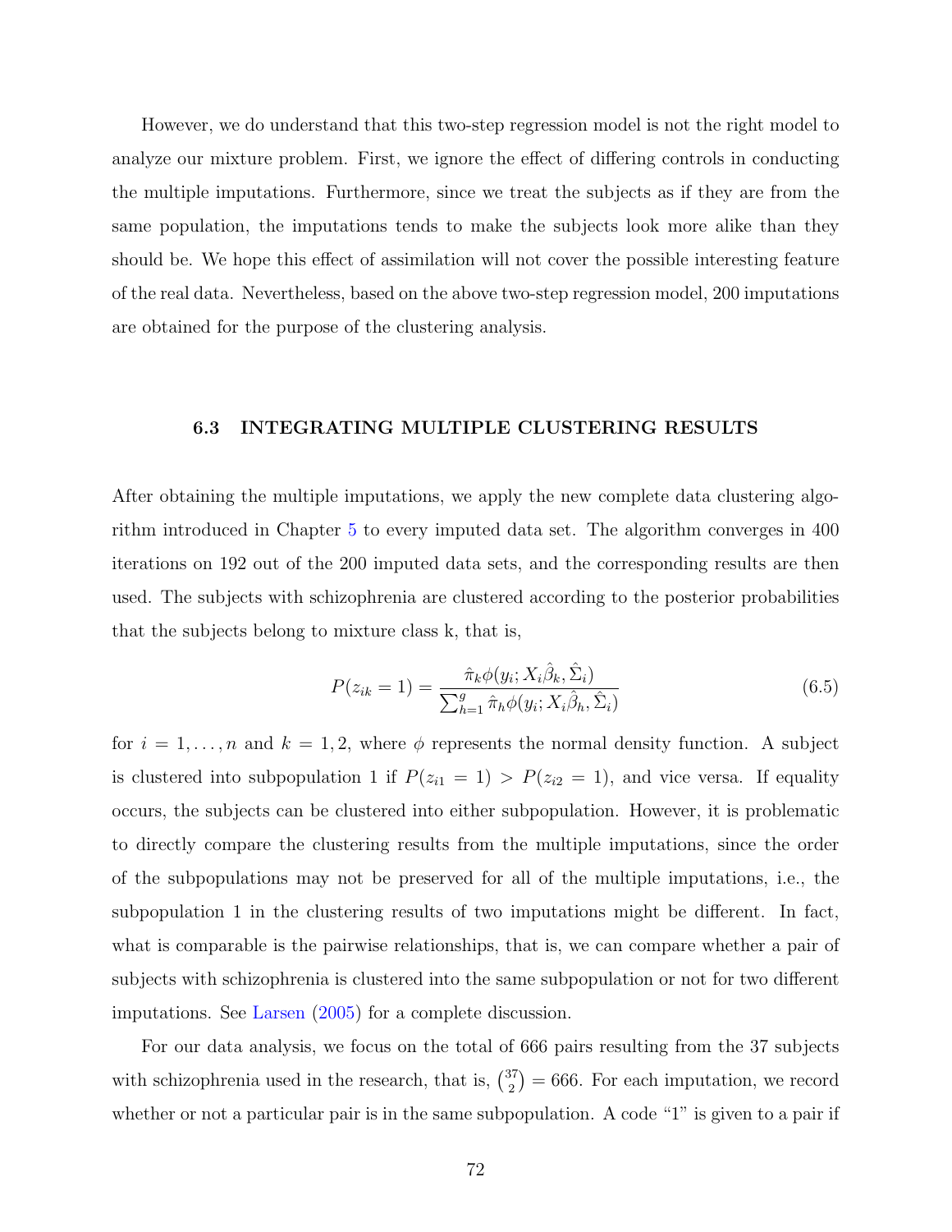However, we do understand that this two-step regression model is not the right model to analyze our mixture problem. First, we ignore the effect of differing controls in conducting the multiple imputations. Furthermore, since we treat the subjects as if they are from the same population, the imputations tends to make the subjects look more alike than they should be. We hope this effect of assimilation will not cover the possible interesting feature of the real data. Nevertheless, based on the above two-step regression model, 200 imputations are obtained for the purpose of the clustering analysis.

### 6.3 INTEGRATING MULTIPLE CLUSTERING RESULTS

After obtaining the multiple imputations, we apply the new complete data clustering algorithm introduced in Chapter 5 to every imputed data set. The algorithm converges in 400 iterations on 192 out of the 200 imputed data sets, and the corresponding results are then used. The subjects with schizophrenia are clustered according to the posterior probabilities that the subjects belong to mixture class k, that is,

$$P(z_{ik} = 1) = \frac{\hat{\pi}_k \phi(y_i; X_i\hat{\beta}_k, \hat{\Sigma}_i)}{\sum_{h=1}^{g} \hat{\pi}_h \phi(y_i; X_i\hat{\beta}_h, \hat{\Sigma}_i)} \tag{6.5}$$

for $i = 1, \ldots, n$ and $k = 1, 2$, where $\phi$ represents the normal density function. A subject is clustered into subpopulation 1 if $P(z_{i1} = 1) > P(z_{i2} = 1)$, and vice versa. If equality occurs, the subjects can be clustered into either subpopulation. However, it is problematic to directly compare the clustering results from the multiple imputations, since the order of the subpopulations may not be preserved for all of the multiple imputations, i.e., the subpopulation 1 in the clustering results of two imputations might be different. In fact, what is comparable is the pairwise relationships, that is, we can compare whether a pair of subjects with schizophrenia is clustered into the same subpopulation or not for two different imputations. See Larsen (2005) for a complete discussion.

For our data analysis, we focus on the total of 666 pairs resulting from the 37 subjects with schizophrenia used in the research, that is, $\binom{37}{2} = 666$. For each imputation, we record whether or not a particular pair is in the same subpopulation. A code "1" is given to a pair if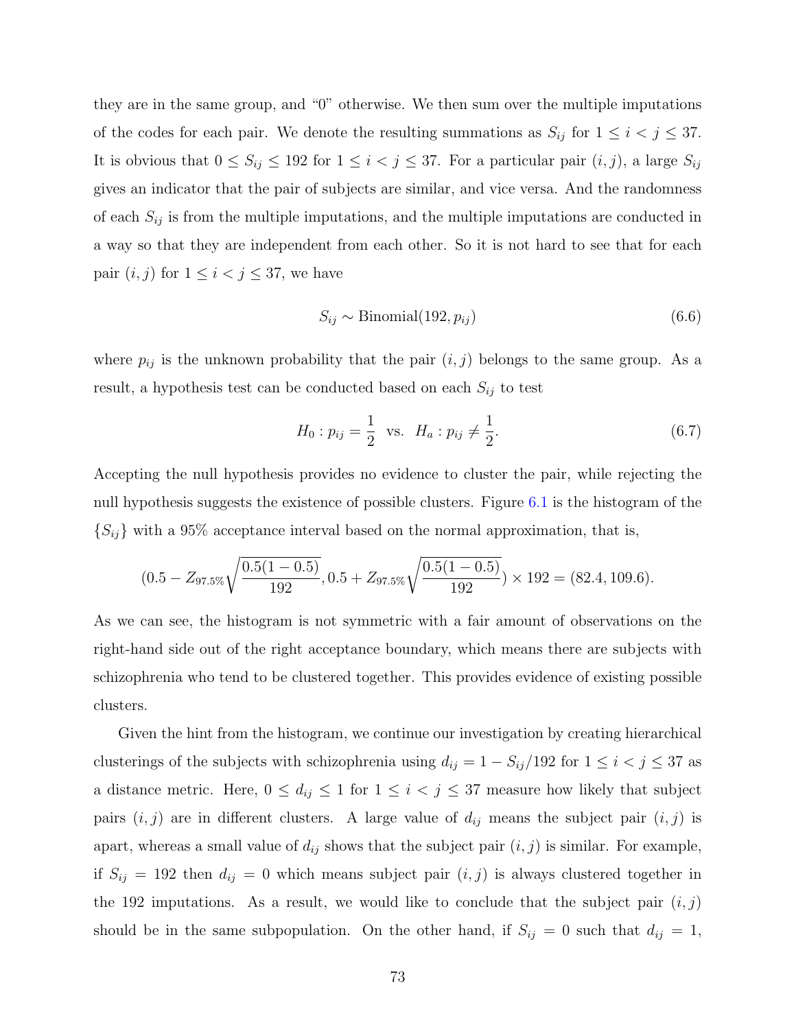they are in the same group, and "0" otherwise. We then sum over the multiple imputations of the codes for each pair. We denote the resulting summations as $S_{ij}$ for $1 \leq i < j \leq 37$. It is obvious that $0 \leq S_{ij} \leq 192$ for $1 \leq i < j \leq 37$. For a particular pair $(i, j)$, a large $S_{ij}$ gives an indicator that the pair of subjects are similar, and vice versa. And the randomness of each $S_{ij}$ is from the multiple imputations, and the multiple imputations are conducted in a way so that they are independent from each other. So it is not hard to see that for each pair $(i, j)$ for $1 \leq i < j \leq 37$, we have

$$S_{ij} \sim \text{Binomial}(192, p_{ij}) \tag{6.6}$$

where $p_{ij}$ is the unknown probability that the pair $(i, j)$ belongs to the same group. As a result, a hypothesis test can be conducted based on each $S_{ij}$ to test

$$H_0 : p_{ij} = \frac{1}{2} \text{ vs. } H_a : p_{ij} \neq \frac{1}{2}. \tag{6.7}$$

Accepting the null hypothesis provides no evidence to cluster the pair, while rejecting the null hypothesis suggests the existence of possible clusters. Figure 6.1 is the histogram of the $\{S_{ij}\}$ with a 95% acceptance interval based on the normal approximation, that is,

$$(0.5 - Z_{97.5\%}\sqrt{\frac{0.5(1-0.5)}{192}}, 0.5 + Z_{97.5\%}\sqrt{\frac{0.5(1-0.5)}{192}}) \times 192 = (82.4, 109.6).$$

As we can see, the histogram is not symmetric with a fair amount of observations on the right-hand side out of the right acceptance boundary, which means there are subjects with schizophrenia who tend to be clustered together. This provides evidence of existing possible clusters.

Given the hint from the histogram, we continue our investigation by creating hierarchical clusterings of the subjects with schizophrenia using $d_{ij} = 1 - S_{ij}/192$ for $1 \leq i < j \leq 37$ as a distance metric. Here, $0 \leq d_{ij} \leq 1$ for $1 \leq i < j \leq 37$ measure how likely that subject pairs $(i, j)$ are in different clusters. A large value of $d_{ij}$ means the subject pair $(i, j)$ is apart, whereas a small value of $d_{ij}$ shows that the subject pair $(i, j)$ is similar. For example, if $S_{ij} = 192$ then $d_{ij} = 0$ which means subject pair $(i, j)$ is always clustered together in the 192 imputations. As a result, we would like to conclude that the subject pair $(i, j)$ should be in the same subpopulation. On the other hand, if $S_{ij} = 0$ such that $d_{ij} = 1$,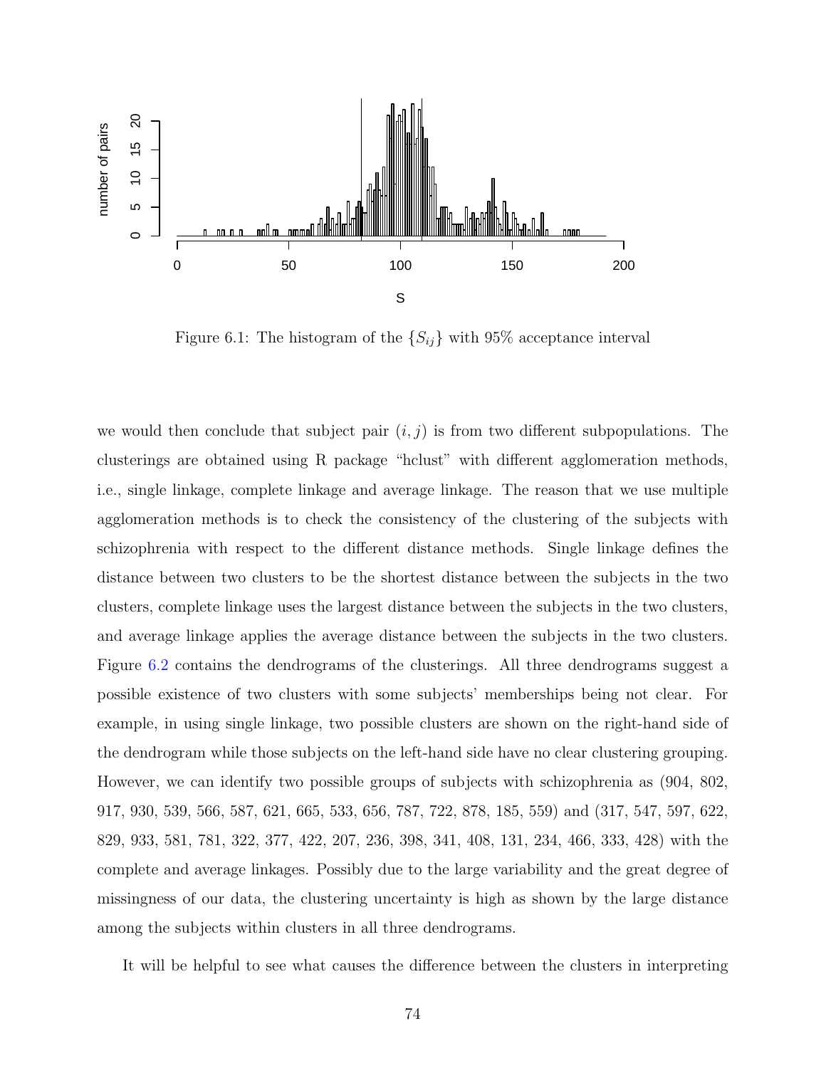Figure 6.1: The histogram of the $\{S_{ij}\}$ with 95% acceptance interval

we would then conclude that subject pair $(i, j)$ is from two different subpopulations. The clusterings are obtained using R package "hclust" with different agglomeration methods, i.e., single linkage, complete linkage and average linkage. The reason that we use multiple agglomeration methods is to check the consistency of the clustering of the subjects with schizophrenia with respect to the different distance methods. Single linkage defines the distance between two clusters to be the shortest distance between the subjects in the two clusters, complete linkage uses the largest distance between the subjects in the two clusters, and average linkage applies the average distance between the subjects in the two clusters. Figure 6.2 contains the dendrograms of the clusterings. All three dendrograms suggest a possible existence of two clusters with some subjects' memberships being not clear. For example, in using single linkage, two possible clusters are shown on the right-hand side of the dendrogram while those subjects on the left-hand side have no clear clustering grouping. However, we can identify two possible groups of subjects with schizophrenia as (904, 802, 917, 930, 539, 566, 587, 621, 665, 533, 656, 787, 722, 878, 185, 559) and (317, 547, 597, 622, 829, 933, 581, 781, 322, 377, 422, 207, 236, 398, 341, 408, 131, 234, 466, 333, 428) with the complete and average linkages. Possibly due to the large variability and the great degree of missingness of our data, the clustering uncertainty is high as shown by the large distance among the subjects within clusters in all three dendrograms.

It will be helpful to see what causes the difference between the clusters in interpreting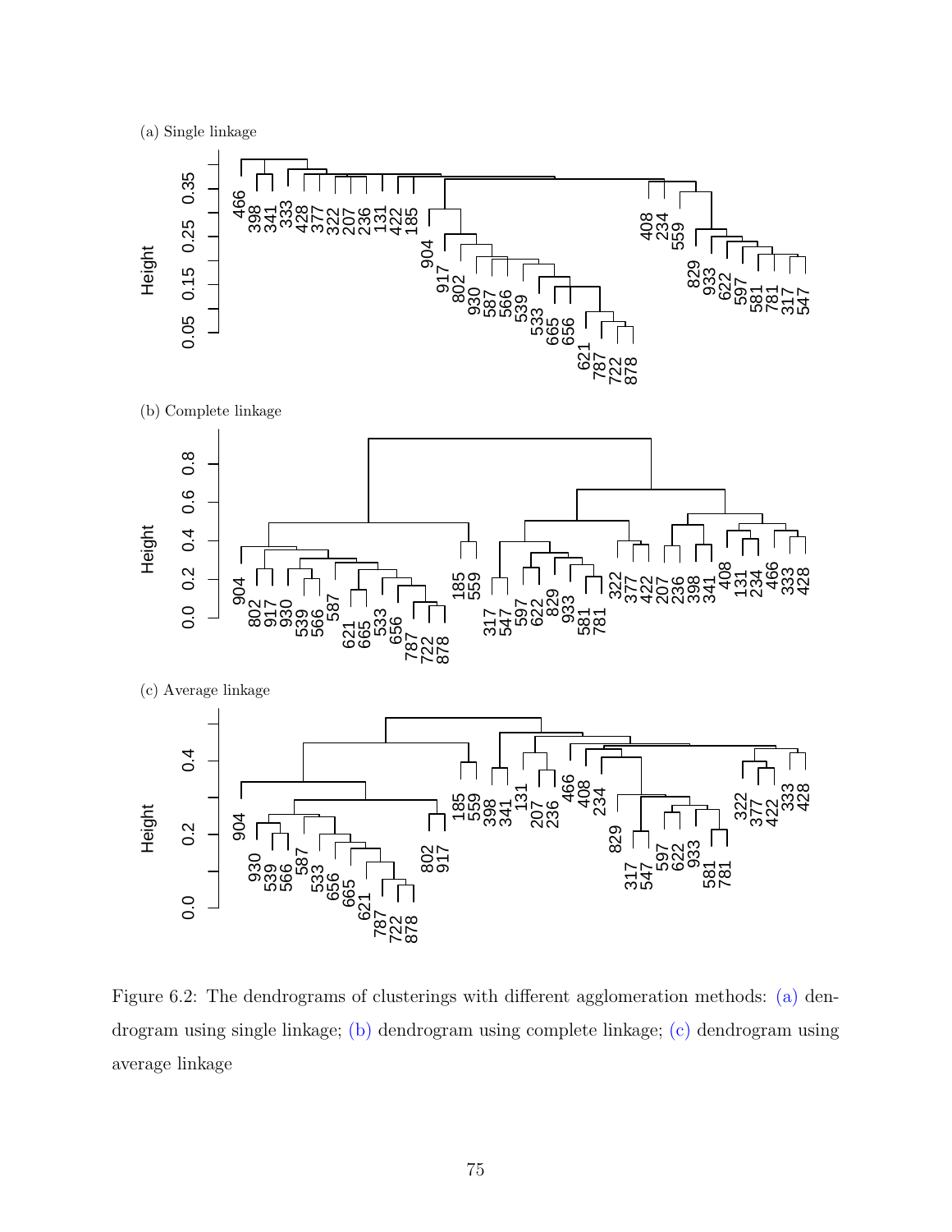(a) Single linkage

(b) Complete linkage

(c) Average linkage

Figure 6.2: The dendrograms of clusterings with different agglomeration methods: (a) dendrogram using single linkage; (b) dendrogram using complete linkage; (c) dendrogram using average linkage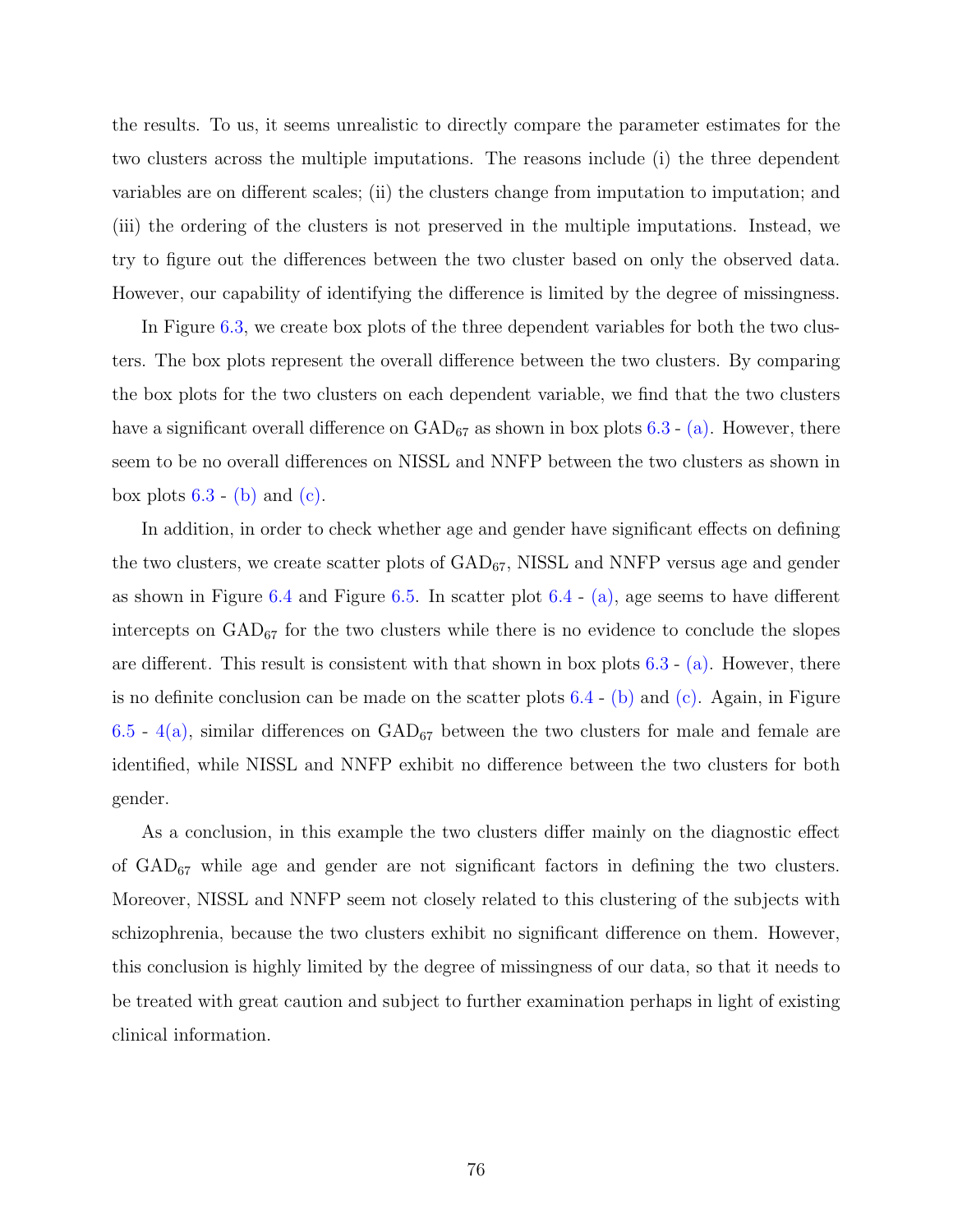the results. To us, it seems unrealistic to directly compare the parameter estimates for the two clusters across the multiple imputations. The reasons include (i) the three dependent variables are on different scales; (ii) the clusters change from imputation to imputation; and (iii) the ordering of the clusters is not preserved in the multiple imputations. Instead, we try to figure out the differences between the two cluster based on only the observed data. However, our capability of identifying the difference is limited by the degree of missingness.

In Figure 6.3, we create box plots of the three dependent variables for both the two clusters. The box plots represent the overall difference between the two clusters. By comparing the box plots for the two clusters on each dependent variable, we find that the two clusters have a significant overall difference on $\text{GAD}_{67}$ as shown in box plots 6.3 - (a). However, there seem to be no overall differences on NISSL and NNFP between the two clusters as shown in box plots 6.3 - (b) and (c).

In addition, in order to check whether age and gender have significant effects on defining the two clusters, we create scatter plots of $\text{GAD}_{67}$, NISSL and NNFP versus age and gender as shown in Figure 6.4 and Figure 6.5. In scatter plot 6.4 - (a), age seems to have different intercepts on $\text{GAD}_{67}$ for the two clusters while there is no evidence to conclude the slopes are different. This result is consistent with that shown in box plots 6.3 - (a). However, there is no definite conclusion can be made on the scatter plots 6.4 - (b) and (c). Again, in Figure 6.5 - 4(a), similar differences on $\text{GAD}_{67}$ between the two clusters for male and female are identified, while NISSL and NNFP exhibit no difference between the two clusters for both gender.

As a conclusion, in this example the two clusters differ mainly on the diagnostic effect of $\text{GAD}_{67}$ while age and gender are not significant factors in defining the two clusters. Moreover, NISSL and NNFP seem not closely related to this clustering of the subjects with schizophrenia, because the two clusters exhibit no significant difference on them. However, this conclusion is highly limited by the degree of missingness of our data, so that it needs to be treated with great caution and subject to further examination perhaps in light of existing clinical information.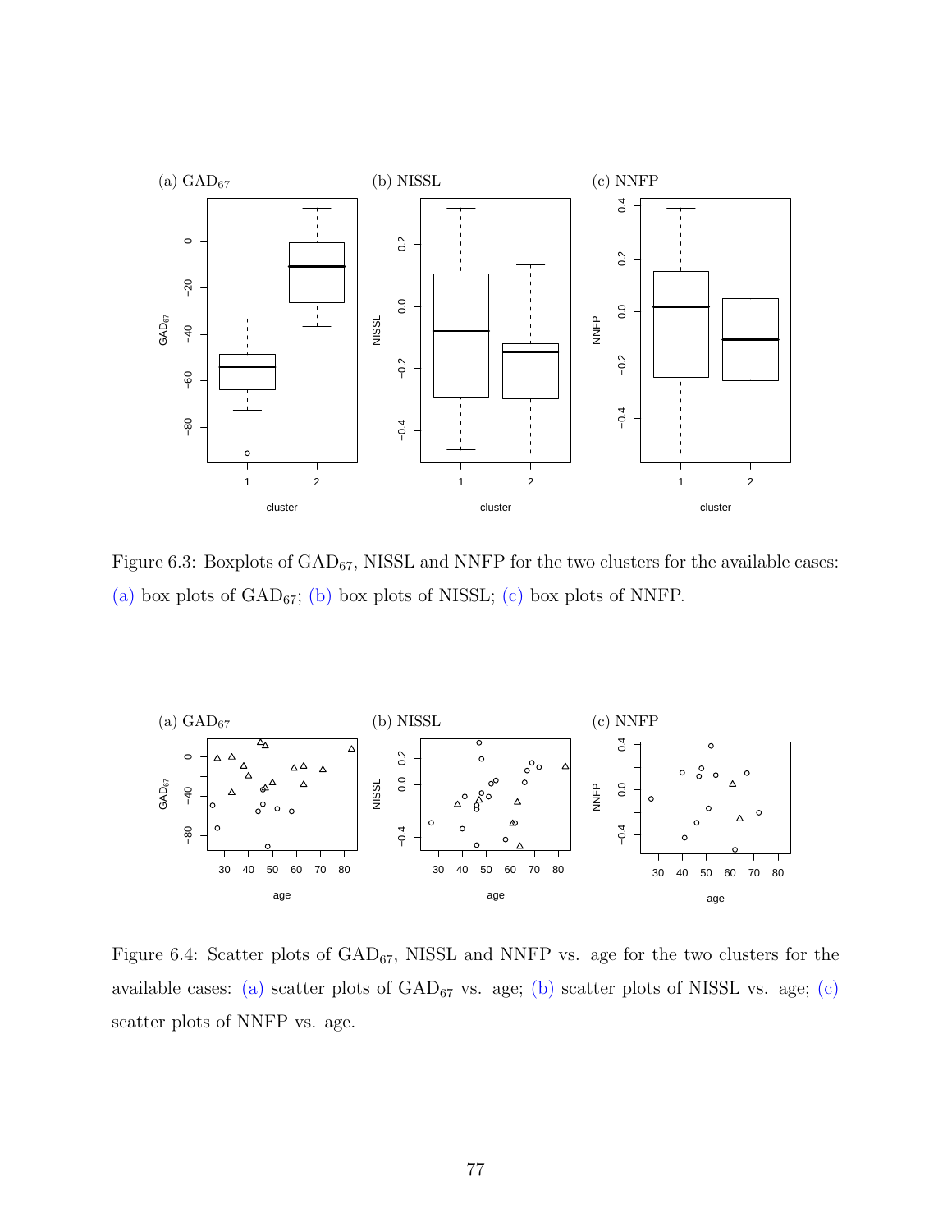Figure 6.3: Boxplots of $GAD_{67}$, NISSL and NNFP for the two clusters for the available cases: (a) box plots of $GAD_{67}$; (b) box plots of NISSL; (c) box plots of NNFP.

Figure 6.4: Scatter plots of $GAD_{67}$, NISSL and NNFP vs. age for the two clusters for the available cases: (a) scatter plots of $GAD_{67}$ vs. age; (b) scatter plots of NISSL vs. age; (c) scatter plots of NNFP vs. age.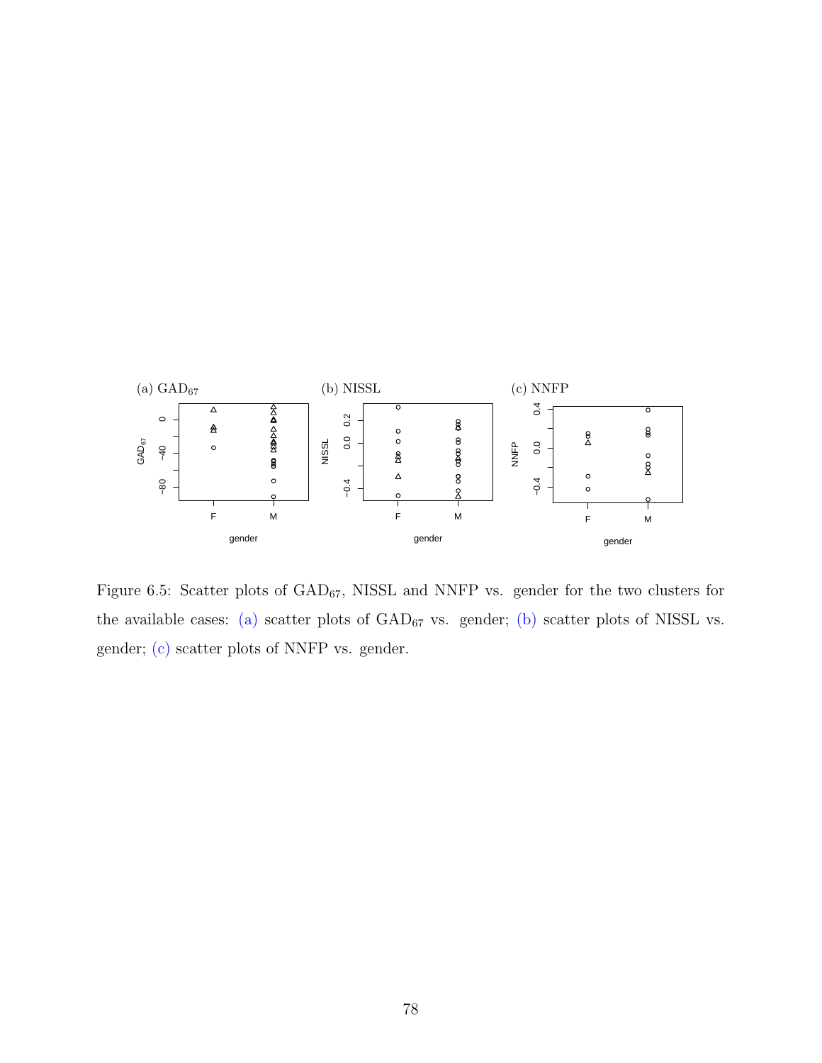Figure 6.5: Scatter plots of $\text{GAD}_{67}$, NISSL and NNFP vs. gender for the two clusters for the available cases: (a) scatter plots of $\text{GAD}_{67}$ vs. gender; (b) scatter plots of NISSL vs. gender; (c) scatter plots of NNFP vs. gender.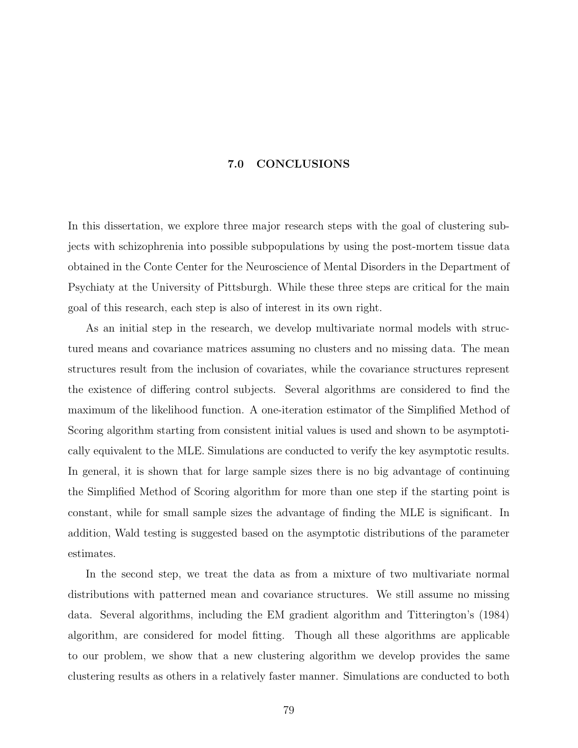# 7.0 CONCLUSIONS

In this dissertation, we explore three major research steps with the goal of clustering subjects with schizophrenia into possible subpopulations by using the post-mortem tissue data obtained in the Conte Center for the Neuroscience of Mental Disorders in the Department of Psychiaty at the University of Pittsburgh. While these three steps are critical for the main goal of this research, each step is also of interest in its own right.

As an initial step in the research, we develop multivariate normal models with structured means and covariance matrices assuming no clusters and no missing data. The mean structures result from the inclusion of covariates, while the covariance structures represent the existence of differing control subjects. Several algorithms are considered to find the maximum of the likelihood function. A one-iteration estimator of the Simplified Method of Scoring algorithm starting from consistent initial values is used and shown to be asymptotically equivalent to the MLE. Simulations are conducted to verify the key asymptotic results. In general, it is shown that for large sample sizes there is no big advantage of continuing the Simplified Method of Scoring algorithm for more than one step if the starting point is constant, while for small sample sizes the advantage of finding the MLE is significant. In addition, Wald testing is suggested based on the asymptotic distributions of the parameter estimates.

In the second step, we treat the data as from a mixture of two multivariate normal distributions with patterned mean and covariance structures. We still assume no missing data. Several algorithms, including the EM gradient algorithm and Titterington's (1984) algorithm, are considered for model fitting. Though all these algorithms are applicable to our problem, we show that a new clustering algorithm we develop provides the same clustering results as others in a relatively faster manner. Simulations are conducted to both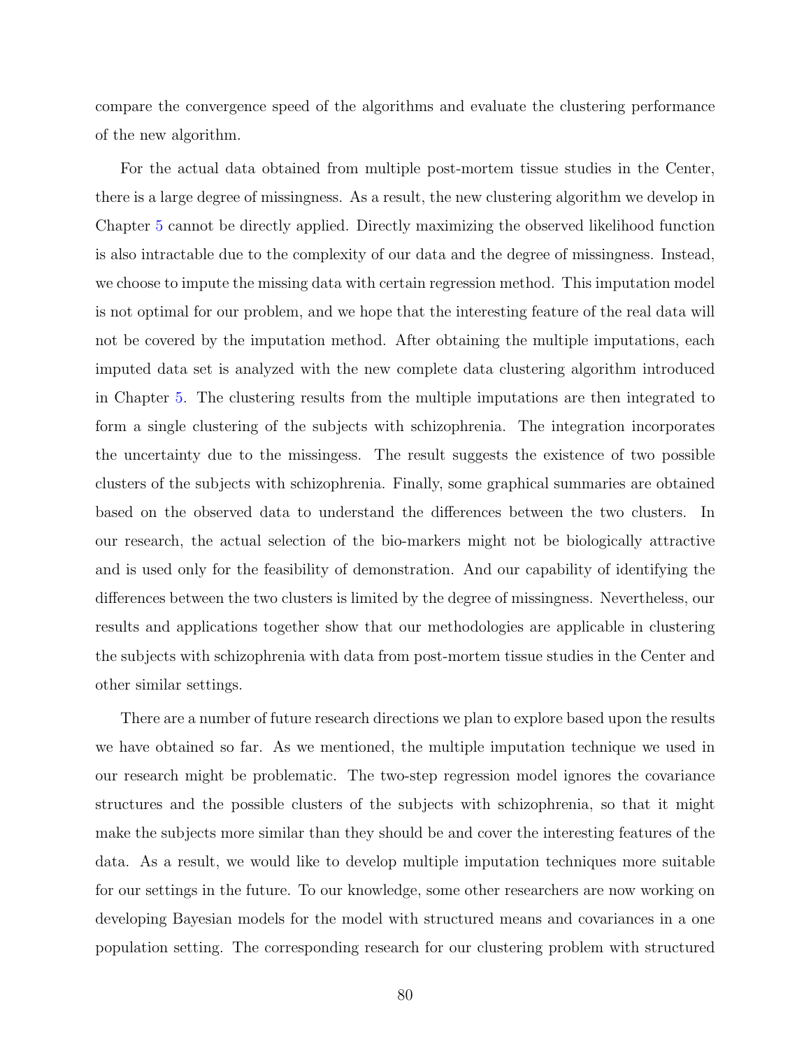compare the convergence speed of the algorithms and evaluate the clustering performance of the new algorithm.

For the actual data obtained from multiple post-mortem tissue studies in the Center, there is a large degree of missingness. As a result, the new clustering algorithm we develop in Chapter 5 cannot be directly applied. Directly maximizing the observed likelihood function is also intractable due to the complexity of our data and the degree of missingness. Instead, we choose to impute the missing data with certain regression method. This imputation model is not optimal for our problem, and we hope that the interesting feature of the real data will not be covered by the imputation method. After obtaining the multiple imputations, each imputed data set is analyzed with the new complete data clustering algorithm introduced in Chapter 5. The clustering results from the multiple imputations are then integrated to form a single clustering of the subjects with schizophrenia. The integration incorporates the uncertainty due to the missingess. The result suggests the existence of two possible clusters of the subjects with schizophrenia. Finally, some graphical summaries are obtained based on the observed data to understand the differences between the two clusters. In our research, the actual selection of the bio-markers might not be biologically attractive and is used only for the feasibility of demonstration. And our capability of identifying the differences between the two clusters is limited by the degree of missingness. Nevertheless, our results and applications together show that our methodologies are applicable in clustering the subjects with schizophrenia with data from post-mortem tissue studies in the Center and other similar settings.

There are a number of future research directions we plan to explore based upon the results we have obtained so far. As we mentioned, the multiple imputation technique we used in our research might be problematic. The two-step regression model ignores the covariance structures and the possible clusters of the subjects with schizophrenia, so that it might make the subjects more similar than they should be and cover the interesting features of the data. As a result, we would like to develop multiple imputation techniques more suitable for our settings in the future. To our knowledge, some other researchers are now working on developing Bayesian models for the model with structured means and covariances in a one population setting. The corresponding research for our clustering problem with structured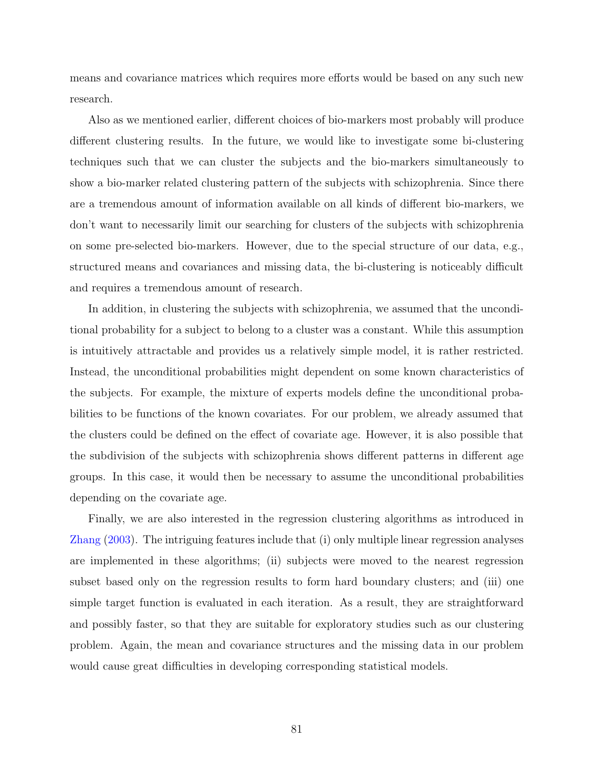means and covariance matrices which requires more efforts would be based on any such new research.

Also as we mentioned earlier, different choices of bio-markers most probably will produce different clustering results. In the future, we would like to investigate some bi-clustering techniques such that we can cluster the subjects and the bio-markers simultaneously to show a bio-marker related clustering pattern of the subjects with schizophrenia. Since there are a tremendous amount of information available on all kinds of different bio-markers, we don't want to necessarily limit our searching for clusters of the subjects with schizophrenia on some pre-selected bio-markers. However, due to the special structure of our data, e.g., structured means and covariances and missing data, the bi-clustering is noticeably difficult and requires a tremendous amount of research.

In addition, in clustering the subjects with schizophrenia, we assumed that the unconditional probability for a subject to belong to a cluster was a constant. While this assumption is intuitively attractable and provides us a relatively simple model, it is rather restricted. Instead, the unconditional probabilities might dependent on some known characteristics of the subjects. For example, the mixture of experts models define the unconditional probabilities to be functions of the known covariates. For our problem, we already assumed that the clusters could be defined on the effect of covariate age. However, it is also possible that the subdivision of the subjects with schizophrenia shows different patterns in different age groups. In this case, it would then be necessary to assume the unconditional probabilities depending on the covariate age.

Finally, we are also interested in the regression clustering algorithms as introduced in Zhang (2003). The intriguing features include that (i) only multiple linear regression analyses are implemented in these algorithms; (ii) subjects were moved to the nearest regression subset based only on the regression results to form hard boundary clusters; and (iii) one simple target function is evaluated in each iteration. As a result, they are straightforward and possibly faster, so that they are suitable for exploratory studies such as our clustering problem. Again, the mean and covariance structures and the missing data in our problem would cause great difficulties in developing corresponding statistical models.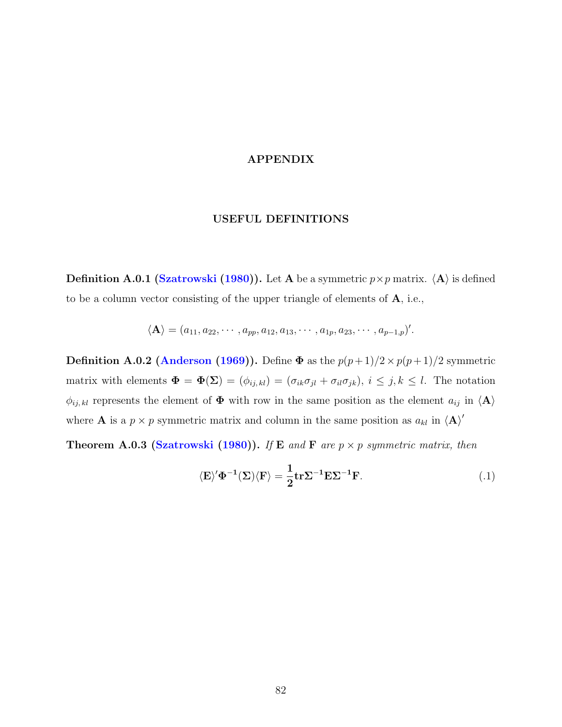# APPENDIX

## USEFUL DEFINITIONS

**Definition A.0.1 (Szatrowski (1980)).** Let $\mathbf{A}$ be a symmetric $p \times p$ matrix. $\langle \mathbf{A} \rangle$ is defined to be a column vector consisting of the upper triangle of elements of $\mathbf{A}$, i.e.,

$$\langle \mathbf{A} \rangle = (a_{11}, a_{22}, \cdots, a_{pp}, a_{12}, a_{13}, \cdots, a_{1p}, a_{23}, \cdots, a_{p-1,p})'.$$

**Definition A.0.2 (Anderson (1969)).** Define $\mathbf{\Phi}$ as the $p(p+1)/2 \times p(p+1)/2$ symmetric matrix with elements $\mathbf{\Phi} = \mathbf{\Phi}(\mathbf{\Sigma}) = (\phi_{ij,kl}) = (\sigma_{ik}\sigma_{jl} + \sigma_{il}\sigma_{jk}),\ i \leq j, k \leq l$. The notation $\phi_{ij,kl}$ represents the element of $\mathbf{\Phi}$ with row in the same position as the element $a_{ij}$ in $\langle \mathbf{A} \rangle$ where $\mathbf{A}$ is a $p \times p$ symmetric matrix and column in the same position as $a_{kl}$ in $\langle \mathbf{A} \rangle'$

**Theorem A.0.3 (Szatrowski (1980)).** *If $\mathbf{E}$ and $\mathbf{F}$ are $p \times p$ symmetric matrix, then*

$$\langle \mathbf{E} \rangle' \mathbf{\Phi}^{-1}(\mathbf{\Sigma}) \langle \mathbf{F} \rangle = \frac{1}{2} \mathbf{tr} \mathbf{\Sigma}^{-1} \mathbf{E} \mathbf{\Sigma}^{-1} \mathbf{F}. \tag{.1}$$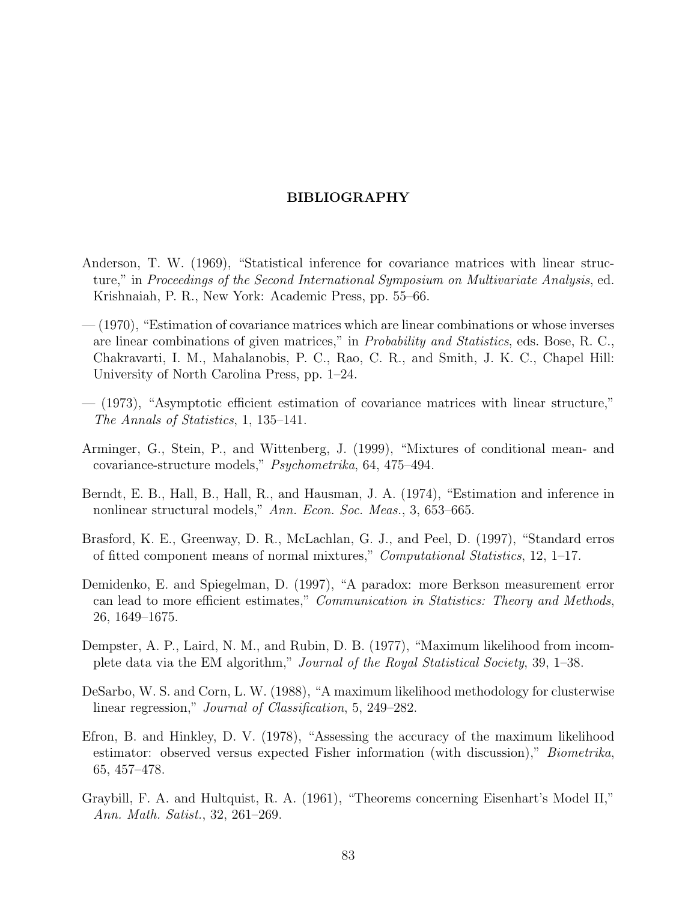# BIBLIOGRAPHY

Anderson, T. W. (1969), "Statistical inference for covariance matrices with linear structure," in *Proceedings of the Second International Symposium on Multivariate Analysis*, ed. Krishnaiah, P. R., New York: Academic Press, pp. 55–66.

— (1970), "Estimation of covariance matrices which are linear combinations or whose inverses are linear combinations of given matrices," in *Probability and Statistics*, eds. Bose, R. C., Chakravarti, I. M., Mahalanobis, P. C., Rao, C. R., and Smith, J. K. C., Chapel Hill: University of North Carolina Press, pp. 1–24.

— (1973), "Asymptotic efficient estimation of covariance matrices with linear structure," *The Annals of Statistics*, 1, 135–141.

Arminger, G., Stein, P., and Wittenberg, J. (1999), "Mixtures of conditional mean- and covariance-structure models," *Psychometrika*, 64, 475–494.

Berndt, E. B., Hall, B., Hall, R., and Hausman, J. A. (1974), "Estimation and inference in nonlinear structural models," *Ann. Econ. Soc. Meas.*, 3, 653–665.

Brasford, K. E., Greenway, D. R., McLachlan, G. J., and Peel, D. (1997), "Standard erros of fitted component means of normal mixtures," *Computational Statistics*, 12, 1–17.

Demidenko, E. and Spiegelman, D. (1997), "A paradox: more Berkson measurement error can lead to more efficient estimates," *Communication in Statistics: Theory and Methods*, 26, 1649–1675.

Dempster, A. P., Laird, N. M., and Rubin, D. B. (1977), "Maximum likelihood from incomplete data via the EM algorithm," *Journal of the Royal Statistical Society*, 39, 1–38.

DeSarbo, W. S. and Corn, L. W. (1988), "A maximum likelihood methodology for clusterwise linear regression," *Journal of Classification*, 5, 249–282.

Efron, B. and Hinkley, D. V. (1978), "Assessing the accuracy of the maximum likelihood estimator: observed versus expected Fisher information (with discussion)," *Biometrika*, 65, 457–478.

Graybill, F. A. and Hultquist, R. A. (1961), "Theorems concerning Eisenhart's Model II," *Ann. Math. Satist.*, 32, 261–269.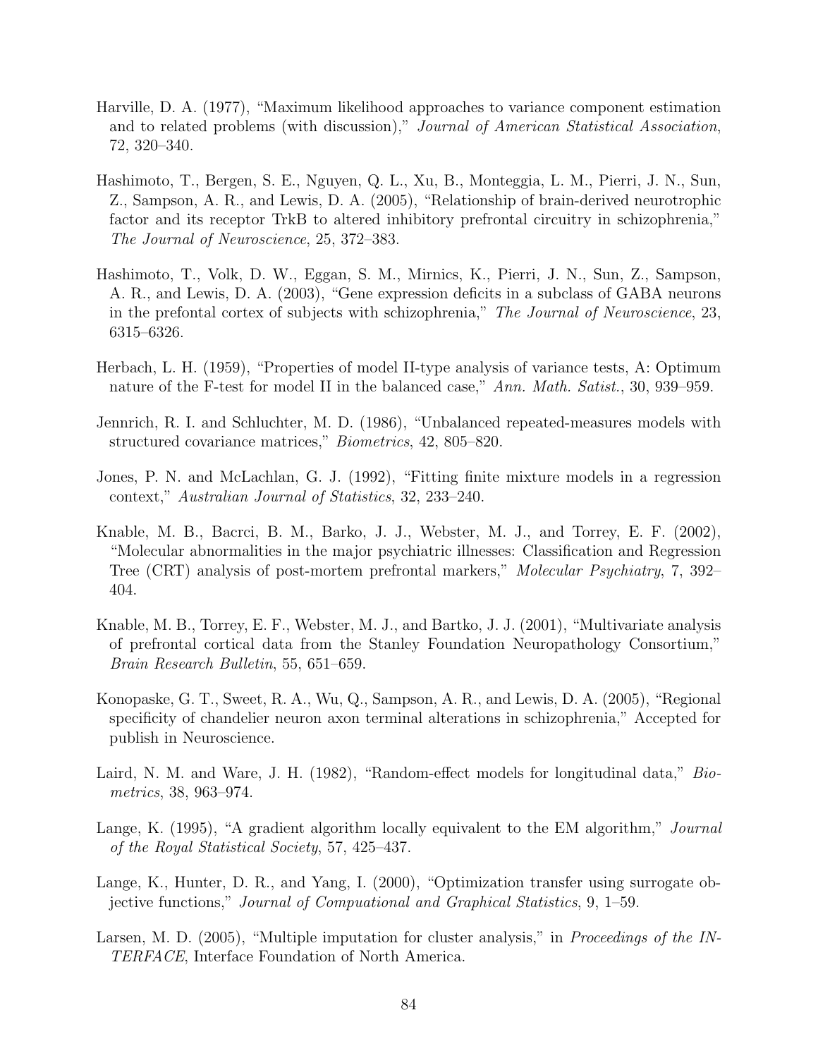Harville, D. A. (1977), "Maximum likelihood approaches to variance component estimation and to related problems (with discussion)," *Journal of American Statistical Association*, 72, 320–340.

Hashimoto, T., Bergen, S. E., Nguyen, Q. L., Xu, B., Monteggia, L. M., Pierri, J. N., Sun, Z., Sampson, A. R., and Lewis, D. A. (2005), "Relationship of brain-derived neurotrophic factor and its receptor TrkB to altered inhibitory prefrontal circuitry in schizophrenia," *The Journal of Neuroscience*, 25, 372–383.

Hashimoto, T., Volk, D. W., Eggan, S. M., Mirnics, K., Pierri, J. N., Sun, Z., Sampson, A. R., and Lewis, D. A. (2003), "Gene expression deficits in a subclass of GABA neurons in the prefontal cortex of subjects with schizophrenia," *The Journal of Neuroscience*, 23, 6315–6326.

Herbach, L. H. (1959), "Properties of model II-type analysis of variance tests, A: Optimum nature of the F-test for model II in the balanced case," *Ann. Math. Satist.*, 30, 939–959.

Jennrich, R. I. and Schluchter, M. D. (1986), "Unbalanced repeated-measures models with structured covariance matrices," *Biometrics*, 42, 805–820.

Jones, P. N. and McLachlan, G. J. (1992), "Fitting finite mixture models in a regression context," *Australian Journal of Statistics*, 32, 233–240.

Knable, M. B., Bacrci, B. M., Barko, J. J., Webster, M. J., and Torrey, E. F. (2002), "Molecular abnormalities in the major psychiatric illnesses: Classification and Regression Tree (CRT) analysis of post-mortem prefrontal markers," *Molecular Psychiatry*, 7, 392–404.

Knable, M. B., Torrey, E. F., Webster, M. J., and Bartko, J. J. (2001), "Multivariate analysis of prefrontal cortical data from the Stanley Foundation Neuropathology Consortium," *Brain Research Bulletin*, 55, 651–659.

Konopaske, G. T., Sweet, R. A., Wu, Q., Sampson, A. R., and Lewis, D. A. (2005), "Regional specificity of chandelier neuron axon terminal alterations in schizophrenia," Accepted for publish in Neuroscience.

Laird, N. M. and Ware, J. H. (1982), "Random-effect models for longitudinal data," *Biometrics*, 38, 963–974.

Lange, K. (1995), "A gradient algorithm locally equivalent to the EM algorithm," *Journal of the Royal Statistical Society*, 57, 425–437.

Lange, K., Hunter, D. R., and Yang, I. (2000), "Optimization transfer using surrogate objective functions," *Journal of Compuational and Graphical Statistics*, 9, 1–59.

Larsen, M. D. (2005), "Multiple imputation for cluster analysis," in *Proceedings of the INTERFACE*, Interface Foundation of North America.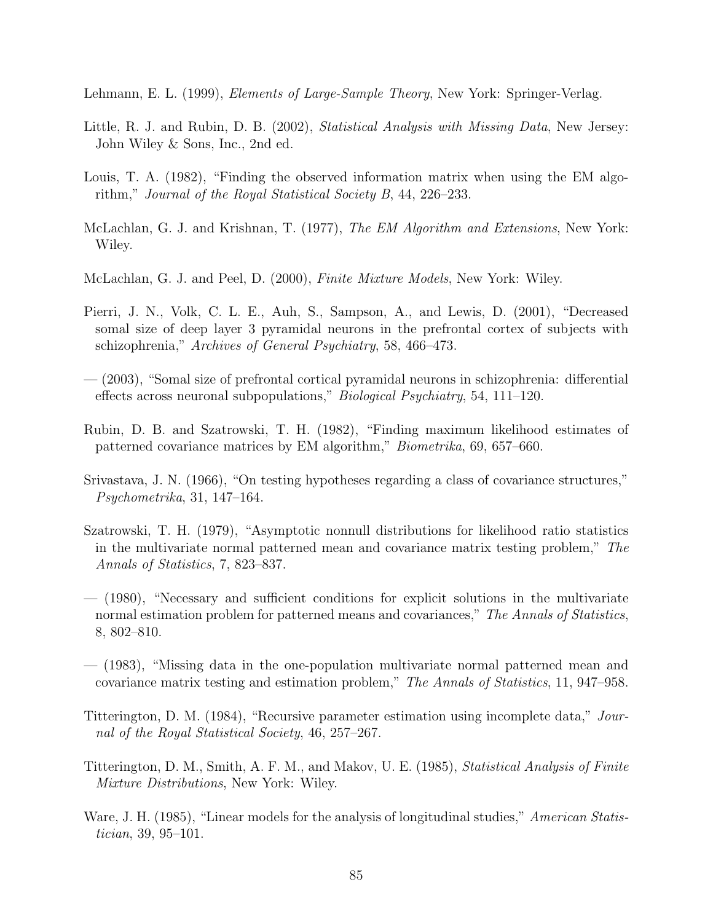Lehmann, E. L. (1999), *Elements of Large-Sample Theory*, New York: Springer-Verlag.

Little, R. J. and Rubin, D. B. (2002), *Statistical Analysis with Missing Data*, New Jersey: John Wiley & Sons, Inc., 2nd ed.

Louis, T. A. (1982), "Finding the observed information matrix when using the EM algorithm," *Journal of the Royal Statistical Society B*, 44, 226–233.

McLachlan, G. J. and Krishnan, T. (1977), *The EM Algorithm and Extensions*, New York: Wiley.

McLachlan, G. J. and Peel, D. (2000), *Finite Mixture Models*, New York: Wiley.

Pierri, J. N., Volk, C. L. E., Auh, S., Sampson, A., and Lewis, D. (2001), "Decreased somal size of deep layer 3 pyramidal neurons in the prefrontal cortex of subjects with schizophrenia," *Archives of General Psychiatry*, 58, 466–473.

— (2003), "Somal size of prefrontal cortical pyramidal neurons in schizophrenia: differential effects across neuronal subpopulations," *Biological Psychiatry*, 54, 111–120.

Rubin, D. B. and Szatrowski, T. H. (1982), "Finding maximum likelihood estimates of patterned covariance matrices by EM algorithm," *Biometrika*, 69, 657–660.

Srivastava, J. N. (1966), "On testing hypotheses regarding a class of covariance structures," *Psychometrika*, 31, 147–164.

Szatrowski, T. H. (1979), "Asymptotic nonnull distributions for likelihood ratio statistics in the multivariate normal patterned mean and covariance matrix testing problem," *The Annals of Statistics*, 7, 823–837.

— (1980), "Necessary and sufficient conditions for explicit solutions in the multivariate normal estimation problem for patterned means and covariances," *The Annals of Statistics*, 8, 802–810.

— (1983), "Missing data in the one-population multivariate normal patterned mean and covariance matrix testing and estimation problem," *The Annals of Statistics*, 11, 947–958.

Titterington, D. M. (1984), "Recursive parameter estimation using incomplete data," *Journal of the Royal Statistical Society*, 46, 257–267.

Titterington, D. M., Smith, A. F. M., and Makov, U. E. (1985), *Statistical Analysis of Finite Mixture Distributions*, New York: Wiley.

Ware, J. H. (1985), "Linear models for the analysis of longitudinal studies," *American Statistician*, 39, 95–101.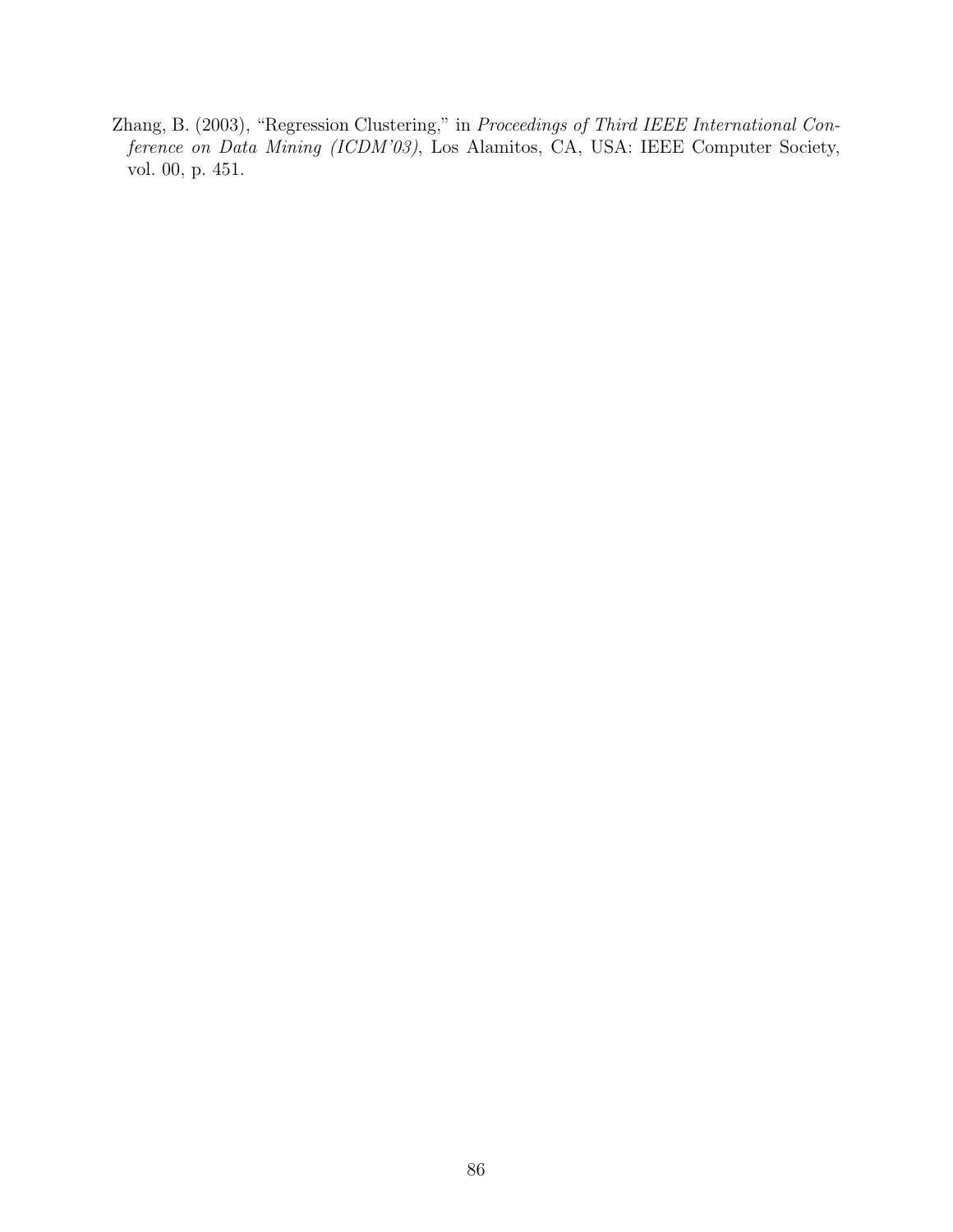Zhang, B. (2003), "Regression Clustering," in *Proceedings of Third IEEE International Conference on Data Mining (ICDM'03)*, Los Alamitos, CA, USA: IEEE Computer Society, vol. 00, p. 451.